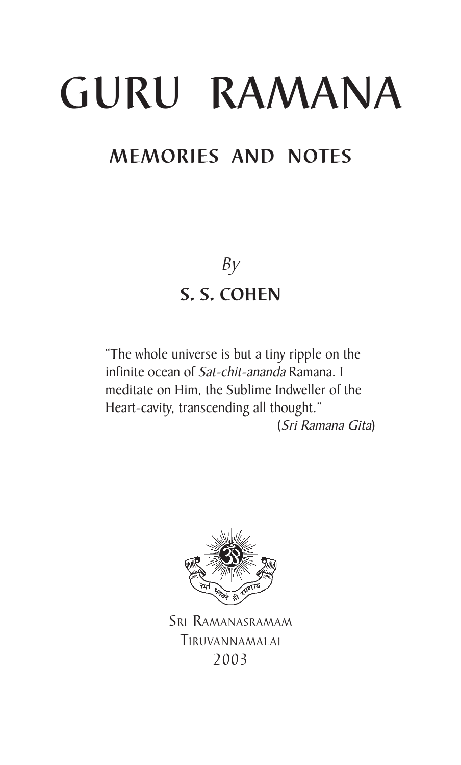# GURU RAMANA

## MEMORIES AND NOTES

*By*

**S. S. COHEN**

"The whole universe is but a tiny ripple on the infinite ocean of *Sat-chit-ananda* Ramana. I meditate on Him, the Sublime Indweller of the Heart-cavity, transcending all thought."

(*Sri Ramana Gita*)

नमो भगवते श्री रमणाय

SRI RAMANASRAMAM
TIRUVANNAMALAI
2003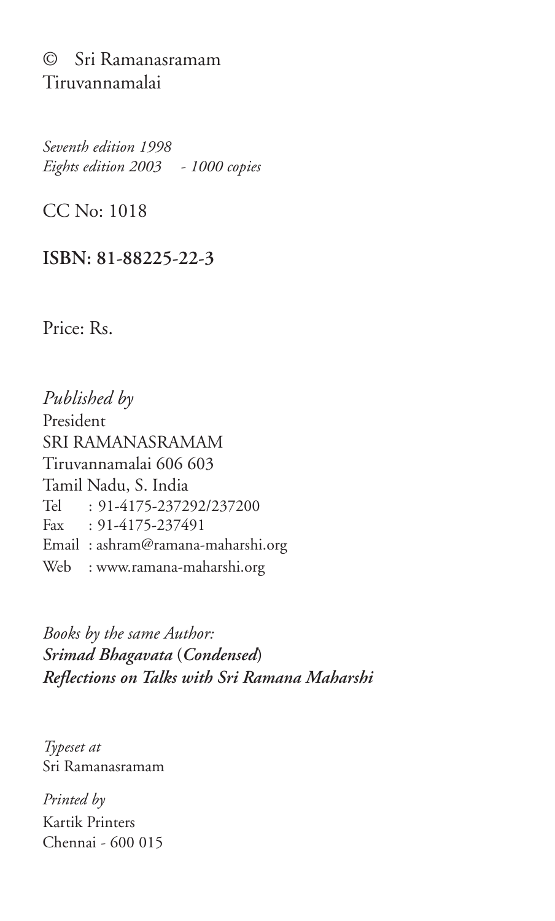© Sri Ramanasramam
Tiruvannamalai

*Seventh edition 1998*
*Eights edition 2003 - 1000 copies*

CC No: 1018

**ISBN: 81-88225-22-3**

Price: Rs.

*Published by*
President
SRI RAMANASRAMAM
Tiruvannamalai 606 603
Tamil Nadu, S. India
Tel : 91-4175-237292/237200
Fax : 91-4175-237491
Email : ashram@ramana-maharshi.org
Web : www.ramana-maharshi.org

*Books by the same Author:*
***Srimad Bhagavata* (*Condensed*)**
***Reflections on Talks with Sri Ramana Maharshi***

*Typeset at*
Sri Ramanasramam

*Printed by*
Kartik Printers
Chennai - 600 015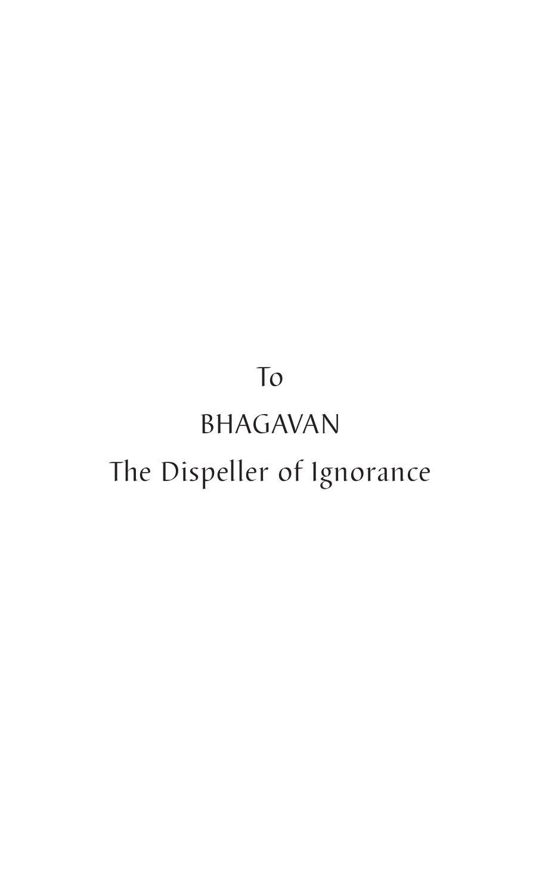To

BHAGAVAN

The Dispeller of Ignorance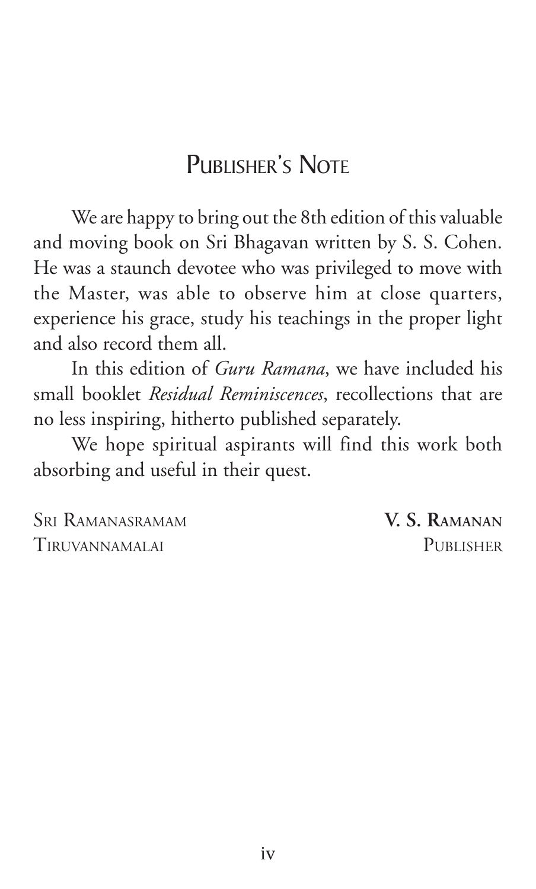# Publisher's Note

We are happy to bring out the 8th edition of this valuable and moving book on Sri Bhagavan written by S. S. Cohen. He was a staunch devotee who was privileged to move with the Master, was able to observe him at close quarters, experience his grace, study his teachings in the proper light and also record them all.

In this edition of *Guru Ramana*, we have included his small booklet *Residual Reminiscences*, recollections that are no less inspiring, hitherto published separately.

We hope spiritual aspirants will find this work both absorbing and useful in their quest.

Sri Ramanasramam
Tiruvannamalai

**V. S. Ramanan**
Publisher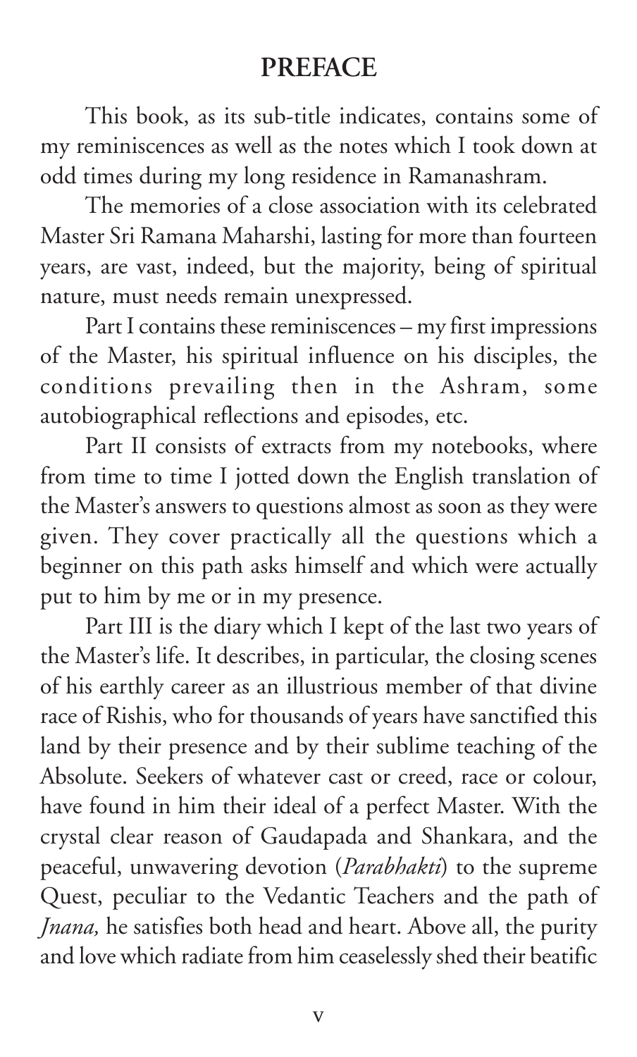# PREFACE

This book, as its sub-title indicates, contains some of my reminiscences as well as the notes which I took down at odd times during my long residence in Ramanashram.

The memories of a close association with its celebrated Master Sri Ramana Maharshi, lasting for more than fourteen years, are vast, indeed, but the majority, being of spiritual nature, must needs remain unexpressed.

Part I contains these reminiscences – my first impressions of the Master, his spiritual influence on his disciples, the conditions prevailing then in the Ashram, some autobiographical reflections and episodes, etc.

Part II consists of extracts from my notebooks, where from time to time I jotted down the English translation of the Master's answers to questions almost as soon as they were given. They cover practically all the questions which a beginner on this path asks himself and which were actually put to him by me or in my presence.

Part III is the diary which I kept of the last two years of the Master's life. It describes, in particular, the closing scenes of his earthly career as an illustrious member of that divine race of Rishis, who for thousands of years have sanctified this land by their presence and by their sublime teaching of the Absolute. Seekers of whatever cast or creed, race or colour, have found in him their ideal of a perfect Master. With the crystal clear reason of Gaudapada and Shankara, and the peaceful, unwavering devotion (*Parabhakti*) to the supreme Quest, peculiar to the Vedantic Teachers and the path of *Jnana,* he satisfies both head and heart. Above all, the purity and love which radiate from him ceaselessly shed their beatific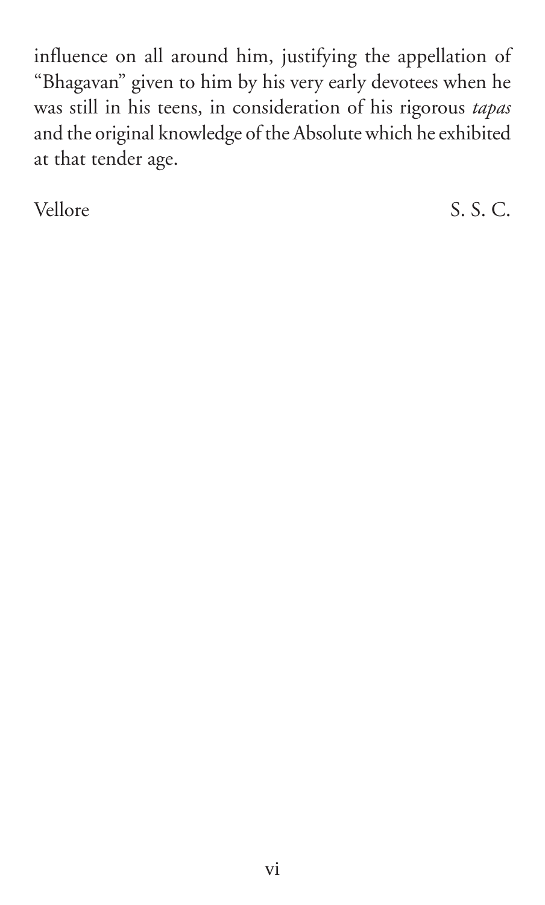influence on all around him, justifying the appellation of "Bhagavan" given to him by his very early devotees when he was still in his teens, in consideration of his rigorous *tapas* and the original knowledge of the Absolute which he exhibited at that tender age.

Vellore S. S. C.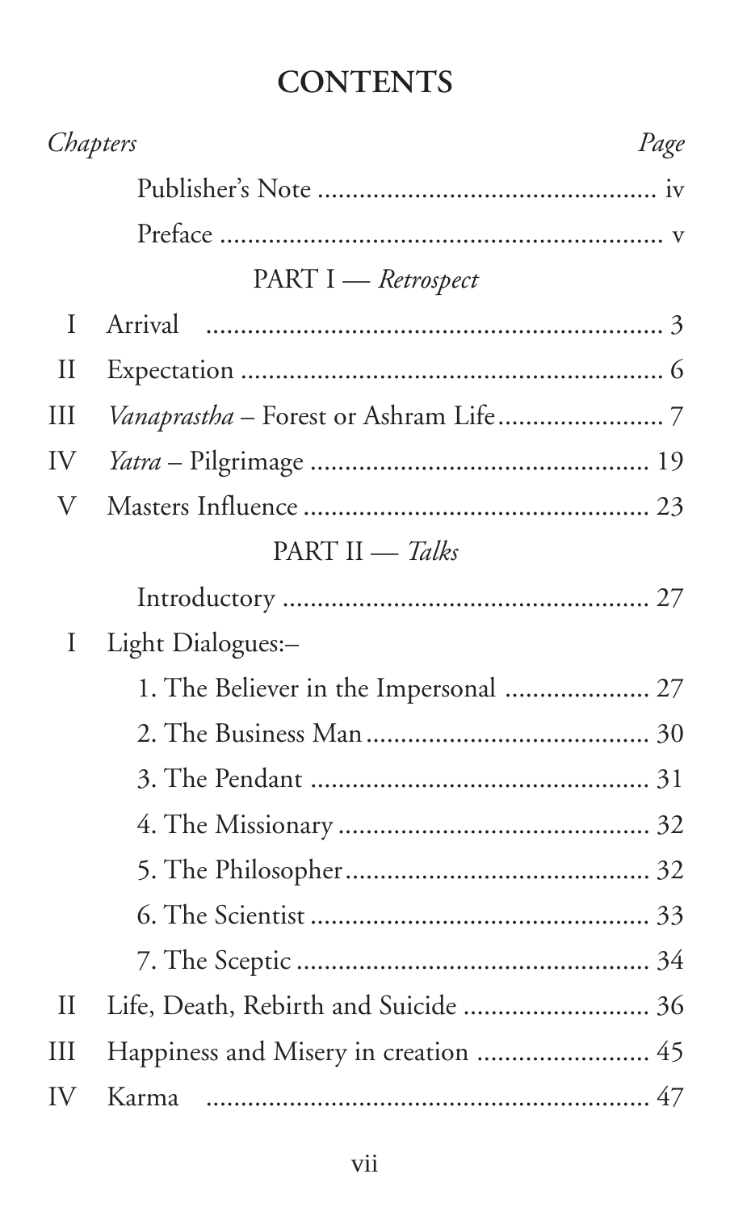# CONTENTS

| *Chapters* | | *Page* |
|---|---|---|
| | Publisher's Note | iv |
| | Preface | v |
| | PART I — *Retrospect* | |
| I | Arrival | 3 |
| II | Expectation | 6 |
| III | *Vanaprastha* – Forest or Ashram Life | 7 |
| IV | *Yatra* – Pilgrimage | 19 |
| V | Masters Influence | 23 |
| | PART II — *Talks* | |
| | Introductory | 27 |
| I | Light Dialogues:– | |
| | 1. The Believer in the Impersonal | 27 |
| | 2. The Business Man | 30 |
| | 3. The Pendant | 31 |
| | 4. The Missionary | 32 |
| | 5. The Philosopher | 32 |
| | 6. The Scientist | 33 |
| | 7. The Sceptic | 34 |
| II | Life, Death, Rebirth and Suicide | 36 |
| III | Happiness and Misery in creation | 45 |
| IV | Karma | 47 |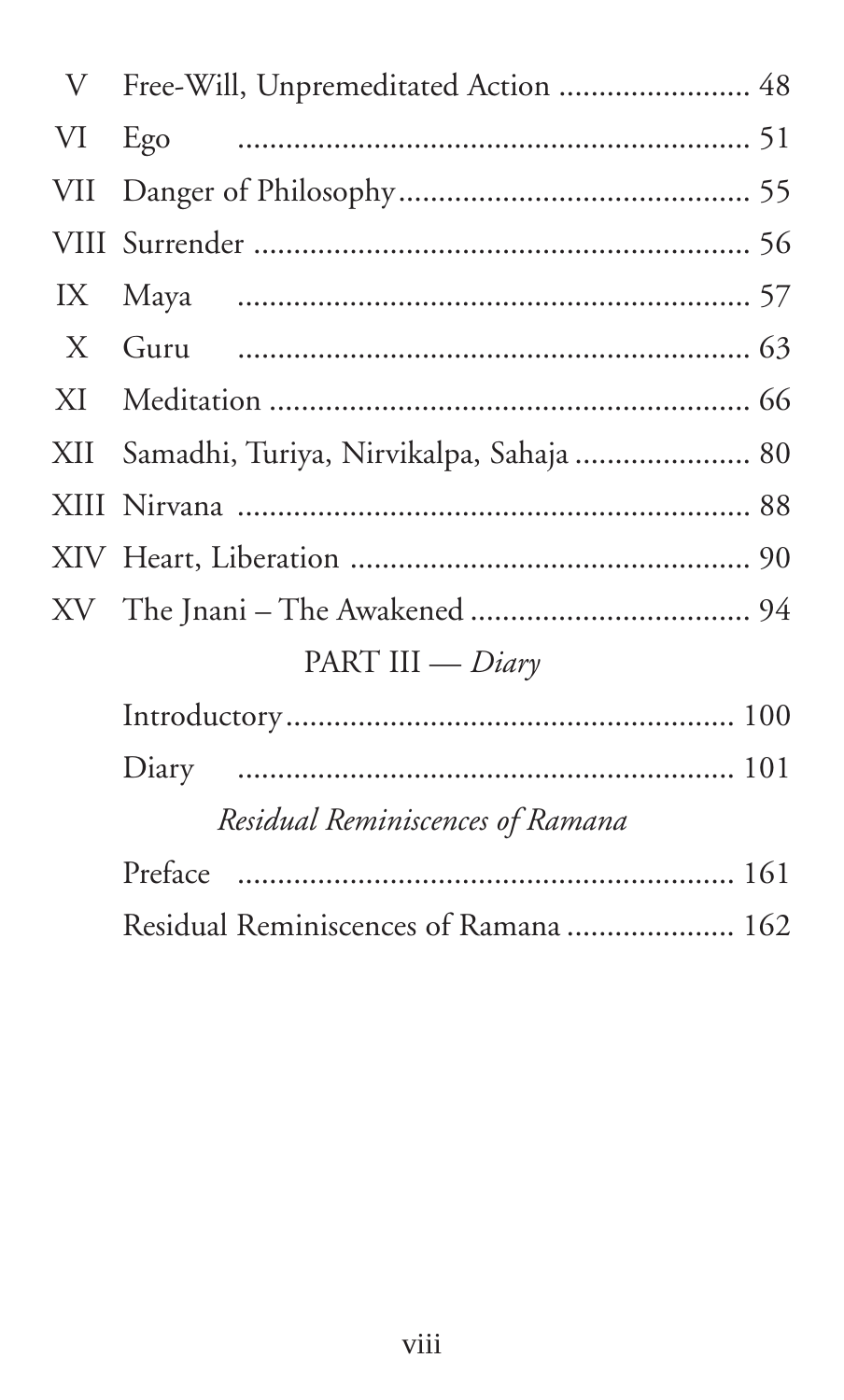| | | |
|---|---|---|
| V | Free-Will, Unpremeditated Action | 48 |
| VI | Ego | 51 |
| VII | Danger of Philosophy | 55 |
| VIII | Surrender | 56 |
| IX | Maya | 57 |
| X | Guru | 63 |
| XI | Meditation | 66 |
| XII | Samadhi, Turiya, Nirvikalpa, Sahaja | 80 |
| XIII | Nirvana | 88 |
| XIV | Heart, Liberation | 90 |
| XV | The Jnani – The Awakened | 94 |

PART III — *Diary*

| | |
|---|---|
| Introductory | 100 |
| Diary | 101 |

*Residual Reminiscences of Ramana*

| | |
|---|---|
| Preface | 161 |
| Residual Reminiscences of Ramana | 162 |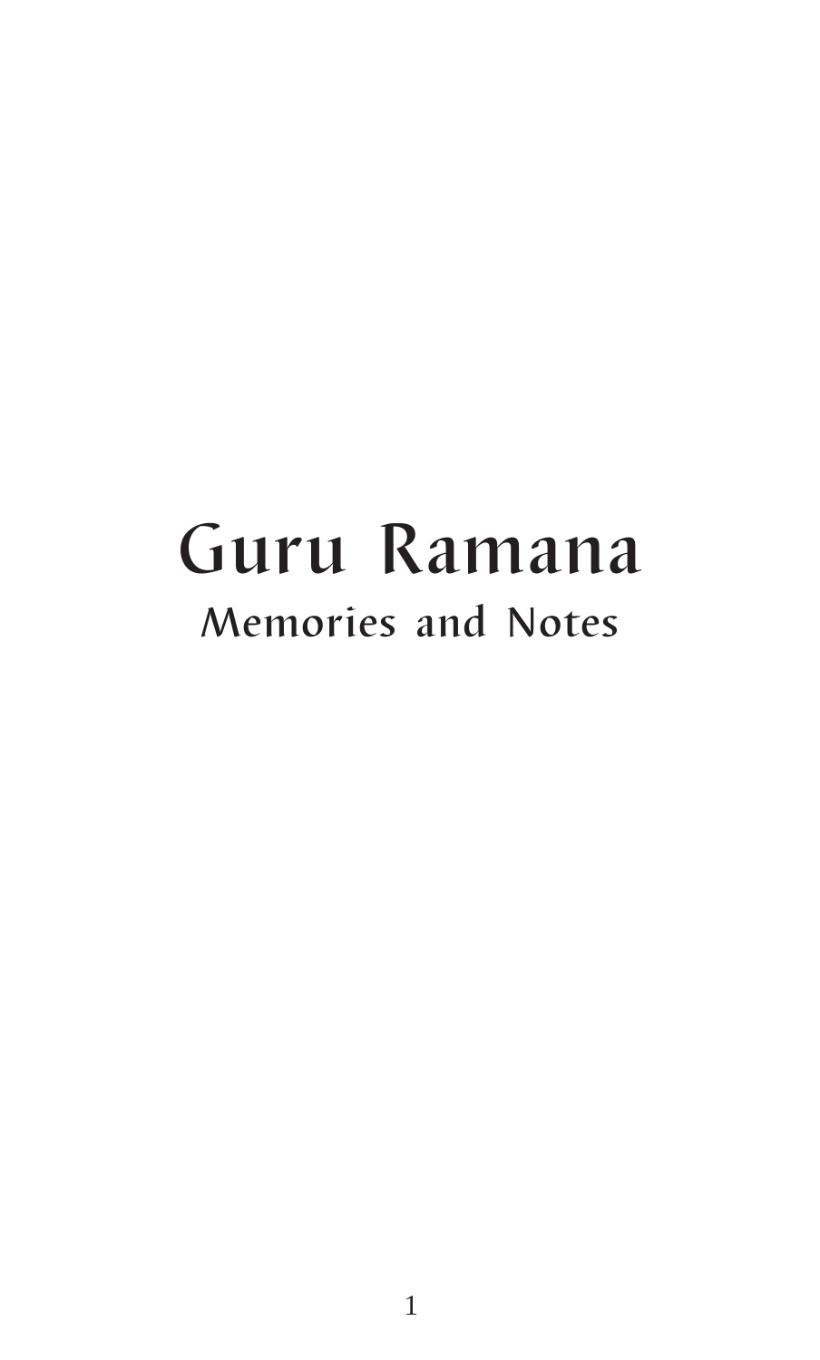# Guru Ramana

## Memories and Notes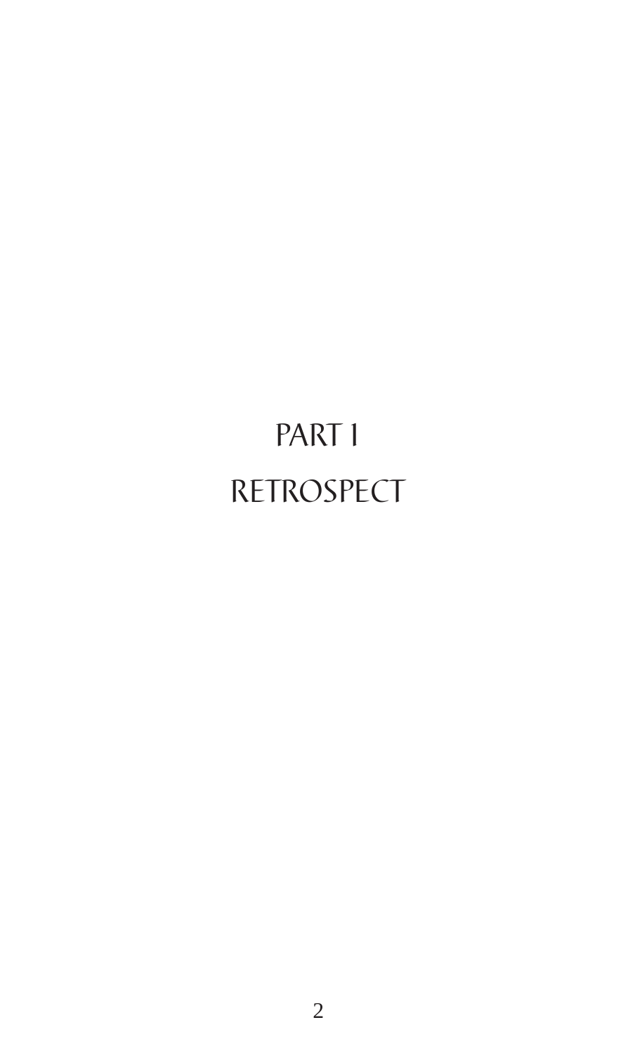# PART 1

# RETROSPECT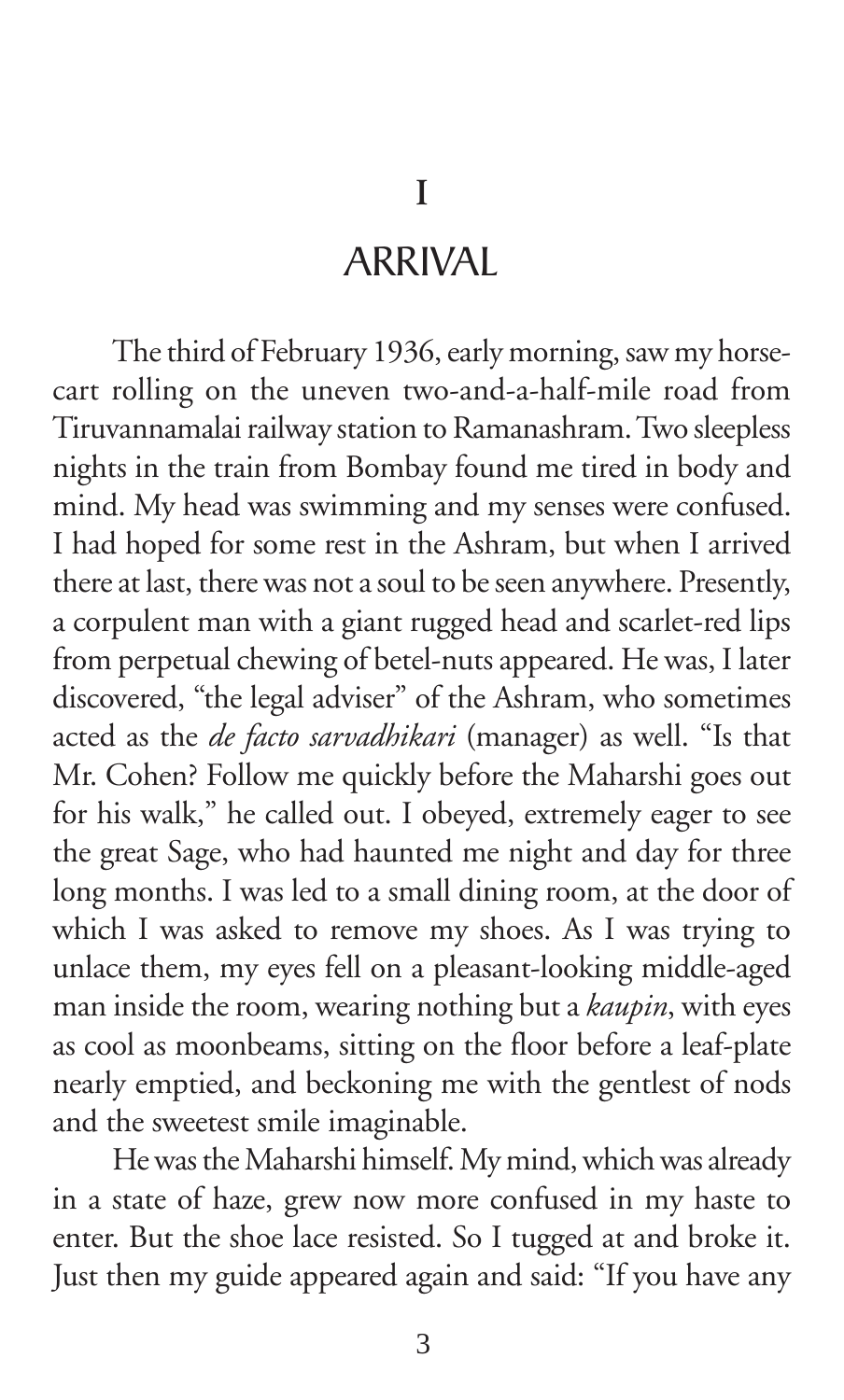# I

# ARRIVAL

The third of February 1936, early morning, saw my horse-cart rolling on the uneven two-and-a-half-mile road from Tiruvannamalai railway station to Ramanashram. Two sleepless nights in the train from Bombay found me tired in body and mind. My head was swimming and my senses were confused. I had hoped for some rest in the Ashram, but when I arrived there at last, there was not a soul to be seen anywhere. Presently, a corpulent man with a giant rugged head and scarlet-red lips from perpetual chewing of betel-nuts appeared. He was, I later discovered, "the legal adviser" of the Ashram, who sometimes acted as the *de facto sarvadhikari* (manager) as well. "Is that Mr. Cohen? Follow me quickly before the Maharshi goes out for his walk," he called out. I obeyed, extremely eager to see the great Sage, who had haunted me night and day for three long months. I was led to a small dining room, at the door of which I was asked to remove my shoes. As I was trying to unlace them, my eyes fell on a pleasant-looking middle-aged man inside the room, wearing nothing but a *kaupin*, with eyes as cool as moonbeams, sitting on the floor before a leaf-plate nearly emptied, and beckoning me with the gentlest of nods and the sweetest smile imaginable.

He was the Maharshi himself. My mind, which was already in a state of haze, grew now more confused in my haste to enter. But the shoe lace resisted. So I tugged at and broke it. Just then my guide appeared again and said: "If you have any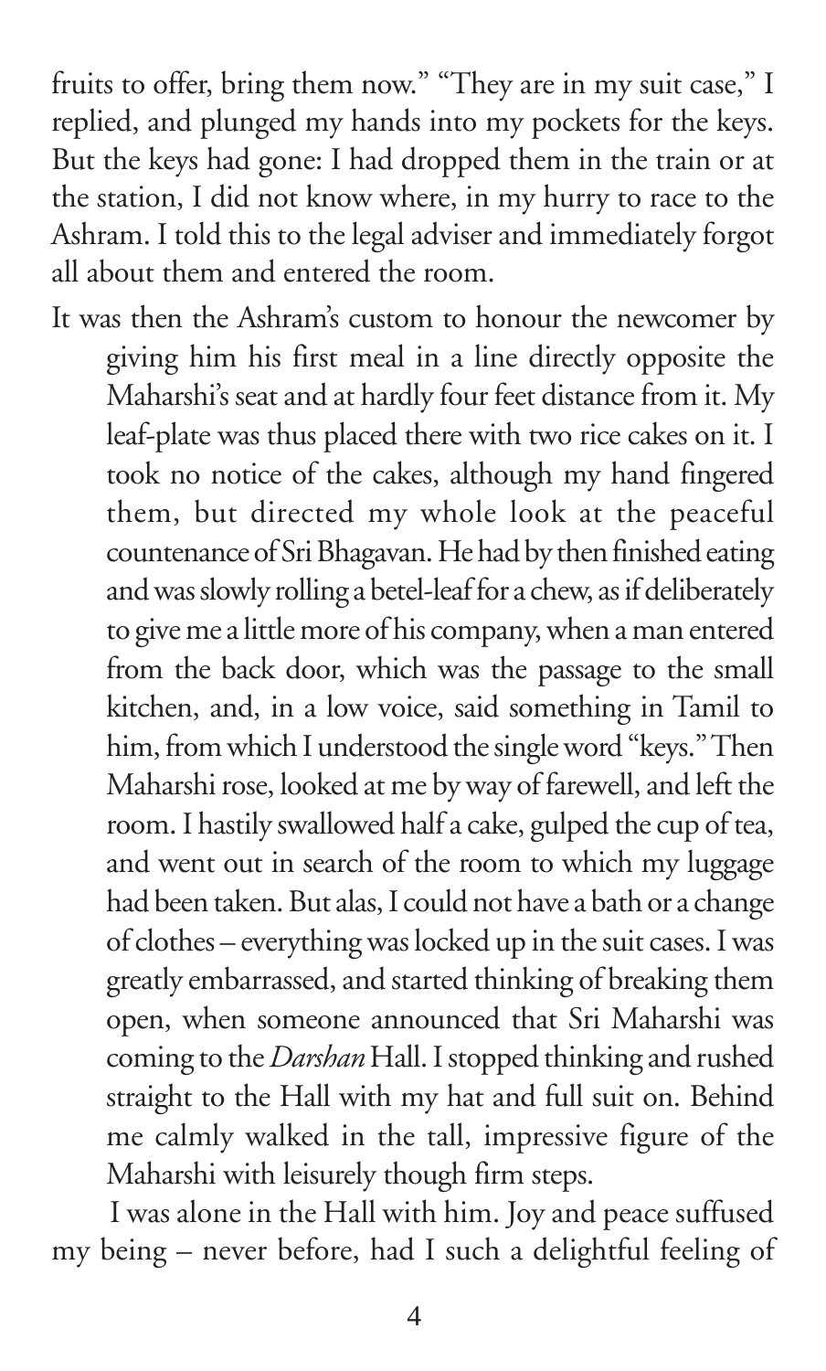fruits to offer, bring them now." "They are in my suit case," I replied, and plunged my hands into my pockets for the keys. But the keys had gone: I had dropped them in the train or at the station, I did not know where, in my hurry to race to the Ashram. I told this to the legal adviser and immediately forgot all about them and entered the room.

It was then the Ashram's custom to honour the newcomer by giving him his first meal in a line directly opposite the Maharshi's seat and at hardly four feet distance from it. My leaf-plate was thus placed there with two rice cakes on it. I took no notice of the cakes, although my hand fingered them, but directed my whole look at the peaceful countenance of Sri Bhagavan. He had by then finished eating and was slowly rolling a betel-leaf for a chew, as if deliberately to give me a little more of his company, when a man entered from the back door, which was the passage to the small kitchen, and, in a low voice, said something in Tamil to him, from which I understood the single word "keys." Then Maharshi rose, looked at me by way of farewell, and left the room. I hastily swallowed half a cake, gulped the cup of tea, and went out in search of the room to which my luggage had been taken. But alas, I could not have a bath or a change of clothes – everything was locked up in the suit cases. I was greatly embarrassed, and started thinking of breaking them open, when someone announced that Sri Maharshi was coming to the *Darshan* Hall. I stopped thinking and rushed straight to the Hall with my hat and full suit on. Behind me calmly walked in the tall, impressive figure of the Maharshi with leisurely though firm steps.

I was alone in the Hall with him. Joy and peace suffused my being – never before, had I such a delightful feeling of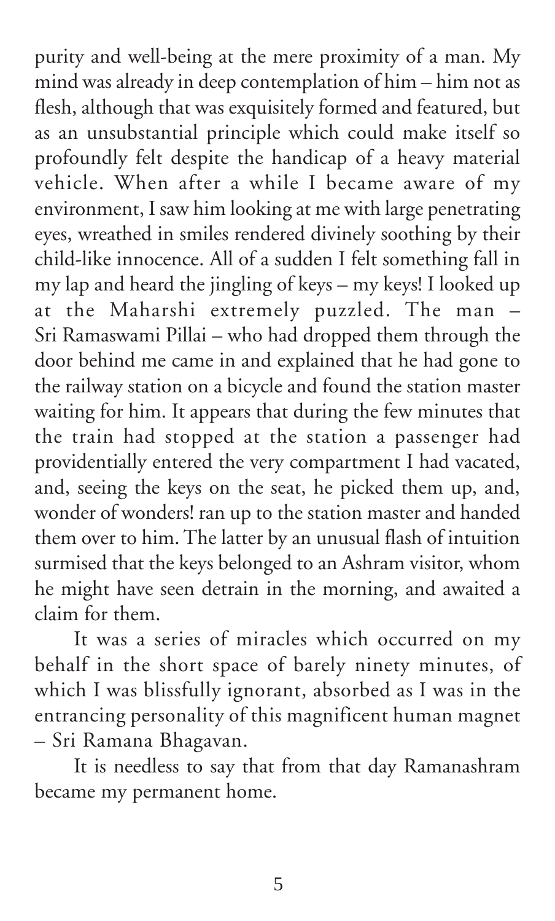purity and well-being at the mere proximity of a man. My mind was already in deep contemplation of him – him not as flesh, although that was exquisitely formed and featured, but as an unsubstantial principle which could make itself so profoundly felt despite the handicap of a heavy material vehicle. When after a while I became aware of my environment, I saw him looking at me with large penetrating eyes, wreathed in smiles rendered divinely soothing by their child-like innocence. All of a sudden I felt something fall in my lap and heard the jingling of keys – my keys! I looked up at the Maharshi extremely puzzled. The man – Sri Ramaswami Pillai – who had dropped them through the door behind me came in and explained that he had gone to the railway station on a bicycle and found the station master waiting for him. It appears that during the few minutes that the train had stopped at the station a passenger had providentially entered the very compartment I had vacated, and, seeing the keys on the seat, he picked them up, and, wonder of wonders! ran up to the station master and handed them over to him. The latter by an unusual flash of intuition surmised that the keys belonged to an Ashram visitor, whom he might have seen detrain in the morning, and awaited a claim for them.

It was a series of miracles which occurred on my behalf in the short space of barely ninety minutes, of which I was blissfully ignorant, absorbed as I was in the entrancing personality of this magnificent human magnet – Sri Ramana Bhagavan.

It is needless to say that from that day Ramanashram became my permanent home.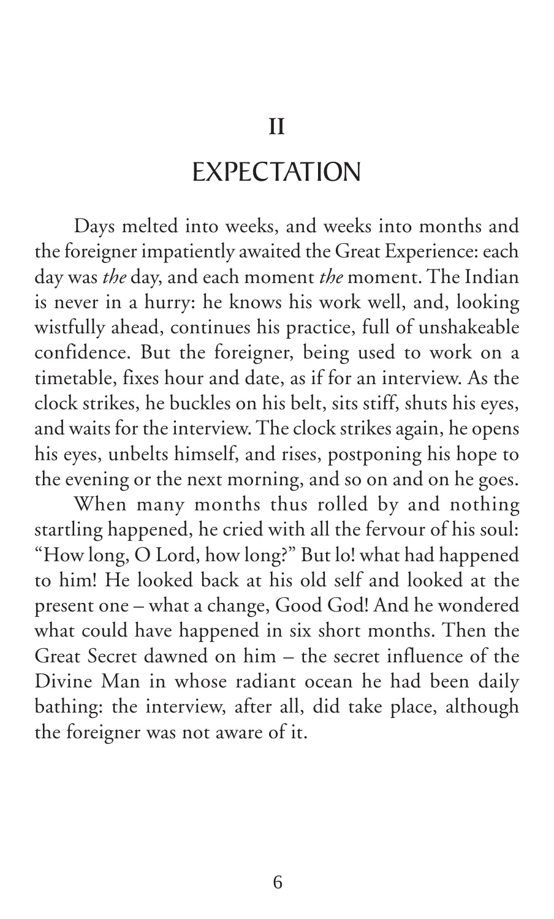# II

# EXPECTATION

Days melted into weeks, and weeks into months and the foreigner impatiently awaited the Great Experience: each day was *the* day, and each moment *the* moment. The Indian is never in a hurry: he knows his work well, and, looking wistfully ahead, continues his practice, full of unshakeable confidence. But the foreigner, being used to work on a timetable, fixes hour and date, as if for an interview. As the clock strikes, he buckles on his belt, sits stiff, shuts his eyes, and waits for the interview. The clock strikes again, he opens his eyes, unbelts himself, and rises, postponing his hope to the evening or the next morning, and so on and on he goes.

When many months thus rolled by and nothing startling happened, he cried with all the fervour of his soul: "How long, O Lord, how long?" But lo! what had happened to him! He looked back at his old self and looked at the present one – what a change, Good God! And he wondered what could have happened in six short months. Then the Great Secret dawned on him – the secret influence of the Divine Man in whose radiant ocean he had been daily bathing: the interview, after all, did take place, although the foreigner was not aware of it.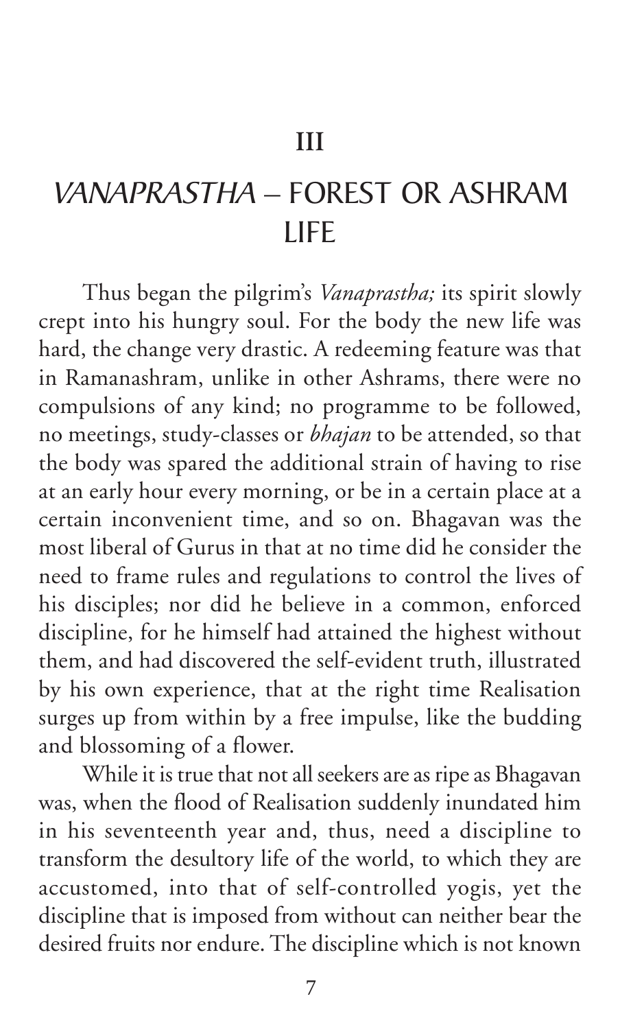# III

# *VANAPRASTHA* – FOREST OR ASHRAM LIFE

Thus began the pilgrim's *Vanaprastha;* its spirit slowly crept into his hungry soul. For the body the new life was hard, the change very drastic. A redeeming feature was that in Ramanashram, unlike in other Ashrams, there were no compulsions of any kind; no programme to be followed, no meetings, study-classes or *bhajan* to be attended, so that the body was spared the additional strain of having to rise at an early hour every morning, or be in a certain place at a certain inconvenient time, and so on. Bhagavan was the most liberal of Gurus in that at no time did he consider the need to frame rules and regulations to control the lives of his disciples; nor did he believe in a common, enforced discipline, for he himself had attained the highest without them, and had discovered the self-evident truth, illustrated by his own experience, that at the right time Realisation surges up from within by a free impulse, like the budding and blossoming of a flower.

While it is true that not all seekers are as ripe as Bhagavan was, when the flood of Realisation suddenly inundated him in his seventeenth year and, thus, need a discipline to transform the desultory life of the world, to which they are accustomed, into that of self-controlled yogis, yet the discipline that is imposed from without can neither bear the desired fruits nor endure. The discipline which is not known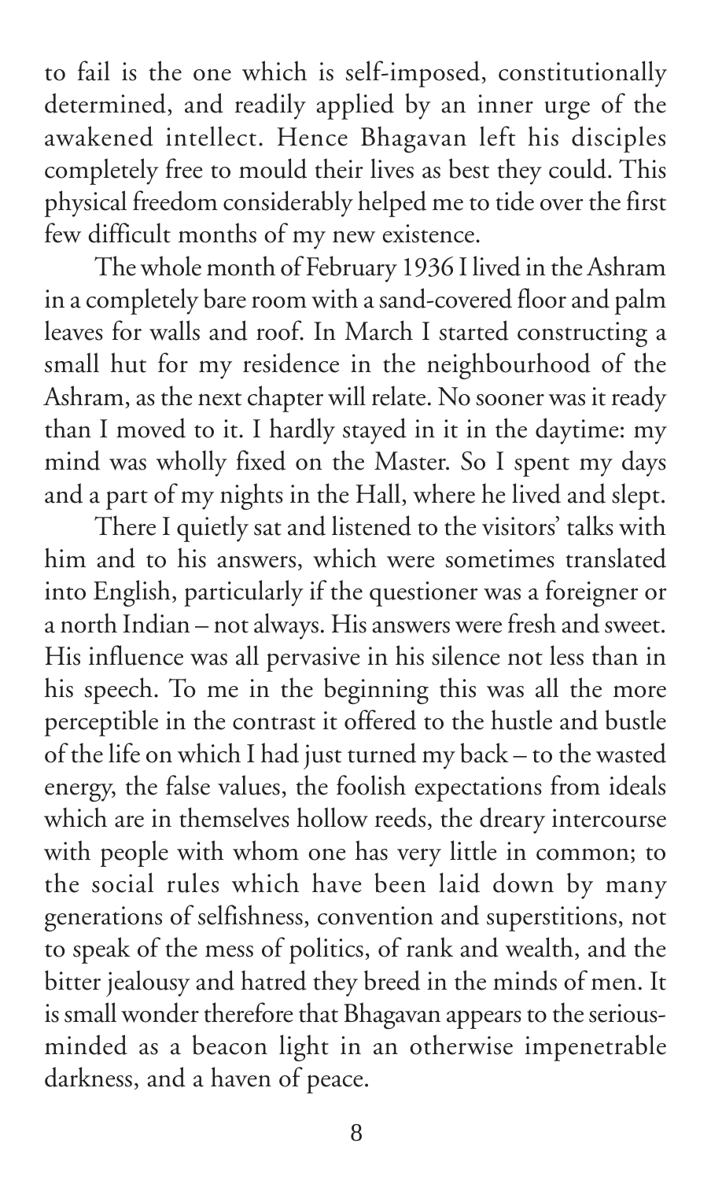to fail is the one which is self-imposed, constitutionally determined, and readily applied by an inner urge of the awakened intellect. Hence Bhagavan left his disciples completely free to mould their lives as best they could. This physical freedom considerably helped me to tide over the first few difficult months of my new existence.

The whole month of February 1936 I lived in the Ashram in a completely bare room with a sand-covered floor and palm leaves for walls and roof. In March I started constructing a small hut for my residence in the neighbourhood of the Ashram, as the next chapter will relate. No sooner was it ready than I moved to it. I hardly stayed in it in the daytime: my mind was wholly fixed on the Master. So I spent my days and a part of my nights in the Hall, where he lived and slept.

There I quietly sat and listened to the visitors' talks with him and to his answers, which were sometimes translated into English, particularly if the questioner was a foreigner or a north Indian – not always. His answers were fresh and sweet. His influence was all pervasive in his silence not less than in his speech. To me in the beginning this was all the more perceptible in the contrast it offered to the hustle and bustle of the life on which I had just turned my back – to the wasted energy, the false values, the foolish expectations from ideals which are in themselves hollow reeds, the dreary intercourse with people with whom one has very little in common; to the social rules which have been laid down by many generations of selfishness, convention and superstitions, not to speak of the mess of politics, of rank and wealth, and the bitter jealousy and hatred they breed in the minds of men. It is small wonder therefore that Bhagavan appears to the serious-minded as a beacon light in an otherwise impenetrable darkness, and a haven of peace.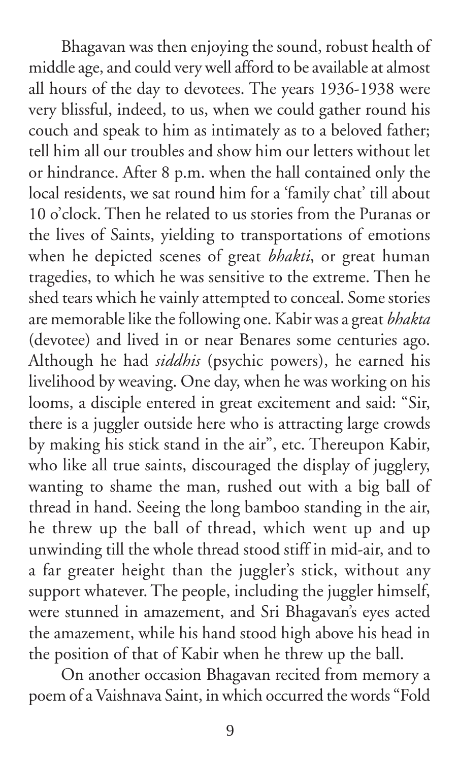Bhagavan was then enjoying the sound, robust health of middle age, and could very well afford to be available at almost all hours of the day to devotees. The years 1936-1938 were very blissful, indeed, to us, when we could gather round his couch and speak to him as intimately as to a beloved father; tell him all our troubles and show him our letters without let or hindrance. After 8 p.m. when the hall contained only the local residents, we sat round him for a 'family chat' till about 10 o'clock. Then he related to us stories from the Puranas or the lives of Saints, yielding to transportations of emotions when he depicted scenes of great *bhakti*, or great human tragedies, to which he was sensitive to the extreme. Then he shed tears which he vainly attempted to conceal. Some stories are memorable like the following one. Kabir was a great *bhakta* (devotee) and lived in or near Benares some centuries ago. Although he had *siddhis* (psychic powers), he earned his livelihood by weaving. One day, when he was working on his looms, a disciple entered in great excitement and said: "Sir, there is a juggler outside here who is attracting large crowds by making his stick stand in the air", etc. Thereupon Kabir, who like all true saints, discouraged the display of jugglery, wanting to shame the man, rushed out with a big ball of thread in hand. Seeing the long bamboo standing in the air, he threw up the ball of thread, which went up and up unwinding till the whole thread stood stiff in mid-air, and to a far greater height than the juggler's stick, without any support whatever. The people, including the juggler himself, were stunned in amazement, and Sri Bhagavan's eyes acted the amazement, while his hand stood high above his head in the position of that of Kabir when he threw up the ball.

On another occasion Bhagavan recited from memory a poem of a Vaishnava Saint, in which occurred the words "Fold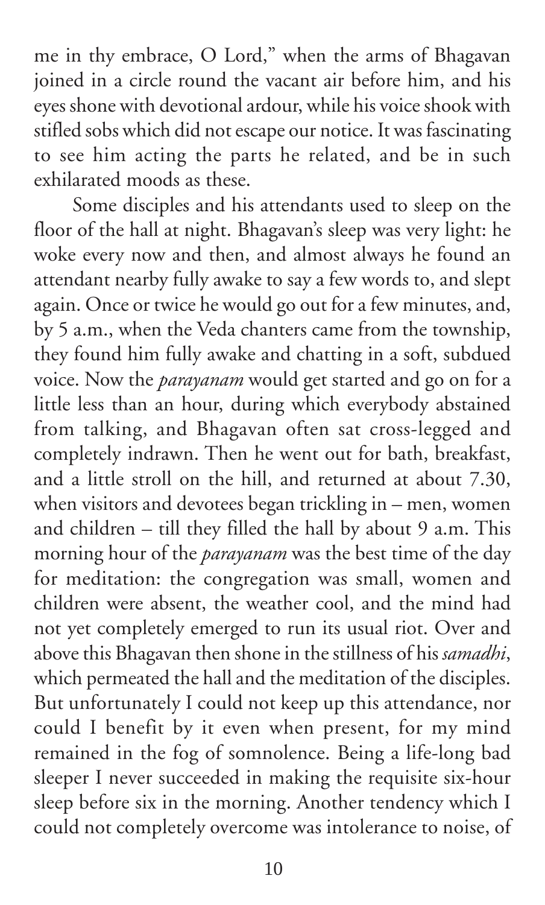me in thy embrace, O Lord," when the arms of Bhagavan joined in a circle round the vacant air before him, and his eyes shone with devotional ardour, while his voice shook with stifled sobs which did not escape our notice. It was fascinating to see him acting the parts he related, and be in such exhilarated moods as these.

Some disciples and his attendants used to sleep on the floor of the hall at night. Bhagavan's sleep was very light: he woke every now and then, and almost always he found an attendant nearby fully awake to say a few words to, and slept again. Once or twice he would go out for a few minutes, and, by 5 a.m., when the Veda chanters came from the township, they found him fully awake and chatting in a soft, subdued voice. Now the *parayanam* would get started and go on for a little less than an hour, during which everybody abstained from talking, and Bhagavan often sat cross-legged and completely indrawn. Then he went out for bath, breakfast, and a little stroll on the hill, and returned at about 7.30, when visitors and devotees began trickling in – men, women and children – till they filled the hall by about 9 a.m. This morning hour of the *parayanam* was the best time of the day for meditation: the congregation was small, women and children were absent, the weather cool, and the mind had not yet completely emerged to run its usual riot. Over and above this Bhagavan then shone in the stillness of his *samadhi*, which permeated the hall and the meditation of the disciples. But unfortunately I could not keep up this attendance, nor could I benefit by it even when present, for my mind remained in the fog of somnolence. Being a life-long bad sleeper I never succeeded in making the requisite six-hour sleep before six in the morning. Another tendency which I could not completely overcome was intolerance to noise, of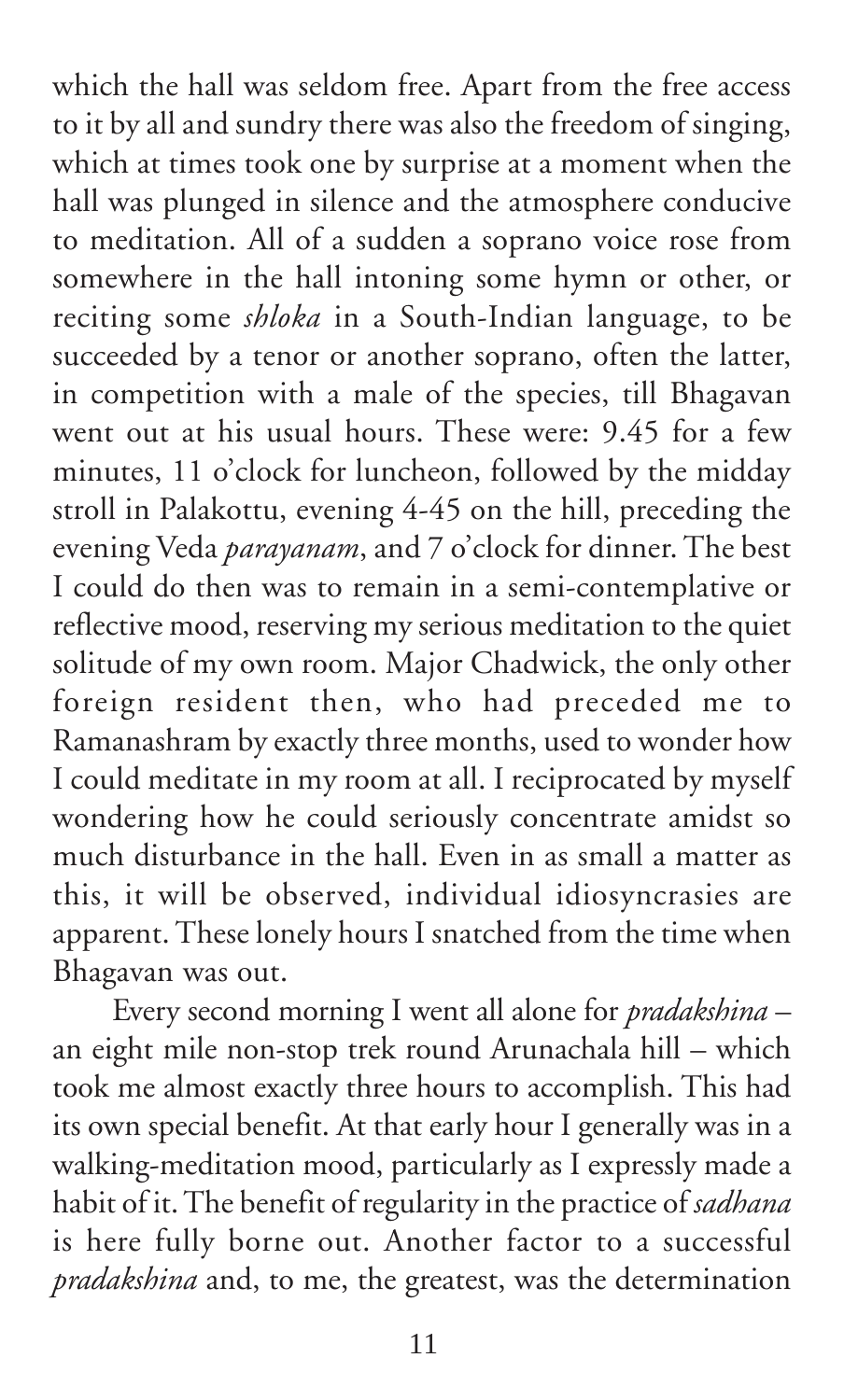which the hall was seldom free. Apart from the free access to it by all and sundry there was also the freedom of singing, which at times took one by surprise at a moment when the hall was plunged in silence and the atmosphere conducive to meditation. All of a sudden a soprano voice rose from somewhere in the hall intoning some hymn or other, or reciting some *shloka* in a South-Indian language, to be succeeded by a tenor or another soprano, often the latter, in competition with a male of the species, till Bhagavan went out at his usual hours. These were: 9.45 for a few minutes, 11 o'clock for luncheon, followed by the midday stroll in Palakottu, evening 4-45 on the hill, preceding the evening Veda *parayanam*, and 7 o'clock for dinner. The best I could do then was to remain in a semi-contemplative or reflective mood, reserving my serious meditation to the quiet solitude of my own room. Major Chadwick, the only other foreign resident then, who had preceded me to Ramanashram by exactly three months, used to wonder how I could meditate in my room at all. I reciprocated by myself wondering how he could seriously concentrate amidst so much disturbance in the hall. Even in as small a matter as this, it will be observed, individual idiosyncrasies are apparent. These lonely hours I snatched from the time when Bhagavan was out.

Every second morning I went all alone for *pradakshina* – an eight mile non-stop trek round Arunachala hill – which took me almost exactly three hours to accomplish. This had its own special benefit. At that early hour I generally was in a walking-meditation mood, particularly as I expressly made a habit of it. The benefit of regularity in the practice of *sadhana* is here fully borne out. Another factor to a successful *pradakshina* and, to me, the greatest, was the determination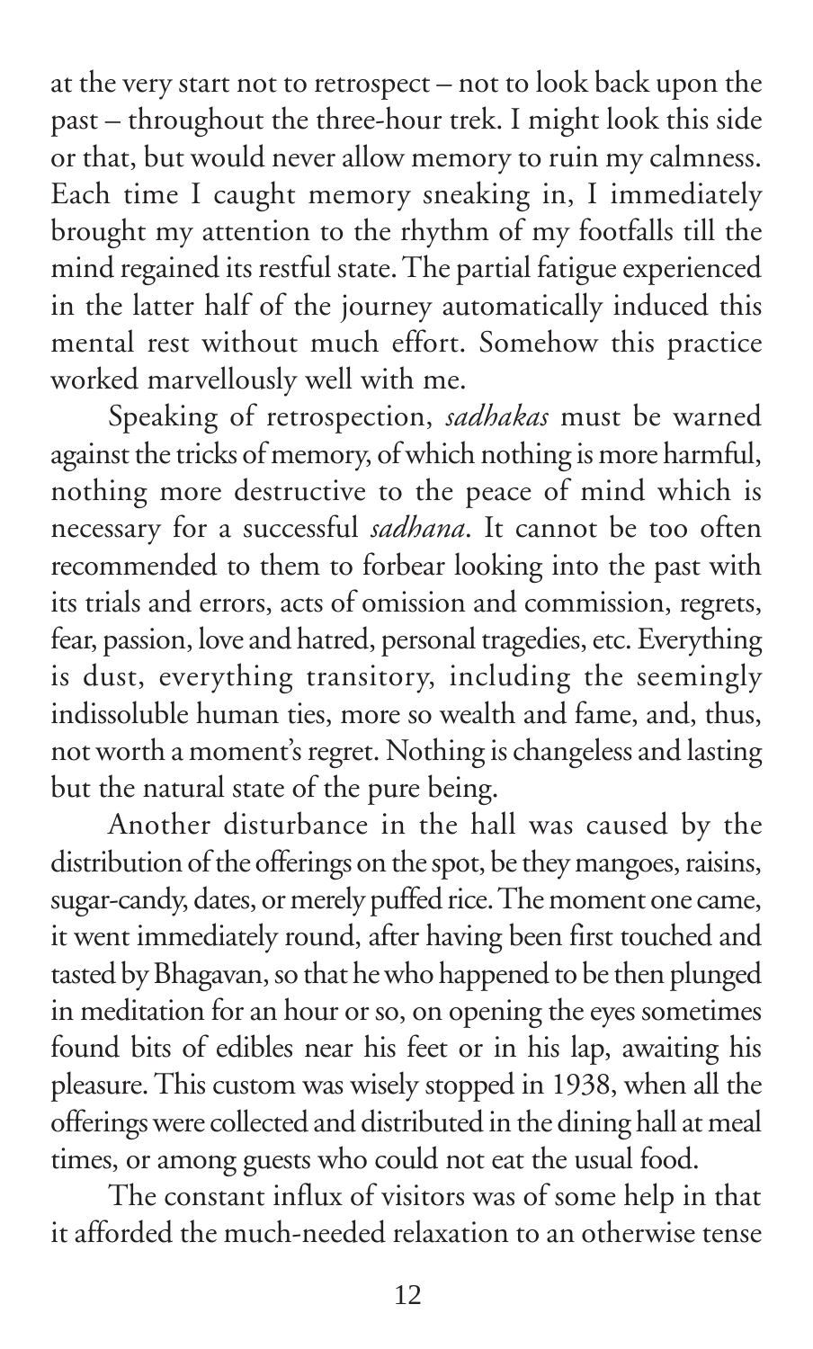at the very start not to retrospect – not to look back upon the past – throughout the three-hour trek. I might look this side or that, but would never allow memory to ruin my calmness. Each time I caught memory sneaking in, I immediately brought my attention to the rhythm of my footfalls till the mind regained its restful state. The partial fatigue experienced in the latter half of the journey automatically induced this mental rest without much effort. Somehow this practice worked marvellously well with me.

Speaking of retrospection, *sadhakas* must be warned against the tricks of memory, of which nothing is more harmful, nothing more destructive to the peace of mind which is necessary for a successful *sadhana*. It cannot be too often recommended to them to forbear looking into the past with its trials and errors, acts of omission and commission, regrets, fear, passion, love and hatred, personal tragedies, etc. Everything is dust, everything transitory, including the seemingly indissoluble human ties, more so wealth and fame, and, thus, not worth a moment's regret. Nothing is changeless and lasting but the natural state of the pure being.

Another disturbance in the hall was caused by the distribution of the offerings on the spot, be they mangoes, raisins, sugar-candy, dates, or merely puffed rice. The moment one came, it went immediately round, after having been first touched and tasted by Bhagavan, so that he who happened to be then plunged in meditation for an hour or so, on opening the eyes sometimes found bits of edibles near his feet or in his lap, awaiting his pleasure. This custom was wisely stopped in 1938, when all the offerings were collected and distributed in the dining hall at meal times, or among guests who could not eat the usual food.

The constant influx of visitors was of some help in that it afforded the much-needed relaxation to an otherwise tense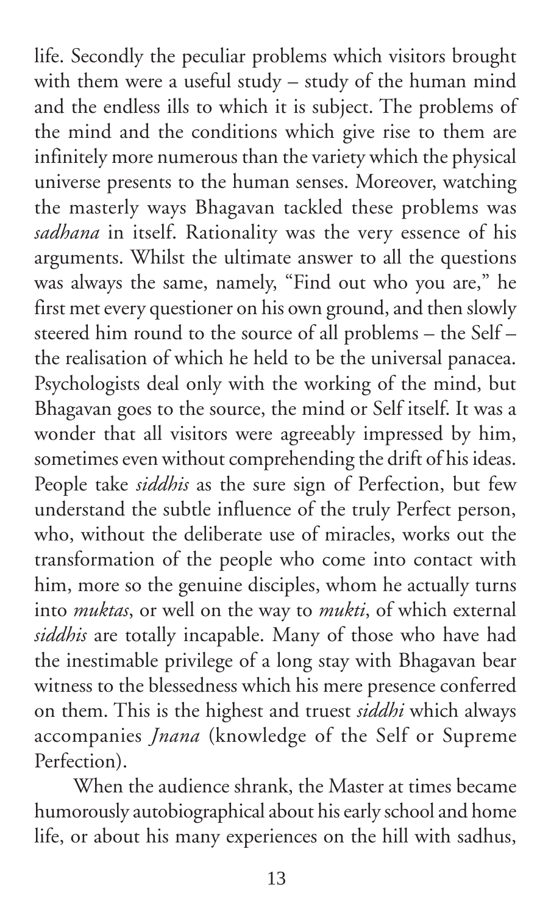life. Secondly the peculiar problems which visitors brought with them were a useful study – study of the human mind and the endless ills to which it is subject. The problems of the mind and the conditions which give rise to them are infinitely more numerous than the variety which the physical universe presents to the human senses. Moreover, watching the masterly ways Bhagavan tackled these problems was *sadhana* in itself. Rationality was the very essence of his arguments. Whilst the ultimate answer to all the questions was always the same, namely, "Find out who you are," he first met every questioner on his own ground, and then slowly steered him round to the source of all problems – the Self – the realisation of which he held to be the universal panacea. Psychologists deal only with the working of the mind, but Bhagavan goes to the source, the mind or Self itself. It was a wonder that all visitors were agreeably impressed by him, sometimes even without comprehending the drift of his ideas. People take *siddhis* as the sure sign of Perfection, but few understand the subtle influence of the truly Perfect person, who, without the deliberate use of miracles, works out the transformation of the people who come into contact with him, more so the genuine disciples, whom he actually turns into *muktas*, or well on the way to *mukti*, of which external *siddhis* are totally incapable. Many of those who have had the inestimable privilege of a long stay with Bhagavan bear witness to the blessedness which his mere presence conferred on them. This is the highest and truest *siddhi* which always accompanies *Jnana* (knowledge of the Self or Supreme Perfection).

When the audience shrank, the Master at times became humorously autobiographical about his early school and home life, or about his many experiences on the hill with sadhus,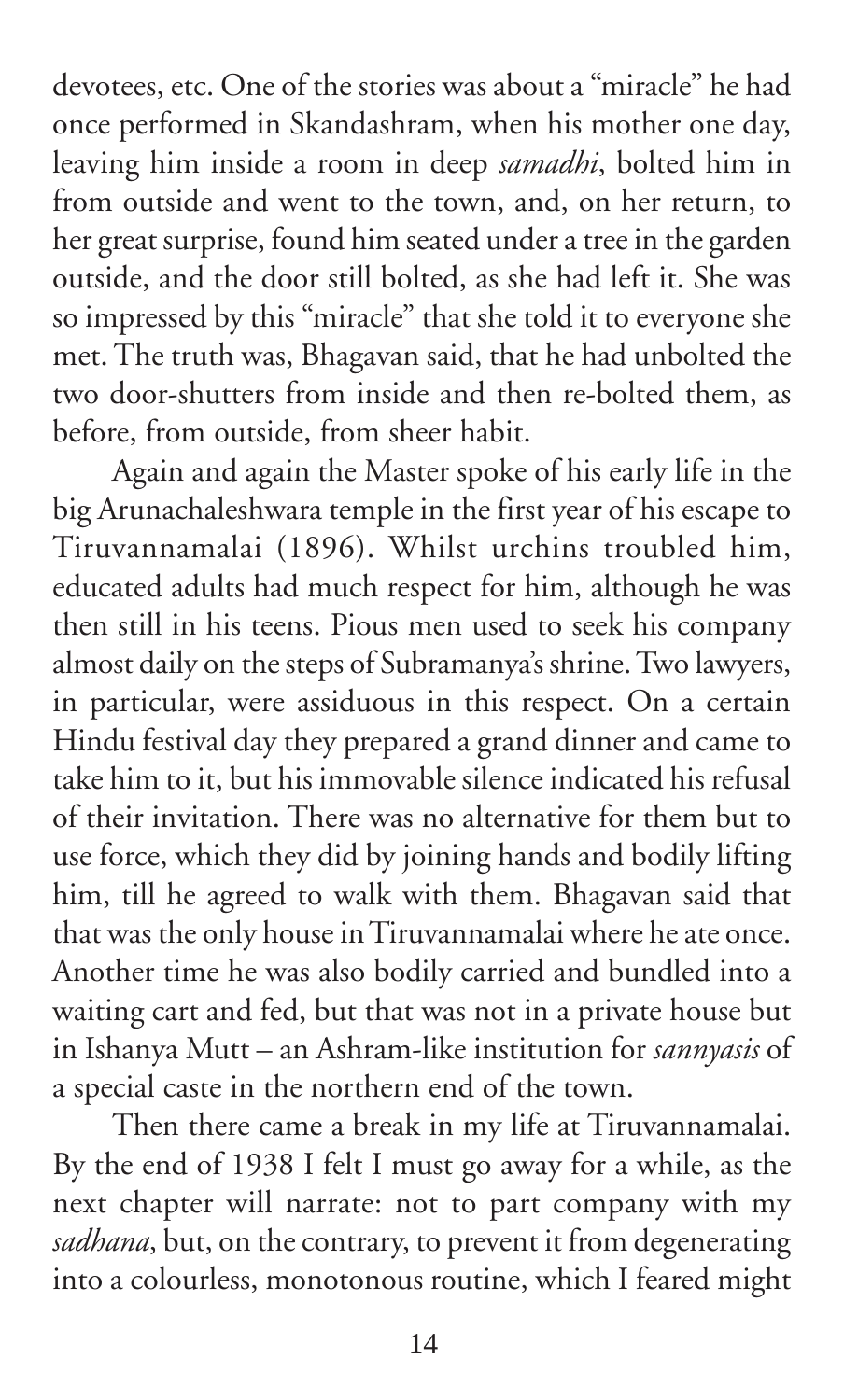devotees, etc. One of the stories was about a "miracle" he had once performed in Skandashram, when his mother one day, leaving him inside a room in deep *samadhi*, bolted him in from outside and went to the town, and, on her return, to her great surprise, found him seated under a tree in the garden outside, and the door still bolted, as she had left it. She was so impressed by this "miracle" that she told it to everyone she met. The truth was, Bhagavan said, that he had unbolted the two door-shutters from inside and then re-bolted them, as before, from outside, from sheer habit.

Again and again the Master spoke of his early life in the big Arunachaleshwara temple in the first year of his escape to Tiruvannamalai (1896). Whilst urchins troubled him, educated adults had much respect for him, although he was then still in his teens. Pious men used to seek his company almost daily on the steps of Subramanya's shrine. Two lawyers, in particular, were assiduous in this respect. On a certain Hindu festival day they prepared a grand dinner and came to take him to it, but his immovable silence indicated his refusal of their invitation. There was no alternative for them but to use force, which they did by joining hands and bodily lifting him, till he agreed to walk with them. Bhagavan said that that was the only house in Tiruvannamalai where he ate once. Another time he was also bodily carried and bundled into a waiting cart and fed, but that was not in a private house but in Ishanya Mutt – an Ashram-like institution for *sannyasis* of a special caste in the northern end of the town.

Then there came a break in my life at Tiruvannamalai. By the end of 1938 I felt I must go away for a while, as the next chapter will narrate: not to part company with my *sadhana*, but, on the contrary, to prevent it from degenerating into a colourless, monotonous routine, which I feared might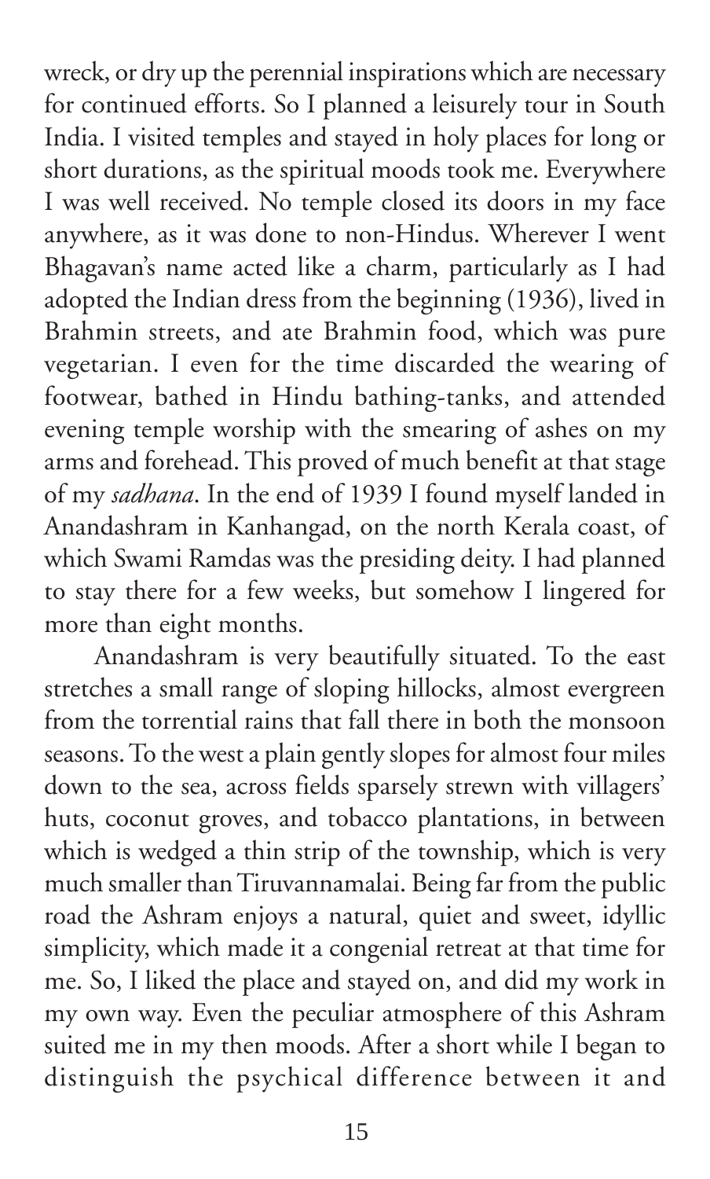wreck, or dry up the perennial inspirations which are necessary for continued efforts. So I planned a leisurely tour in South India. I visited temples and stayed in holy places for long or short durations, as the spiritual moods took me. Everywhere I was well received. No temple closed its doors in my face anywhere, as it was done to non-Hindus. Wherever I went Bhagavan's name acted like a charm, particularly as I had adopted the Indian dress from the beginning (1936), lived in Brahmin streets, and ate Brahmin food, which was pure vegetarian. I even for the time discarded the wearing of footwear, bathed in Hindu bathing-tanks, and attended evening temple worship with the smearing of ashes on my arms and forehead. This proved of much benefit at that stage of my *sadhana*. In the end of 1939 I found myself landed in Anandashram in Kanhangad, on the north Kerala coast, of which Swami Ramdas was the presiding deity. I had planned to stay there for a few weeks, but somehow I lingered for more than eight months.

Anandashram is very beautifully situated. To the east stretches a small range of sloping hillocks, almost evergreen from the torrential rains that fall there in both the monsoon seasons. To the west a plain gently slopes for almost four miles down to the sea, across fields sparsely strewn with villagers' huts, coconut groves, and tobacco plantations, in between which is wedged a thin strip of the township, which is very much smaller than Tiruvannamalai. Being far from the public road the Ashram enjoys a natural, quiet and sweet, idyllic simplicity, which made it a congenial retreat at that time for me. So, I liked the place and stayed on, and did my work in my own way. Even the peculiar atmosphere of this Ashram suited me in my then moods. After a short while I began to distinguish the psychical difference between it and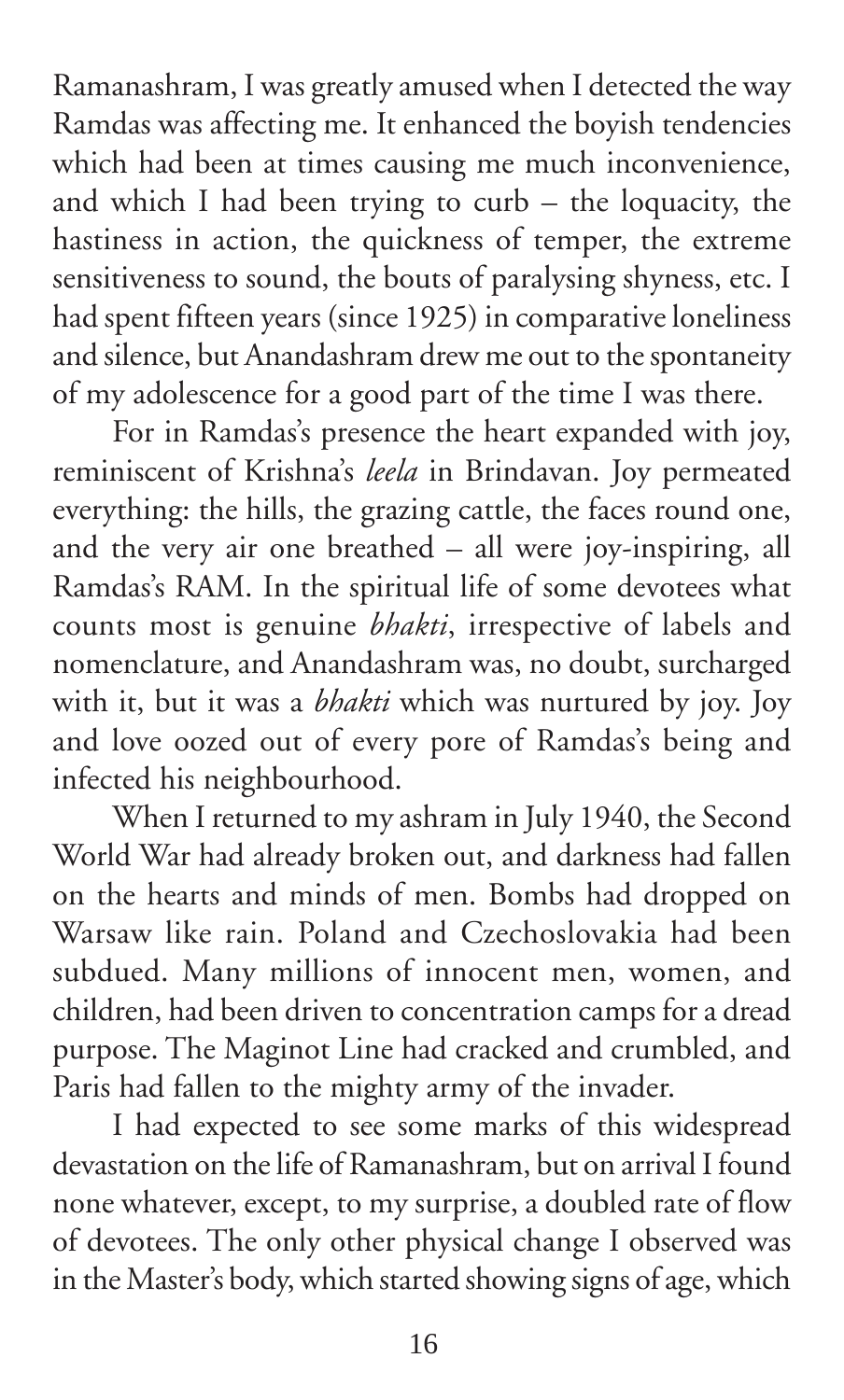Ramanashram, I was greatly amused when I detected the way Ramdas was affecting me. It enhanced the boyish tendencies which had been at times causing me much inconvenience, and which I had been trying to curb – the loquacity, the hastiness in action, the quickness of temper, the extreme sensitiveness to sound, the bouts of paralysing shyness, etc. I had spent fifteen years (since 1925) in comparative loneliness and silence, but Anandashram drew me out to the spontaneity of my adolescence for a good part of the time I was there.

For in Ramdas's presence the heart expanded with joy, reminiscent of Krishna's *leela* in Brindavan. Joy permeated everything: the hills, the grazing cattle, the faces round one, and the very air one breathed – all were joy-inspiring, all Ramdas's RAM. In the spiritual life of some devotees what counts most is genuine *bhakti*, irrespective of labels and nomenclature, and Anandashram was, no doubt, surcharged with it, but it was a *bhakti* which was nurtured by joy. Joy and love oozed out of every pore of Ramdas's being and infected his neighbourhood.

When I returned to my ashram in July 1940, the Second World War had already broken out, and darkness had fallen on the hearts and minds of men. Bombs had dropped on Warsaw like rain. Poland and Czechoslovakia had been subdued. Many millions of innocent men, women, and children, had been driven to concentration camps for a dread purpose. The Maginot Line had cracked and crumbled, and Paris had fallen to the mighty army of the invader.

I had expected to see some marks of this widespread devastation on the life of Ramanashram, but on arrival I found none whatever, except, to my surprise, a doubled rate of flow of devotees. The only other physical change I observed was in the Master's body, which started showing signs of age, which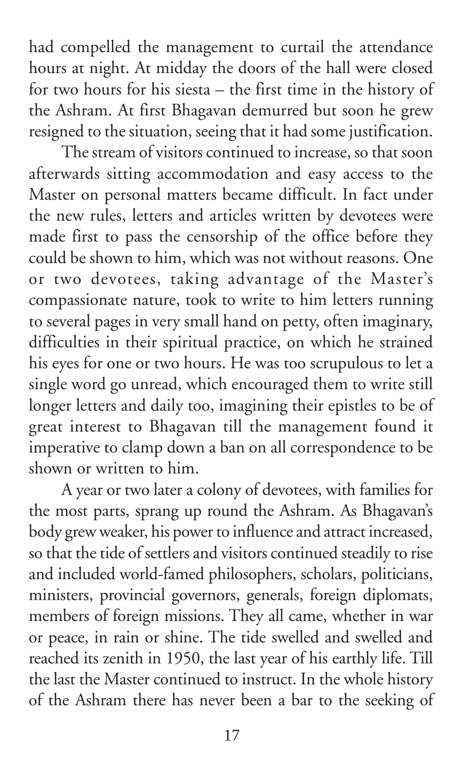had compelled the management to curtail the attendance hours at night. At midday the doors of the hall were closed for two hours for his siesta – the first time in the history of the Ashram. At first Bhagavan demurred but soon he grew resigned to the situation, seeing that it had some justification.

The stream of visitors continued to increase, so that soon afterwards sitting accommodation and easy access to the Master on personal matters became difficult. In fact under the new rules, letters and articles written by devotees were made first to pass the censorship of the office before they could be shown to him, which was not without reasons. One or two devotees, taking advantage of the Master's compassionate nature, took to write to him letters running to several pages in very small hand on petty, often imaginary, difficulties in their spiritual practice, on which he strained his eyes for one or two hours. He was too scrupulous to let a single word go unread, which encouraged them to write still longer letters and daily too, imagining their epistles to be of great interest to Bhagavan till the management found it imperative to clamp down a ban on all correspondence to be shown or written to him.

A year or two later a colony of devotees, with families for the most parts, sprang up round the Ashram. As Bhagavan's body grew weaker, his power to influence and attract increased, so that the tide of settlers and visitors continued steadily to rise and included world-famed philosophers, scholars, politicians, ministers, provincial governors, generals, foreign diplomats, members of foreign missions. They all came, whether in war or peace, in rain or shine. The tide swelled and swelled and reached its zenith in 1950, the last year of his earthly life. Till the last the Master continued to instruct. In the whole history of the Ashram there has never been a bar to the seeking of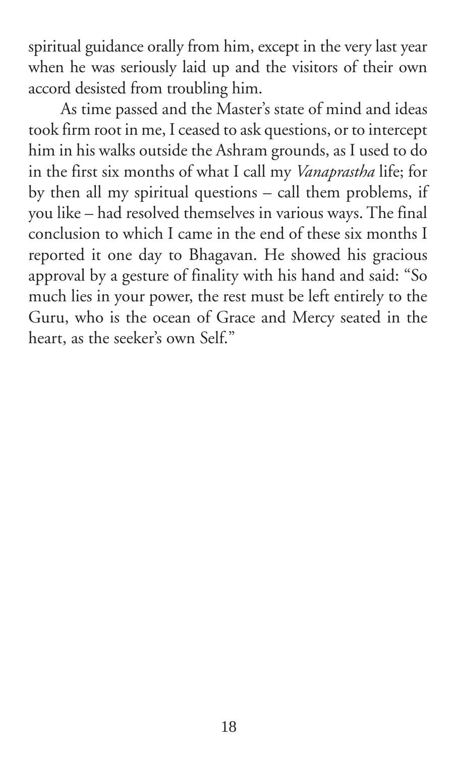spiritual guidance orally from him, except in the very last year when he was seriously laid up and the visitors of their own accord desisted from troubling him.

As time passed and the Master's state of mind and ideas took firm root in me, I ceased to ask questions, or to intercept him in his walks outside the Ashram grounds, as I used to do in the first six months of what I call my *Vanaprastha* life; for by then all my spiritual questions – call them problems, if you like – had resolved themselves in various ways. The final conclusion to which I came in the end of these six months I reported it one day to Bhagavan. He showed his gracious approval by a gesture of finality with his hand and said: "So much lies in your power, the rest must be left entirely to the Guru, who is the ocean of Grace and Mercy seated in the heart, as the seeker's own Self."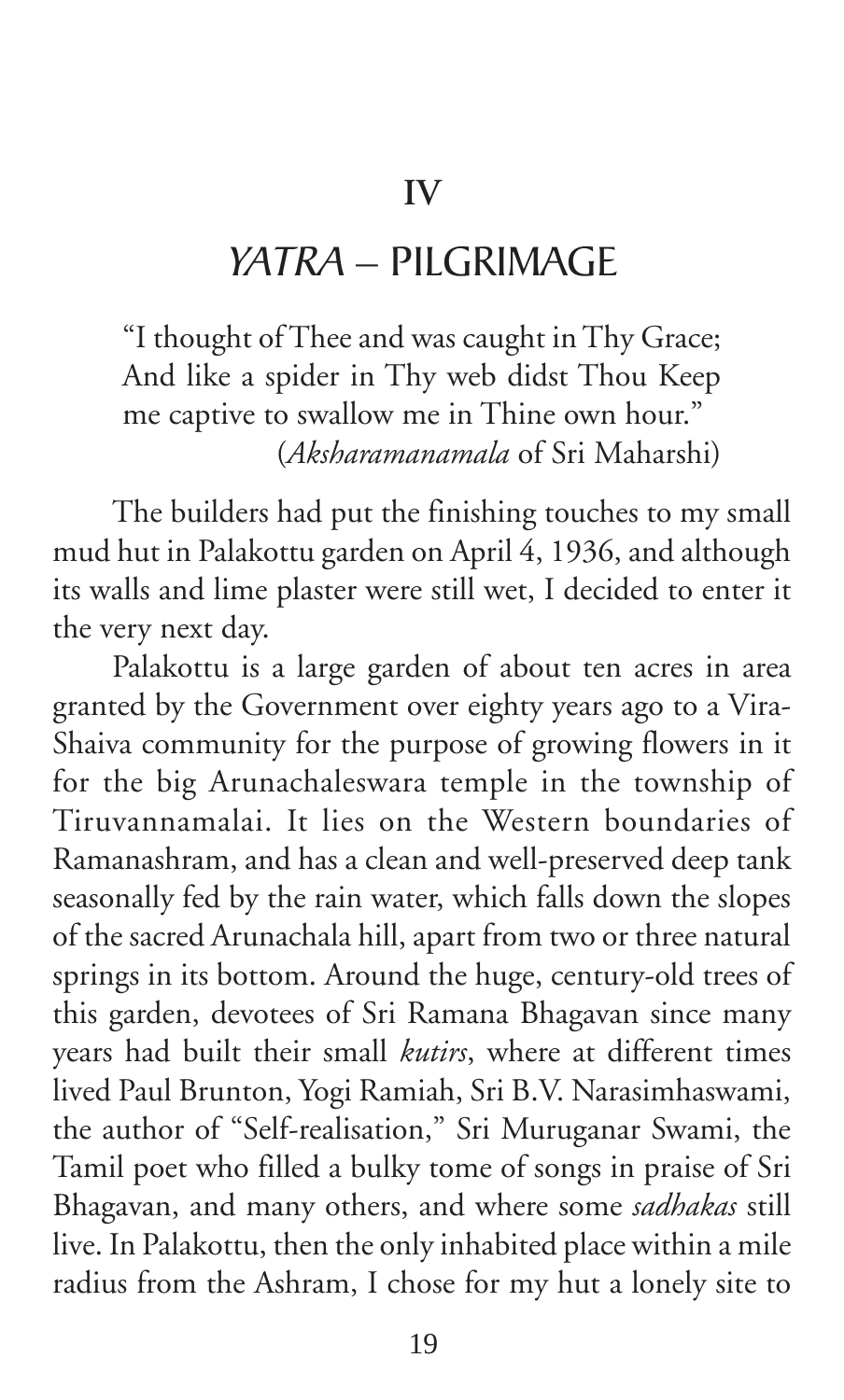# IV

## *YATRA* – PILGRIMAGE

> "I thought of Thee and was caught in Thy Grace;
> And like a spider in Thy web didst Thou Keep
> me captive to swallow me in Thine own hour."
> (*Aksharamanamala* of Sri Maharshi)

The builders had put the finishing touches to my small mud hut in Palakottu garden on April 4, 1936, and although its walls and lime plaster were still wet, I decided to enter it the very next day.

Palakottu is a large garden of about ten acres in area granted by the Government over eighty years ago to a Vira-Shaiva community for the purpose of growing flowers in it for the big Arunachaleswara temple in the township of Tiruvannamalai. It lies on the Western boundaries of Ramanashram, and has a clean and well-preserved deep tank seasonally fed by the rain water, which falls down the slopes of the sacred Arunachala hill, apart from two or three natural springs in its bottom. Around the huge, century-old trees of this garden, devotees of Sri Ramana Bhagavan since many years had built their small *kutirs*, where at different times lived Paul Brunton, Yogi Ramiah, Sri B.V. Narasimhaswami, the author of "Self-realisation," Sri Muruganar Swami, the Tamil poet who filled a bulky tome of songs in praise of Sri Bhagavan, and many others, and where some *sadhakas* still live. In Palakottu, then the only inhabited place within a mile radius from the Ashram, I chose for my hut a lonely site to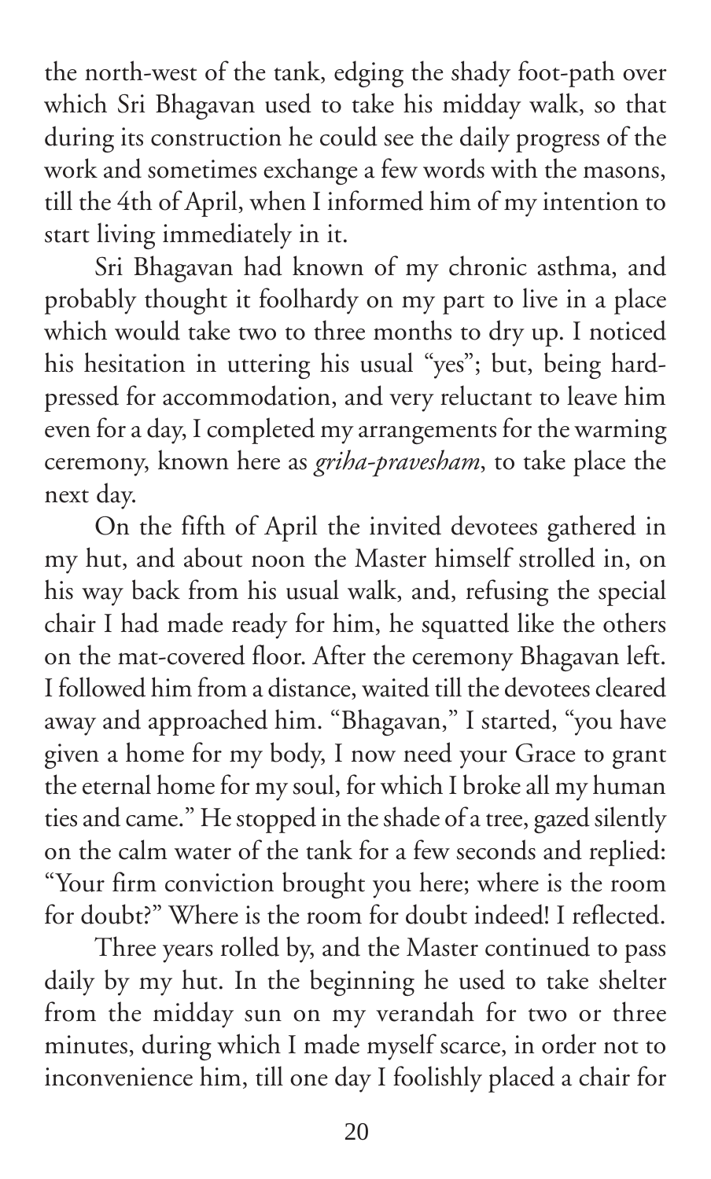the north-west of the tank, edging the shady foot-path over which Sri Bhagavan used to take his midday walk, so that during its construction he could see the daily progress of the work and sometimes exchange a few words with the masons, till the 4th of April, when I informed him of my intention to start living immediately in it.

Sri Bhagavan had known of my chronic asthma, and probably thought it foolhardy on my part to live in a place which would take two to three months to dry up. I noticed his hesitation in uttering his usual "yes"; but, being hard-pressed for accommodation, and very reluctant to leave him even for a day, I completed my arrangements for the warming ceremony, known here as *griha-pravesham*, to take place the next day.

On the fifth of April the invited devotees gathered in my hut, and about noon the Master himself strolled in, on his way back from his usual walk, and, refusing the special chair I had made ready for him, he squatted like the others on the mat-covered floor. After the ceremony Bhagavan left. I followed him from a distance, waited till the devotees cleared away and approached him. "Bhagavan," I started, "you have given a home for my body, I now need your Grace to grant the eternal home for my soul, for which I broke all my human ties and came." He stopped in the shade of a tree, gazed silently on the calm water of the tank for a few seconds and replied: "Your firm conviction brought you here; where is the room for doubt?" Where is the room for doubt indeed! I reflected.

Three years rolled by, and the Master continued to pass daily by my hut. In the beginning he used to take shelter from the midday sun on my verandah for two or three minutes, during which I made myself scarce, in order not to inconvenience him, till one day I foolishly placed a chair for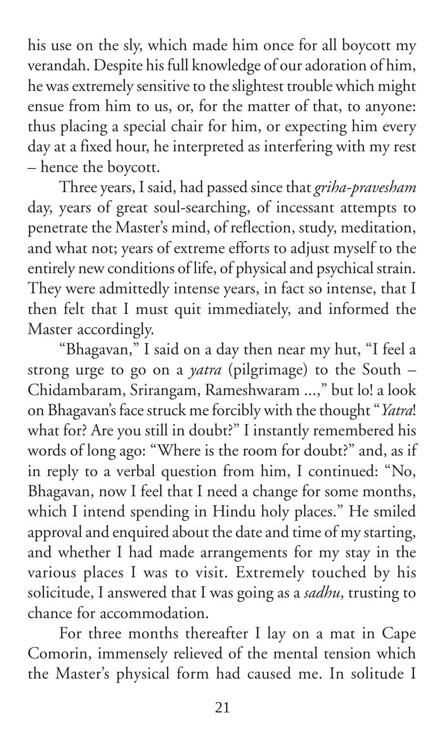his use on the sly, which made him once for all boycott my verandah. Despite his full knowledge of our adoration of him, he was extremely sensitive to the slightest trouble which might ensue from him to us, or, for the matter of that, to anyone: thus placing a special chair for him, or expecting him every day at a fixed hour, he interpreted as interfering with my rest – hence the boycott.

Three years, I said, had passed since that *griha-pravesham* day, years of great soul-searching, of incessant attempts to penetrate the Master's mind, of reflection, study, meditation, and what not; years of extreme efforts to adjust myself to the entirely new conditions of life, of physical and psychical strain. They were admittedly intense years, in fact so intense, that I then felt that I must quit immediately, and informed the Master accordingly.

"Bhagavan," I said on a day then near my hut, "I feel a strong urge to go on a *yatra* (pilgrimage) to the South – Chidambaram, Srirangam, Rameshwaram ...," but lo! a look on Bhagavan's face struck me forcibly with the thought "*Yatra*! what for? Are you still in doubt?" I instantly remembered his words of long ago: "Where is the room for doubt?" and, as if in reply to a verbal question from him, I continued: "No, Bhagavan, now I feel that I need a change for some months, which I intend spending in Hindu holy places." He smiled approval and enquired about the date and time of my starting, and whether I had made arrangements for my stay in the various places I was to visit. Extremely touched by his solicitude, I answered that I was going as a *sadhu*, trusting to chance for accommodation.

For three months thereafter I lay on a mat in Cape Comorin, immensely relieved of the mental tension which the Master's physical form had caused me. In solitude I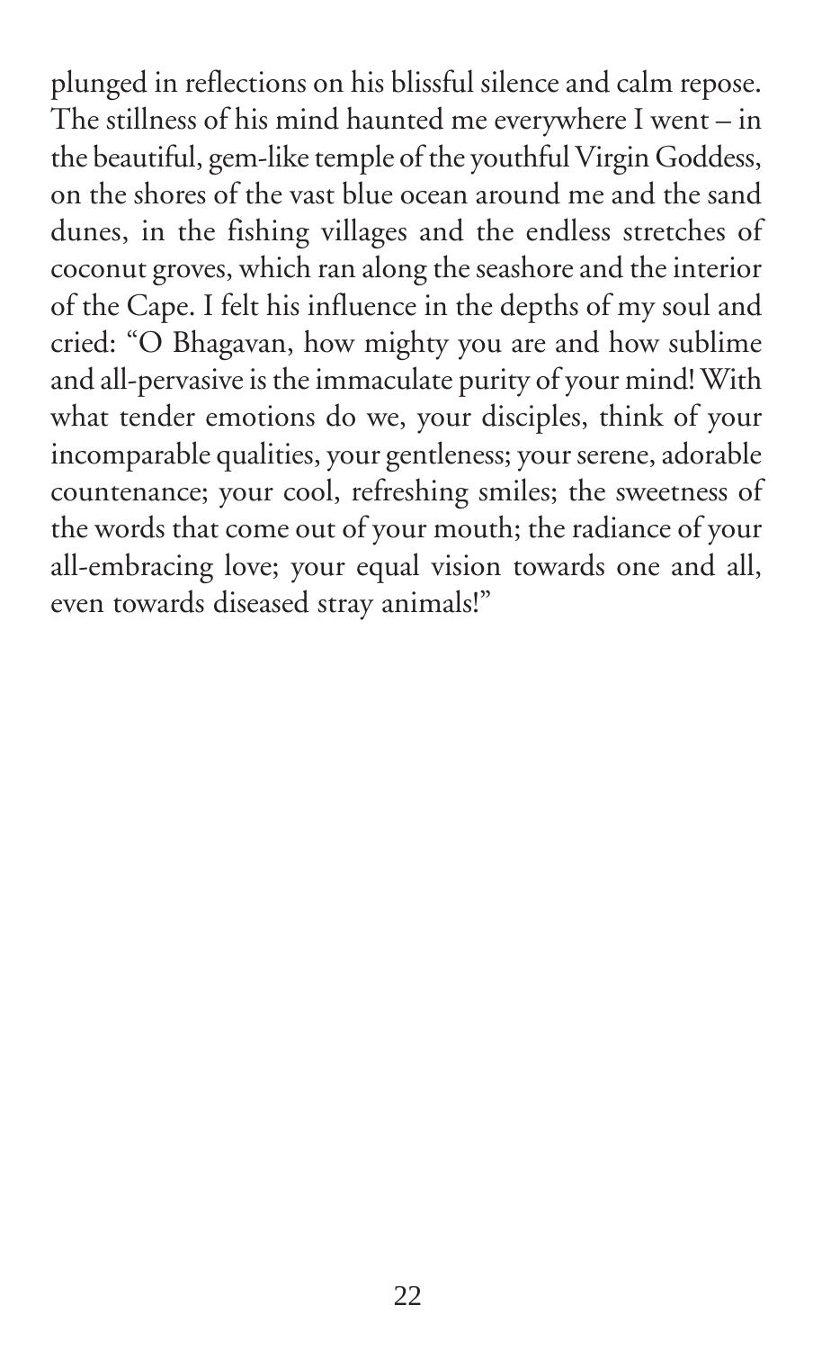plunged in reflections on his blissful silence and calm repose. The stillness of his mind haunted me everywhere I went – in the beautiful, gem-like temple of the youthful Virgin Goddess, on the shores of the vast blue ocean around me and the sand dunes, in the fishing villages and the endless stretches of coconut groves, which ran along the seashore and the interior of the Cape. I felt his influence in the depths of my soul and cried: "O Bhagavan, how mighty you are and how sublime and all-pervasive is the immaculate purity of your mind! With what tender emotions do we, your disciples, think of your incomparable qualities, your gentleness; your serene, adorable countenance; your cool, refreshing smiles; the sweetness of the words that come out of your mouth; the radiance of your all-embracing love; your equal vision towards one and all, even towards diseased stray animals!"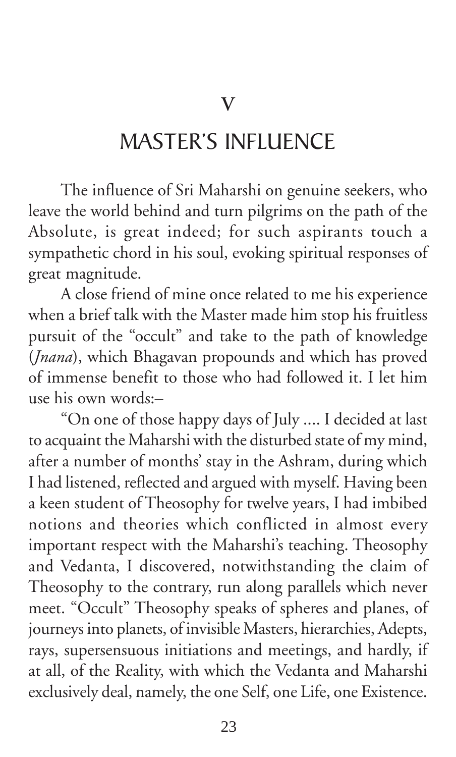# V

# MASTER'S INFLUENCE

The influence of Sri Maharshi on genuine seekers, who leave the world behind and turn pilgrims on the path of the Absolute, is great indeed; for such aspirants touch a sympathetic chord in his soul, evoking spiritual responses of great magnitude.

A close friend of mine once related to me his experience when a brief talk with the Master made him stop his fruitless pursuit of the "occult" and take to the path of knowledge (*Jnana*), which Bhagavan propounds and which has proved of immense benefit to those who had followed it. I let him use his own words:–

"On one of those happy days of July .... I decided at last to acquaint the Maharshi with the disturbed state of my mind, after a number of months' stay in the Ashram, during which I had listened, reflected and argued with myself. Having been a keen student of Theosophy for twelve years, I had imbibed notions and theories which conflicted in almost every important respect with the Maharshi's teaching. Theosophy and Vedanta, I discovered, notwithstanding the claim of Theosophy to the contrary, run along parallels which never meet. "Occult" Theosophy speaks of spheres and planes, of journeys into planets, of invisible Masters, hierarchies, Adepts, rays, supersensuous initiations and meetings, and hardly, if at all, of the Reality, with which the Vedanta and Maharshi exclusively deal, namely, the one Self, one Life, one Existence.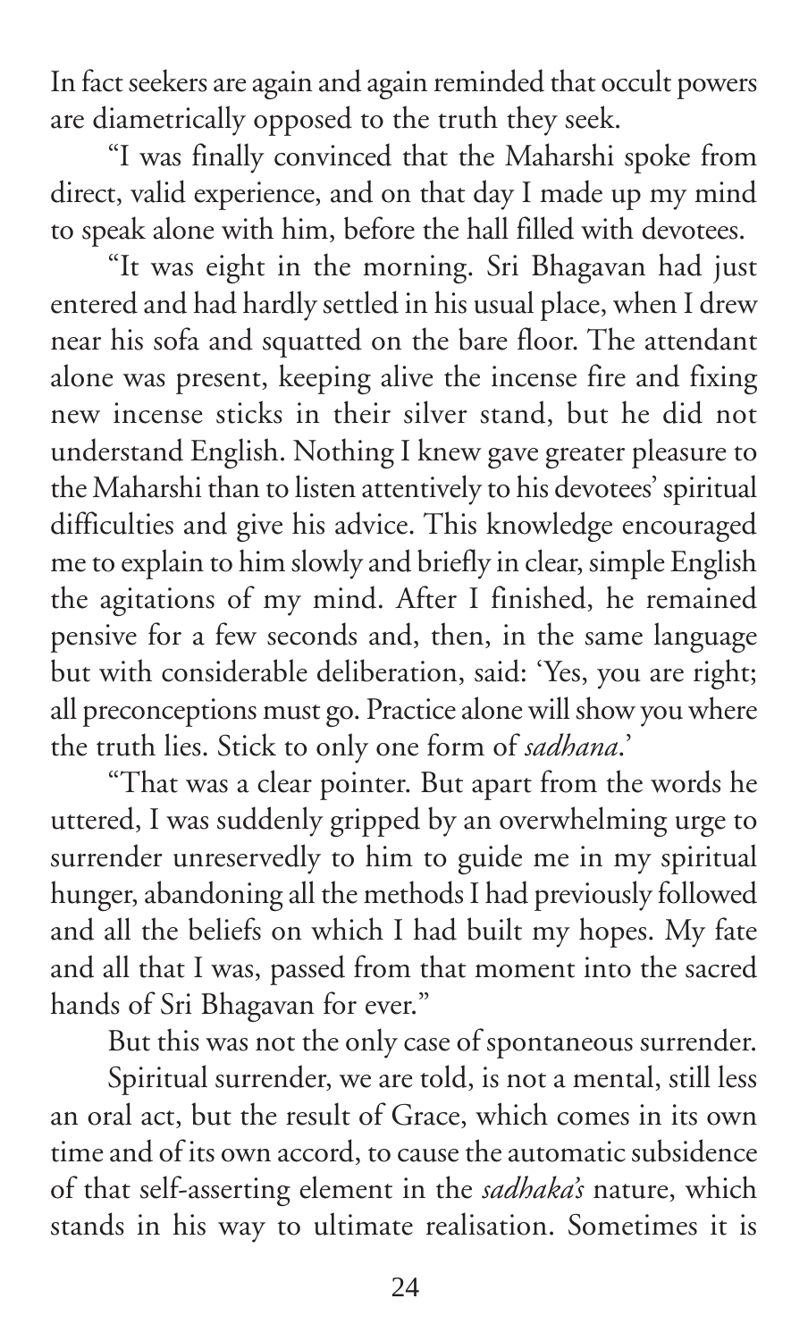In fact seekers are again and again reminded that occult powers are diametrically opposed to the truth they seek.

"I was finally convinced that the Maharshi spoke from direct, valid experience, and on that day I made up my mind to speak alone with him, before the hall filled with devotees.

"It was eight in the morning. Sri Bhagavan had just entered and had hardly settled in his usual place, when I drew near his sofa and squatted on the bare floor. The attendant alone was present, keeping alive the incense fire and fixing new incense sticks in their silver stand, but he did not understand English. Nothing I knew gave greater pleasure to the Maharshi than to listen attentively to his devotees' spiritual difficulties and give his advice. This knowledge encouraged me to explain to him slowly and briefly in clear, simple English the agitations of my mind. After I finished, he remained pensive for a few seconds and, then, in the same language but with considerable deliberation, said: 'Yes, you are right; all preconceptions must go. Practice alone will show you where the truth lies. Stick to only one form of *sadhana*.'

"That was a clear pointer. But apart from the words he uttered, I was suddenly gripped by an overwhelming urge to surrender unreservedly to him to guide me in my spiritual hunger, abandoning all the methods I had previously followed and all the beliefs on which I had built my hopes. My fate and all that I was, passed from that moment into the sacred hands of Sri Bhagavan for ever."

But this was not the only case of spontaneous surrender.

Spiritual surrender, we are told, is not a mental, still less an oral act, but the result of Grace, which comes in its own time and of its own accord, to cause the automatic subsidence of that self-asserting element in the *sadhaka's* nature, which stands in his way to ultimate realisation. Sometimes it is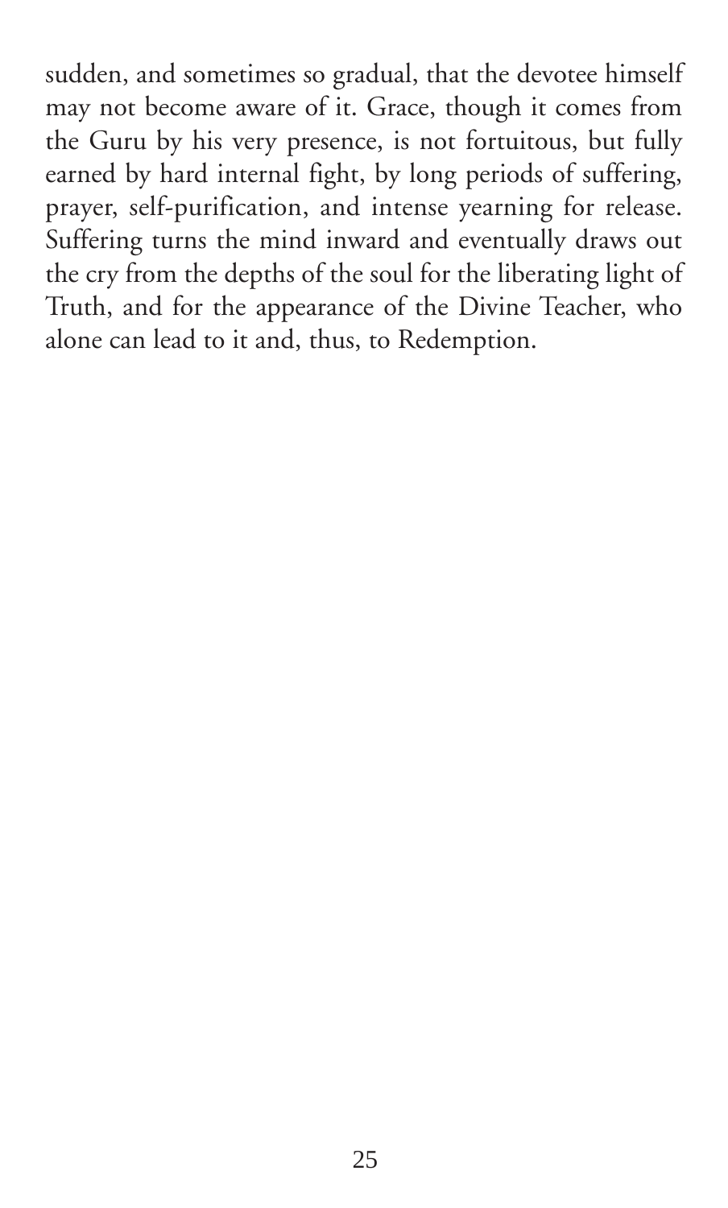sudden, and sometimes so gradual, that the devotee himself may not become aware of it. Grace, though it comes from the Guru by his very presence, is not fortuitous, but fully earned by hard internal fight, by long periods of suffering, prayer, self-purification, and intense yearning for release. Suffering turns the mind inward and eventually draws out the cry from the depths of the soul for the liberating light of Truth, and for the appearance of the Divine Teacher, who alone can lead to it and, thus, to Redemption.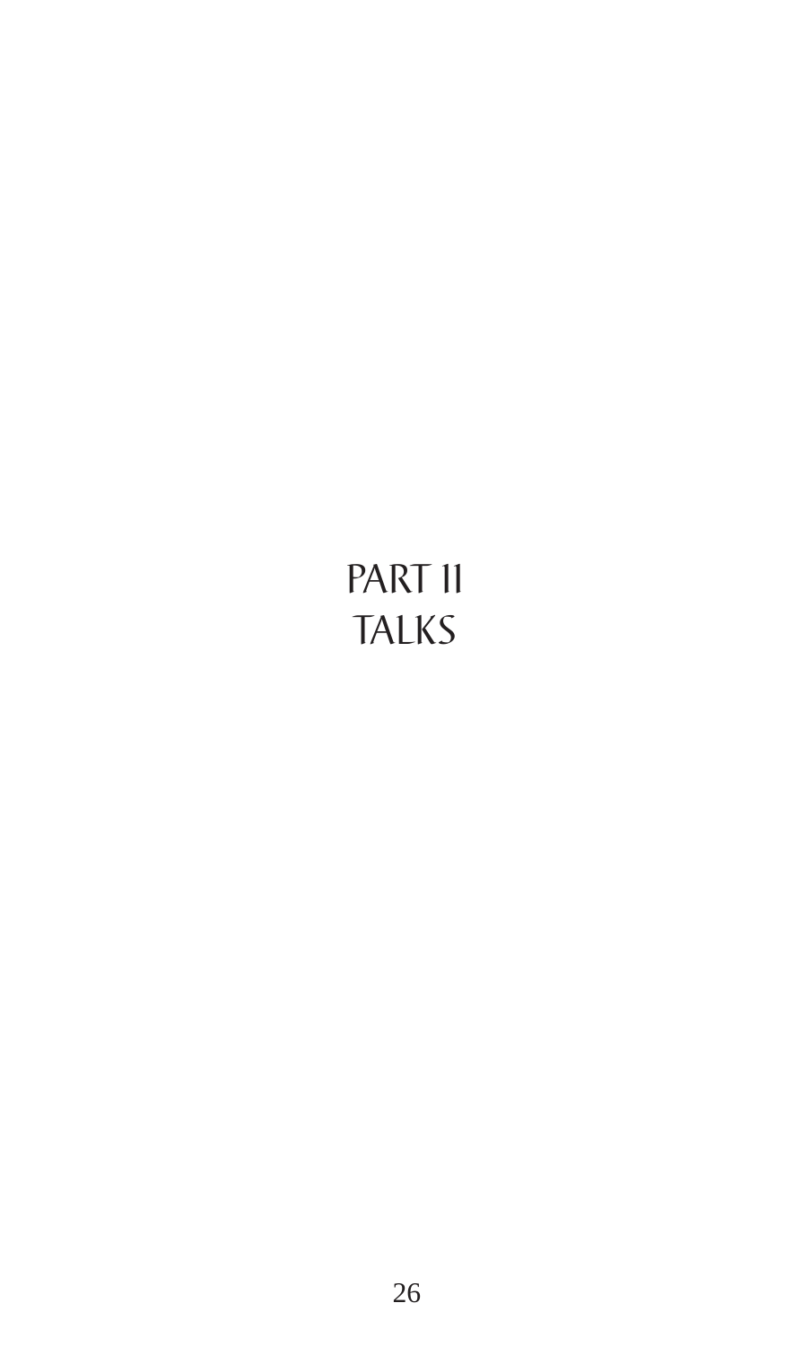# PART II
# TALKS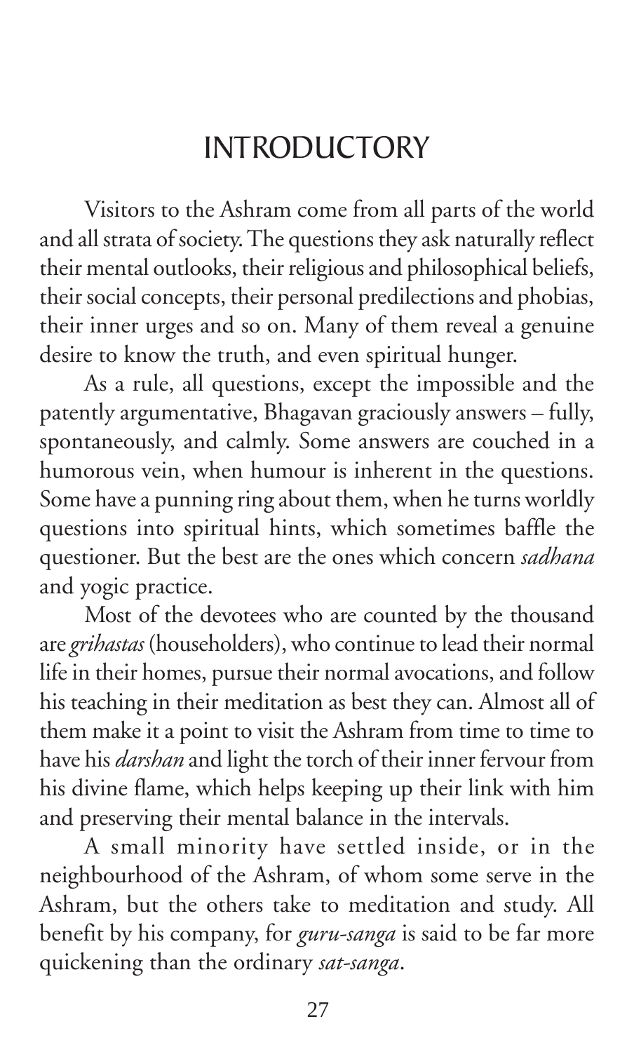# INTRODUCTORY

Visitors to the Ashram come from all parts of the world and all strata of society. The questions they ask naturally reflect their mental outlooks, their religious and philosophical beliefs, their social concepts, their personal predilections and phobias, their inner urges and so on. Many of them reveal a genuine desire to know the truth, and even spiritual hunger.

As a rule, all questions, except the impossible and the patently argumentative, Bhagavan graciously answers – fully, spontaneously, and calmly. Some answers are couched in a humorous vein, when humour is inherent in the questions. Some have a punning ring about them, when he turns worldly questions into spiritual hints, which sometimes baffle the questioner. But the best are the ones which concern *sadhana* and yogic practice.

Most of the devotees who are counted by the thousand are *grihastas* (householders), who continue to lead their normal life in their homes, pursue their normal avocations, and follow his teaching in their meditation as best they can. Almost all of them make it a point to visit the Ashram from time to time to have his *darshan* and light the torch of their inner fervour from his divine flame, which helps keeping up their link with him and preserving their mental balance in the intervals.

A small minority have settled inside, or in the neighbourhood of the Ashram, of whom some serve in the Ashram, but the others take to meditation and study. All benefit by his company, for *guru-sanga* is said to be far more quickening than the ordinary *sat-sanga*.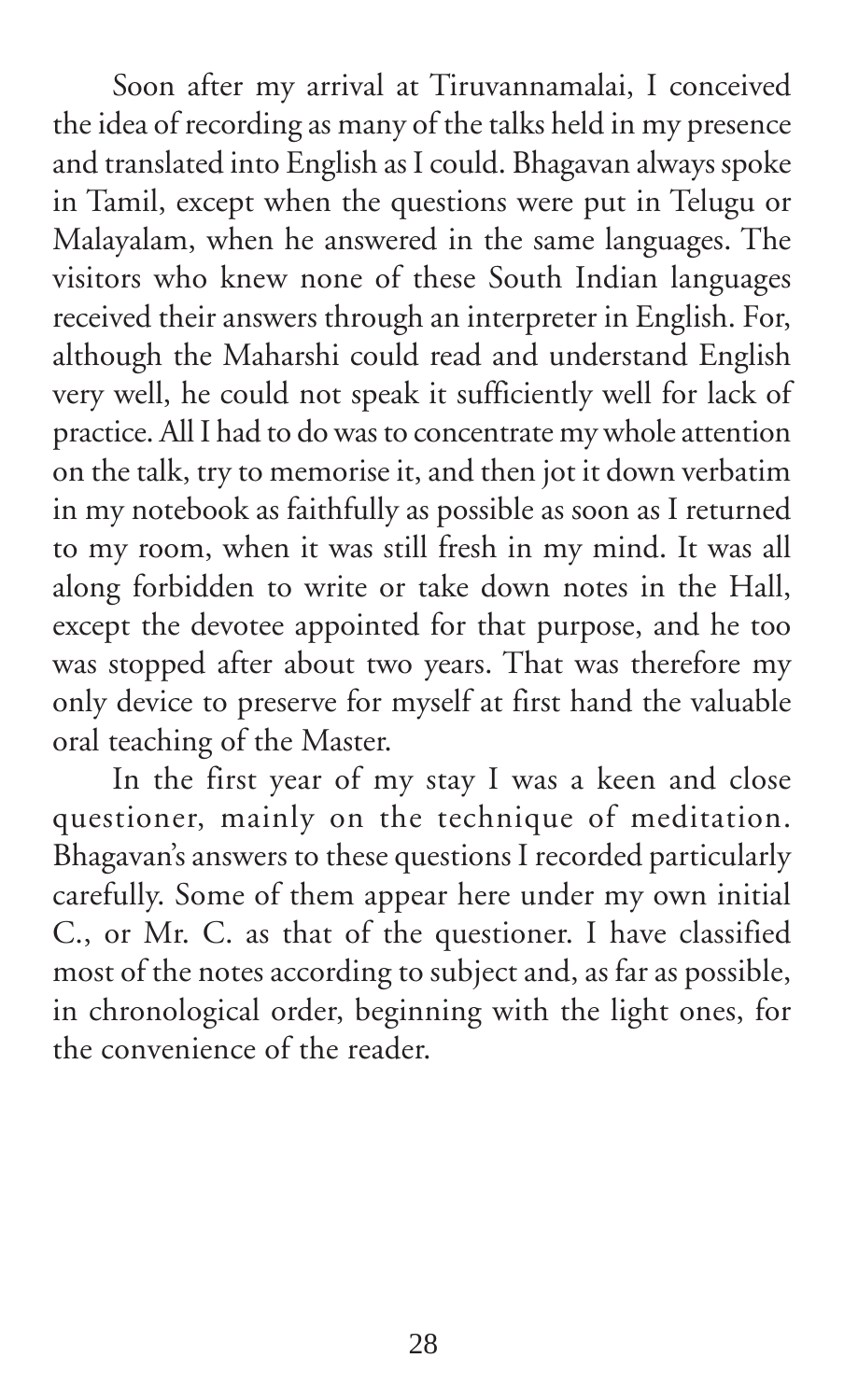Soon after my arrival at Tiruvannamalai, I conceived the idea of recording as many of the talks held in my presence and translated into English as I could. Bhagavan always spoke in Tamil, except when the questions were put in Telugu or Malayalam, when he answered in the same languages. The visitors who knew none of these South Indian languages received their answers through an interpreter in English. For, although the Maharshi could read and understand English very well, he could not speak it sufficiently well for lack of practice. All I had to do was to concentrate my whole attention on the talk, try to memorise it, and then jot it down verbatim in my notebook as faithfully as possible as soon as I returned to my room, when it was still fresh in my mind. It was all along forbidden to write or take down notes in the Hall, except the devotee appointed for that purpose, and he too was stopped after about two years. That was therefore my only device to preserve for myself at first hand the valuable oral teaching of the Master.

In the first year of my stay I was a keen and close questioner, mainly on the technique of meditation. Bhagavan's answers to these questions I recorded particularly carefully. Some of them appear here under my own initial C., or Mr. C. as that of the questioner. I have classified most of the notes according to subject and, as far as possible, in chronological order, beginning with the light ones, for the convenience of the reader.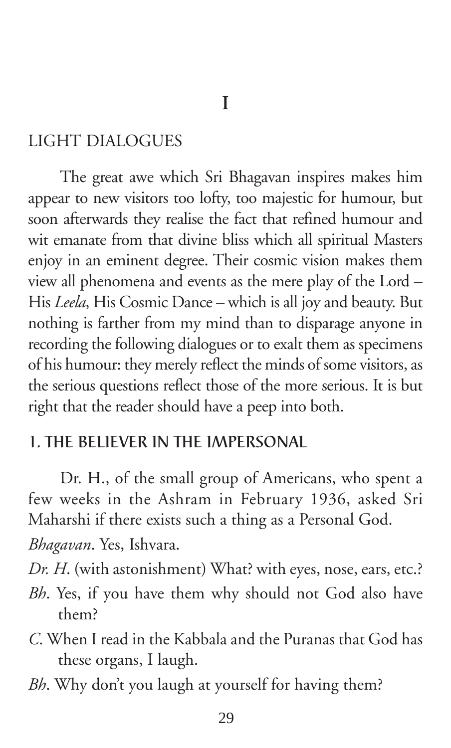# I

## LIGHT DIALOGUES

The great awe which Sri Bhagavan inspires makes him appear to new visitors too lofty, too majestic for humour, but soon afterwards they realise the fact that refined humour and wit emanate from that divine bliss which all spiritual Masters enjoy in an eminent degree. Their cosmic vision makes them view all phenomena and events as the mere play of the Lord – His *Leela*, His Cosmic Dance – which is all joy and beauty. But nothing is farther from my mind than to disparage anyone in recording the following dialogues or to exalt them as specimens of his humour: they merely reflect the minds of some visitors, as the serious questions reflect those of the more serious. It is but right that the reader should have a peep into both.

### 1. THE BELIEVER IN THE IMPERSONAL

Dr. H., of the small group of Americans, who spent a few weeks in the Ashram in February 1936, asked Sri Maharshi if there exists such a thing as a Personal God.

*Bhagavan*. Yes, Ishvara.

*Dr. H*. (with astonishment) What? with eyes, nose, ears, etc.?

*Bh*. Yes, if you have them why should not God also have them?

*C*. When I read in the Kabbala and the Puranas that God has these organs, I laugh.

*Bh*. Why don't you laugh at yourself for having them?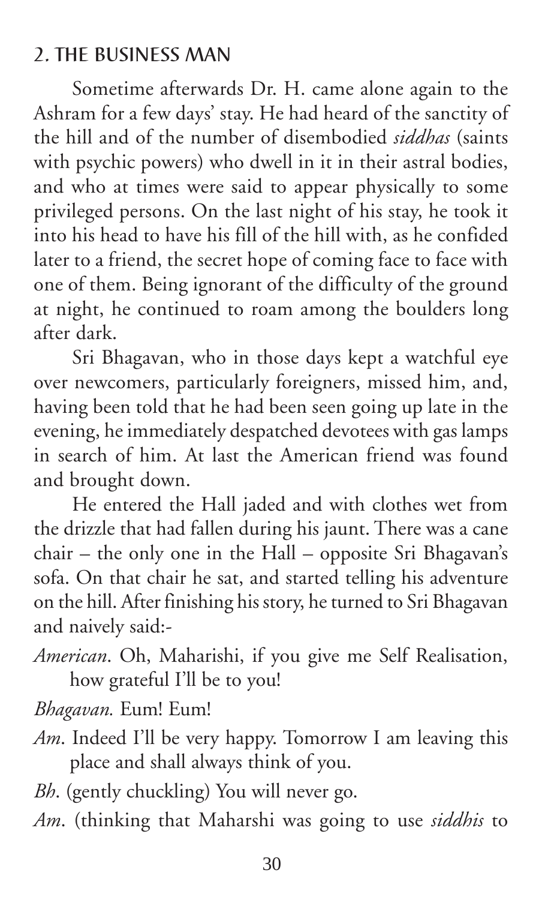## 2. THE BUSINESS MAN

Sometime afterwards Dr. H. came alone again to the Ashram for a few days' stay. He had heard of the sanctity of the hill and of the number of disembodied *siddhas* (saints with psychic powers) who dwell in it in their astral bodies, and who at times were said to appear physically to some privileged persons. On the last night of his stay, he took it into his head to have his fill of the hill with, as he confided later to a friend, the secret hope of coming face to face with one of them. Being ignorant of the difficulty of the ground at night, he continued to roam among the boulders long after dark.

Sri Bhagavan, who in those days kept a watchful eye over newcomers, particularly foreigners, missed him, and, having been told that he had been seen going up late in the evening, he immediately despatched devotees with gas lamps in search of him. At last the American friend was found and brought down.

He entered the Hall jaded and with clothes wet from the drizzle that had fallen during his jaunt. There was a cane chair – the only one in the Hall – opposite Sri Bhagavan's sofa. On that chair he sat, and started telling his adventure on the hill. After finishing his story, he turned to Sri Bhagavan and naively said:-

*American*. Oh, Maharishi, if you give me Self Realisation, how grateful I'll be to you!

*Bhagavan.* Eum! Eum!

*Am*. Indeed I'll be very happy. Tomorrow I am leaving this place and shall always think of you.

*Bh*. (gently chuckling) You will never go.

*Am*. (thinking that Maharshi was going to use *siddhis* to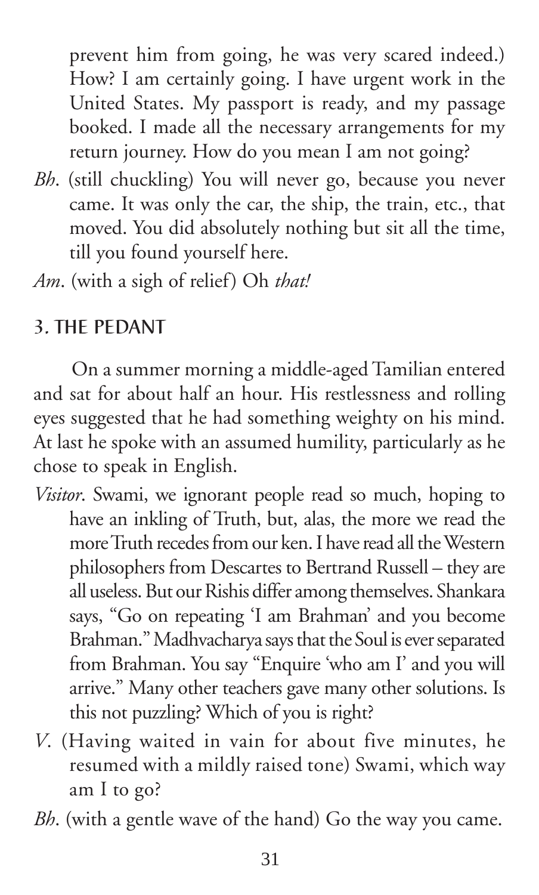prevent him from going, he was very scared indeed.) How? I am certainly going. I have urgent work in the United States. My passport is ready, and my passage booked. I made all the necessary arrangements for my return journey. How do you mean I am not going?

*Bh*. (still chuckling) You will never go, because you never came. It was only the car, the ship, the train, etc., that moved. You did absolutely nothing but sit all the time, till you found yourself here.

*Am*. (with a sigh of relief) Oh *that!*

## 3. THE PEDANT

On a summer morning a middle-aged Tamilian entered and sat for about half an hour. His restlessness and rolling eyes suggested that he had something weighty on his mind. At last he spoke with an assumed humility, particularly as he chose to speak in English.

*Visitor*. Swami, we ignorant people read so much, hoping to have an inkling of Truth, but, alas, the more we read the more Truth recedes from our ken. I have read all the Western philosophers from Descartes to Bertrand Russell – they are all useless. But our Rishis differ among themselves. Shankara says, "Go on repeating 'I am Brahman' and you become Brahman." Madhvacharya says that the Soul is ever separated from Brahman. You say "Enquire 'who am I' and you will arrive." Many other teachers gave many other solutions. Is this not puzzling? Which of you is right?

*V*. (Having waited in vain for about five minutes, he resumed with a mildly raised tone) Swami, which way am I to go?

*Bh*. (with a gentle wave of the hand) Go the way you came.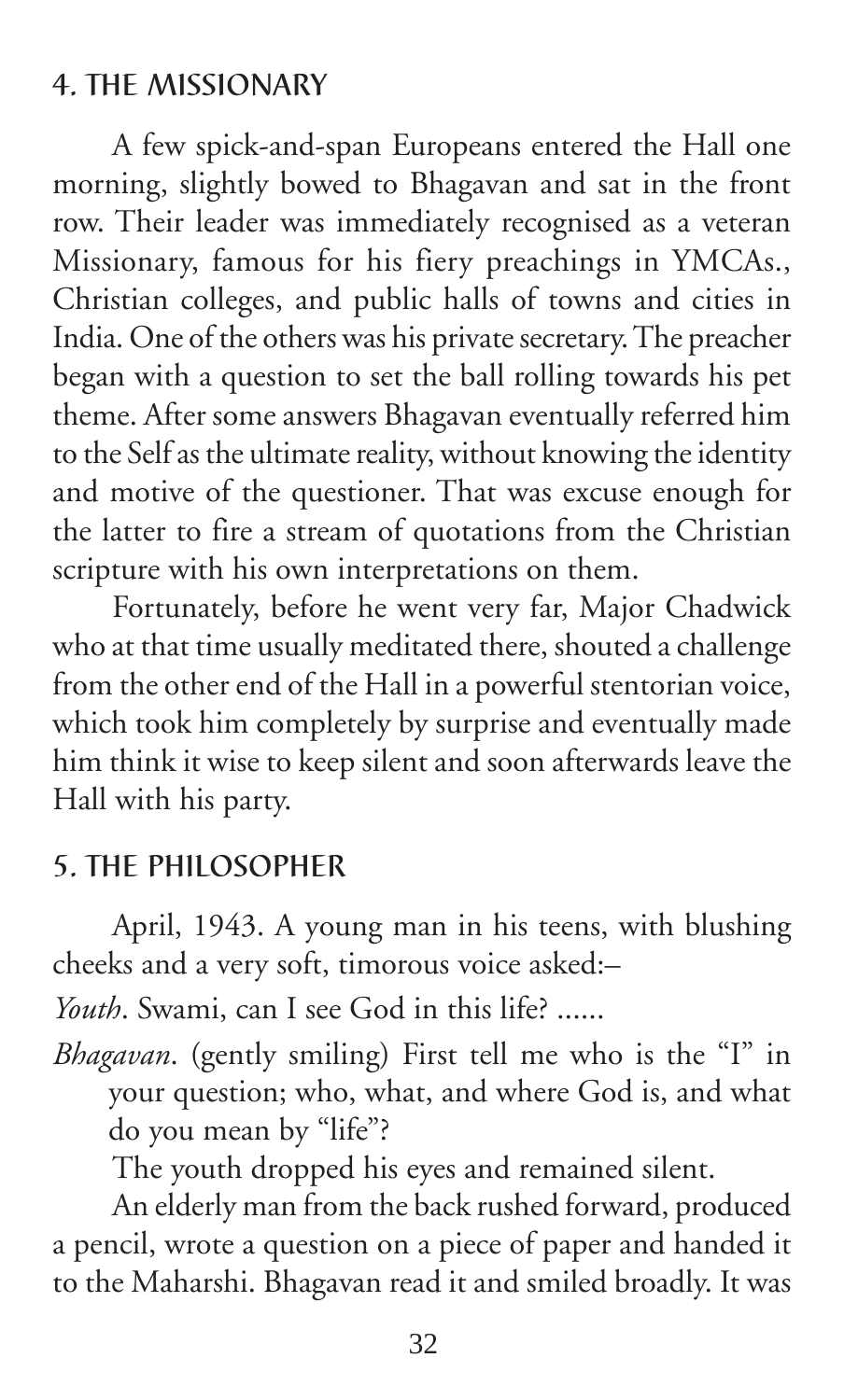## 4. THE MISSIONARY

A few spick-and-span Europeans entered the Hall one morning, slightly bowed to Bhagavan and sat in the front row. Their leader was immediately recognised as a veteran Missionary, famous for his fiery preachings in YMCAs., Christian colleges, and public halls of towns and cities in India. One of the others was his private secretary. The preacher began with a question to set the ball rolling towards his pet theme. After some answers Bhagavan eventually referred him to the Self as the ultimate reality, without knowing the identity and motive of the questioner. That was excuse enough for the latter to fire a stream of quotations from the Christian scripture with his own interpretations on them.

Fortunately, before he went very far, Major Chadwick who at that time usually meditated there, shouted a challenge from the other end of the Hall in a powerful stentorian voice, which took him completely by surprise and eventually made him think it wise to keep silent and soon afterwards leave the Hall with his party.

## 5. THE PHILOSOPHER

April, 1943. A young man in his teens, with blushing cheeks and a very soft, timorous voice asked:–

*Youth*. Swami, can I see God in this life? ......

*Bhagavan*. (gently smiling) First tell me who is the "I" in your question; who, what, and where God is, and what do you mean by "life"?

The youth dropped his eyes and remained silent.

An elderly man from the back rushed forward, produced a pencil, wrote a question on a piece of paper and handed it to the Maharshi. Bhagavan read it and smiled broadly. It was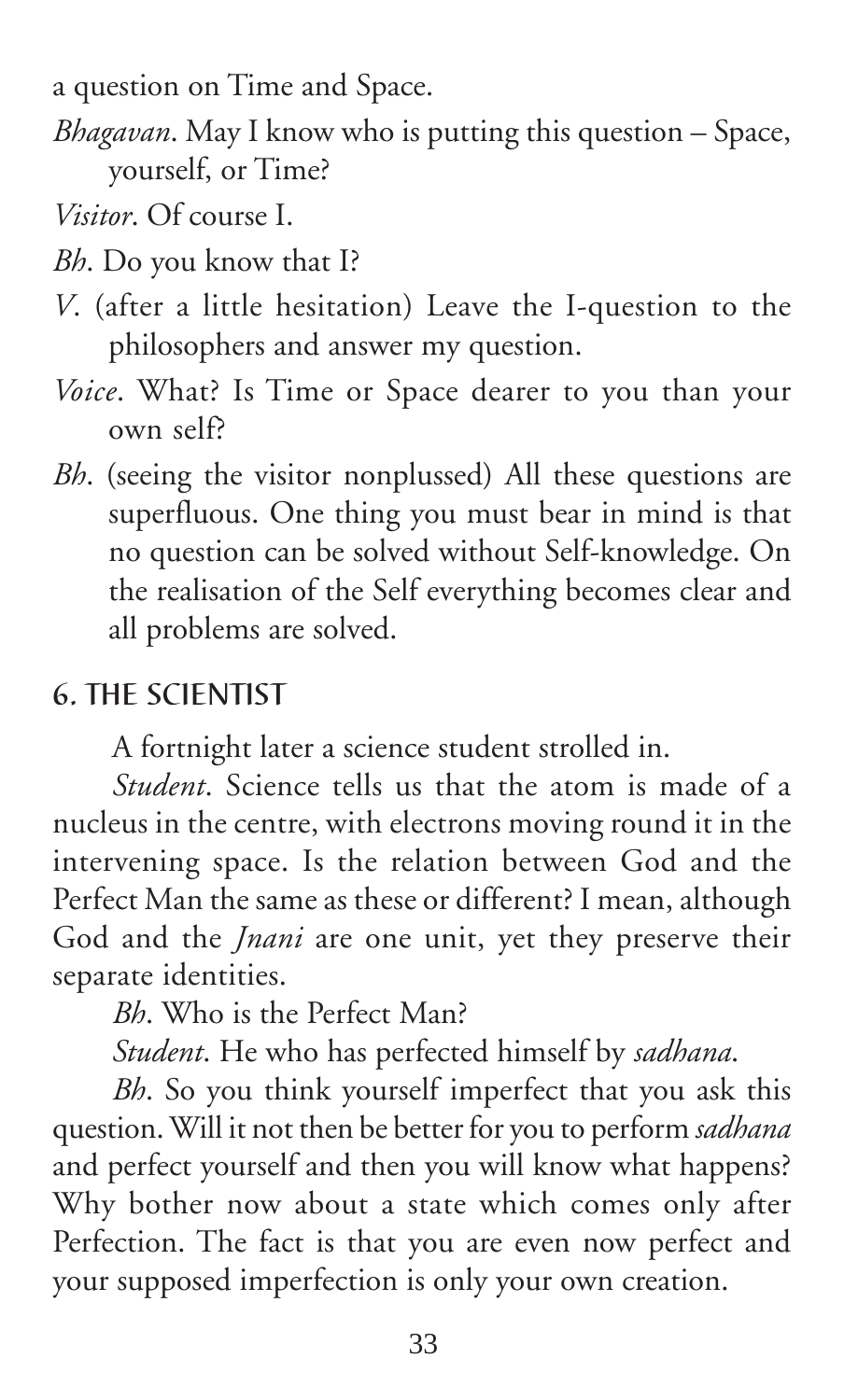a question on Time and Space.

*Bhagavan*. May I know who is putting this question – Space, yourself, or Time?

*Visitor*. Of course I.

*Bh*. Do you know that I?

*V*. (after a little hesitation) Leave the I-question to the philosophers and answer my question.

*Voice*. What? Is Time or Space dearer to you than your own self?

*Bh*. (seeing the visitor nonplussed) All these questions are superfluous. One thing you must bear in mind is that no question can be solved without Self-knowledge. On the realisation of the Self everything becomes clear and all problems are solved.

## 6. THE SCIENTIST

A fortnight later a science student strolled in.

*Student*. Science tells us that the atom is made of a nucleus in the centre, with electrons moving round it in the intervening space. Is the relation between God and the Perfect Man the same as these or different? I mean, although God and the *Jnani* are one unit, yet they preserve their separate identities.

*Bh*. Who is the Perfect Man?

*Student*. He who has perfected himself by *sadhana*.

*Bh*. So you think yourself imperfect that you ask this question. Will it not then be better for you to perform *sadhana* and perfect yourself and then you will know what happens? Why bother now about a state which comes only after Perfection. The fact is that you are even now perfect and your supposed imperfection is only your own creation.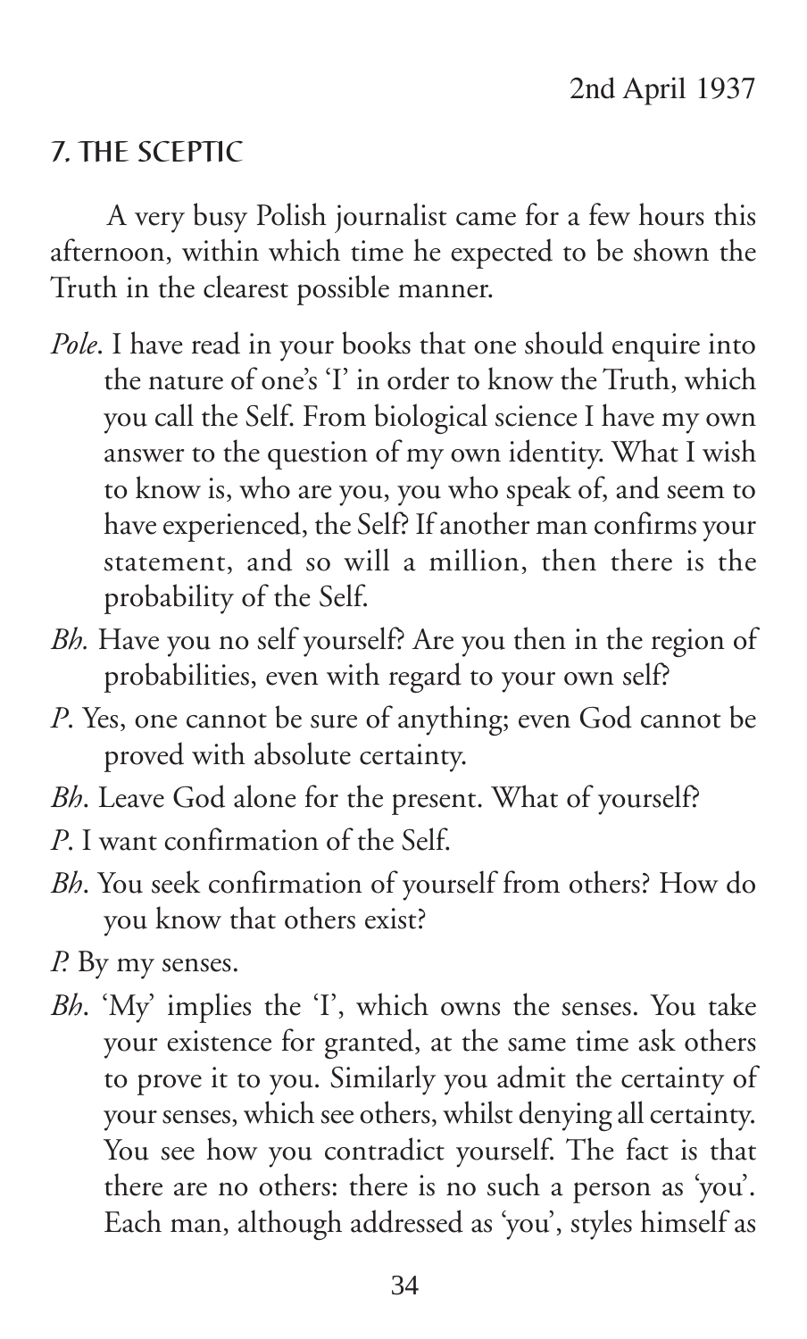2nd April 1937

## 7. THE SCEPTIC

A very busy Polish journalist came for a few hours this afternoon, within which time he expected to be shown the Truth in the clearest possible manner.

*Pole*. I have read in your books that one should enquire into the nature of one's 'I' in order to know the Truth, which you call the Self. From biological science I have my own answer to the question of my own identity. What I wish to know is, who are you, you who speak of, and seem to have experienced, the Self? If another man confirms your statement, and so will a million, then there is the probability of the Self.

*Bh.* Have you no self yourself? Are you then in the region of probabilities, even with regard to your own self?

*P*. Yes, one cannot be sure of anything; even God cannot be proved with absolute certainty.

*Bh*. Leave God alone for the present. What of yourself?

*P*. I want confirmation of the Self.

*Bh*. You seek confirmation of yourself from others? How do you know that others exist?

*P.* By my senses.

*Bh*. 'My' implies the 'I', which owns the senses. You take your existence for granted, at the same time ask others to prove it to you. Similarly you admit the certainty of your senses, which see others, whilst denying all certainty. You see how you contradict yourself. The fact is that there are no others: there is no such a person as 'you'. Each man, although addressed as 'you', styles himself as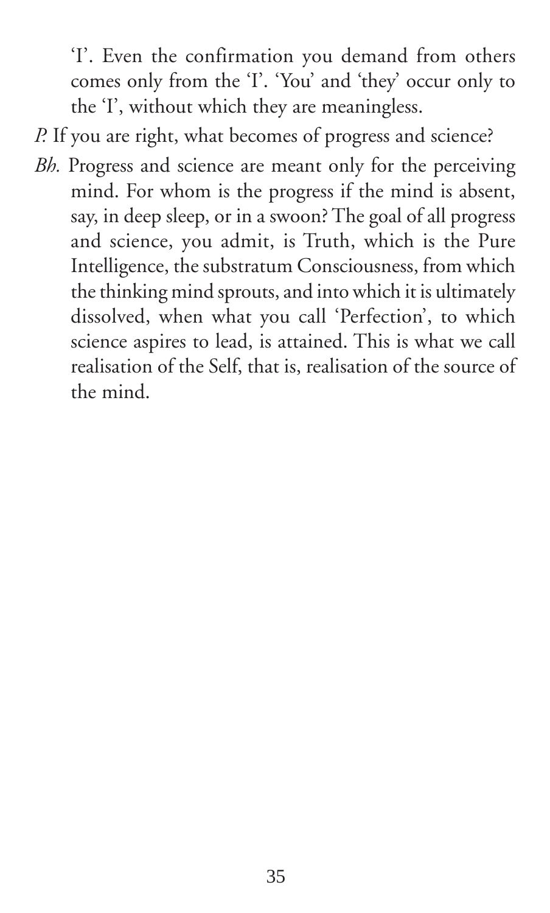'I'. Even the confirmation you demand from others comes only from the 'I'. 'You' and 'they' occur only to the 'I', without which they are meaningless.

*P.* If you are right, what becomes of progress and science?

*Bh.* Progress and science are meant only for the perceiving mind. For whom is the progress if the mind is absent, say, in deep sleep, or in a swoon? The goal of all progress and science, you admit, is Truth, which is the Pure Intelligence, the substratum Consciousness, from which the thinking mind sprouts, and into which it is ultimately dissolved, when what you call 'Perfection', to which science aspires to lead, is attained. This is what we call realisation of the Self, that is, realisation of the source of the mind.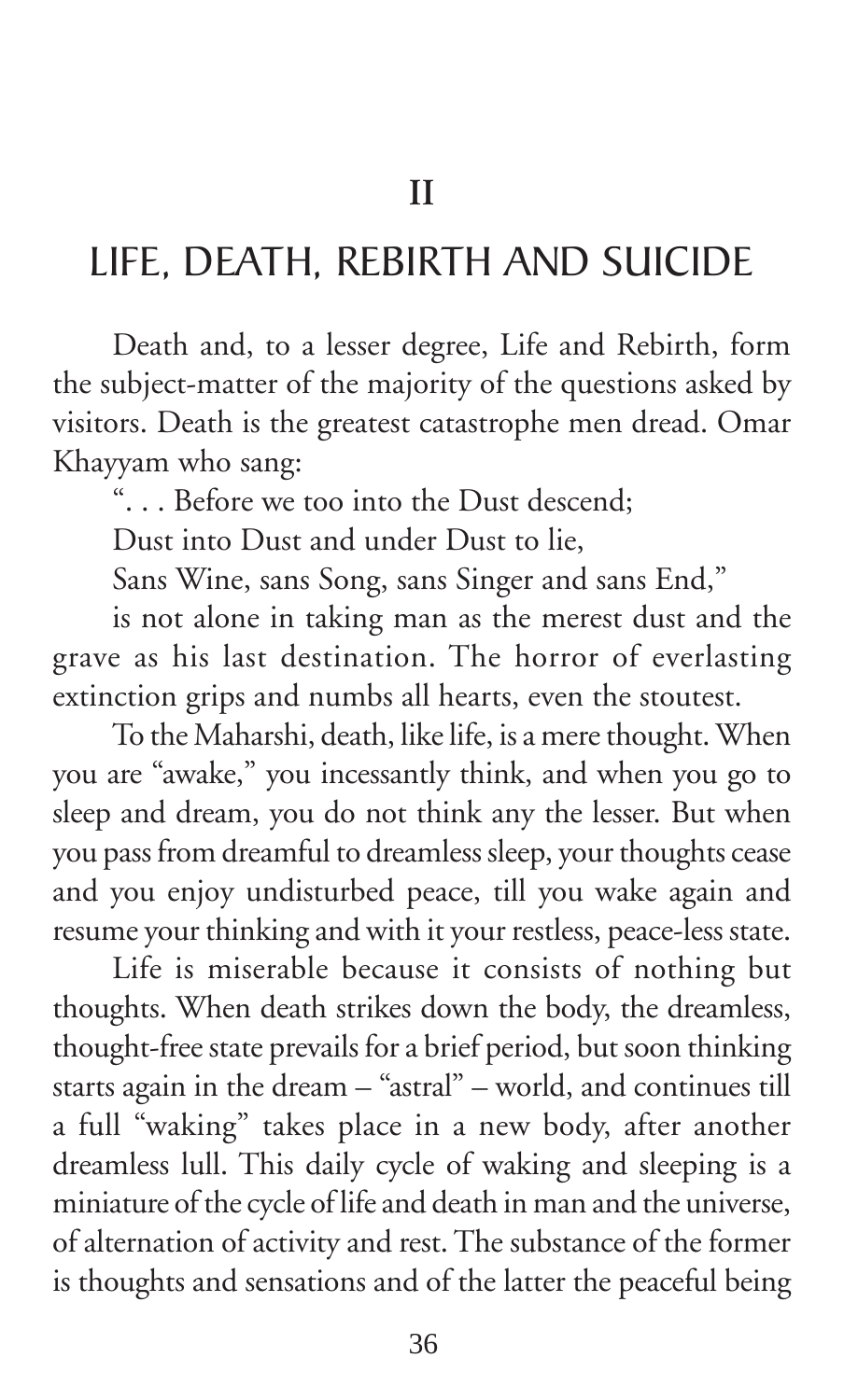## II

# LIFE, DEATH, REBIRTH AND SUICIDE

Death and, to a lesser degree, Life and Rebirth, form the subject-matter of the majority of the questions asked by visitors. Death is the greatest catastrophe men dread. Omar Khayyam who sang:

". . . Before we too into the Dust descend;
Dust into Dust and under Dust to lie,
Sans Wine, sans Song, sans Singer and sans End,"

is not alone in taking man as the merest dust and the grave as his last destination. The horror of everlasting extinction grips and numbs all hearts, even the stoutest.

To the Maharshi, death, like life, is a mere thought. When you are "awake," you incessantly think, and when you go to sleep and dream, you do not think any the lesser. But when you pass from dreamful to dreamless sleep, your thoughts cease and you enjoy undisturbed peace, till you wake again and resume your thinking and with it your restless, peace-less state.

Life is miserable because it consists of nothing but thoughts. When death strikes down the body, the dreamless, thought-free state prevails for a brief period, but soon thinking starts again in the dream – "astral" – world, and continues till a full "waking" takes place in a new body, after another dreamless lull. This daily cycle of waking and sleeping is a miniature of the cycle of life and death in man and the universe, of alternation of activity and rest. The substance of the former is thoughts and sensations and of the latter the peaceful being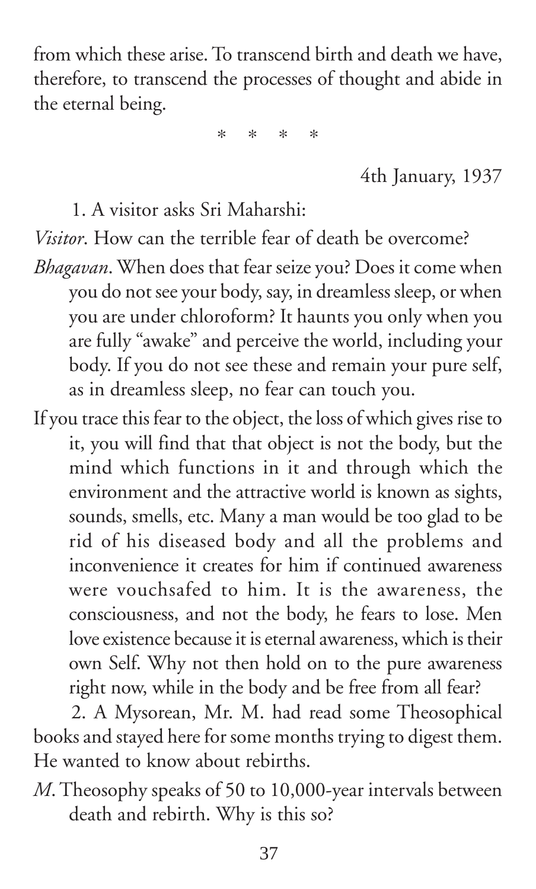from which these arise. To transcend birth and death we have, therefore, to transcend the processes of thought and abide in the eternal being.

\*  \*  \*  \*

4th January, 1937

1. A visitor asks Sri Maharshi:

*Visitor*. How can the terrible fear of death be overcome?

*Bhagavan*. When does that fear seize you? Does it come when you do not see your body, say, in dreamless sleep, or when you are under chloroform? It haunts you only when you are fully "awake" and perceive the world, including your body. If you do not see these and remain your pure self, as in dreamless sleep, no fear can touch you.

If you trace this fear to the object, the loss of which gives rise to it, you will find that that object is not the body, but the mind which functions in it and through which the environment and the attractive world is known as sights, sounds, smells, etc. Many a man would be too glad to be rid of his diseased body and all the problems and inconvenience it creates for him if continued awareness were vouchsafed to him. It is the awareness, the consciousness, and not the body, he fears to lose. Men love existence because it is eternal awareness, which is their own Self. Why not then hold on to the pure awareness right now, while in the body and be free from all fear?

2. A Mysorean, Mr. M. had read some Theosophical books and stayed here for some months trying to digest them. He wanted to know about rebirths.

*M*. Theosophy speaks of 50 to 10,000-year intervals between death and rebirth. Why is this so?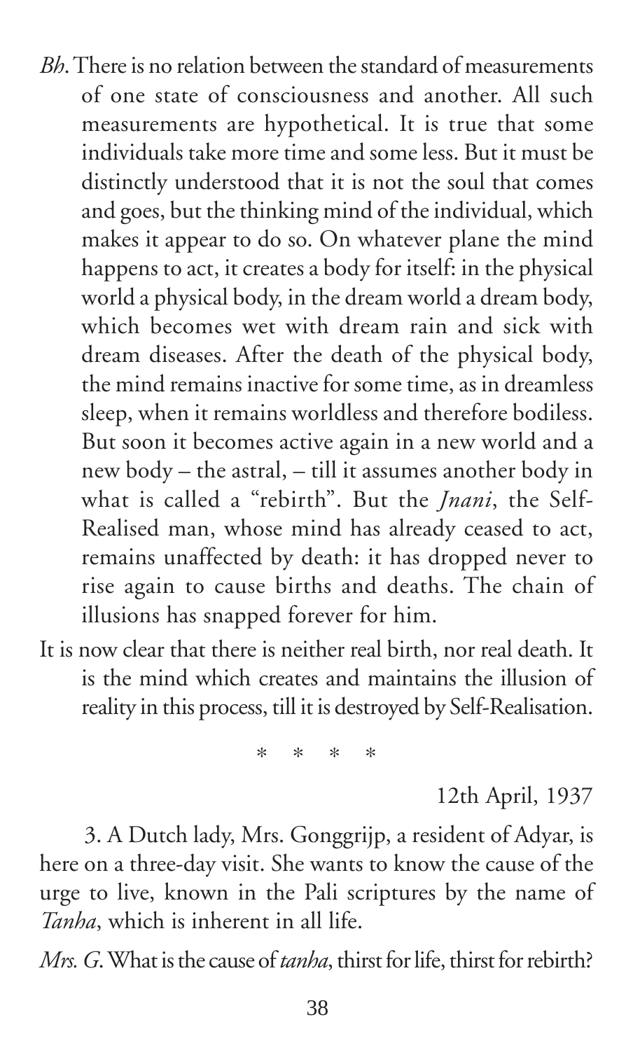*Bh*. There is no relation between the standard of measurements of one state of consciousness and another. All such measurements are hypothetical. It is true that some individuals take more time and some less. But it must be distinctly understood that it is not the soul that comes and goes, but the thinking mind of the individual, which makes it appear to do so. On whatever plane the mind happens to act, it creates a body for itself: in the physical world a physical body, in the dream world a dream body, which becomes wet with dream rain and sick with dream diseases. After the death of the physical body, the mind remains inactive for some time, as in dreamless sleep, when it remains worldless and therefore bodiless. But soon it becomes active again in a new world and a new body – the astral, – till it assumes another body in what is called a "rebirth". But the *Jnani*, the Self-Realised man, whose mind has already ceased to act, remains unaffected by death: it has dropped never to rise again to cause births and deaths. The chain of illusions has snapped forever for him.

It is now clear that there is neither real birth, nor real death. It is the mind which creates and maintains the illusion of reality in this process, till it is destroyed by Self-Realisation.

\* \* \* \*

12th April, 1937

3. A Dutch lady, Mrs. Gonggrijp, a resident of Adyar, is here on a three-day visit. She wants to know the cause of the urge to live, known in the Pali scriptures by the name of *Tanha*, which is inherent in all life.

*Mrs. G*. What is the cause of *tanha*, thirst for life, thirst for rebirth?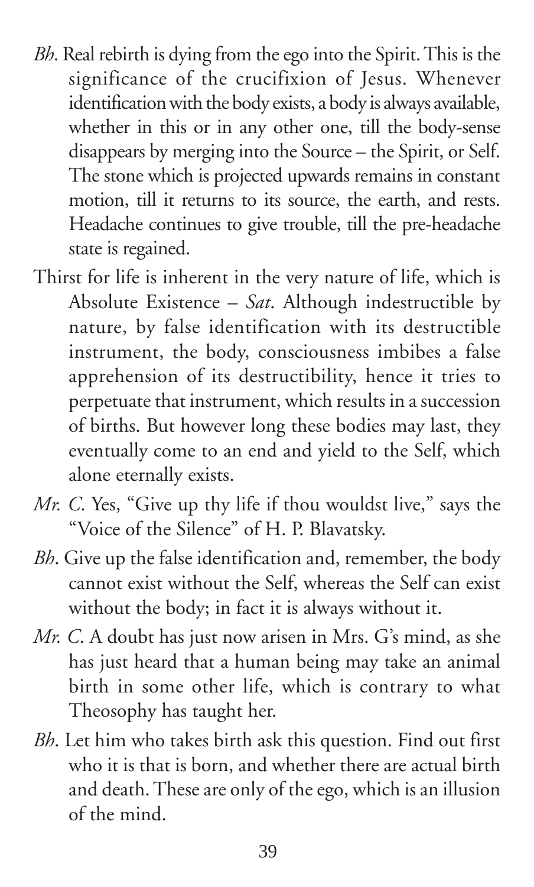*Bh*. Real rebirth is dying from the ego into the Spirit. This is the significance of the crucifixion of Jesus. Whenever identification with the body exists, a body is always available, whether in this or in any other one, till the body-sense disappears by merging into the Source – the Spirit, or Self. The stone which is projected upwards remains in constant motion, till it returns to its source, the earth, and rests. Headache continues to give trouble, till the pre-headache state is regained.

Thirst for life is inherent in the very nature of life, which is Absolute Existence – *Sat*. Although indestructible by nature, by false identification with its destructible instrument, the body, consciousness imbibes a false apprehension of its destructibility, hence it tries to perpetuate that instrument, which results in a succession of births. But however long these bodies may last, they eventually come to an end and yield to the Self, which alone eternally exists.

*Mr. C*. Yes, "Give up thy life if thou wouldst live," says the "Voice of the Silence" of H. P. Blavatsky.

*Bh*. Give up the false identification and, remember, the body cannot exist without the Self, whereas the Self can exist without the body; in fact it is always without it.

*Mr. C*. A doubt has just now arisen in Mrs. G's mind, as she has just heard that a human being may take an animal birth in some other life, which is contrary to what Theosophy has taught her.

*Bh*. Let him who takes birth ask this question. Find out first who it is that is born, and whether there are actual birth and death. These are only of the ego, which is an illusion of the mind.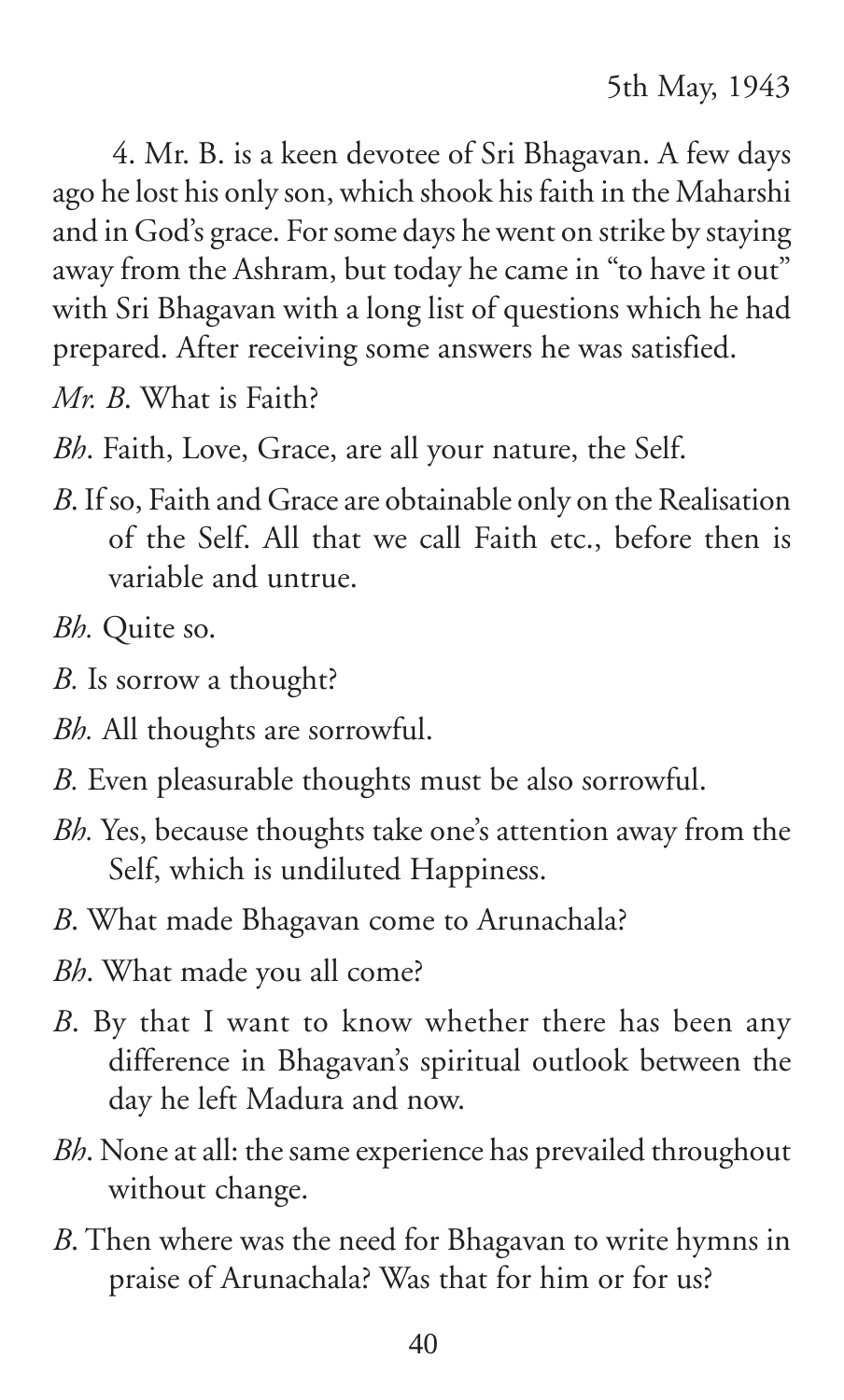5th May, 1943

4. Mr. B. is a keen devotee of Sri Bhagavan. A few days ago he lost his only son, which shook his faith in the Maharshi and in God's grace. For some days he went on strike by staying away from the Ashram, but today he came in "to have it out" with Sri Bhagavan with a long list of questions which he had prepared. After receiving some answers he was satisfied.

*Mr. B*. What is Faith?

*Bh*. Faith, Love, Grace, are all your nature, the Self.

*B*. If so, Faith and Grace are obtainable only on the Realisation of the Self. All that we call Faith etc., before then is variable and untrue.

*Bh.* Quite so.

*B.* Is sorrow a thought?

*Bh.* All thoughts are sorrowful.

*B.* Even pleasurable thoughts must be also sorrowful.

*Bh.* Yes, because thoughts take one's attention away from the Self, which is undiluted Happiness.

*B*. What made Bhagavan come to Arunachala?

*Bh*. What made you all come?

*B*. By that I want to know whether there has been any difference in Bhagavan's spiritual outlook between the day he left Madura and now.

*Bh*. None at all: the same experience has prevailed throughout without change.

*B*. Then where was the need for Bhagavan to write hymns in praise of Arunachala? Was that for him or for us?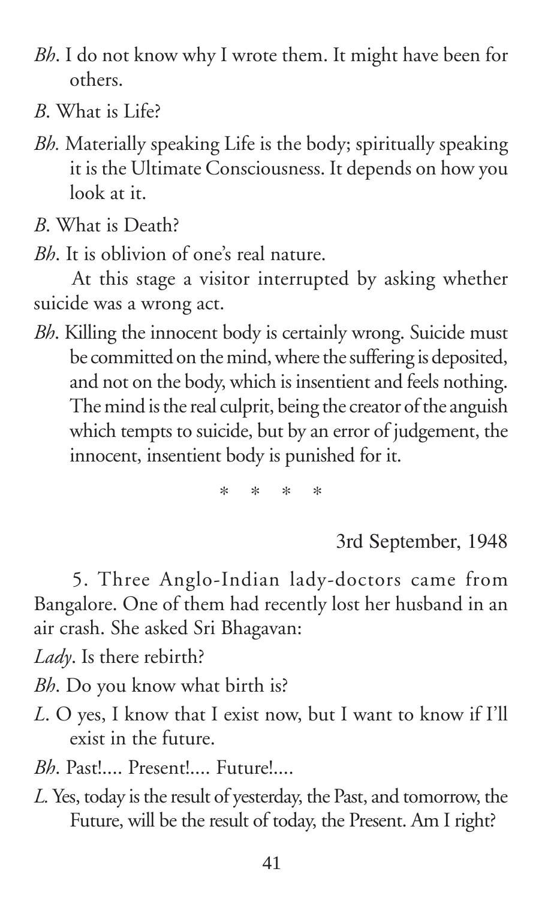*Bh*. I do not know why I wrote them. It might have been for others.

*B*. What is Life?

*Bh.* Materially speaking Life is the body; spiritually speaking it is the Ultimate Consciousness. It depends on how you look at it.

*B*. What is Death?

*Bh*. It is oblivion of one's real nature.

At this stage a visitor interrupted by asking whether suicide was a wrong act.

*Bh*. Killing the innocent body is certainly wrong. Suicide must be committed on the mind, where the suffering is deposited, and not on the body, which is insentient and feels nothing. The mind is the real culprit, being the creator of the anguish which tempts to suicide, but by an error of judgement, the innocent, insentient body is punished for it.

\* \* \* \*

3rd September, 1948

5. Three Anglo-Indian lady-doctors came from Bangalore. One of them had recently lost her husband in an air crash. She asked Sri Bhagavan:

*Lady*. Is there rebirth?

*Bh*. Do you know what birth is?

*L*. O yes, I know that I exist now, but I want to know if I'll exist in the future.

*Bh*. Past!.... Present!.... Future!....

*L.* Yes, today is the result of yesterday, the Past, and tomorrow, the Future, will be the result of today, the Present. Am I right?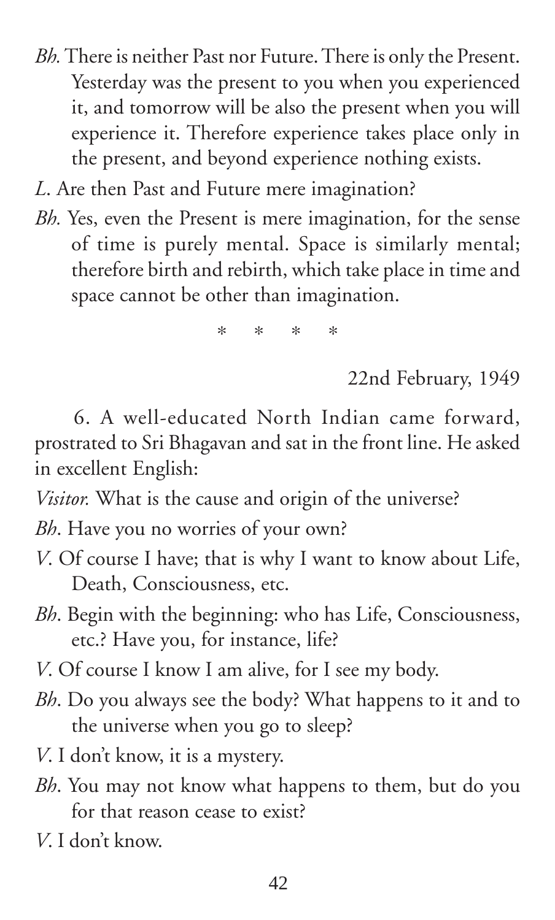*Bh.* There is neither Past nor Future. There is only the Present. Yesterday was the present to you when you experienced it, and tomorrow will be also the present when you will experience it. Therefore experience takes place only in the present, and beyond experience nothing exists.

*L*. Are then Past and Future mere imagination?

*Bh.* Yes, even the Present is mere imagination, for the sense of time is purely mental. Space is similarly mental; therefore birth and rebirth, which take place in time and space cannot be other than imagination.

\* \* \* \*

22nd February, 1949

6. A well-educated North Indian came forward, prostrated to Sri Bhagavan and sat in the front line. He asked in excellent English:

*Visitor.* What is the cause and origin of the universe?

*Bh*. Have you no worries of your own?

*V*. Of course I have; that is why I want to know about Life, Death, Consciousness, etc.

*Bh*. Begin with the beginning: who has Life, Consciousness, etc.? Have you, for instance, life?

*V*. Of course I know I am alive, for I see my body.

*Bh*. Do you always see the body? What happens to it and to the universe when you go to sleep?

*V*. I don't know, it is a mystery.

*Bh*. You may not know what happens to them, but do you for that reason cease to exist?

*V*. I don't know.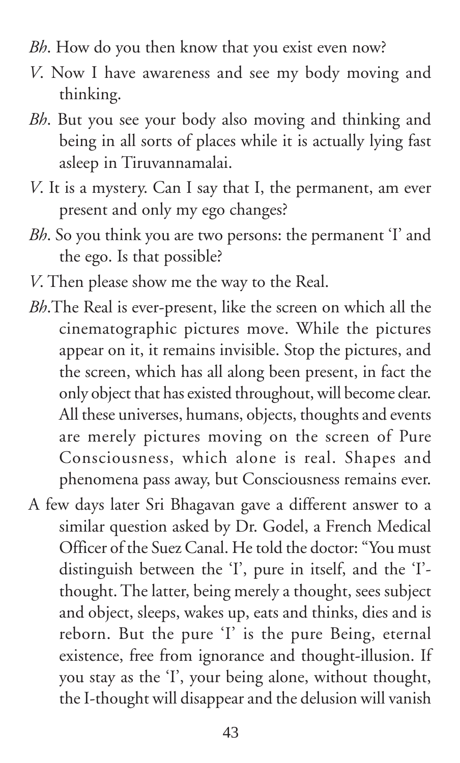*Bh*. How do you then know that you exist even now?

*V*. Now I have awareness and see my body moving and thinking.

*Bh*. But you see your body also moving and thinking and being in all sorts of places while it is actually lying fast asleep in Tiruvannamalai.

*V*. It is a mystery. Can I say that I, the permanent, am ever present and only my ego changes?

*Bh*. So you think you are two persons: the permanent 'I' and the ego. Is that possible?

*V*. Then please show me the way to the Real.

*Bh*.The Real is ever-present, like the screen on which all the cinematographic pictures move. While the pictures appear on it, it remains invisible. Stop the pictures, and the screen, which has all along been present, in fact the only object that has existed throughout, will become clear. All these universes, humans, objects, thoughts and events are merely pictures moving on the screen of Pure Consciousness, which alone is real. Shapes and phenomena pass away, but Consciousness remains ever.

A few days later Sri Bhagavan gave a different answer to a similar question asked by Dr. Godel, a French Medical Officer of the Suez Canal. He told the doctor: "You must distinguish between the 'I', pure in itself, and the 'I'-thought. The latter, being merely a thought, sees subject and object, sleeps, wakes up, eats and thinks, dies and is reborn. But the pure 'I' is the pure Being, eternal existence, free from ignorance and thought-illusion. If you stay as the 'I', your being alone, without thought, the I-thought will disappear and the delusion will vanish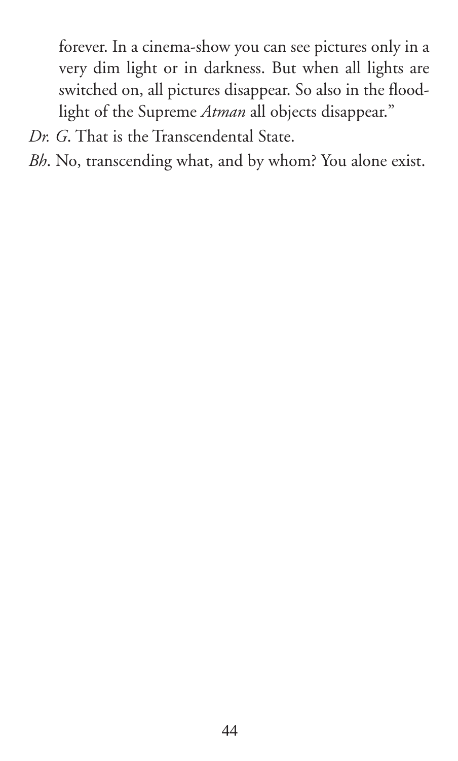forever. In a cinema-show you can see pictures only in a very dim light or in darkness. But when all lights are switched on, all pictures disappear. So also in the flood-light of the Supreme *Atman* all objects disappear."

*Dr. G*. That is the Transcendental State.

*Bh*. No, transcending what, and by whom? You alone exist.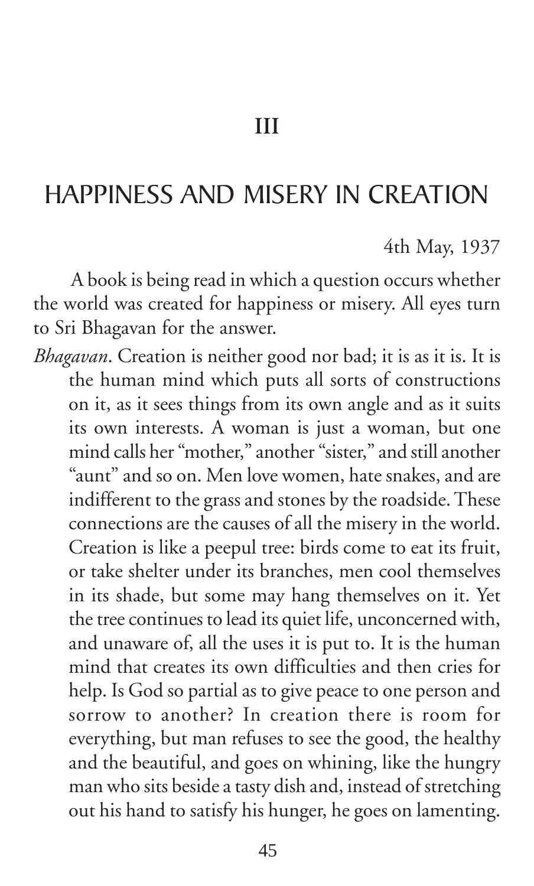## III

# HAPPINESS AND MISERY IN CREATION

4th May, 1937

A book is being read in which a question occurs whether the world was created for happiness or misery. All eyes turn to Sri Bhagavan for the answer.

*Bhagavan*. Creation is neither good nor bad; it is as it is. It is the human mind which puts all sorts of constructions on it, as it sees things from its own angle and as it suits its own interests. A woman is just a woman, but one mind calls her "mother," another "sister," and still another "aunt" and so on. Men love women, hate snakes, and are indifferent to the grass and stones by the roadside. These connections are the causes of all the misery in the world. Creation is like a peepul tree: birds come to eat its fruit, or take shelter under its branches, men cool themselves in its shade, but some may hang themselves on it. Yet the tree continues to lead its quiet life, unconcerned with, and unaware of, all the uses it is put to. It is the human mind that creates its own difficulties and then cries for help. Is God so partial as to give peace to one person and sorrow to another? In creation there is room for everything, but man refuses to see the good, the healthy and the beautiful, and goes on whining, like the hungry man who sits beside a tasty dish and, instead of stretching out his hand to satisfy his hunger, he goes on lamenting.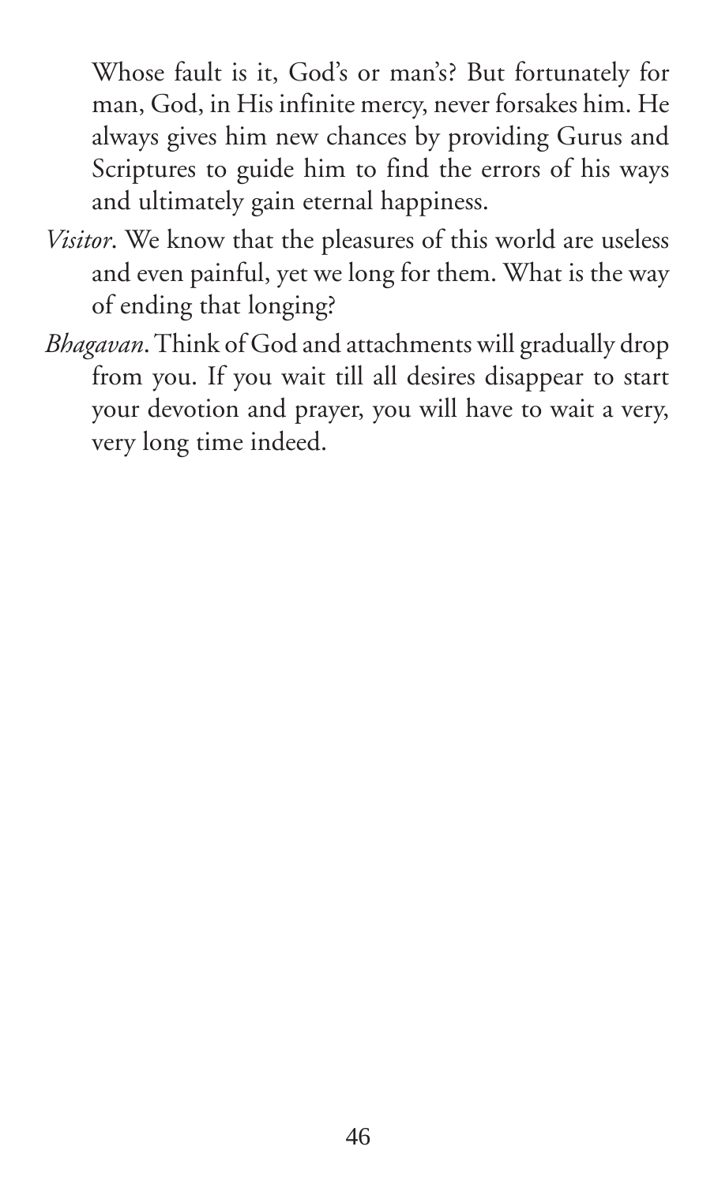Whose fault is it, God's or man's? But fortunately for man, God, in His infinite mercy, never forsakes him. He always gives him new chances by providing Gurus and Scriptures to guide him to find the errors of his ways and ultimately gain eternal happiness.

*Visitor*. We know that the pleasures of this world are useless and even painful, yet we long for them. What is the way of ending that longing?

*Bhagavan*. Think of God and attachments will gradually drop from you. If you wait till all desires disappear to start your devotion and prayer, you will have to wait a very, very long time indeed.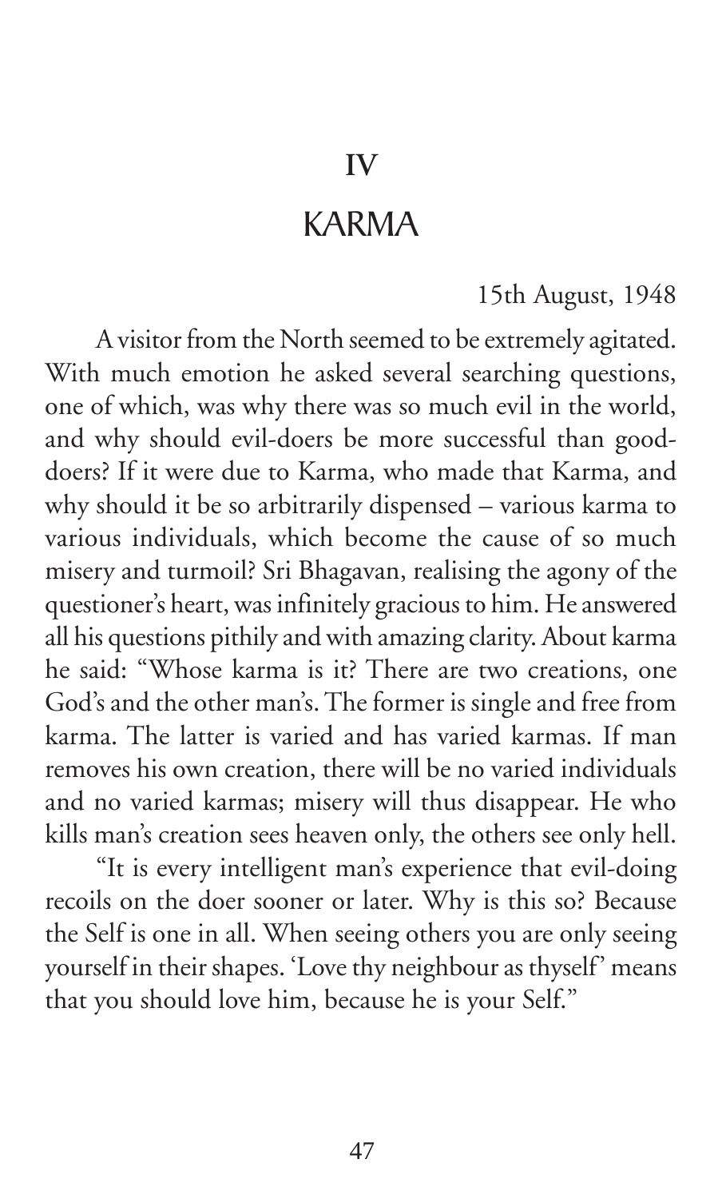# IV

# KARMA

15th August, 1948

A visitor from the North seemed to be extremely agitated. With much emotion he asked several searching questions, one of which, was why there was so much evil in the world, and why should evil-doers be more successful than good-doers? If it were due to Karma, who made that Karma, and why should it be so arbitrarily dispensed – various karma to various individuals, which become the cause of so much misery and turmoil? Sri Bhagavan, realising the agony of the questioner's heart, was infinitely gracious to him. He answered all his questions pithily and with amazing clarity. About karma he said: "Whose karma is it? There are two creations, one God's and the other man's. The former is single and free from karma. The latter is varied and has varied karmas. If man removes his own creation, there will be no varied individuals and no varied karmas; misery will thus disappear. He who kills man's creation sees heaven only, the others see only hell.

"It is every intelligent man's experience that evil-doing recoils on the doer sooner or later. Why is this so? Because the Self is one in all. When seeing others you are only seeing yourself in their shapes. 'Love thy neighbour as thyself' means that you should love him, because he is your Self."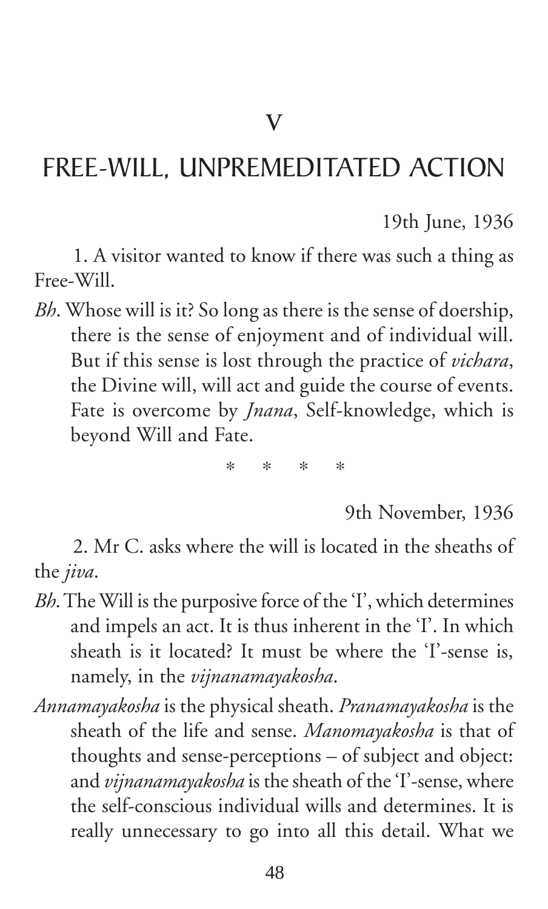# V

## FREE-WILL, UNPREMEDITATED ACTION

19th June, 1936

1. A visitor wanted to know if there was such a thing as Free-Will.

*Bh*. Whose will is it? So long as there is the sense of doership, there is the sense of enjoyment and of individual will. But if this sense is lost through the practice of *vichara*, the Divine will, will act and guide the course of events. Fate is overcome by *Jnana*, Self-knowledge, which is beyond Will and Fate.

\*    \*    \*    \*

9th November, 1936

2. Mr C. asks where the will is located in the sheaths of the *jiva*.

*Bh*. The Will is the purposive force of the 'I', which determines and impels an act. It is thus inherent in the 'I'. In which sheath is it located? It must be where the 'I'-sense is, namely, in the *vijnanamayakosha*.

*Annamayakosha* is the physical sheath. *Pranamayakosha* is the sheath of the life and sense. *Manomayakosha* is that of thoughts and sense-perceptions – of subject and object: and *vijnanamayakosha* is the sheath of the 'I'-sense, where the self-conscious individual wills and determines. It is really unnecessary to go into all this detail. What we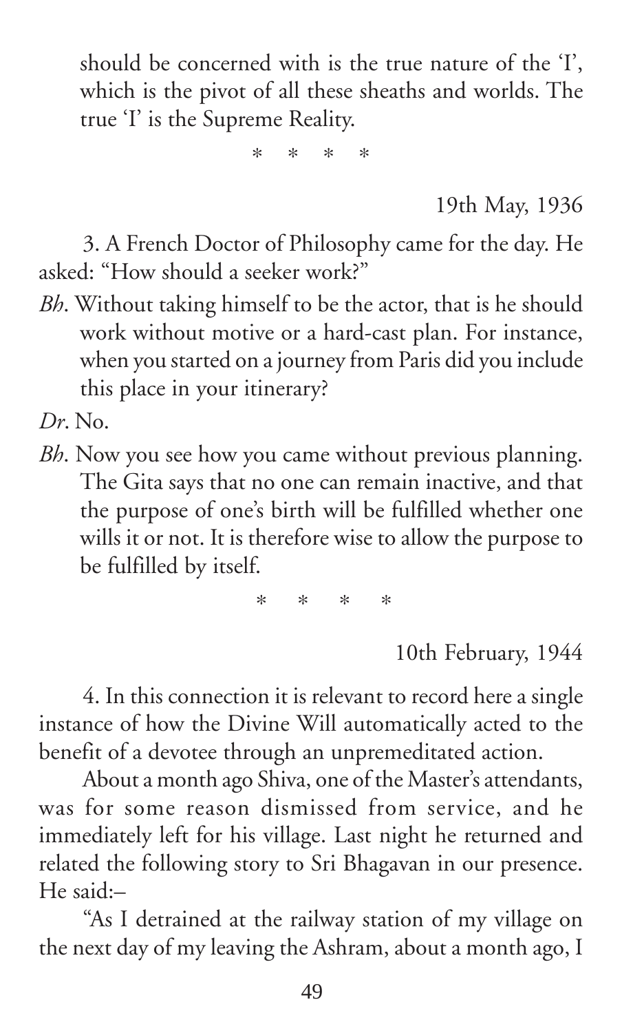should be concerned with is the true nature of the 'I', which is the pivot of all these sheaths and worlds. The true 'I' is the Supreme Reality.

\* \* \* \*

19th May, 1936

3. A French Doctor of Philosophy came for the day. He asked: "How should a seeker work?"

*Bh*. Without taking himself to be the actor, that is he should work without motive or a hard-cast plan. For instance, when you started on a journey from Paris did you include this place in your itinerary?

*Dr*. No.

*Bh*. Now you see how you came without previous planning. The Gita says that no one can remain inactive, and that the purpose of one's birth will be fulfilled whether one wills it or not. It is therefore wise to allow the purpose to be fulfilled by itself.

\* \* \* \*

10th February, 1944

4. In this connection it is relevant to record here a single instance of how the Divine Will automatically acted to the benefit of a devotee through an unpremeditated action.

About a month ago Shiva, one of the Master's attendants, was for some reason dismissed from service, and he immediately left for his village. Last night he returned and related the following story to Sri Bhagavan in our presence. He said:–

"As I detrained at the railway station of my village on the next day of my leaving the Ashram, about a month ago, I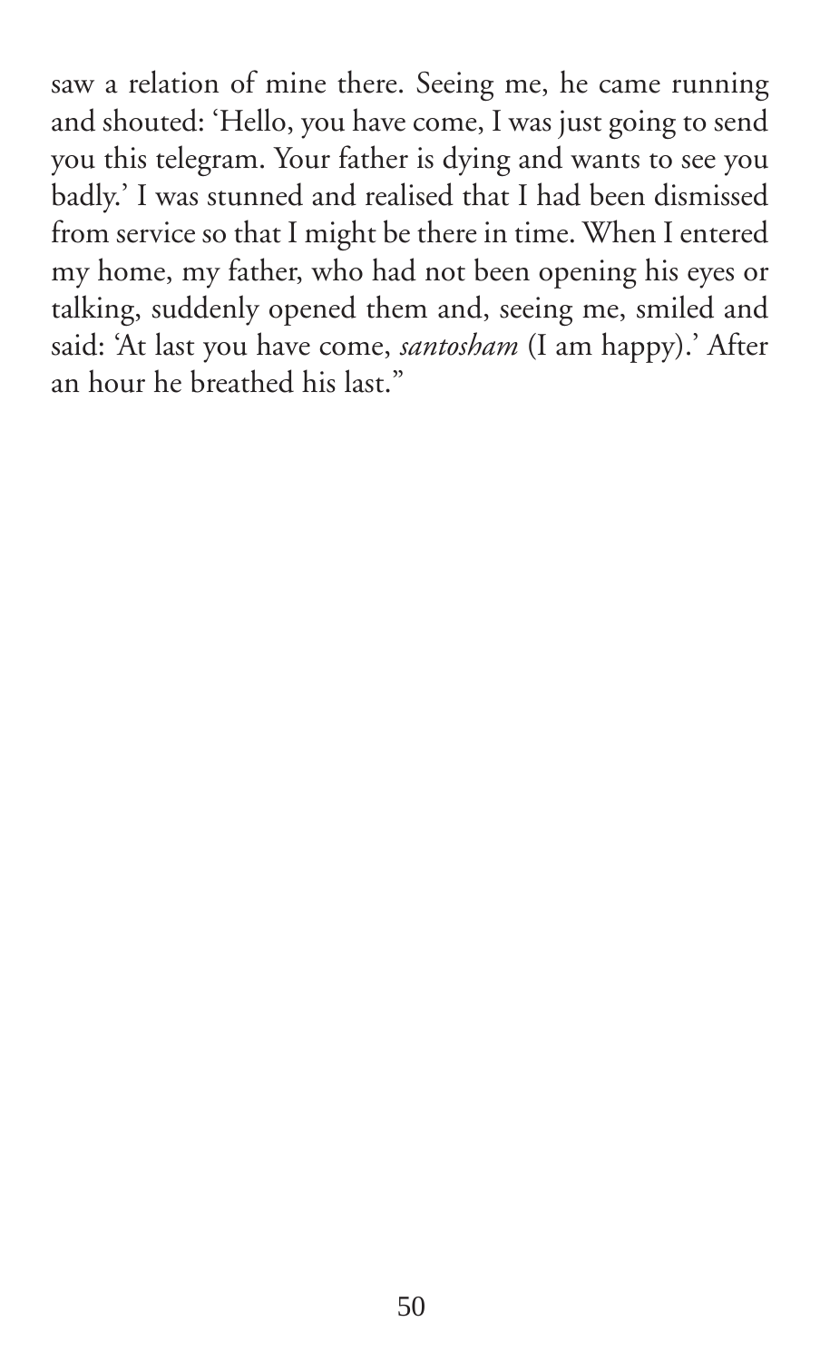saw a relation of mine there. Seeing me, he came running and shouted: 'Hello, you have come, I was just going to send you this telegram. Your father is dying and wants to see you badly.' I was stunned and realised that I had been dismissed from service so that I might be there in time. When I entered my home, my father, who had not been opening his eyes or talking, suddenly opened them and, seeing me, smiled and said: 'At last you have come, *santosham* (I am happy).' After an hour he breathed his last."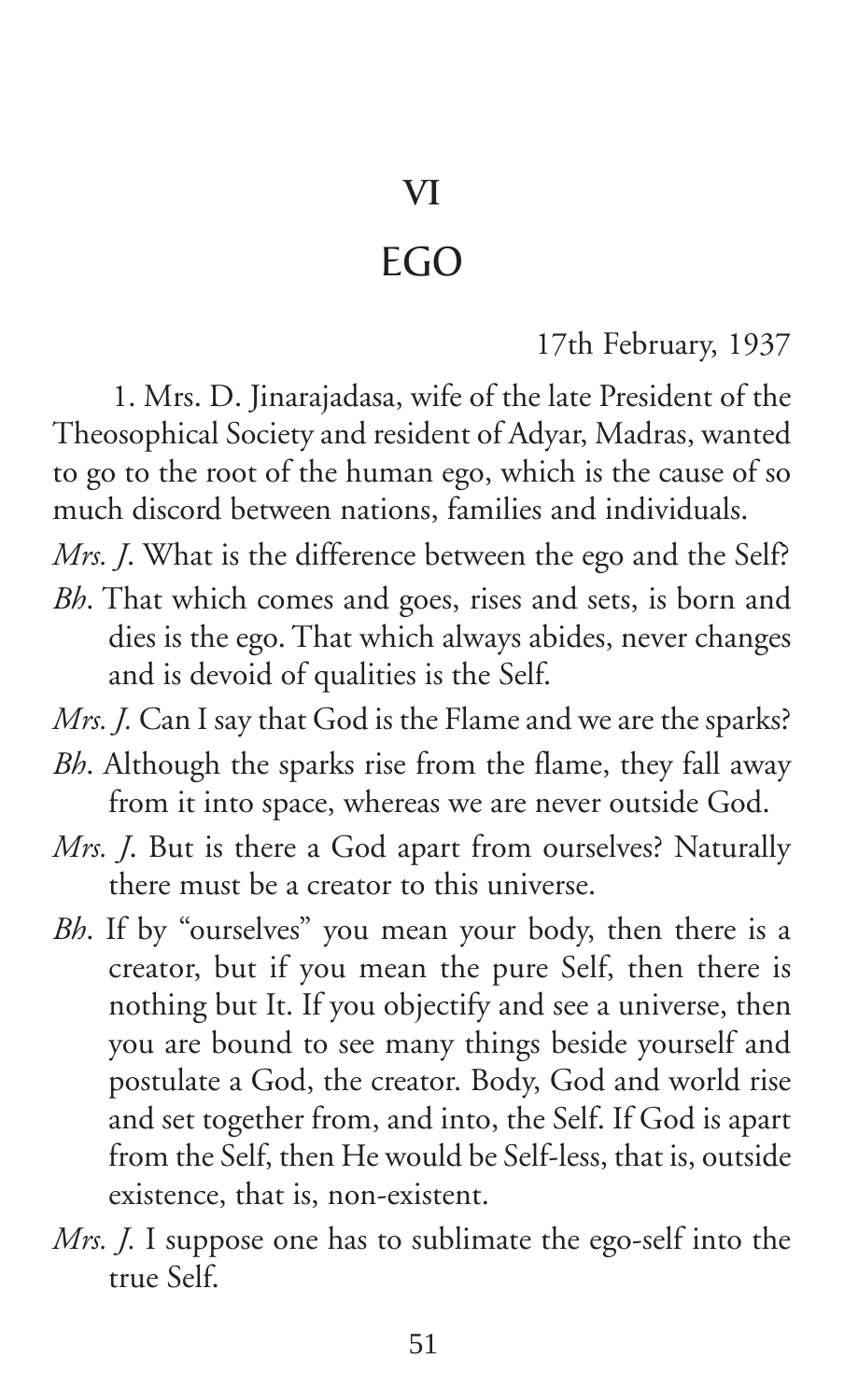# VI

# EGO

17th February, 1937

1. Mrs. D. Jinarajadasa, wife of the late President of the Theosophical Society and resident of Adyar, Madras, wanted to go to the root of the human ego, which is the cause of so much discord between nations, families and individuals.

*Mrs. J*. What is the difference between the ego and the Self?

*Bh*. That which comes and goes, rises and sets, is born and dies is the ego. That which always abides, never changes and is devoid of qualities is the Self.

*Mrs. J.* Can I say that God is the Flame and we are the sparks?

*Bh*. Although the sparks rise from the flame, they fall away from it into space, whereas we are never outside God.

*Mrs. J*. But is there a God apart from ourselves? Naturally there must be a creator to this universe.

*Bh*. If by "ourselves" you mean your body, then there is a creator, but if you mean the pure Self, then there is nothing but It. If you objectify and see a universe, then you are bound to see many things beside yourself and postulate a God, the creator. Body, God and world rise and set together from, and into, the Self. If God is apart from the Self, then He would be Self-less, that is, outside existence, that is, non-existent.

*Mrs. J.* I suppose one has to sublimate the ego-self into the true Self.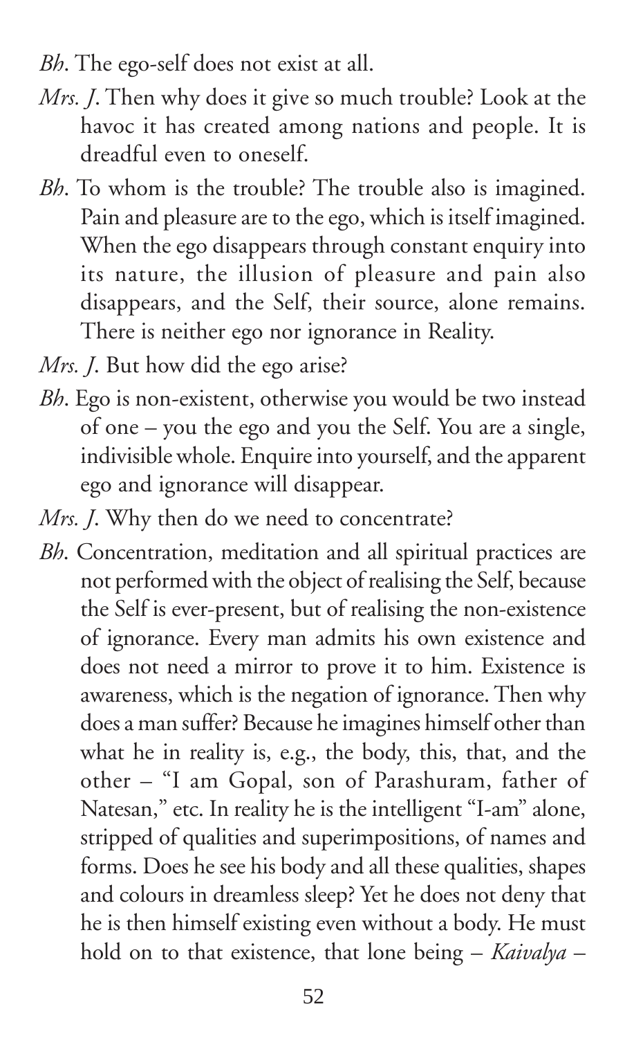*Bh*. The ego-self does not exist at all.

*Mrs. J*. Then why does it give so much trouble? Look at the havoc it has created among nations and people. It is dreadful even to oneself.

*Bh*. To whom is the trouble? The trouble also is imagined. Pain and pleasure are to the ego, which is itself imagined. When the ego disappears through constant enquiry into its nature, the illusion of pleasure and pain also disappears, and the Self, their source, alone remains. There is neither ego nor ignorance in Reality.

*Mrs. J*. But how did the ego arise?

*Bh*. Ego is non-existent, otherwise you would be two instead of one – you the ego and you the Self. You are a single, indivisible whole. Enquire into yourself, and the apparent ego and ignorance will disappear.

*Mrs. J*. Why then do we need to concentrate?

*Bh*. Concentration, meditation and all spiritual practices are not performed with the object of realising the Self, because the Self is ever-present, but of realising the non-existence of ignorance. Every man admits his own existence and does not need a mirror to prove it to him. Existence is awareness, which is the negation of ignorance. Then why does a man suffer? Because he imagines himself other than what he in reality is, e.g., the body, this, that, and the other – "I am Gopal, son of Parashuram, father of Natesan," etc. In reality he is the intelligent "I-am" alone, stripped of qualities and superimpositions, of names and forms. Does he see his body and all these qualities, shapes and colours in dreamless sleep? Yet he does not deny that he is then himself existing even without a body. He must hold on to that existence, that lone being – *Kaivalya* –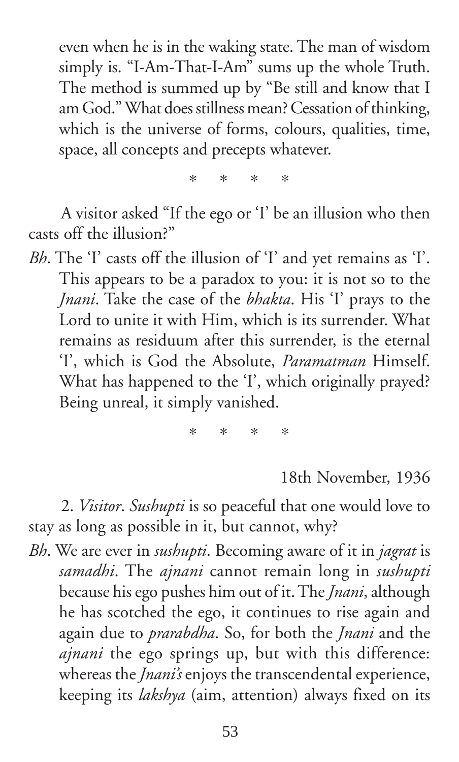even when he is in the waking state. The man of wisdom simply is. "I-Am-That-I-Am" sums up the whole Truth. The method is summed up by "Be still and know that I am God." What does stillness mean? Cessation of thinking, which is the universe of forms, colours, qualities, time, space, all concepts and precepts whatever.

\* \* \* \*

A visitor asked "If the ego or 'I' be an illusion who then casts off the illusion?"

*Bh*. The 'I' casts off the illusion of 'I' and yet remains as 'I'. This appears to be a paradox to you: it is not so to the *Jnani*. Take the case of the *bhakta*. His 'I' prays to the Lord to unite it with Him, which is its surrender. What remains as residuum after this surrender, is the eternal 'I', which is God the Absolute, *Paramatman* Himself. What has happened to the 'I', which originally prayed? Being unreal, it simply vanished.

\* \* \* \*

18th November, 1936

2. *Visitor*. *Sushupti* is so peaceful that one would love to stay as long as possible in it, but cannot, why?

*Bh*. We are ever in *sushupti*. Becoming aware of it in *jagrat* is *samadhi*. The *ajnani* cannot remain long in *sushupti* because his ego pushes him out of it. The *Jnani*, although he has scotched the ego, it continues to rise again and again due to *prarabdha*. So, for both the *Jnani* and the *ajnani* the ego springs up, but with this difference: whereas the *Jnani's* enjoys the transcendental experience, keeping its *lakshya* (aim, attention) always fixed on its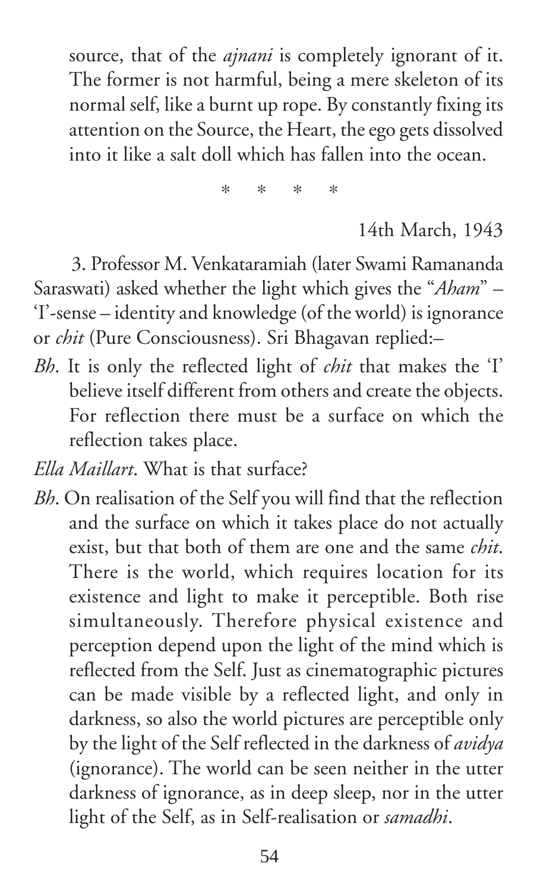source, that of the *ajnani* is completely ignorant of it. The former is not harmful, being a mere skeleton of its normal self, like a burnt up rope. By constantly fixing its attention on the Source, the Heart, the ego gets dissolved into it like a salt doll which has fallen into the ocean.

\* \* \* \*

14th March, 1943

3. Professor M. Venkataramiah (later Swami Ramananda Saraswati) asked whether the light which gives the "*Aham*" – 'I'-sense – identity and knowledge (of the world) is ignorance or *chit* (Pure Consciousness). Sri Bhagavan replied:–

*Bh*. It is only the reflected light of *chit* that makes the 'I' believe itself different from others and create the objects. For reflection there must be a surface on which the reflection takes place.

*Ella Maillart*. What is that surface?

*Bh*. On realisation of the Self you will find that the reflection and the surface on which it takes place do not actually exist, but that both of them are one and the same *chit*. There is the world, which requires location for its existence and light to make it perceptible. Both rise simultaneously. Therefore physical existence and perception depend upon the light of the mind which is reflected from the Self. Just as cinematographic pictures can be made visible by a reflected light, and only in darkness, so also the world pictures are perceptible only by the light of the Self reflected in the darkness of *avidya* (ignorance). The world can be seen neither in the utter darkness of ignorance, as in deep sleep, nor in the utter light of the Self, as in Self-realisation or *samadhi*.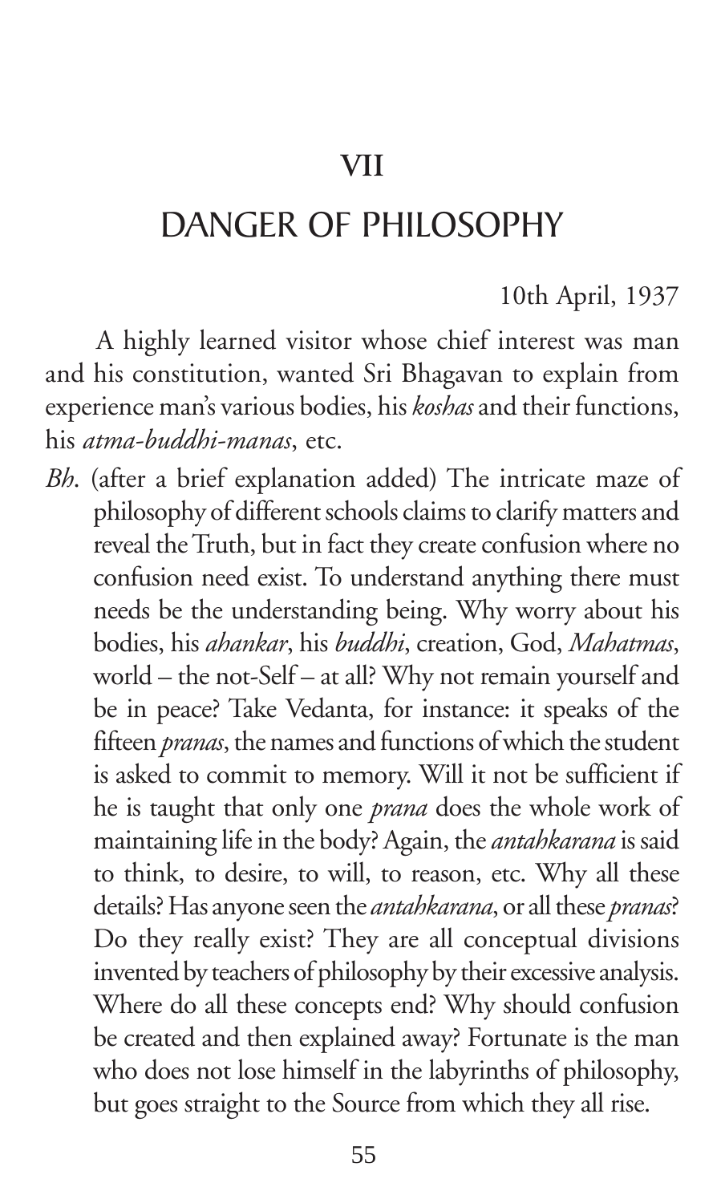# VII

# DANGER OF PHILOSOPHY

10th April, 1937

A highly learned visitor whose chief interest was man and his constitution, wanted Sri Bhagavan to explain from experience man's various bodies, his *koshas* and their functions, his *atma-buddhi-manas*, etc.

*Bh*. (after a brief explanation added) The intricate maze of philosophy of different schools claims to clarify matters and reveal the Truth, but in fact they create confusion where no confusion need exist. To understand anything there must needs be the understanding being. Why worry about his bodies, his *ahankar*, his *buddhi*, creation, God, *Mahatmas*, world – the not-Self – at all? Why not remain yourself and be in peace? Take Vedanta, for instance: it speaks of the fifteen *pranas*, the names and functions of which the student is asked to commit to memory. Will it not be sufficient if he is taught that only one *prana* does the whole work of maintaining life in the body? Again, the *antahkarana* is said to think, to desire, to will, to reason, etc. Why all these details? Has anyone seen the *antahkarana*, or all these *pranas*? Do they really exist? They are all conceptual divisions invented by teachers of philosophy by their excessive analysis. Where do all these concepts end? Why should confusion be created and then explained away? Fortunate is the man who does not lose himself in the labyrinths of philosophy, but goes straight to the Source from which they all rise.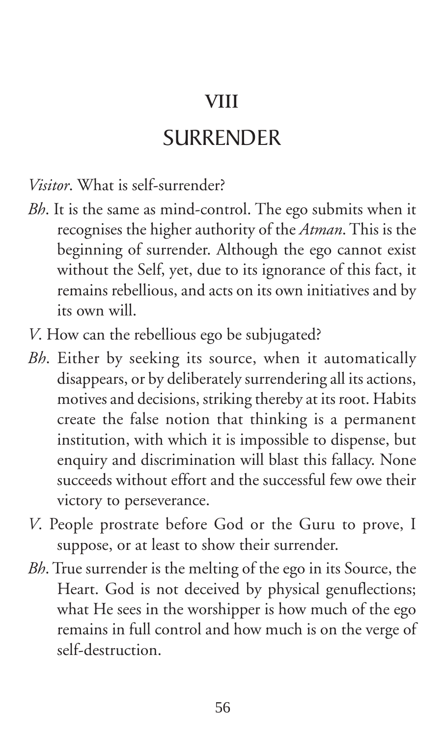# VIII

# SURRENDER

*Visitor*. What is self-surrender?

*Bh*. It is the same as mind-control. The ego submits when it recognises the higher authority of the *Atman*. This is the beginning of surrender. Although the ego cannot exist without the Self, yet, due to its ignorance of this fact, it remains rebellious, and acts on its own initiatives and by its own will.

*V*. How can the rebellious ego be subjugated?

*Bh*. Either by seeking its source, when it automatically disappears, or by deliberately surrendering all its actions, motives and decisions, striking thereby at its root. Habits create the false notion that thinking is a permanent institution, with which it is impossible to dispense, but enquiry and discrimination will blast this fallacy. None succeeds without effort and the successful few owe their victory to perseverance.

*V*. People prostrate before God or the Guru to prove, I suppose, or at least to show their surrender.

*Bh*. True surrender is the melting of the ego in its Source, the Heart. God is not deceived by physical genuflections; what He sees in the worshipper is how much of the ego remains in full control and how much is on the verge of self-destruction.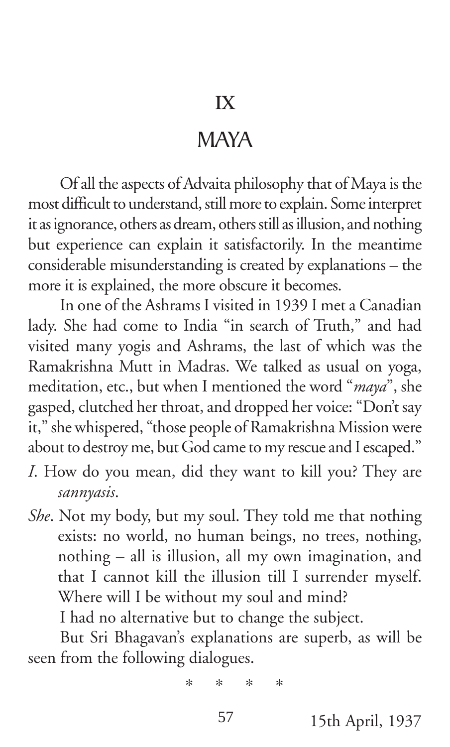# IX

# MAYA

Of all the aspects of Advaita philosophy that of Maya is the most difficult to understand, still more to explain. Some interpret it as ignorance, others as dream, others still as illusion, and nothing but experience can explain it satisfactorily. In the meantime considerable misunderstanding is created by explanations – the more it is explained, the more obscure it becomes.

In one of the Ashrams I visited in 1939 I met a Canadian lady. She had come to India "in search of Truth," and had visited many yogis and Ashrams, the last of which was the Ramakrishna Mutt in Madras. We talked as usual on yoga, meditation, etc., but when I mentioned the word "*maya*", she gasped, clutched her throat, and dropped her voice: "Don't say it," she whispered, "those people of Ramakrishna Mission were about to destroy me, but God came to my rescue and I escaped."

*I*. How do you mean, did they want to kill you? They are *sannyasis*.

*She*. Not my body, but my soul. They told me that nothing exists: no world, no human beings, no trees, nothing, nothing – all is illusion, all my own imagination, and that I cannot kill the illusion till I surrender myself. Where will I be without my soul and mind?

I had no alternative but to change the subject.

But Sri Bhagavan's explanations are superb, as will be seen from the following dialogues.

\* \* \* \*

15th April, 1937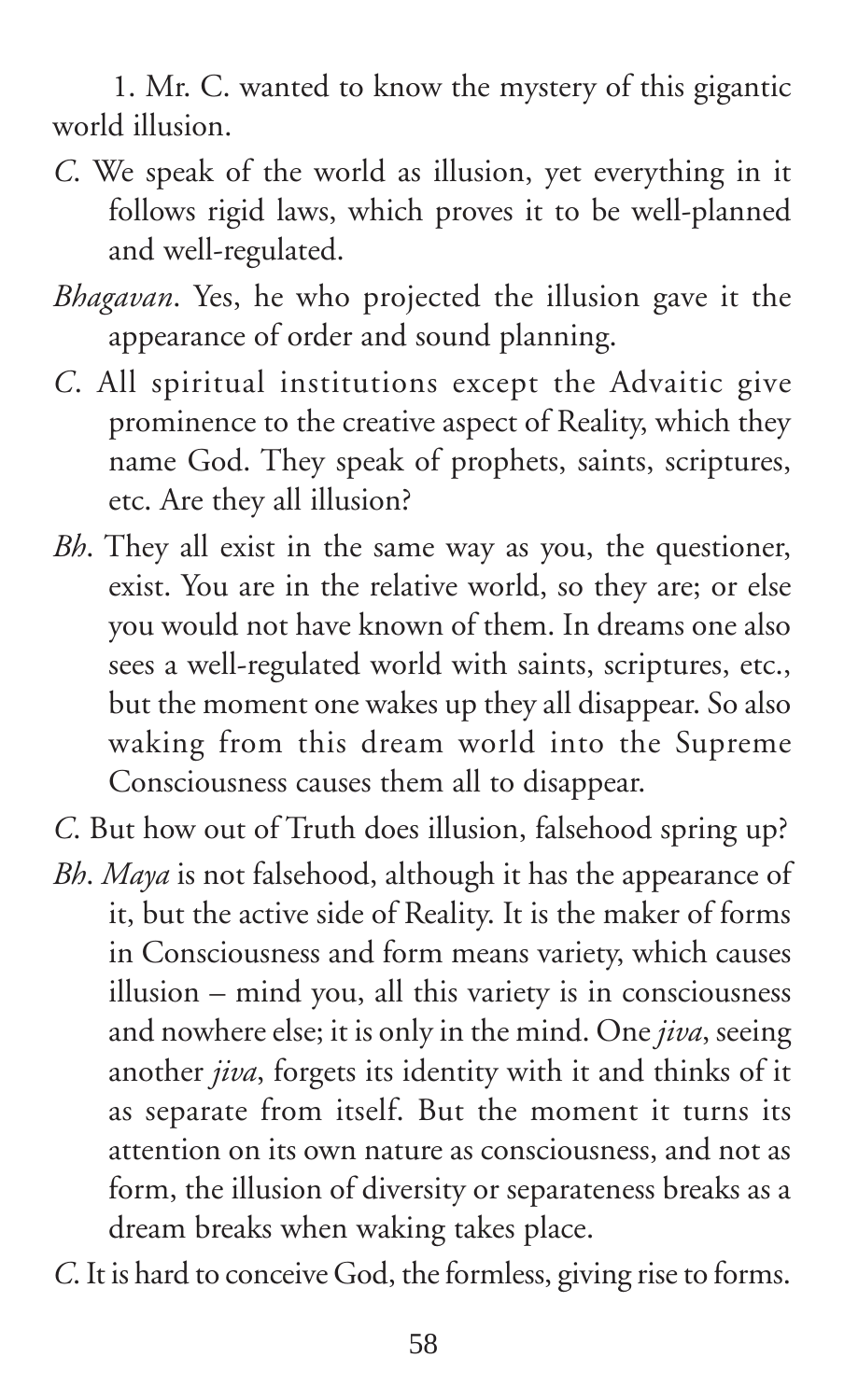1. Mr. C. wanted to know the mystery of this gigantic world illusion.

*C*. We speak of the world as illusion, yet everything in it follows rigid laws, which proves it to be well-planned and well-regulated.

*Bhagavan*. Yes, he who projected the illusion gave it the appearance of order and sound planning.

*C*. All spiritual institutions except the Advaitic give prominence to the creative aspect of Reality, which they name God. They speak of prophets, saints, scriptures, etc. Are they all illusion?

*Bh*. They all exist in the same way as you, the questioner, exist. You are in the relative world, so they are; or else you would not have known of them. In dreams one also sees a well-regulated world with saints, scriptures, etc., but the moment one wakes up they all disappear. So also waking from this dream world into the Supreme Consciousness causes them all to disappear.

*C*. But how out of Truth does illusion, falsehood spring up?

*Bh*. *Maya* is not falsehood, although it has the appearance of it, but the active side of Reality. It is the maker of forms in Consciousness and form means variety, which causes illusion – mind you, all this variety is in consciousness and nowhere else; it is only in the mind. One *jiva*, seeing another *jiva*, forgets its identity with it and thinks of it as separate from itself. But the moment it turns its attention on its own nature as consciousness, and not as form, the illusion of diversity or separateness breaks as a dream breaks when waking takes place.

*C*. It is hard to conceive God, the formless, giving rise to forms.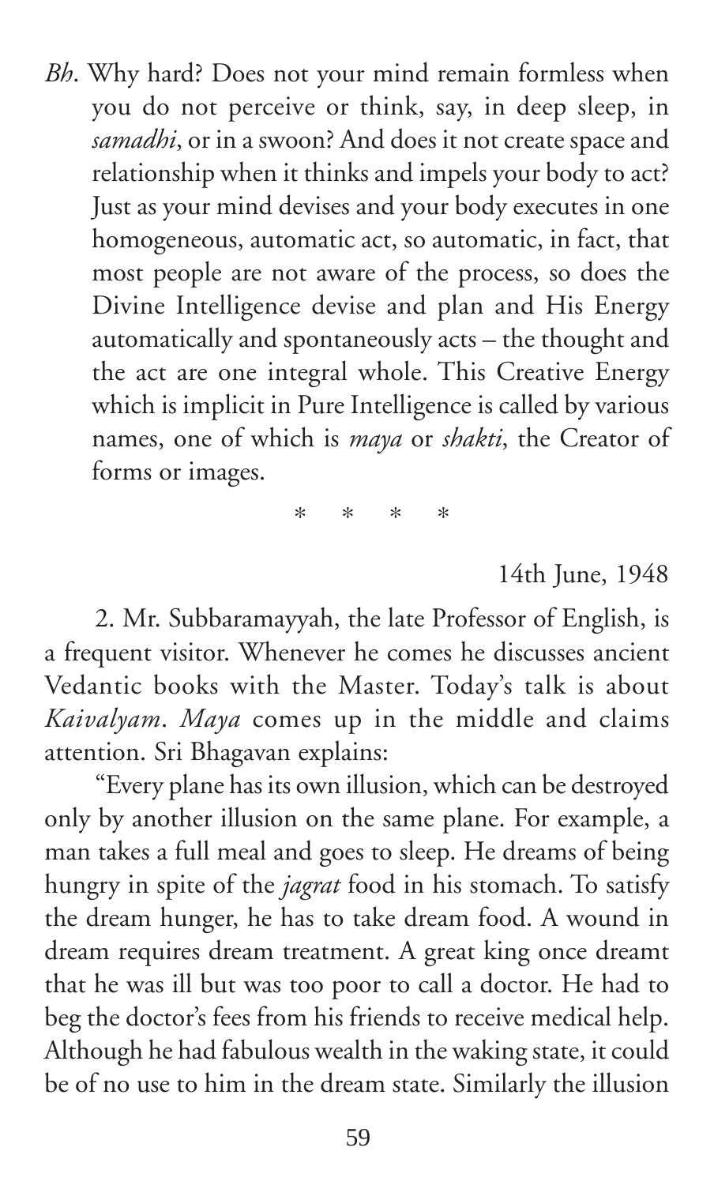*Bh*. Why hard? Does not your mind remain formless when you do not perceive or think, say, in deep sleep, in *samadhi*, or in a swoon? And does it not create space and relationship when it thinks and impels your body to act? Just as your mind devises and your body executes in one homogeneous, automatic act, so automatic, in fact, that most people are not aware of the process, so does the Divine Intelligence devise and plan and His Energy automatically and spontaneously acts – the thought and the act are one integral whole. This Creative Energy which is implicit in Pure Intelligence is called by various names, one of which is *maya* or *shakti*, the Creator of forms or images.

\* \* \* \*

14th June, 1948

2. Mr. Subbaramayyah, the late Professor of English, is a frequent visitor. Whenever he comes he discusses ancient Vedantic books with the Master. Today's talk is about *Kaivalyam*. *Maya* comes up in the middle and claims attention. Sri Bhagavan explains:

"Every plane has its own illusion, which can be destroyed only by another illusion on the same plane. For example, a man takes a full meal and goes to sleep. He dreams of being hungry in spite of the *jagrat* food in his stomach. To satisfy the dream hunger, he has to take dream food. A wound in dream requires dream treatment. A great king once dreamt that he was ill but was too poor to call a doctor. He had to beg the doctor's fees from his friends to receive medical help. Although he had fabulous wealth in the waking state, it could be of no use to him in the dream state. Similarly the illusion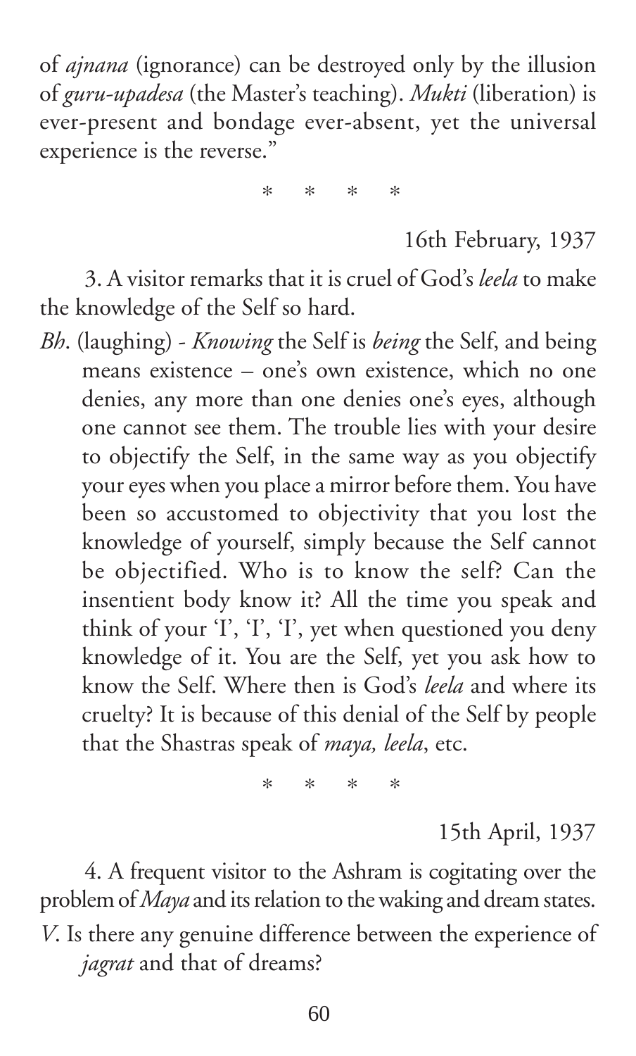of *ajnana* (ignorance) can be destroyed only by the illusion of *guru-upadesa* (the Master's teaching). *Mukti* (liberation) is ever-present and bondage ever-absent, yet the universal experience is the reverse."

\* \* \* \*

16th February, 1937

3. A visitor remarks that it is cruel of God's *leela* to make the knowledge of the Self so hard.

*Bh*. (laughing) - *Knowing* the Self is *being* the Self, and being means existence – one's own existence, which no one denies, any more than one denies one's eyes, although one cannot see them. The trouble lies with your desire to objectify the Self, in the same way as you objectify your eyes when you place a mirror before them. You have been so accustomed to objectivity that you lost the knowledge of yourself, simply because the Self cannot be objectified. Who is to know the self? Can the insentient body know it? All the time you speak and think of your 'I', 'I', 'I', yet when questioned you deny knowledge of it. You are the Self, yet you ask how to know the Self. Where then is God's *leela* and where its cruelty? It is because of this denial of the Self by people that the Shastras speak of *maya, leela*, etc.

\* \* \* \*

15th April, 1937

4. A frequent visitor to the Ashram is cogitating over the problem of *Maya* and its relation to the waking and dream states.

*V*. Is there any genuine difference between the experience of *jagrat* and that of dreams?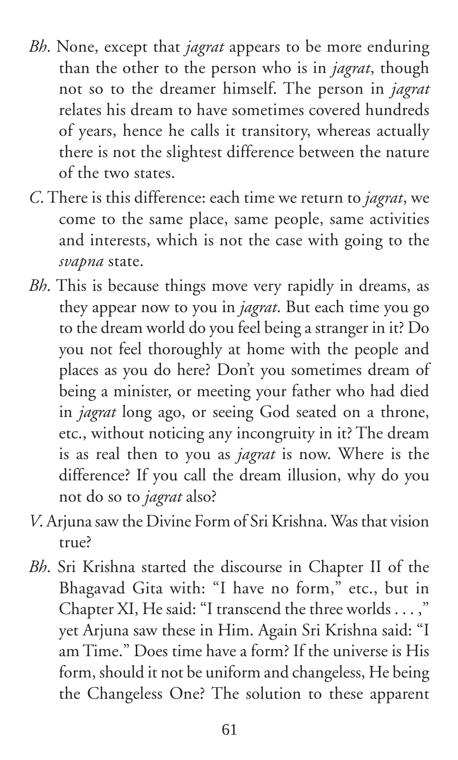*Bh*. None, except that *jagrat* appears to be more enduring than the other to the person who is in *jagrat*, though not so to the dreamer himself. The person in *jagrat* relates his dream to have sometimes covered hundreds of years, hence he calls it transitory, whereas actually there is not the slightest difference between the nature of the two states.

*C*. There is this difference: each time we return to *jagrat*, we come to the same place, same people, same activities and interests, which is not the case with going to the *svapna* state.

*Bh*. This is because things move very rapidly in dreams, as they appear now to you in *jagrat*. But each time you go to the dream world do you feel being a stranger in it? Do you not feel thoroughly at home with the people and places as you do here? Don't you sometimes dream of being a minister, or meeting your father who had died in *jagrat* long ago, or seeing God seated on a throne, etc., without noticing any incongruity in it? The dream is as real then to you as *jagrat* is now. Where is the difference? If you call the dream illusion, why do you not do so to *jagrat* also?

*V*. Arjuna saw the Divine Form of Sri Krishna. Was that vision true?

*Bh*. Sri Krishna started the discourse in Chapter II of the Bhagavad Gita with: "I have no form," etc., but in Chapter XI, He said: "I transcend the three worlds . . . ," yet Arjuna saw these in Him. Again Sri Krishna said: "I am Time." Does time have a form? If the universe is His form, should it not be uniform and changeless, He being the Changeless One? The solution to these apparent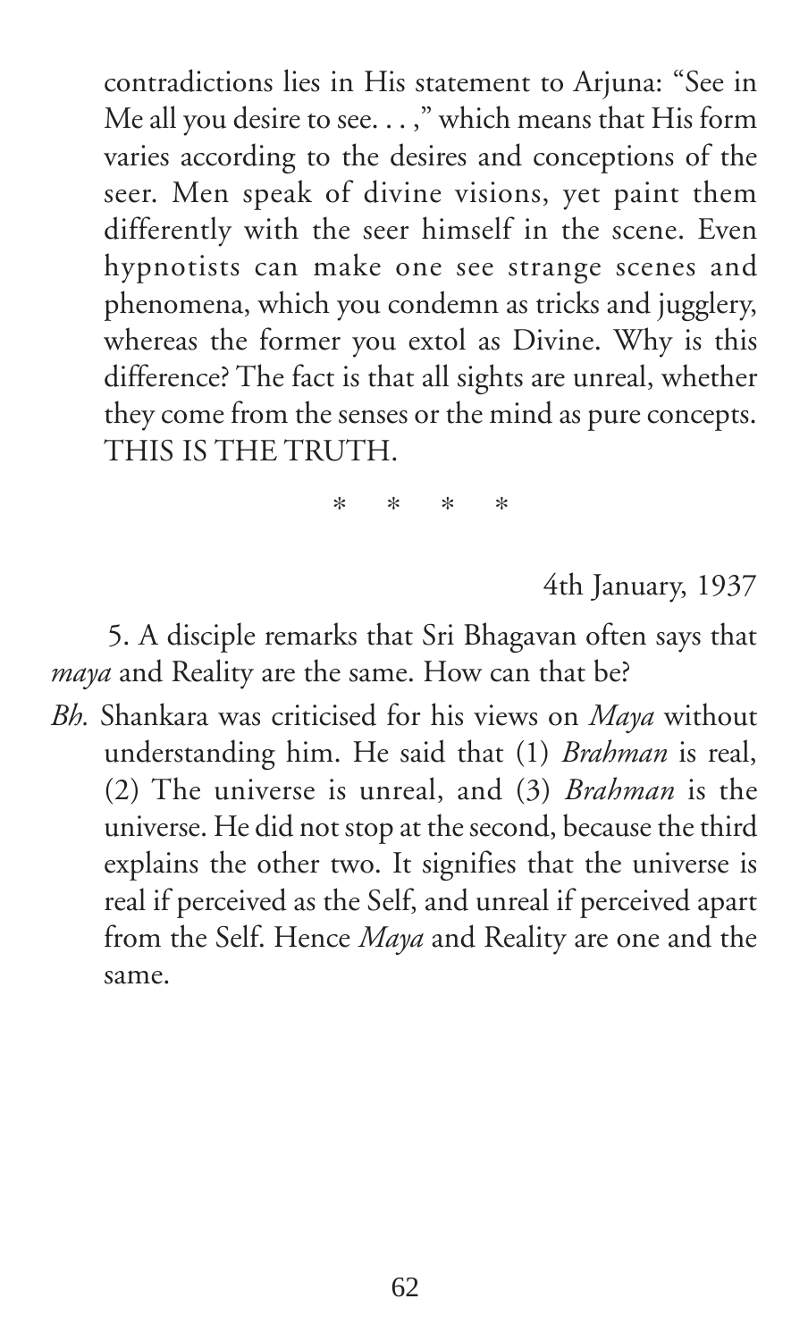contradictions lies in His statement to Arjuna: "See in Me all you desire to see. . . ," which means that His form varies according to the desires and conceptions of the seer. Men speak of divine visions, yet paint them differently with the seer himself in the scene. Even hypnotists can make one see strange scenes and phenomena, which you condemn as tricks and jugglery, whereas the former you extol as Divine. Why is this difference? The fact is that all sights are unreal, whether they come from the senses or the mind as pure concepts. THIS IS THE TRUTH.

\* \* \* \*

4th January, 1937

5. A disciple remarks that Sri Bhagavan often says that *maya* and Reality are the same. How can that be?

*Bh.* Shankara was criticised for his views on *Maya* without understanding him. He said that (1) *Brahman* is real, (2) The universe is unreal, and (3) *Brahman* is the universe. He did not stop at the second, because the third explains the other two. It signifies that the universe is real if perceived as the Self, and unreal if perceived apart from the Self. Hence *Maya* and Reality are one and the same.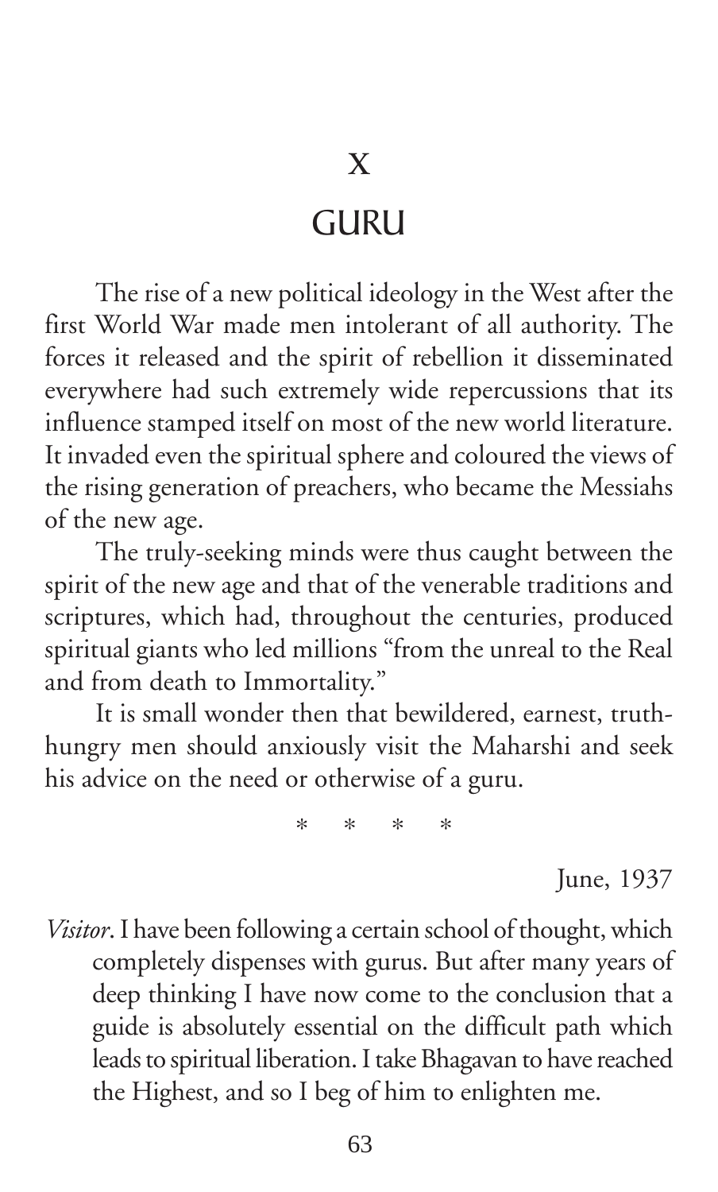# X

# GURU

The rise of a new political ideology in the West after the first World War made men intolerant of all authority. The forces it released and the spirit of rebellion it disseminated everywhere had such extremely wide repercussions that its influence stamped itself on most of the new world literature. It invaded even the spiritual sphere and coloured the views of the rising generation of preachers, who became the Messiahs of the new age.

The truly-seeking minds were thus caught between the spirit of the new age and that of the venerable traditions and scriptures, which had, throughout the centuries, produced spiritual giants who led millions "from the unreal to the Real and from death to Immortality."

It is small wonder then that bewildered, earnest, truth-hungry men should anxiously visit the Maharshi and seek his advice on the need or otherwise of a guru.

\*   \*   \*   \*

June, 1937

*Visitor*. I have been following a certain school of thought, which completely dispenses with gurus. But after many years of deep thinking I have now come to the conclusion that a guide is absolutely essential on the difficult path which leads to spiritual liberation. I take Bhagavan to have reached the Highest, and so I beg of him to enlighten me.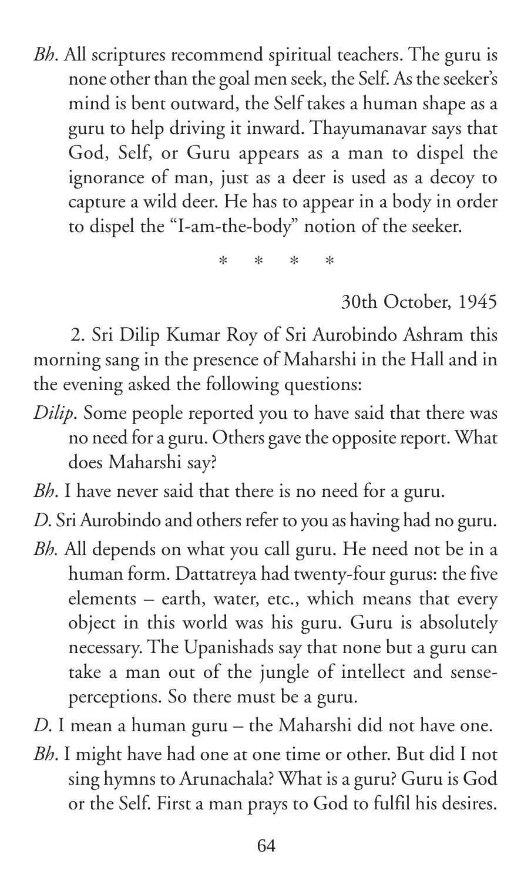*Bh*. All scriptures recommend spiritual teachers. The guru is none other than the goal men seek, the Self. As the seeker's mind is bent outward, the Self takes a human shape as a guru to help driving it inward. Thayumanavar says that God, Self, or Guru appears as a man to dispel the ignorance of man, just as a deer is used as a decoy to capture a wild deer. He has to appear in a body in order to dispel the "I-am-the-body" notion of the seeker.

\* \* \* \*

30th October, 1945

2. Sri Dilip Kumar Roy of Sri Aurobindo Ashram this morning sang in the presence of Maharshi in the Hall and in the evening asked the following questions:

*Dilip*. Some people reported you to have said that there was no need for a guru. Others gave the opposite report. What does Maharshi say?

*Bh*. I have never said that there is no need for a guru.

*D*. Sri Aurobindo and others refer to you as having had no guru.

*Bh.* All depends on what you call guru. He need not be in a human form. Dattatreya had twenty-four gurus: the five elements – earth, water, etc., which means that every object in this world was his guru. Guru is absolutely necessary. The Upanishads say that none but a guru can take a man out of the jungle of intellect and sense-perceptions. So there must be a guru.

*D*. I mean a human guru – the Maharshi did not have one.

*Bh*. I might have had one at one time or other. But did I not sing hymns to Arunachala? What is a guru? Guru is God or the Self. First a man prays to God to fulfil his desires.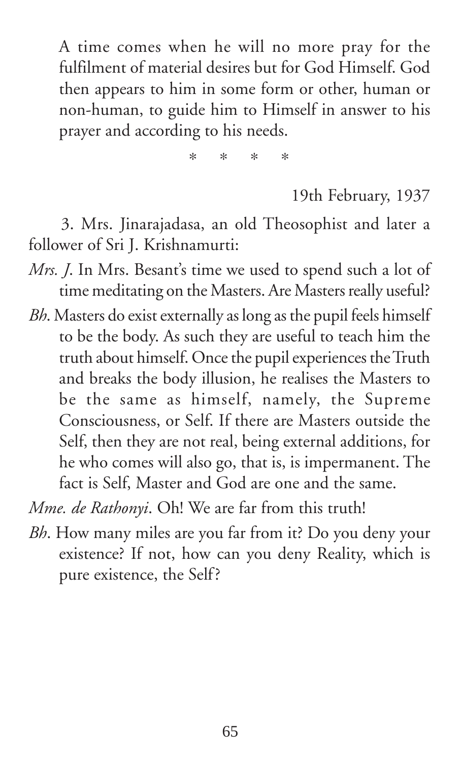A time comes when he will no more pray for the fulfilment of material desires but for God Himself. God then appears to him in some form or other, human or non-human, to guide him to Himself in answer to his prayer and according to his needs.

\* \* \* \*

19th February, 1937

3. Mrs. Jinarajadasa, an old Theosophist and later a follower of Sri J. Krishnamurti:

*Mrs. J*. In Mrs. Besant's time we used to spend such a lot of time meditating on the Masters. Are Masters really useful?

*Bh*. Masters do exist externally as long as the pupil feels himself to be the body. As such they are useful to teach him the truth about himself. Once the pupil experiences the Truth and breaks the body illusion, he realises the Masters to be the same as himself, namely, the Supreme Consciousness, or Self. If there are Masters outside the Self, then they are not real, being external additions, for he who comes will also go, that is, is impermanent. The fact is Self, Master and God are one and the same.

*Mme. de Rathonyi*. Oh! We are far from this truth!

*Bh*. How many miles are you far from it? Do you deny your existence? If not, how can you deny Reality, which is pure existence, the Self?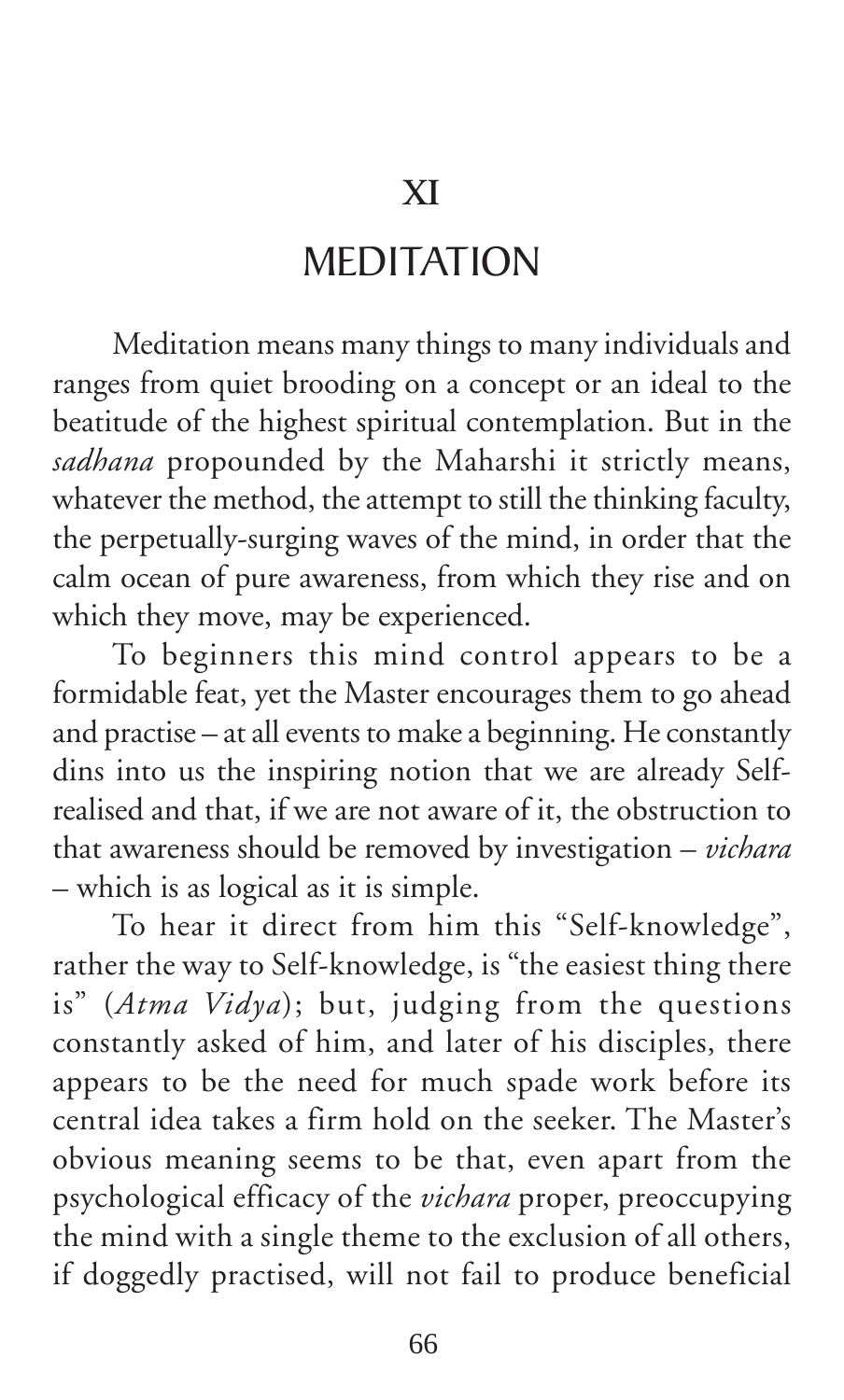# XI

# MEDITATION

Meditation means many things to many individuals and ranges from quiet brooding on a concept or an ideal to the beatitude of the highest spiritual contemplation. But in the *sadhana* propounded by the Maharshi it strictly means, whatever the method, the attempt to still the thinking faculty, the perpetually-surging waves of the mind, in order that the calm ocean of pure awareness, from which they rise and on which they move, may be experienced.

To beginners this mind control appears to be a formidable feat, yet the Master encourages them to go ahead and practise – at all events to make a beginning. He constantly dins into us the inspiring notion that we are already Self-realised and that, if we are not aware of it, the obstruction to that awareness should be removed by investigation – *vichara* – which is as logical as it is simple.

To hear it direct from him this "Self-knowledge", rather the way to Self-knowledge, is "the easiest thing there is" (*Atma Vidya*); but, judging from the questions constantly asked of him, and later of his disciples, there appears to be the need for much spade work before its central idea takes a firm hold on the seeker. The Master's obvious meaning seems to be that, even apart from the psychological efficacy of the *vichara* proper, preoccupying the mind with a single theme to the exclusion of all others, if doggedly practised, will not fail to produce beneficial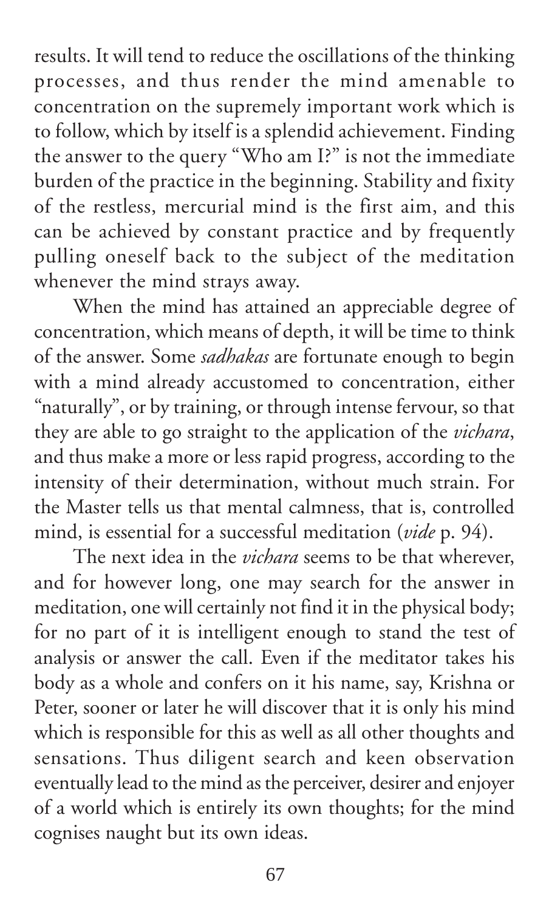results. It will tend to reduce the oscillations of the thinking processes, and thus render the mind amenable to concentration on the supremely important work which is to follow, which by itself is a splendid achievement. Finding the answer to the query "Who am I?" is not the immediate burden of the practice in the beginning. Stability and fixity of the restless, mercurial mind is the first aim, and this can be achieved by constant practice and by frequently pulling oneself back to the subject of the meditation whenever the mind strays away.

When the mind has attained an appreciable degree of concentration, which means of depth, it will be time to think of the answer. Some *sadhakas* are fortunate enough to begin with a mind already accustomed to concentration, either "naturally", or by training, or through intense fervour, so that they are able to go straight to the application of the *vichara*, and thus make a more or less rapid progress, according to the intensity of their determination, without much strain. For the Master tells us that mental calmness, that is, controlled mind, is essential for a successful meditation (*vide* p. 94).

The next idea in the *vichara* seems to be that wherever, and for however long, one may search for the answer in meditation, one will certainly not find it in the physical body; for no part of it is intelligent enough to stand the test of analysis or answer the call. Even if the meditator takes his body as a whole and confers on it his name, say, Krishna or Peter, sooner or later he will discover that it is only his mind which is responsible for this as well as all other thoughts and sensations. Thus diligent search and keen observation eventually lead to the mind as the perceiver, desirer and enjoyer of a world which is entirely its own thoughts; for the mind cognises naught but its own ideas.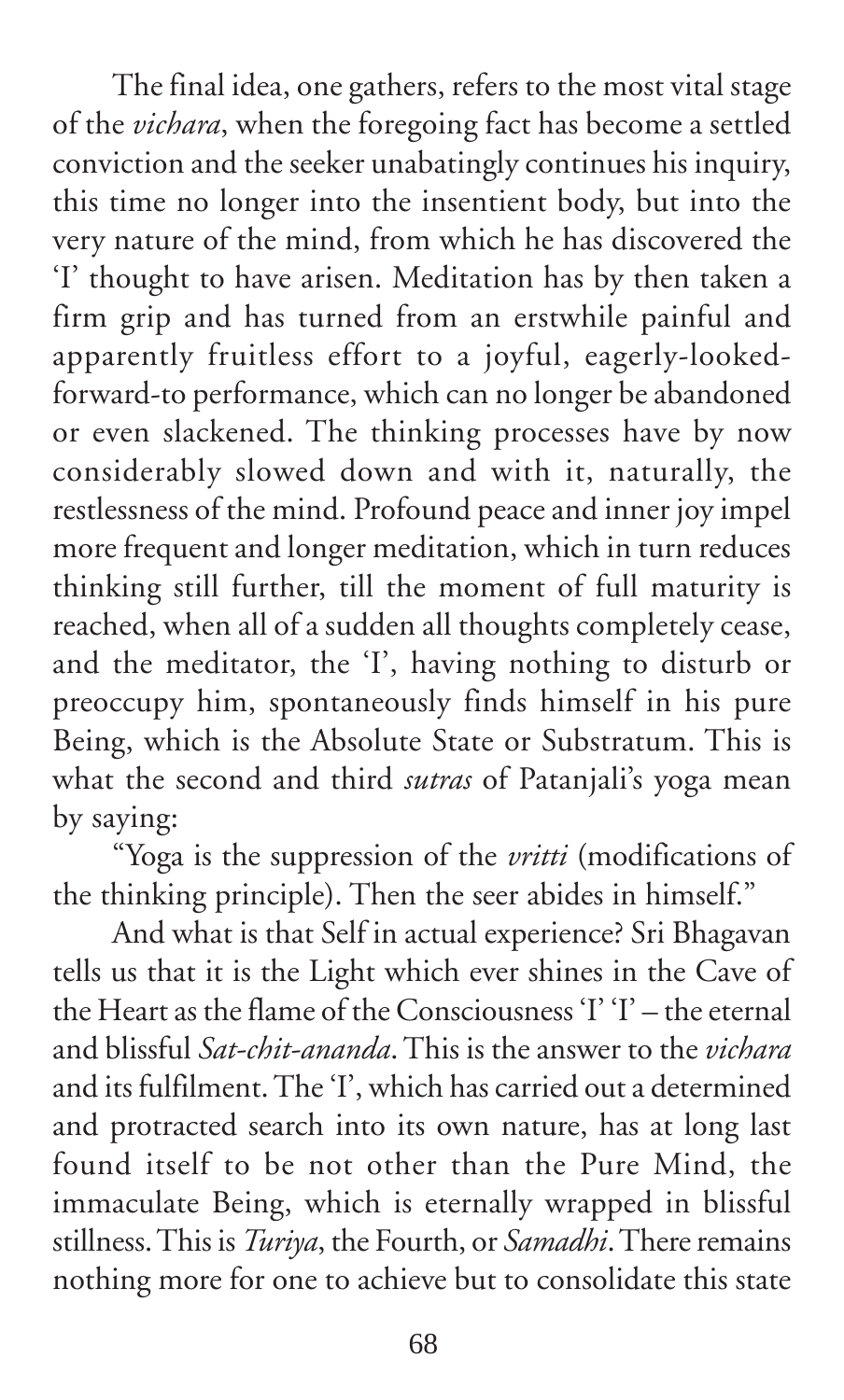The final idea, one gathers, refers to the most vital stage of the *vichara*, when the foregoing fact has become a settled conviction and the seeker unabatingly continues his inquiry, this time no longer into the insentient body, but into the very nature of the mind, from which he has discovered the 'I' thought to have arisen. Meditation has by then taken a firm grip and has turned from an erstwhile painful and apparently fruitless effort to a joyful, eagerly-looked-forward-to performance, which can no longer be abandoned or even slackened. The thinking processes have by now considerably slowed down and with it, naturally, the restlessness of the mind. Profound peace and inner joy impel more frequent and longer meditation, which in turn reduces thinking still further, till the moment of full maturity is reached, when all of a sudden all thoughts completely cease, and the meditator, the 'I', having nothing to disturb or preoccupy him, spontaneously finds himself in his pure Being, which is the Absolute State or Substratum. This is what the second and third *sutras* of Patanjali's yoga mean by saying:

"Yoga is the suppression of the *vritti* (modifications of the thinking principle). Then the seer abides in himself."

And what is that Self in actual experience? Sri Bhagavan tells us that it is the Light which ever shines in the Cave of the Heart as the flame of the Consciousness 'I' 'I' – the eternal and blissful *Sat-chit-ananda*. This is the answer to the *vichara* and its fulfilment. The 'I', which has carried out a determined and protracted search into its own nature, has at long last found itself to be not other than the Pure Mind, the immaculate Being, which is eternally wrapped in blissful stillness. This is *Turiya*, the Fourth, or *Samadhi*. There remains nothing more for one to achieve but to consolidate this state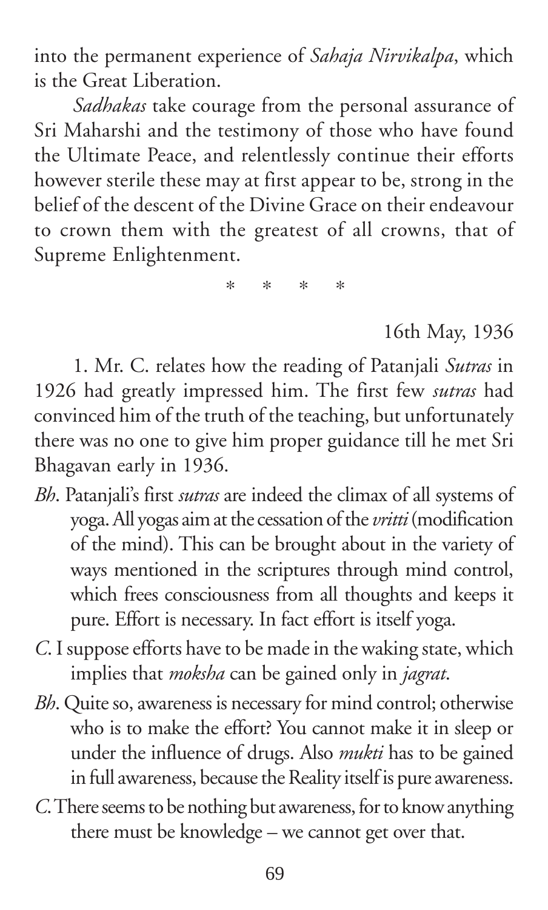into the permanent experience of *Sahaja Nirvikalpa*, which is the Great Liberation.

*Sadhakas* take courage from the personal assurance of Sri Maharshi and the testimony of those who have found the Ultimate Peace, and relentlessly continue their efforts however sterile these may at first appear to be, strong in the belief of the descent of the Divine Grace on their endeavour to crown them with the greatest of all crowns, that of Supreme Enlightenment.

\*   \*   \*   \*

16th May, 1936

1. Mr. C. relates how the reading of Patanjali *Sutras* in 1926 had greatly impressed him. The first few *sutras* had convinced him of the truth of the teaching, but unfortunately there was no one to give him proper guidance till he met Sri Bhagavan early in 1936.

*Bh*. Patanjali's first *sutras* are indeed the climax of all systems of yoga. All yogas aim at the cessation of the *vritti* (modification of the mind). This can be brought about in the variety of ways mentioned in the scriptures through mind control, which frees consciousness from all thoughts and keeps it pure. Effort is necessary. In fact effort is itself yoga.

*C*. I suppose efforts have to be made in the waking state, which implies that *moksha* can be gained only in *jagrat*.

*Bh*. Quite so, awareness is necessary for mind control; otherwise who is to make the effort? You cannot make it in sleep or under the influence of drugs. Also *mukti* has to be gained in full awareness, because the Reality itself is pure awareness.

*C*. There seems to be nothing but awareness, for to know anything there must be knowledge – we cannot get over that.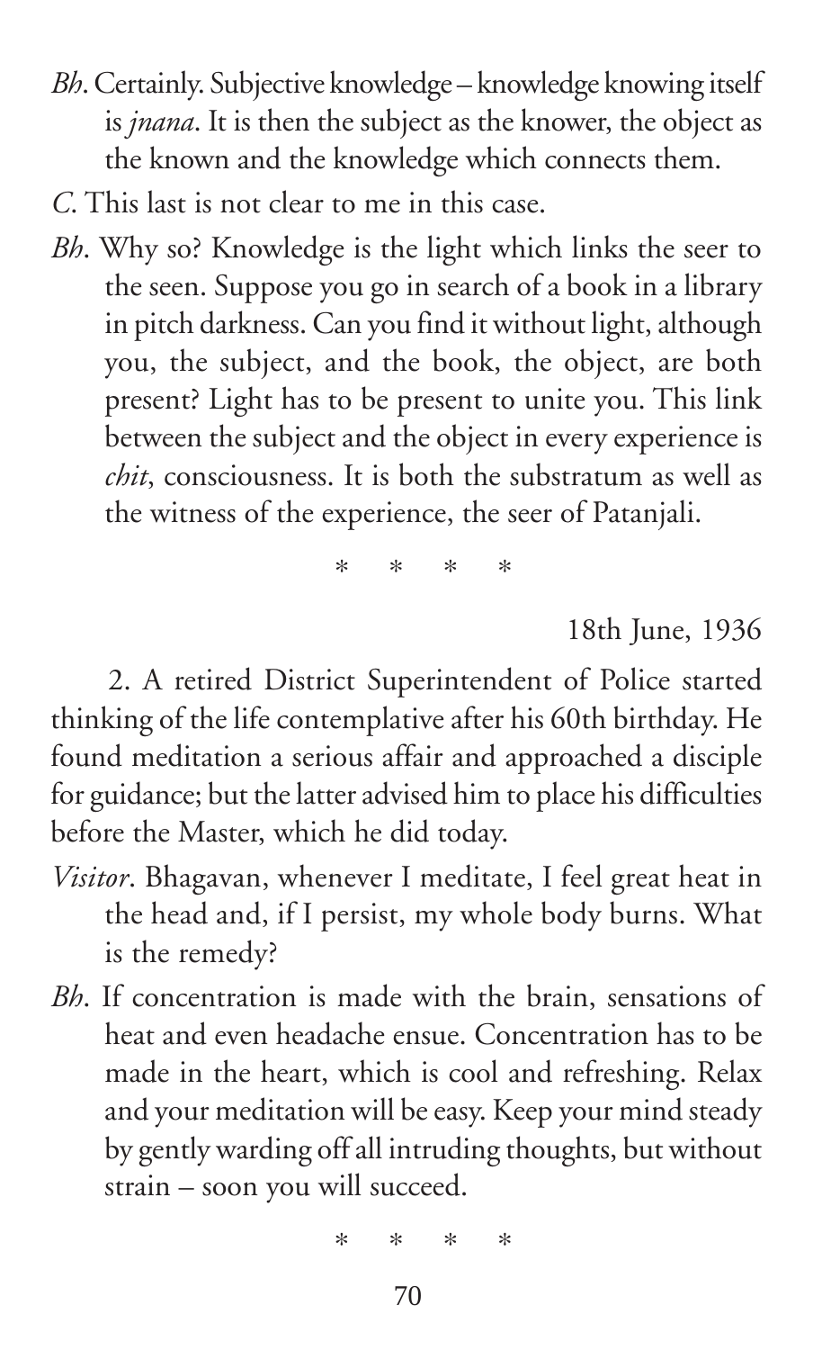*Bh*. Certainly. Subjective knowledge – knowledge knowing itself is *jnana*. It is then the subject as the knower, the object as the known and the knowledge which connects them.

*C*. This last is not clear to me in this case.

*Bh*. Why so? Knowledge is the light which links the seer to the seen. Suppose you go in search of a book in a library in pitch darkness. Can you find it without light, although you, the subject, and the book, the object, are both present? Light has to be present to unite you. This link between the subject and the object in every experience is *chit*, consciousness. It is both the substratum as well as the witness of the experience, the seer of Patanjali.

\* \* \* \*

18th June, 1936

2. A retired District Superintendent of Police started thinking of the life contemplative after his 60th birthday. He found meditation a serious affair and approached a disciple for guidance; but the latter advised him to place his difficulties before the Master, which he did today.

*Visitor*. Bhagavan, whenever I meditate, I feel great heat in the head and, if I persist, my whole body burns. What is the remedy?

*Bh*. If concentration is made with the brain, sensations of heat and even headache ensue. Concentration has to be made in the heart, which is cool and refreshing. Relax and your meditation will be easy. Keep your mind steady by gently warding off all intruding thoughts, but without strain – soon you will succeed.

\* \* \* \*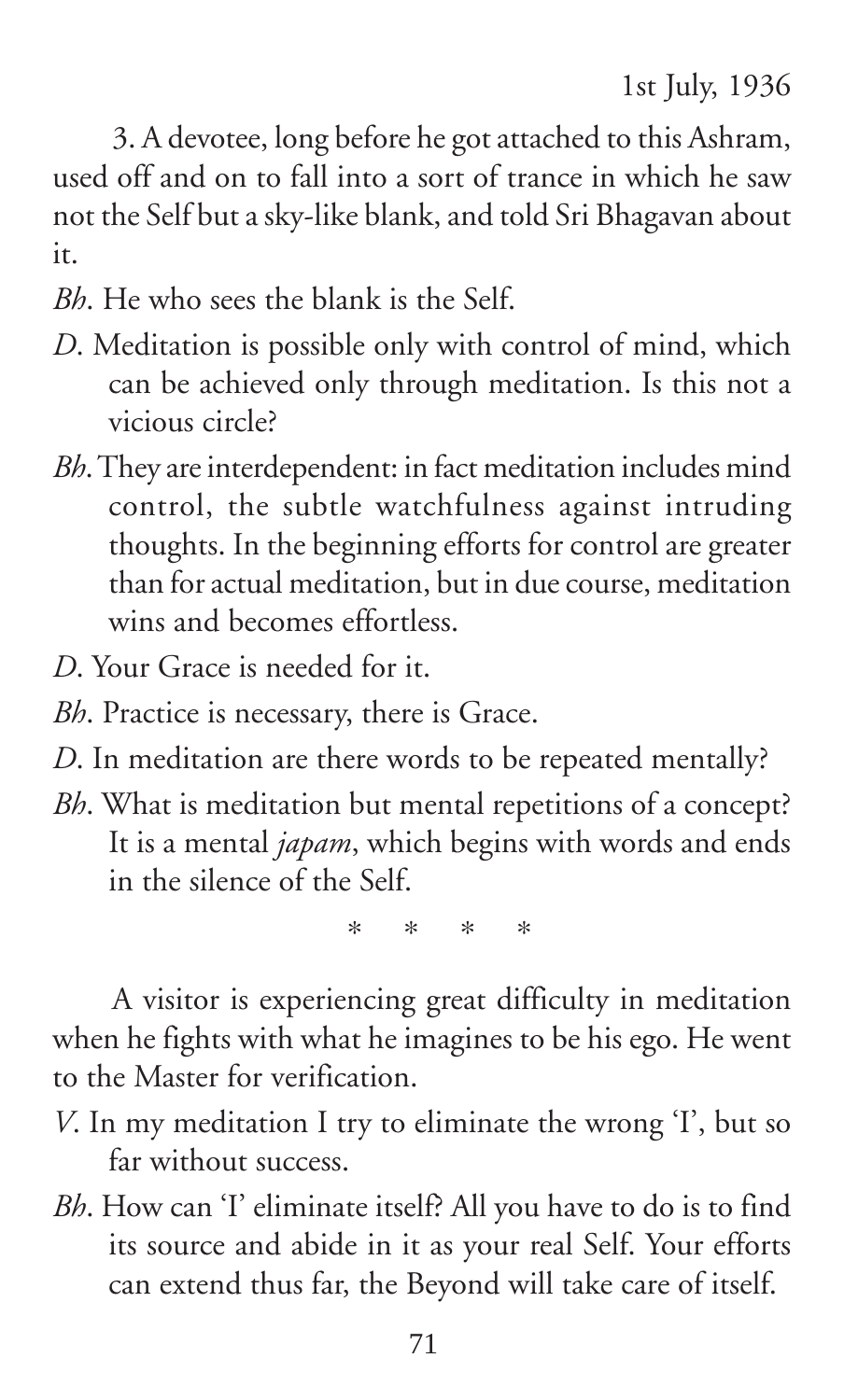1st July, 1936

3. A devotee, long before he got attached to this Ashram, used off and on to fall into a sort of trance in which he saw not the Self but a sky-like blank, and told Sri Bhagavan about it.

*Bh*. He who sees the blank is the Self.

*D*. Meditation is possible only with control of mind, which can be achieved only through meditation. Is this not a vicious circle?

*Bh*. They are interdependent: in fact meditation includes mind control, the subtle watchfulness against intruding thoughts. In the beginning efforts for control are greater than for actual meditation, but in due course, meditation wins and becomes effortless.

*D*. Your Grace is needed for it.

*Bh*. Practice is necessary, there is Grace.

*D*. In meditation are there words to be repeated mentally?

*Bh*. What is meditation but mental repetitions of a concept? It is a mental *japam*, which begins with words and ends in the silence of the Self.

\*   \*   \*   \*

A visitor is experiencing great difficulty in meditation when he fights with what he imagines to be his ego. He went to the Master for verification.

*V*. In my meditation I try to eliminate the wrong 'I', but so far without success.

*Bh*. How can 'I' eliminate itself? All you have to do is to find its source and abide in it as your real Self. Your efforts can extend thus far, the Beyond will take care of itself.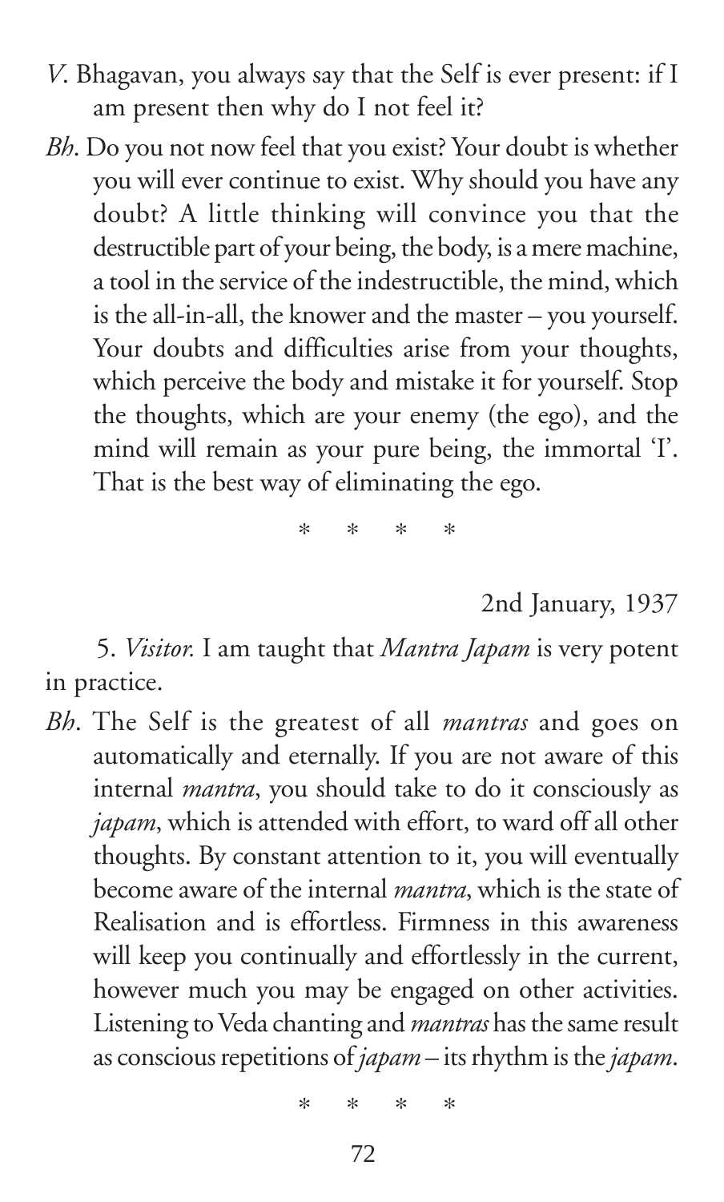*V*. Bhagavan, you always say that the Self is ever present: if I am present then why do I not feel it?

*Bh*. Do you not now feel that you exist? Your doubt is whether you will ever continue to exist. Why should you have any doubt? A little thinking will convince you that the destructible part of your being, the body, is a mere machine, a tool in the service of the indestructible, the mind, which is the all-in-all, the knower and the master – you yourself. Your doubts and difficulties arise from your thoughts, which perceive the body and mistake it for yourself. Stop the thoughts, which are your enemy (the ego), and the mind will remain as your pure being, the immortal 'I'. That is the best way of eliminating the ego.

\* \* \* \*

2nd January, 1937

5. *Visitor.* I am taught that *Mantra Japam* is very potent in practice.

*Bh*. The Self is the greatest of all *mantras* and goes on automatically and eternally. If you are not aware of this internal *mantra*, you should take to do it consciously as *japam*, which is attended with effort, to ward off all other thoughts. By constant attention to it, you will eventually become aware of the internal *mantra*, which is the state of Realisation and is effortless. Firmness in this awareness will keep you continually and effortlessly in the current, however much you may be engaged on other activities. Listening to Veda chanting and *mantras* has the same result as conscious repetitions of *japam* – its rhythm is the *japam*.

\* \* \* \*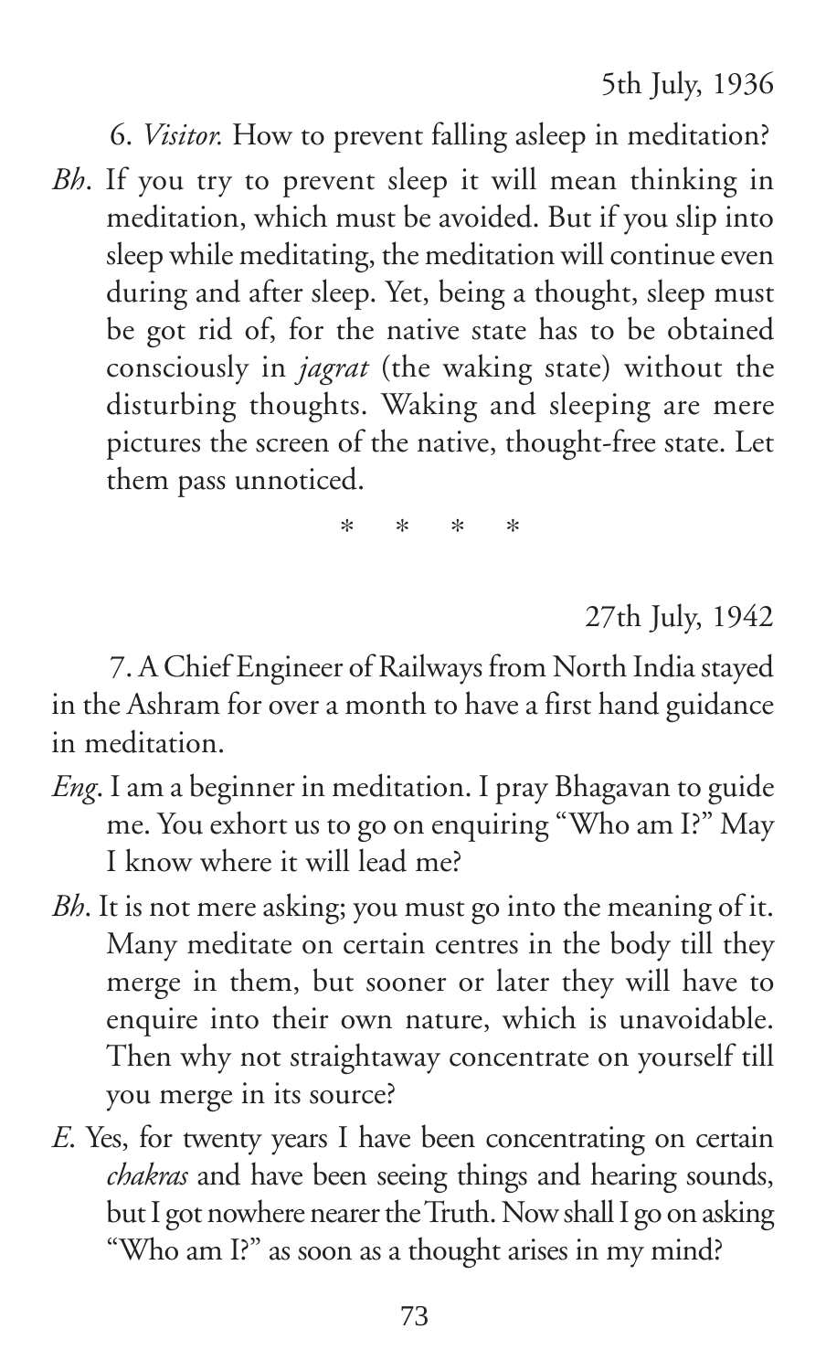5th July, 1936

6. *Visitor.* How to prevent falling asleep in meditation?

*Bh*. If you try to prevent sleep it will mean thinking in meditation, which must be avoided. But if you slip into sleep while meditating, the meditation will continue even during and after sleep. Yet, being a thought, sleep must be got rid of, for the native state has to be obtained consciously in *jagrat* (the waking state) without the disturbing thoughts. Waking and sleeping are mere pictures the screen of the native, thought-free state. Let them pass unnoticed.

\* \* \* \*

27th July, 1942

7. A Chief Engineer of Railways from North India stayed in the Ashram for over a month to have a first hand guidance in meditation.

*Eng*. I am a beginner in meditation. I pray Bhagavan to guide me. You exhort us to go on enquiring "Who am I?" May I know where it will lead me?

*Bh*. It is not mere asking; you must go into the meaning of it. Many meditate on certain centres in the body till they merge in them, but sooner or later they will have to enquire into their own nature, which is unavoidable. Then why not straightaway concentrate on yourself till you merge in its source?

*E*. Yes, for twenty years I have been concentrating on certain *chakras* and have been seeing things and hearing sounds, but I got nowhere nearer the Truth. Now shall I go on asking "Who am I?" as soon as a thought arises in my mind?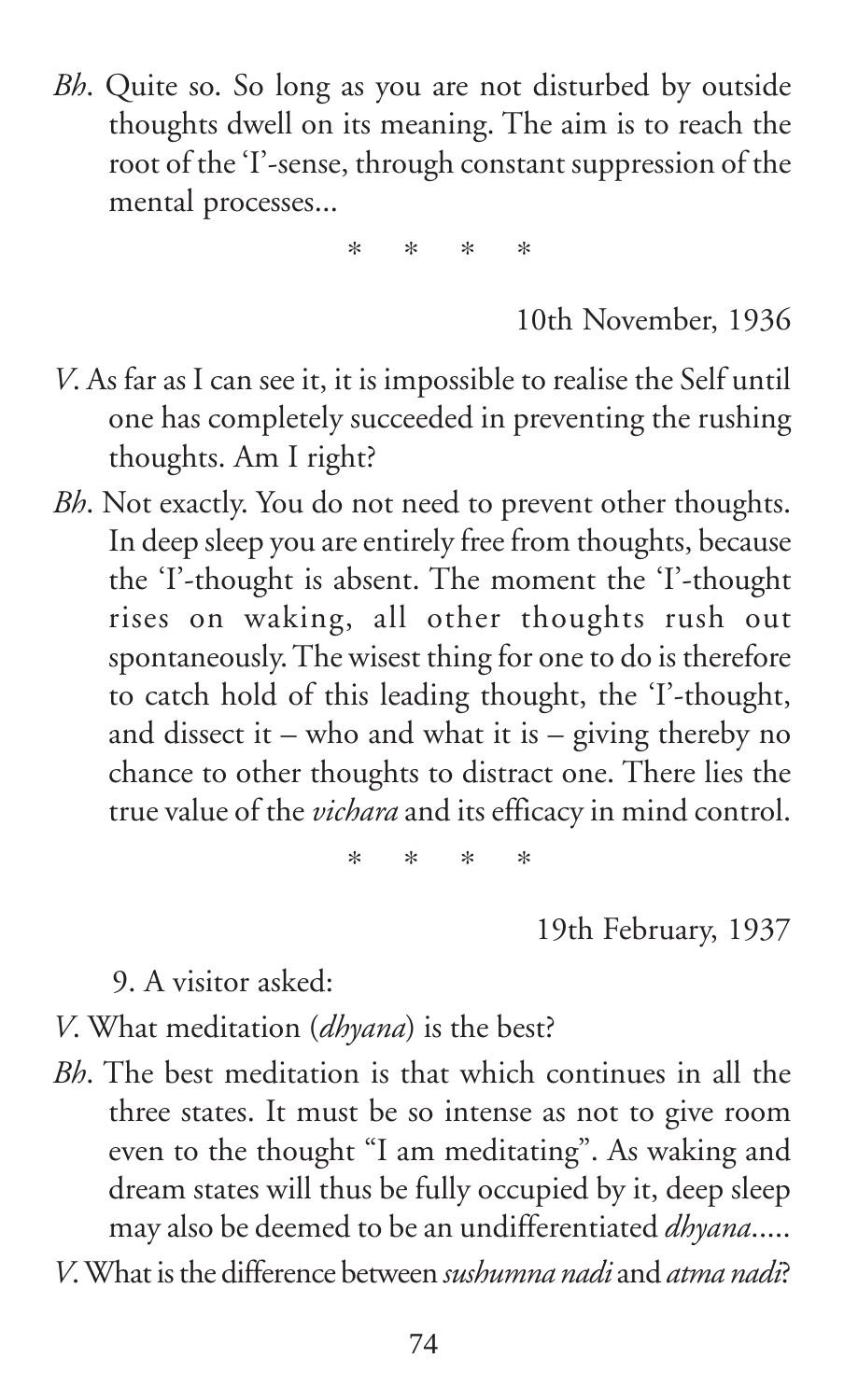*Bh*. Quite so. So long as you are not disturbed by outside thoughts dwell on its meaning. The aim is to reach the root of the 'I'-sense, through constant suppression of the mental processes...

\*   \*   \*   \*

10th November, 1936

*V*. As far as I can see it, it is impossible to realise the Self until one has completely succeeded in preventing the rushing thoughts. Am I right?

*Bh*. Not exactly. You do not need to prevent other thoughts. In deep sleep you are entirely free from thoughts, because the 'I'-thought is absent. The moment the 'I'-thought rises on waking, all other thoughts rush out spontaneously. The wisest thing for one to do is therefore to catch hold of this leading thought, the 'I'-thought, and dissect it – who and what it is – giving thereby no chance to other thoughts to distract one. There lies the true value of the *vichara* and its efficacy in mind control.

\*   \*   \*   \*

19th February, 1937

9. A visitor asked:

*V*. What meditation (*dhyana*) is the best?

*Bh*. The best meditation is that which continues in all the three states. It must be so intense as not to give room even to the thought "I am meditating". As waking and dream states will thus be fully occupied by it, deep sleep may also be deemed to be an undifferentiated *dhyana*.....

*V*. What is the difference between *sushumna nadi* and *atma nadi*?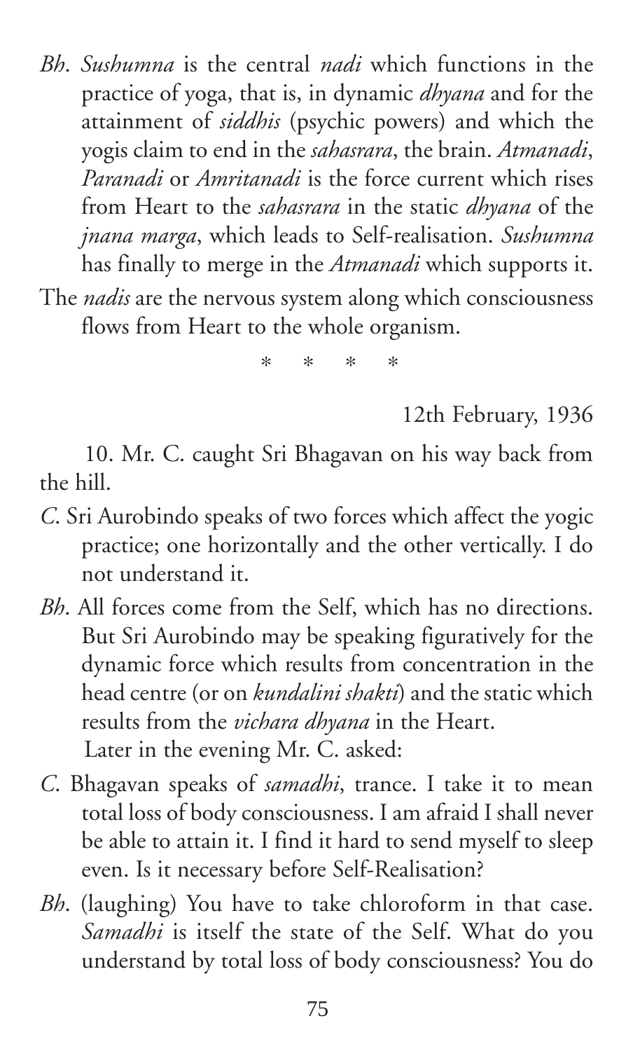*Bh*. *Sushumna* is the central *nadi* which functions in the practice of yoga, that is, in dynamic *dhyana* and for the attainment of *siddhis* (psychic powers) and which the yogis claim to end in the *sahasrara*, the brain. *Atmanadi*, *Paranadi* or *Amritanadi* is the force current which rises from Heart to the *sahasrara* in the static *dhyana* of the *jnana marga*, which leads to Self-realisation. *Sushumna* has finally to merge in the *Atmanadi* which supports it.

The *nadis* are the nervous system along which consciousness flows from Heart to the whole organism.

\* \* \* \*

12th February, 1936

10. Mr. C. caught Sri Bhagavan on his way back from the hill.

*C*. Sri Aurobindo speaks of two forces which affect the yogic practice; one horizontally and the other vertically. I do not understand it.

*Bh*. All forces come from the Self, which has no directions. But Sri Aurobindo may be speaking figuratively for the dynamic force which results from concentration in the head centre (or on *kundalini shakti*) and the static which results from the *vichara dhyana* in the Heart.

Later in the evening Mr. C. asked:

*C*. Bhagavan speaks of *samadhi*, trance. I take it to mean total loss of body consciousness. I am afraid I shall never be able to attain it. I find it hard to send myself to sleep even. Is it necessary before Self-Realisation?

*Bh*. (laughing) You have to take chloroform in that case. *Samadhi* is itself the state of the Self. What do you understand by total loss of body consciousness? You do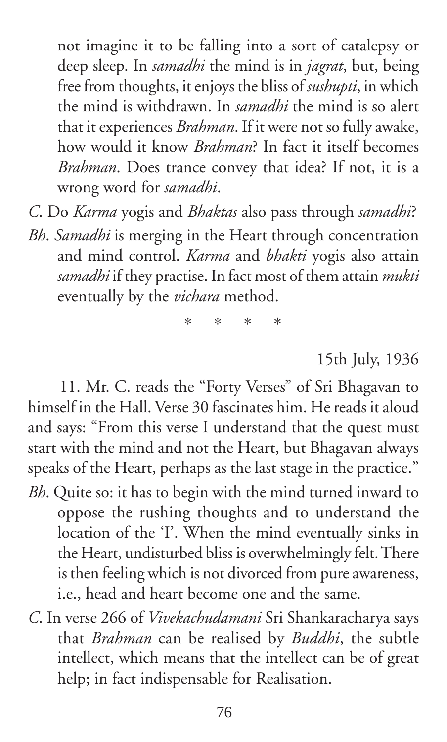not imagine it to be falling into a sort of catalepsy or deep sleep. In *samadhi* the mind is in *jagrat*, but, being free from thoughts, it enjoys the bliss of *sushupti*, in which the mind is withdrawn. In *samadhi* the mind is so alert that it experiences *Brahman*. If it were not so fully awake, how would it know *Brahman*? In fact it itself becomes *Brahman*. Does trance convey that idea? If not, it is a wrong word for *samadhi*.

*C*. Do *Karma* yogis and *Bhaktas* also pass through *samadhi*?

*Bh*. *Samadhi* is merging in the Heart through concentration and mind control. *Karma* and *bhakti* yogis also attain *samadhi* if they practise. In fact most of them attain *mukti* eventually by the *vichara* method.

\* \* \* \*

15th July, 1936

11. Mr. C. reads the "Forty Verses" of Sri Bhagavan to himself in the Hall. Verse 30 fascinates him. He reads it aloud and says: "From this verse I understand that the quest must start with the mind and not the Heart, but Bhagavan always speaks of the Heart, perhaps as the last stage in the practice."

*Bh*. Quite so: it has to begin with the mind turned inward to oppose the rushing thoughts and to understand the location of the 'I'. When the mind eventually sinks in the Heart, undisturbed bliss is overwhelmingly felt. There is then feeling which is not divorced from pure awareness, i.e., head and heart become one and the same.

*C*. In verse 266 of *Vivekachudamani* Sri Shankaracharya says that *Brahman* can be realised by *Buddhi*, the subtle intellect, which means that the intellect can be of great help; in fact indispensable for Realisation.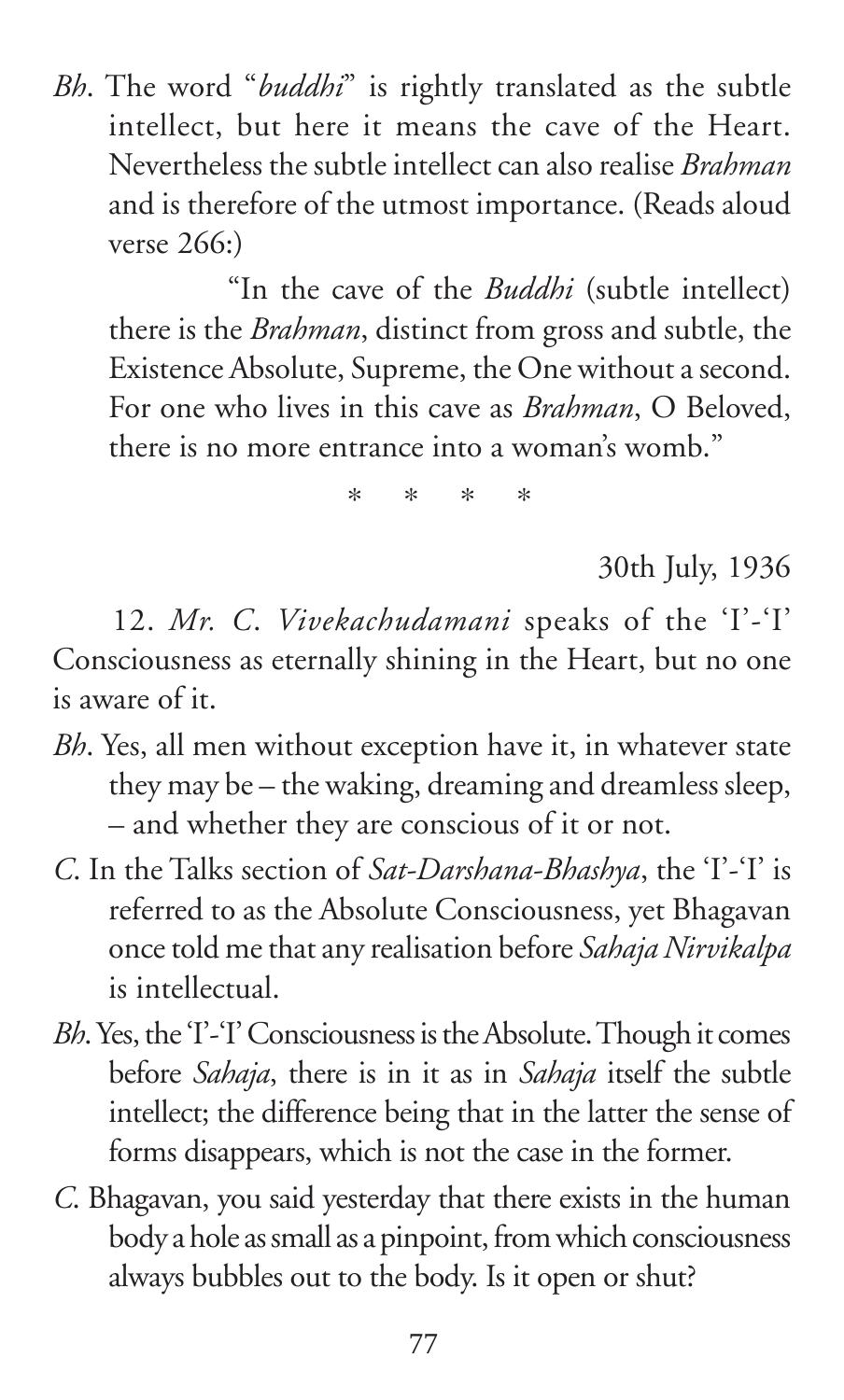*Bh*. The word "*buddhi*" is rightly translated as the subtle intellect, but here it means the cave of the Heart. Nevertheless the subtle intellect can also realise *Brahman* and is therefore of the utmost importance. (Reads aloud verse 266:)

"In the cave of the *Buddhi* (subtle intellect) there is the *Brahman*, distinct from gross and subtle, the Existence Absolute, Supreme, the One without a second. For one who lives in this cave as *Brahman*, O Beloved, there is no more entrance into a woman's womb."

\* \* \* \*

30th July, 1936

12. *Mr. C. Vivekachudamani* speaks of the 'I'-'I' Consciousness as eternally shining in the Heart, but no one is aware of it.

*Bh*. Yes, all men without exception have it, in whatever state they may be – the waking, dreaming and dreamless sleep, – and whether they are conscious of it or not.

*C*. In the Talks section of *Sat-Darshana-Bhashya*, the 'I'-'I' is referred to as the Absolute Consciousness, yet Bhagavan once told me that any realisation before *Sahaja Nirvikalpa* is intellectual.

*Bh*. Yes, the 'I'-'I' Consciousness is the Absolute. Though it comes before *Sahaja*, there is in it as in *Sahaja* itself the subtle intellect; the difference being that in the latter the sense of forms disappears, which is not the case in the former.

*C*. Bhagavan, you said yesterday that there exists in the human body a hole as small as a pinpoint, from which consciousness always bubbles out to the body. Is it open or shut?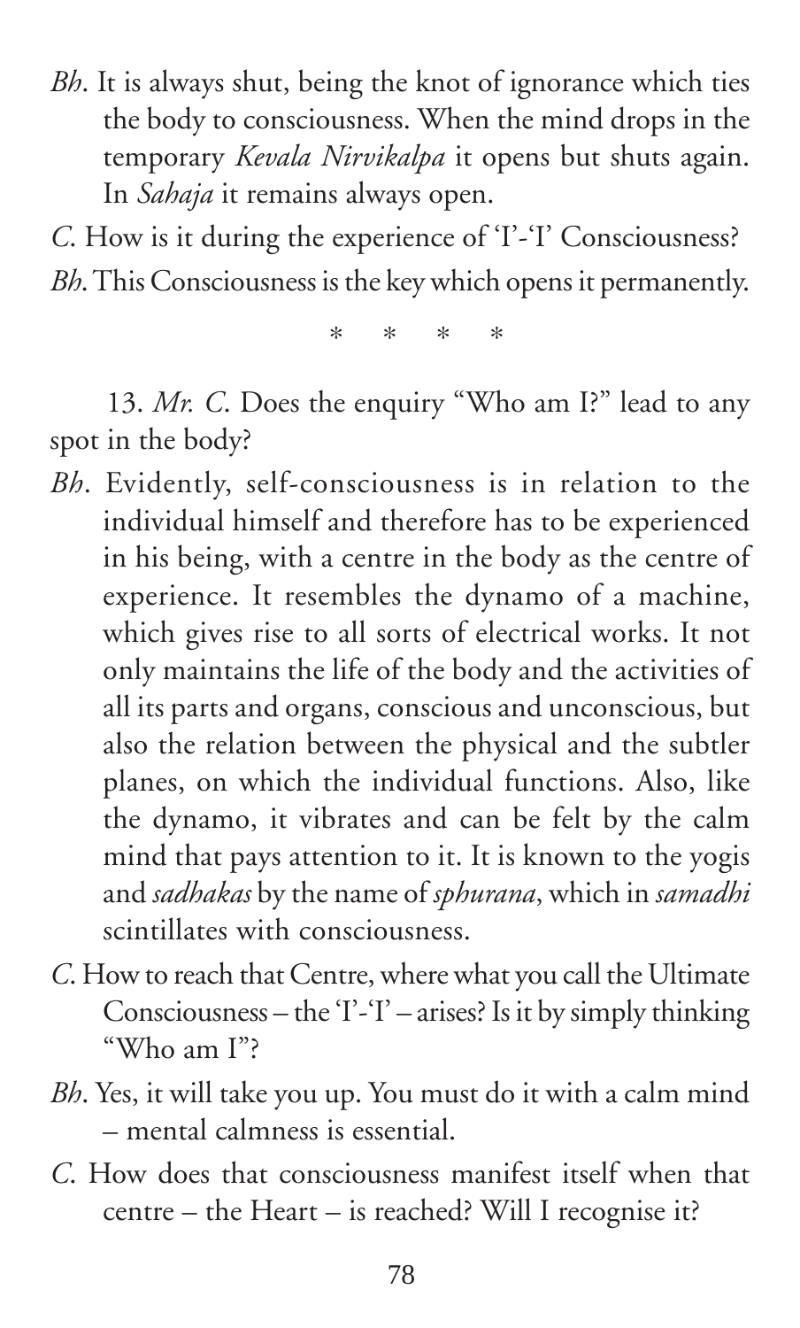*Bh*. It is always shut, being the knot of ignorance which ties the body to consciousness. When the mind drops in the temporary *Kevala Nirvikalpa* it opens but shuts again. In *Sahaja* it remains always open.

*C*. How is it during the experience of 'I'-'I' Consciousness?

*Bh*. This Consciousness is the key which opens it permanently.

\* \* \* \*

13. *Mr. C*. Does the enquiry "Who am I?" lead to any spot in the body?

*Bh*. Evidently, self-consciousness is in relation to the individual himself and therefore has to be experienced in his being, with a centre in the body as the centre of experience. It resembles the dynamo of a machine, which gives rise to all sorts of electrical works. It not only maintains the life of the body and the activities of all its parts and organs, conscious and unconscious, but also the relation between the physical and the subtler planes, on which the individual functions. Also, like the dynamo, it vibrates and can be felt by the calm mind that pays attention to it. It is known to the yogis and *sadhakas* by the name of *sphurana*, which in *samadhi* scintillates with consciousness.

*C*. How to reach that Centre, where what you call the Ultimate Consciousness – the 'I'-'I' – arises? Is it by simply thinking "Who am I"?

*Bh*. Yes, it will take you up. You must do it with a calm mind – mental calmness is essential.

*C*. How does that consciousness manifest itself when that centre – the Heart – is reached? Will I recognise it?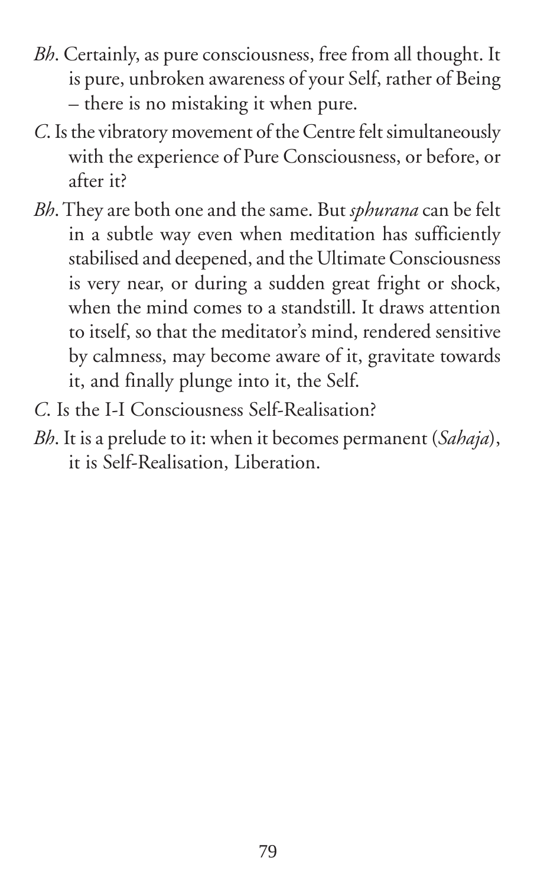*Bh*. Certainly, as pure consciousness, free from all thought. It is pure, unbroken awareness of your Self, rather of Being – there is no mistaking it when pure.

*C*. Is the vibratory movement of the Centre felt simultaneously with the experience of Pure Consciousness, or before, or after it?

*Bh*. They are both one and the same. But *sphurana* can be felt in a subtle way even when meditation has sufficiently stabilised and deepened, and the Ultimate Consciousness is very near, or during a sudden great fright or shock, when the mind comes to a standstill. It draws attention to itself, so that the meditator's mind, rendered sensitive by calmness, may become aware of it, gravitate towards it, and finally plunge into it, the Self.

*C*. Is the I-I Consciousness Self-Realisation?

*Bh*. It is a prelude to it: when it becomes permanent (*Sahaja*), it is Self-Realisation, Liberation.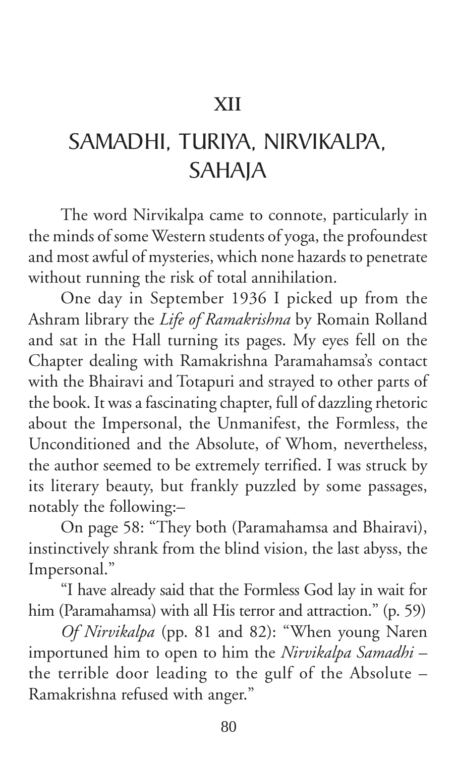# XII

# SAMADHI, TURIYA, NIRVIKALPA, SAHAJA

The word Nirvikalpa came to connote, particularly in the minds of some Western students of yoga, the profoundest and most awful of mysteries, which none hazards to penetrate without running the risk of total annihilation.

One day in September 1936 I picked up from the Ashram library the *Life of Ramakrishna* by Romain Rolland and sat in the Hall turning its pages. My eyes fell on the Chapter dealing with Ramakrishna Paramahamsa's contact with the Bhairavi and Totapuri and strayed to other parts of the book. It was a fascinating chapter, full of dazzling rhetoric about the Impersonal, the Unmanifest, the Formless, the Unconditioned and the Absolute, of Whom, nevertheless, the author seemed to be extremely terrified. I was struck by its literary beauty, but frankly puzzled by some passages, notably the following:–

On page 58: "They both (Paramahamsa and Bhairavi), instinctively shrank from the blind vision, the last abyss, the Impersonal."

"I have already said that the Formless God lay in wait for him (Paramahamsa) with all His terror and attraction." (p. 59)

*Of Nirvikalpa* (pp. 81 and 82): "When young Naren importuned him to open to him the *Nirvikalpa Samadhi* – the terrible door leading to the gulf of the Absolute – Ramakrishna refused with anger."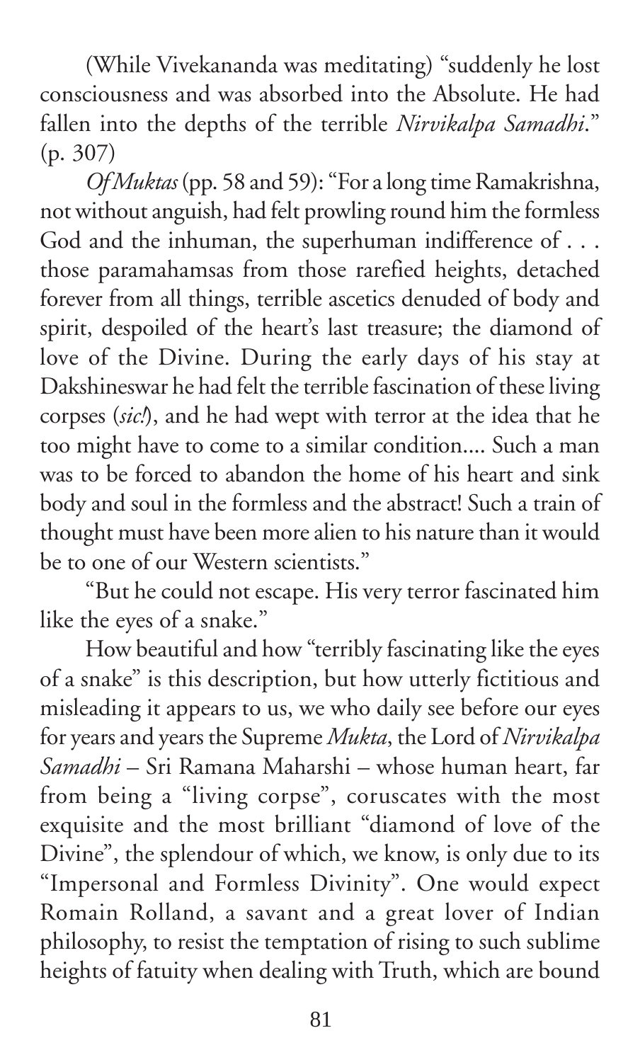(While Vivekananda was meditating) "suddenly he lost consciousness and was absorbed into the Absolute. He had fallen into the depths of the terrible *Nirvikalpa Samadhi*." (p. 307)

*Of Muktas* (pp. 58 and 59): "For a long time Ramakrishna, not without anguish, had felt prowling round him the formless God and the inhuman, the superhuman indifference of . . . those paramahamsas from those rarefied heights, detached forever from all things, terrible ascetics denuded of body and spirit, despoiled of the heart's last treasure; the diamond of love of the Divine. During the early days of his stay at Dakshineswar he had felt the terrible fascination of these living corpses (*sic!*), and he had wept with terror at the idea that he too might have to come to a similar condition.... Such a man was to be forced to abandon the home of his heart and sink body and soul in the formless and the abstract! Such a train of thought must have been more alien to his nature than it would be to one of our Western scientists."

"But he could not escape. His very terror fascinated him like the eyes of a snake."

How beautiful and how "terribly fascinating like the eyes of a snake" is this description, but how utterly fictitious and misleading it appears to us, we who daily see before our eyes for years and years the Supreme *Mukta*, the Lord of *Nirvikalpa Samadhi* – Sri Ramana Maharshi – whose human heart, far from being a "living corpse", coruscates with the most exquisite and the most brilliant "diamond of love of the Divine", the splendour of which, we know, is only due to its "Impersonal and Formless Divinity". One would expect Romain Rolland, a savant and a great lover of Indian philosophy, to resist the temptation of rising to such sublime heights of fatuity when dealing with Truth, which are bound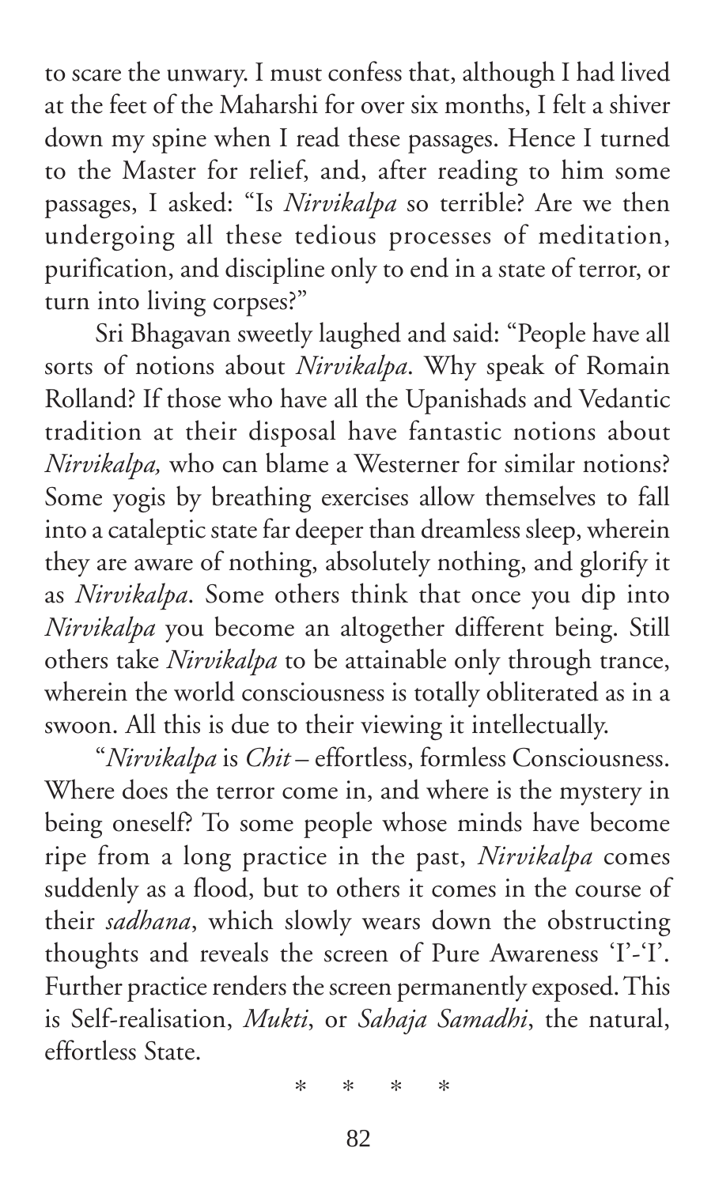to scare the unwary. I must confess that, although I had lived at the feet of the Maharshi for over six months, I felt a shiver down my spine when I read these passages. Hence I turned to the Master for relief, and, after reading to him some passages, I asked: "Is *Nirvikalpa* so terrible? Are we then undergoing all these tedious processes of meditation, purification, and discipline only to end in a state of terror, or turn into living corpses?"

Sri Bhagavan sweetly laughed and said: "People have all sorts of notions about *Nirvikalpa*. Why speak of Romain Rolland? If those who have all the Upanishads and Vedantic tradition at their disposal have fantastic notions about *Nirvikalpa,* who can blame a Westerner for similar notions? Some yogis by breathing exercises allow themselves to fall into a cataleptic state far deeper than dreamless sleep, wherein they are aware of nothing, absolutely nothing, and glorify it as *Nirvikalpa*. Some others think that once you dip into *Nirvikalpa* you become an altogether different being. Still others take *Nirvikalpa* to be attainable only through trance, wherein the world consciousness is totally obliterated as in a swoon. All this is due to their viewing it intellectually.

"*Nirvikalpa* is *Chit* – effortless, formless Consciousness. Where does the terror come in, and where is the mystery in being oneself? To some people whose minds have become ripe from a long practice in the past, *Nirvikalpa* comes suddenly as a flood, but to others it comes in the course of their *sadhana*, which slowly wears down the obstructing thoughts and reveals the screen of Pure Awareness 'I'-'I'. Further practice renders the screen permanently exposed. This is Self-realisation, *Mukti*, or *Sahaja Samadhi*, the natural, effortless State.

\* \* \* \*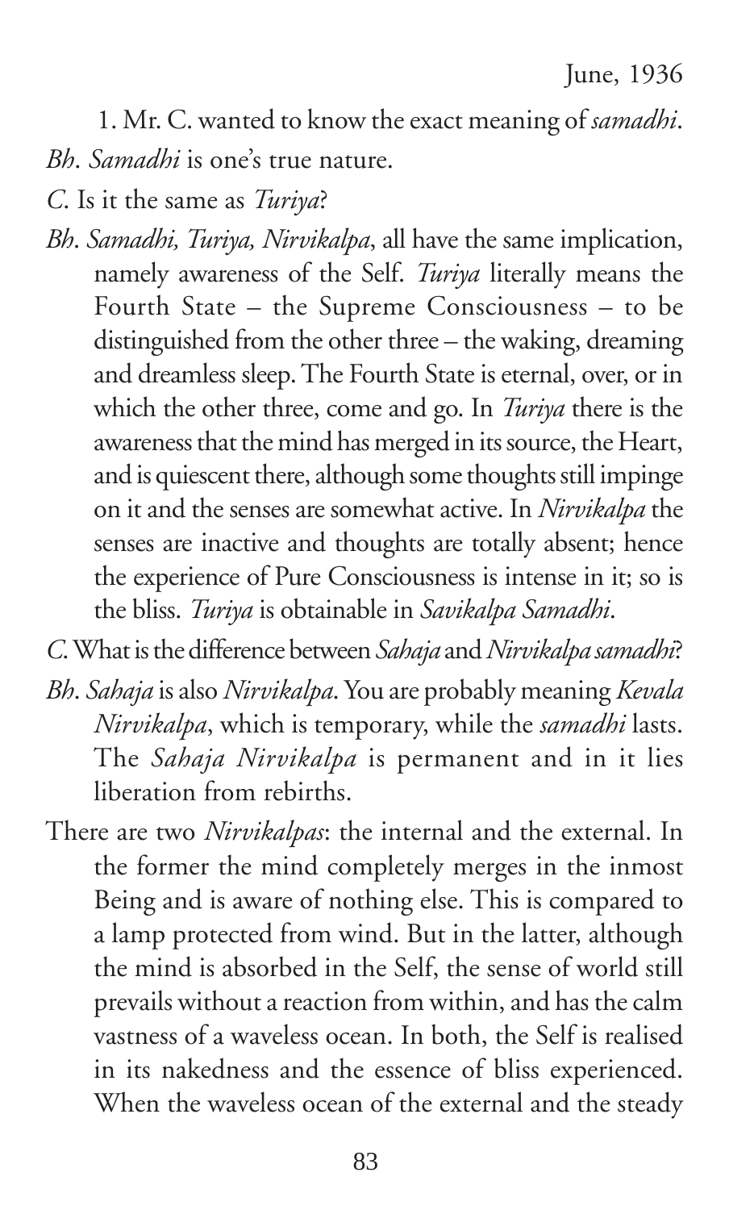June, 1936

1. Mr. C. wanted to know the exact meaning of *samadhi*.

*Bh*. *Samadhi* is one's true nature.

*C*. Is it the same as *Turiya*?

*Bh*. *Samadhi, Turiya, Nirvikalpa*, all have the same implication, namely awareness of the Self. *Turiya* literally means the Fourth State – the Supreme Consciousness – to be distinguished from the other three – the waking, dreaming and dreamless sleep. The Fourth State is eternal, over, or in which the other three, come and go. In *Turiya* there is the awareness that the mind has merged in its source, the Heart, and is quiescent there, although some thoughts still impinge on it and the senses are somewhat active. In *Nirvikalpa* the senses are inactive and thoughts are totally absent; hence the experience of Pure Consciousness is intense in it; so is the bliss. *Turiya* is obtainable in *Savikalpa Samadhi*.

*C*. What is the difference between *Sahaja* and *Nirvikalpa samadhi*?

*Bh*. *Sahaja* is also *Nirvikalpa*. You are probably meaning *Kevala Nirvikalpa*, which is temporary, while the *samadhi* lasts. The *Sahaja Nirvikalpa* is permanent and in it lies liberation from rebirths.

There are two *Nirvikalpas*: the internal and the external. In the former the mind completely merges in the inmost Being and is aware of nothing else. This is compared to a lamp protected from wind. But in the latter, although the mind is absorbed in the Self, the sense of world still prevails without a reaction from within, and has the calm vastness of a waveless ocean. In both, the Self is realised in its nakedness and the essence of bliss experienced. When the waveless ocean of the external and the steady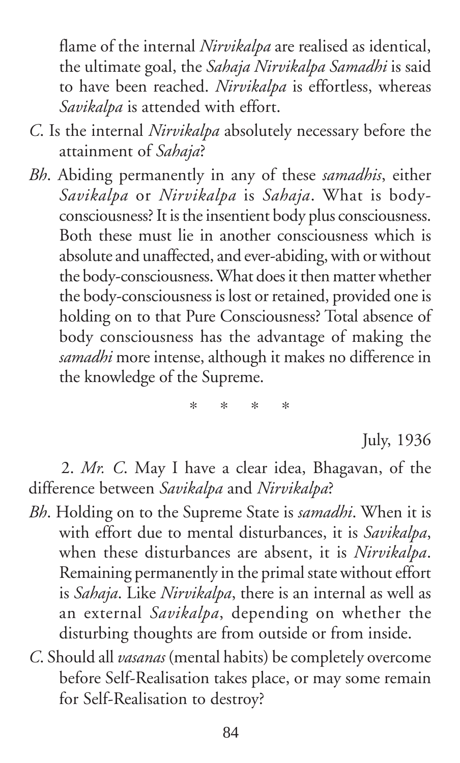flame of the internal *Nirvikalpa* are realised as identical, the ultimate goal, the *Sahaja Nirvikalpa Samadhi* is said to have been reached. *Nirvikalpa* is effortless, whereas *Savikalpa* is attended with effort.

*C*. Is the internal *Nirvikalpa* absolutely necessary before the attainment of *Sahaja*?

*Bh*. Abiding permanently in any of these *samadhis*, either *Savikalpa* or *Nirvikalpa* is *Sahaja*. What is body-consciousness? It is the insentient body plus consciousness. Both these must lie in another consciousness which is absolute and unaffected, and ever-abiding, with or without the body-consciousness. What does it then matter whether the body-consciousness is lost or retained, provided one is holding on to that Pure Consciousness? Total absence of body consciousness has the advantage of making the *samadhi* more intense, although it makes no difference in the knowledge of the Supreme.

\* \* \* \*

July, 1936

2. *Mr. C*. May I have a clear idea, Bhagavan, of the difference between *Savikalpa* and *Nirvikalpa*?

*Bh*. Holding on to the Supreme State is *samadhi*. When it is with effort due to mental disturbances, it is *Savikalpa*, when these disturbances are absent, it is *Nirvikalpa*. Remaining permanently in the primal state without effort is *Sahaja*. Like *Nirvikalpa*, there is an internal as well as an external *Savikalpa*, depending on whether the disturbing thoughts are from outside or from inside.

*C*. Should all *vasanas* (mental habits) be completely overcome before Self-Realisation takes place, or may some remain for Self-Realisation to destroy?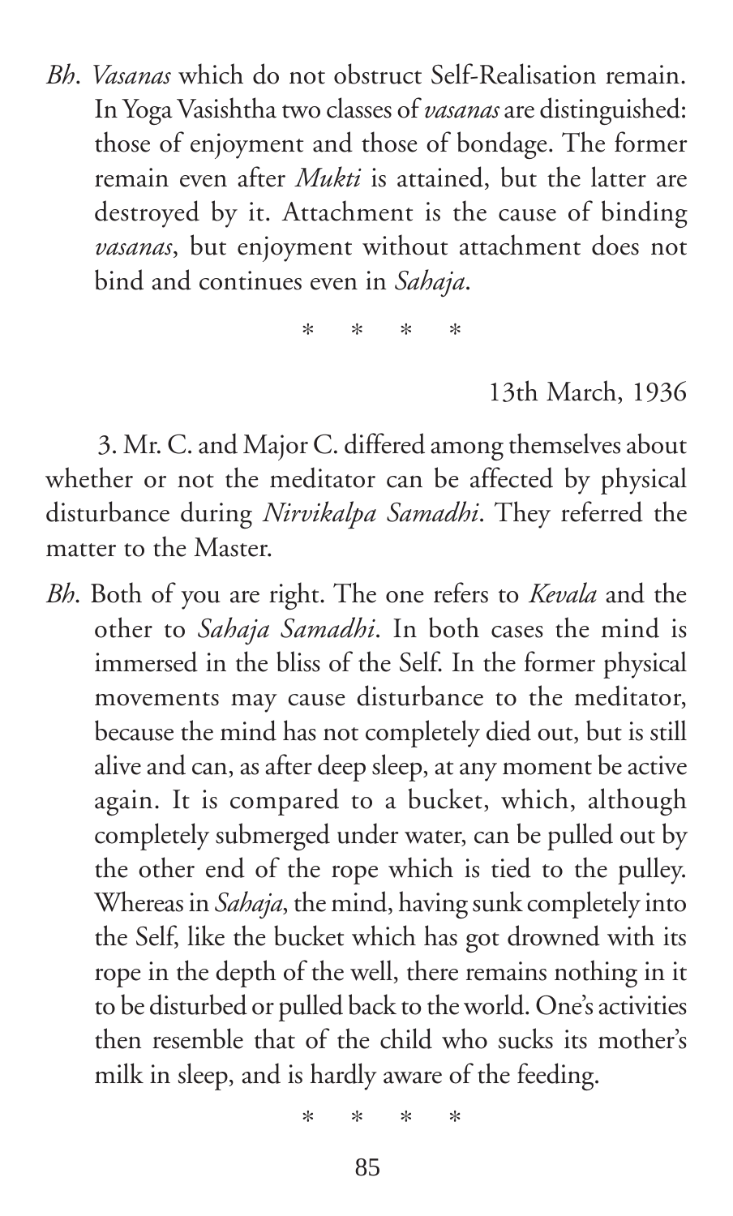*Bh*. *Vasanas* which do not obstruct Self-Realisation remain. In Yoga Vasishtha two classes of *vasanas* are distinguished: those of enjoyment and those of bondage. The former remain even after *Mukti* is attained, but the latter are destroyed by it. Attachment is the cause of binding *vasanas*, but enjoyment without attachment does not bind and continues even in *Sahaja*.

\* \* \* \*

13th March, 1936

3. Mr. C. and Major C. differed among themselves about whether or not the meditator can be affected by physical disturbance during *Nirvikalpa Samadhi*. They referred the matter to the Master.

*Bh*. Both of you are right. The one refers to *Kevala* and the other to *Sahaja Samadhi*. In both cases the mind is immersed in the bliss of the Self. In the former physical movements may cause disturbance to the meditator, because the mind has not completely died out, but is still alive and can, as after deep sleep, at any moment be active again. It is compared to a bucket, which, although completely submerged under water, can be pulled out by the other end of the rope which is tied to the pulley. Whereas in *Sahaja*, the mind, having sunk completely into the Self, like the bucket which has got drowned with its rope in the depth of the well, there remains nothing in it to be disturbed or pulled back to the world. One's activities then resemble that of the child who sucks its mother's milk in sleep, and is hardly aware of the feeding.

\* \* \* \*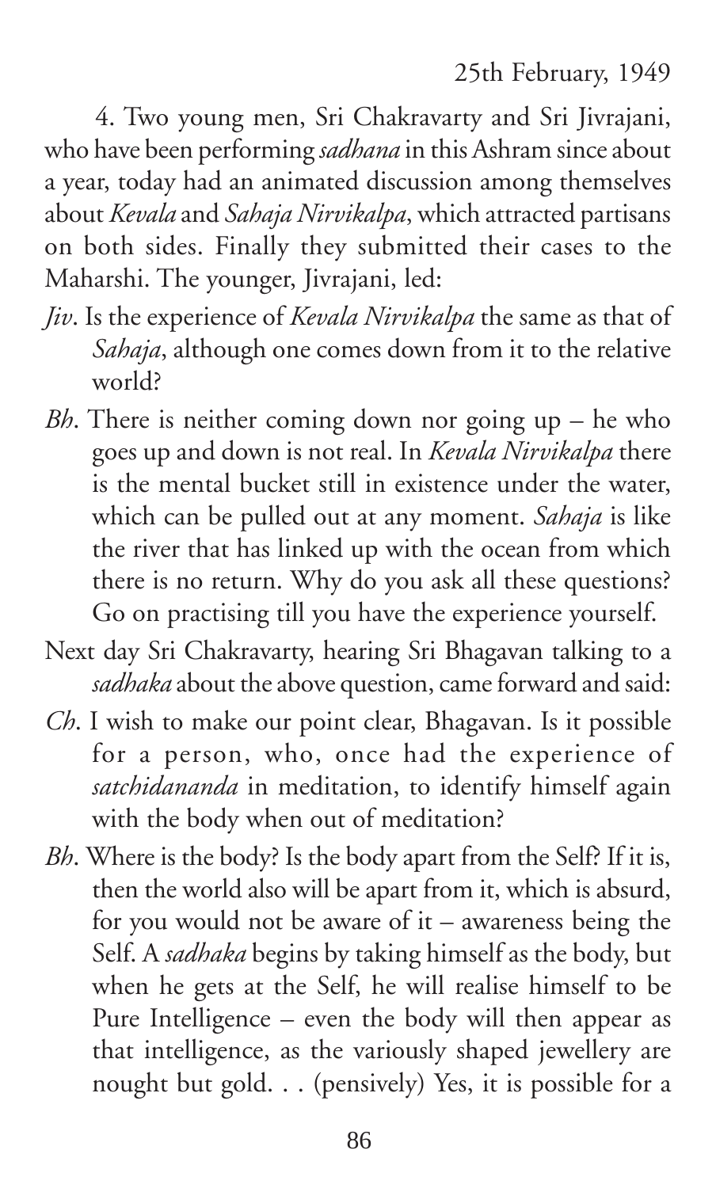25th February, 1949

4. Two young men, Sri Chakravarty and Sri Jivrajani, who have been performing *sadhana* in this Ashram since about a year, today had an animated discussion among themselves about *Kevala* and *Sahaja Nirvikalpa*, which attracted partisans on both sides. Finally they submitted their cases to the Maharshi. The younger, Jivrajani, led:

*Jiv*. Is the experience of *Kevala Nirvikalpa* the same as that of *Sahaja*, although one comes down from it to the relative world?

*Bh*. There is neither coming down nor going up – he who goes up and down is not real. In *Kevala Nirvikalpa* there is the mental bucket still in existence under the water, which can be pulled out at any moment. *Sahaja* is like the river that has linked up with the ocean from which there is no return. Why do you ask all these questions? Go on practising till you have the experience yourself.

Next day Sri Chakravarty, hearing Sri Bhagavan talking to a *sadhaka* about the above question, came forward and said:

*Ch*. I wish to make our point clear, Bhagavan. Is it possible for a person, who, once had the experience of *satchidananda* in meditation, to identify himself again with the body when out of meditation?

*Bh*. Where is the body? Is the body apart from the Self? If it is, then the world also will be apart from it, which is absurd, for you would not be aware of it – awareness being the Self. A *sadhaka* begins by taking himself as the body, but when he gets at the Self, he will realise himself to be Pure Intelligence – even the body will then appear as that intelligence, as the variously shaped jewellery are nought but gold. . . (pensively) Yes, it is possible for a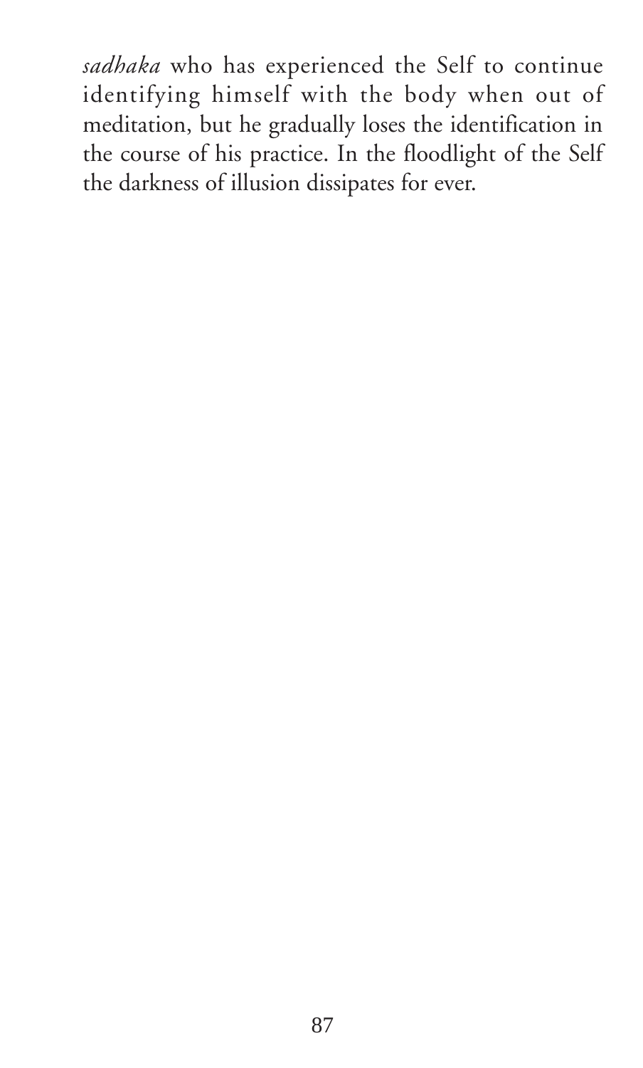*sadhaka* who has experienced the Self to continue identifying himself with the body when out of meditation, but he gradually loses the identification in the course of his practice. In the floodlight of the Self the darkness of illusion dissipates for ever.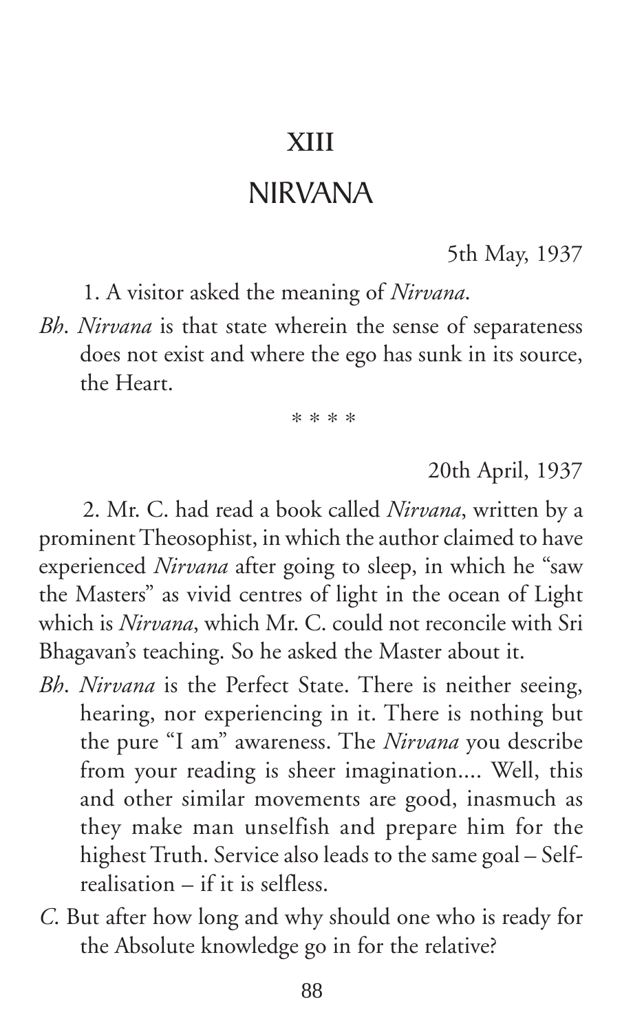# XIII

# NIRVANA

5th May, 1937

1. A visitor asked the meaning of *Nirvana*.

*Bh*. *Nirvana* is that state wherein the sense of separateness does not exist and where the ego has sunk in its source, the Heart.

\* \* \* \*

20th April, 1937

2. Mr. C. had read a book called *Nirvana*, written by a prominent Theosophist, in which the author claimed to have experienced *Nirvana* after going to sleep, in which he "saw the Masters" as vivid centres of light in the ocean of Light which is *Nirvana*, which Mr. C. could not reconcile with Sri Bhagavan's teaching. So he asked the Master about it.

*Bh*. *Nirvana* is the Perfect State. There is neither seeing, hearing, nor experiencing in it. There is nothing but the pure "I am" awareness. The *Nirvana* you describe from your reading is sheer imagination.... Well, this and other similar movements are good, inasmuch as they make man unselfish and prepare him for the highest Truth. Service also leads to the same goal – Self-realisation – if it is selfless.

*C*. But after how long and why should one who is ready for the Absolute knowledge go in for the relative?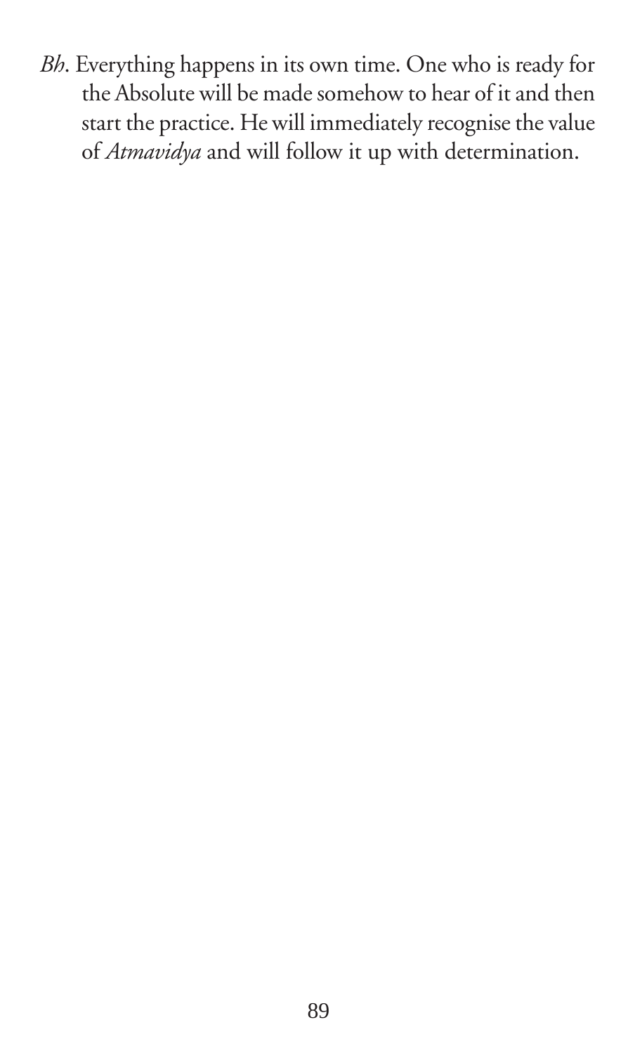*Bh*. Everything happens in its own time. One who is ready for the Absolute will be made somehow to hear of it and then start the practice. He will immediately recognise the value of *Atmavidya* and will follow it up with determination.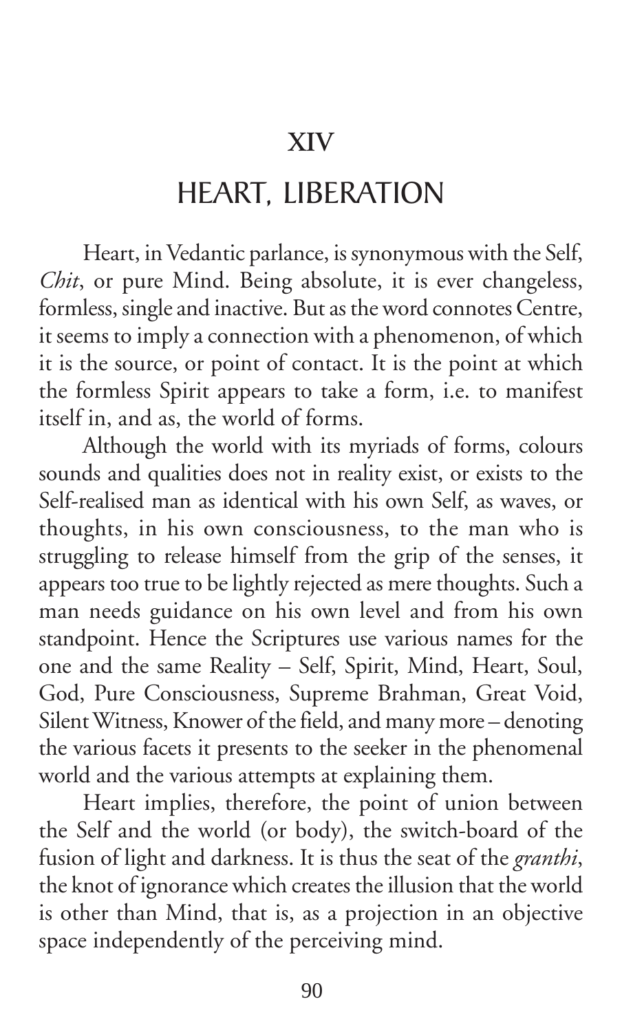# XIV

## HEART, LIBERATION

Heart, in Vedantic parlance, is synonymous with the Self, *Chit*, or pure Mind. Being absolute, it is ever changeless, formless, single and inactive. But as the word connotes Centre, it seems to imply a connection with a phenomenon, of which it is the source, or point of contact. It is the point at which the formless Spirit appears to take a form, i.e. to manifest itself in, and as, the world of forms.

Although the world with its myriads of forms, colours sounds and qualities does not in reality exist, or exists to the Self-realised man as identical with his own Self, as waves, or thoughts, in his own consciousness, to the man who is struggling to release himself from the grip of the senses, it appears too true to be lightly rejected as mere thoughts. Such a man needs guidance on his own level and from his own standpoint. Hence the Scriptures use various names for the one and the same Reality – Self, Spirit, Mind, Heart, Soul, God, Pure Consciousness, Supreme Brahman, Great Void, Silent Witness, Knower of the field, and many more – denoting the various facets it presents to the seeker in the phenomenal world and the various attempts at explaining them.

Heart implies, therefore, the point of union between the Self and the world (or body), the switch-board of the fusion of light and darkness. It is thus the seat of the *granthi*, the knot of ignorance which creates the illusion that the world is other than Mind, that is, as a projection in an objective space independently of the perceiving mind.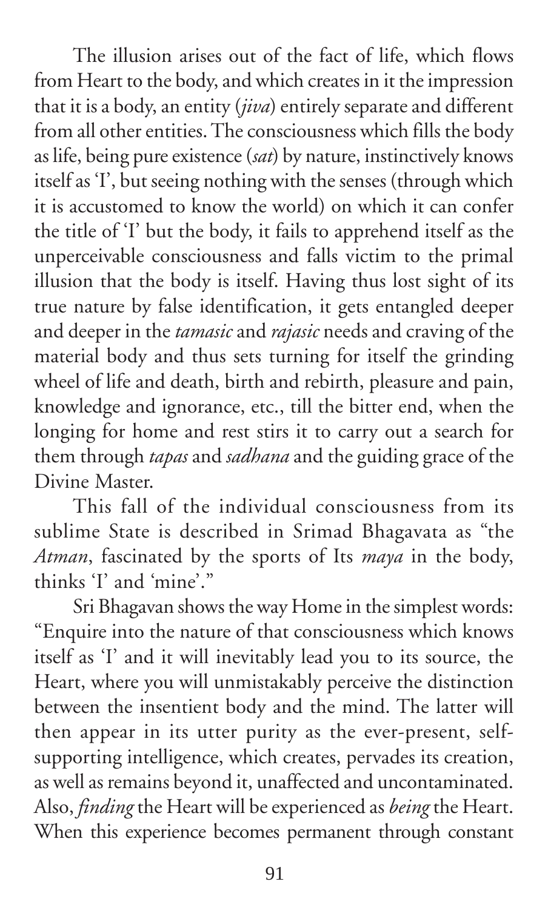The illusion arises out of the fact of life, which flows from Heart to the body, and which creates in it the impression that it is a body, an entity (*jiva*) entirely separate and different from all other entities. The consciousness which fills the body as life, being pure existence (*sat*) by nature, instinctively knows itself as 'I', but seeing nothing with the senses (through which it is accustomed to know the world) on which it can confer the title of 'I' but the body, it fails to apprehend itself as the unperceivable consciousness and falls victim to the primal illusion that the body is itself. Having thus lost sight of its true nature by false identification, it gets entangled deeper and deeper in the *tamasic* and *rajasic* needs and craving of the material body and thus sets turning for itself the grinding wheel of life and death, birth and rebirth, pleasure and pain, knowledge and ignorance, etc., till the bitter end, when the longing for home and rest stirs it to carry out a search for them through *tapas* and *sadhana* and the guiding grace of the Divine Master.

This fall of the individual consciousness from its sublime State is described in Srimad Bhagavata as "the *Atman*, fascinated by the sports of Its *maya* in the body, thinks 'I' and 'mine'."

Sri Bhagavan shows the way Home in the simplest words: "Enquire into the nature of that consciousness which knows itself as 'I' and it will inevitably lead you to its source, the Heart, where you will unmistakably perceive the distinction between the insentient body and the mind. The latter will then appear in its utter purity as the ever-present, self-supporting intelligence, which creates, pervades its creation, as well as remains beyond it, unaffected and uncontaminated. Also, *finding* the Heart will be experienced as *being* the Heart. When this experience becomes permanent through constant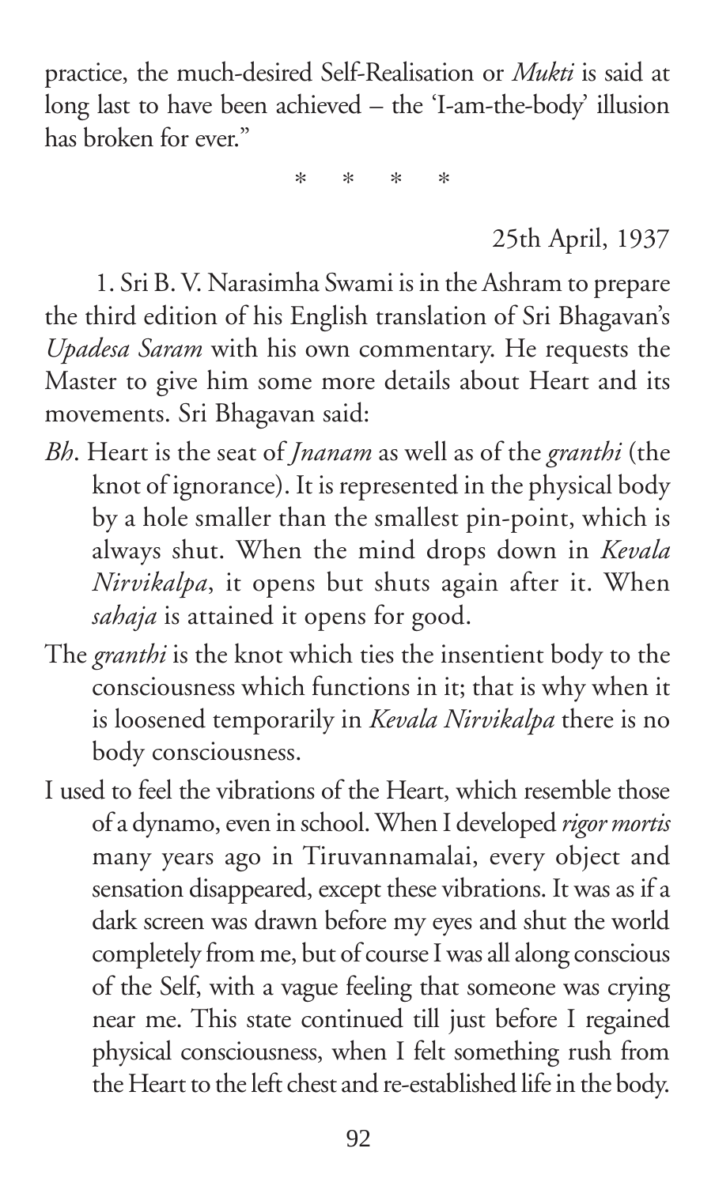practice, the much-desired Self-Realisation or *Mukti* is said at long last to have been achieved – the 'I-am-the-body' illusion has broken for ever."

\* \* \* \*

25th April, 1937

1. Sri B. V. Narasimha Swami is in the Ashram to prepare the third edition of his English translation of Sri Bhagavan's *Upadesa Saram* with his own commentary. He requests the Master to give him some more details about Heart and its movements. Sri Bhagavan said:

*Bh*. Heart is the seat of *Jnanam* as well as of the *granthi* (the knot of ignorance). It is represented in the physical body by a hole smaller than the smallest pin-point, which is always shut. When the mind drops down in *Kevala Nirvikalpa*, it opens but shuts again after it. When *sahaja* is attained it opens for good.

The *granthi* is the knot which ties the insentient body to the consciousness which functions in it; that is why when it is loosened temporarily in *Kevala Nirvikalpa* there is no body consciousness.

I used to feel the vibrations of the Heart, which resemble those of a dynamo, even in school. When I developed *rigor mortis* many years ago in Tiruvannamalai, every object and sensation disappeared, except these vibrations. It was as if a dark screen was drawn before my eyes and shut the world completely from me, but of course I was all along conscious of the Self, with a vague feeling that someone was crying near me. This state continued till just before I regained physical consciousness, when I felt something rush from the Heart to the left chest and re-established life in the body.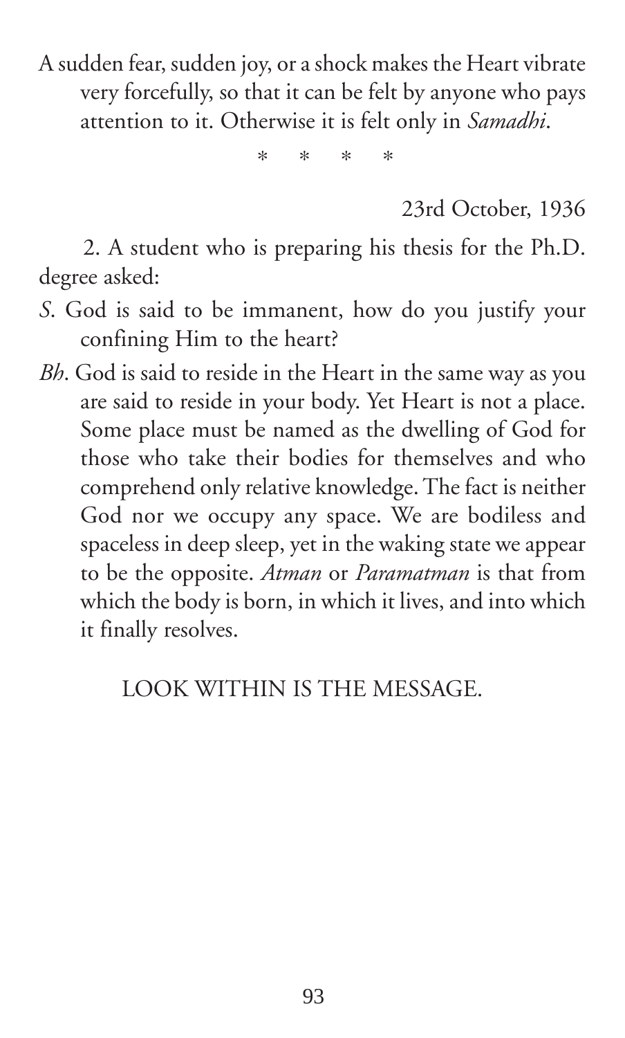A sudden fear, sudden joy, or a shock makes the Heart vibrate very forcefully, so that it can be felt by anyone who pays attention to it. Otherwise it is felt only in *Samadhi*.

\* \* \* \*

23rd October, 1936

2. A student who is preparing his thesis for the Ph.D. degree asked:

*S*. God is said to be immanent, how do you justify your confining Him to the heart?

*Bh*. God is said to reside in the Heart in the same way as you are said to reside in your body. Yet Heart is not a place. Some place must be named as the dwelling of God for those who take their bodies for themselves and who comprehend only relative knowledge. The fact is neither God nor we occupy any space. We are bodiless and spaceless in deep sleep, yet in the waking state we appear to be the opposite. *Atman* or *Paramatman* is that from which the body is born, in which it lives, and into which it finally resolves.

LOOK WITHIN IS THE MESSAGE.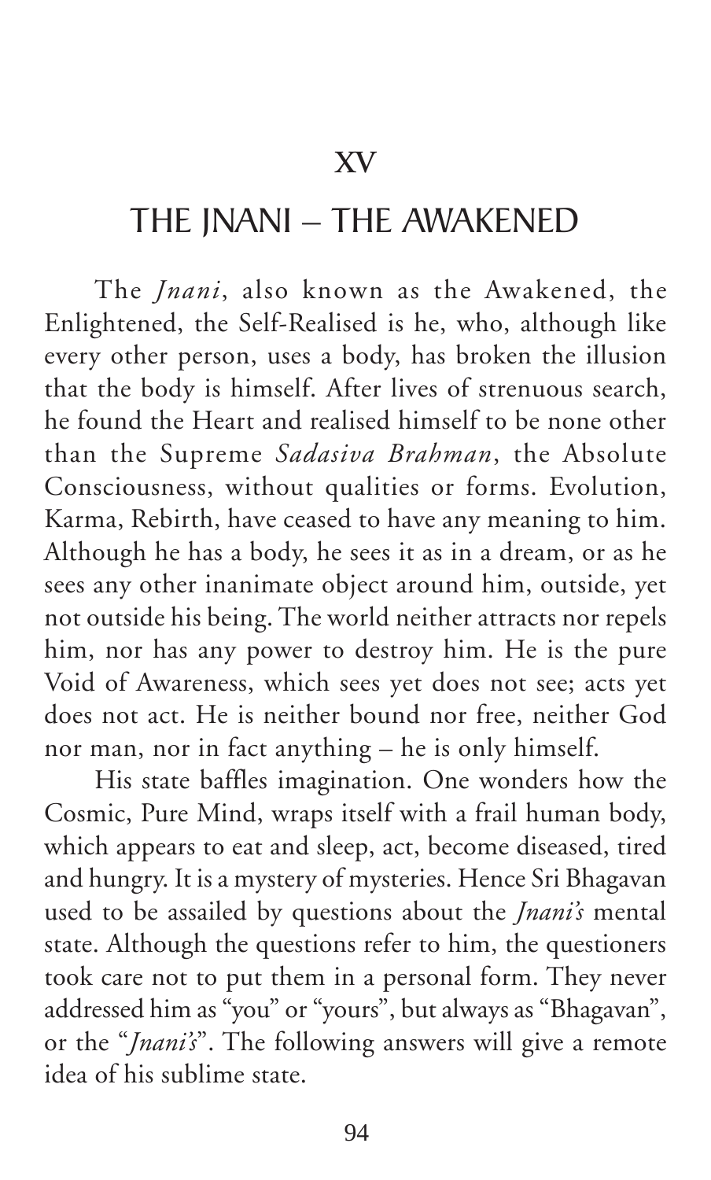# XV

# THE JNANI – THE AWAKENED

The *Jnani*, also known as the Awakened, the Enlightened, the Self-Realised is he, who, although like every other person, uses a body, has broken the illusion that the body is himself. After lives of strenuous search, he found the Heart and realised himself to be none other than the Supreme *Sadasiva Brahman*, the Absolute Consciousness, without qualities or forms. Evolution, Karma, Rebirth, have ceased to have any meaning to him. Although he has a body, he sees it as in a dream, or as he sees any other inanimate object around him, outside, yet not outside his being. The world neither attracts nor repels him, nor has any power to destroy him. He is the pure Void of Awareness, which sees yet does not see; acts yet does not act. He is neither bound nor free, neither God nor man, nor in fact anything – he is only himself.

His state baffles imagination. One wonders how the Cosmic, Pure Mind, wraps itself with a frail human body, which appears to eat and sleep, act, become diseased, tired and hungry. It is a mystery of mysteries. Hence Sri Bhagavan used to be assailed by questions about the *Jnani's* mental state. Although the questions refer to him, the questioners took care not to put them in a personal form. They never addressed him as "you" or "yours", but always as "Bhagavan", or the "*Jnani's*". The following answers will give a remote idea of his sublime state.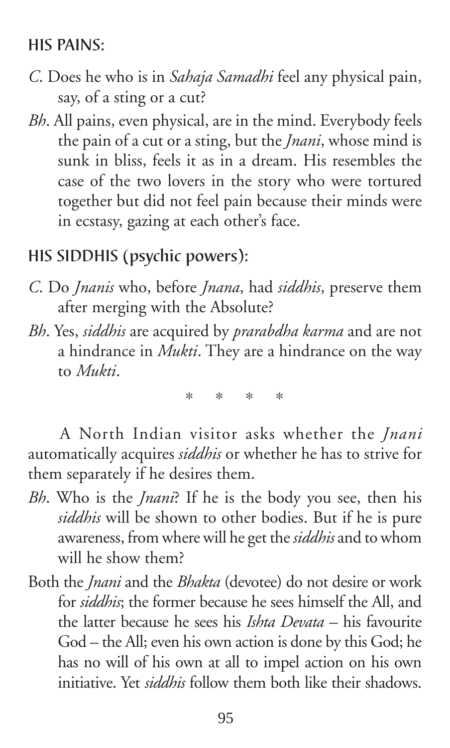### HIS PAINS:

*C*. Does he who is in *Sahaja Samadhi* feel any physical pain, say, of a sting or a cut?

*Bh*. All pains, even physical, are in the mind. Everybody feels the pain of a cut or a sting, but the *Jnani*, whose mind is sunk in bliss, feels it as in a dream. His resembles the case of the two lovers in the story who were tortured together but did not feel pain because their minds were in ecstasy, gazing at each other's face.

### HIS SIDDHIS (psychic powers):

*C*. Do *Jnanis* who, before *Jnana*, had *siddhis*, preserve them after merging with the Absolute?

*Bh*. Yes, *siddhis* are acquired by *prarabdha karma* and are not a hindrance in *Mukti*. They are a hindrance on the way to *Mukti*.

\* \* \* \*

A North Indian visitor asks whether the *Jnani* automatically acquires *siddhis* or whether he has to strive for them separately if he desires them.

*Bh*. Who is the *Jnani*? If he is the body you see, then his *siddhis* will be shown to other bodies. But if he is pure awareness, from where will he get the *siddhis* and to whom will he show them?

Both the *Jnani* and the *Bhakta* (devotee) do not desire or work for *siddhis*; the former because he sees himself the All, and the latter because he sees his *Ishta Devata* – his favourite God – the All; even his own action is done by this God; he has no will of his own at all to impel action on his own initiative. Yet *siddhis* follow them both like their shadows.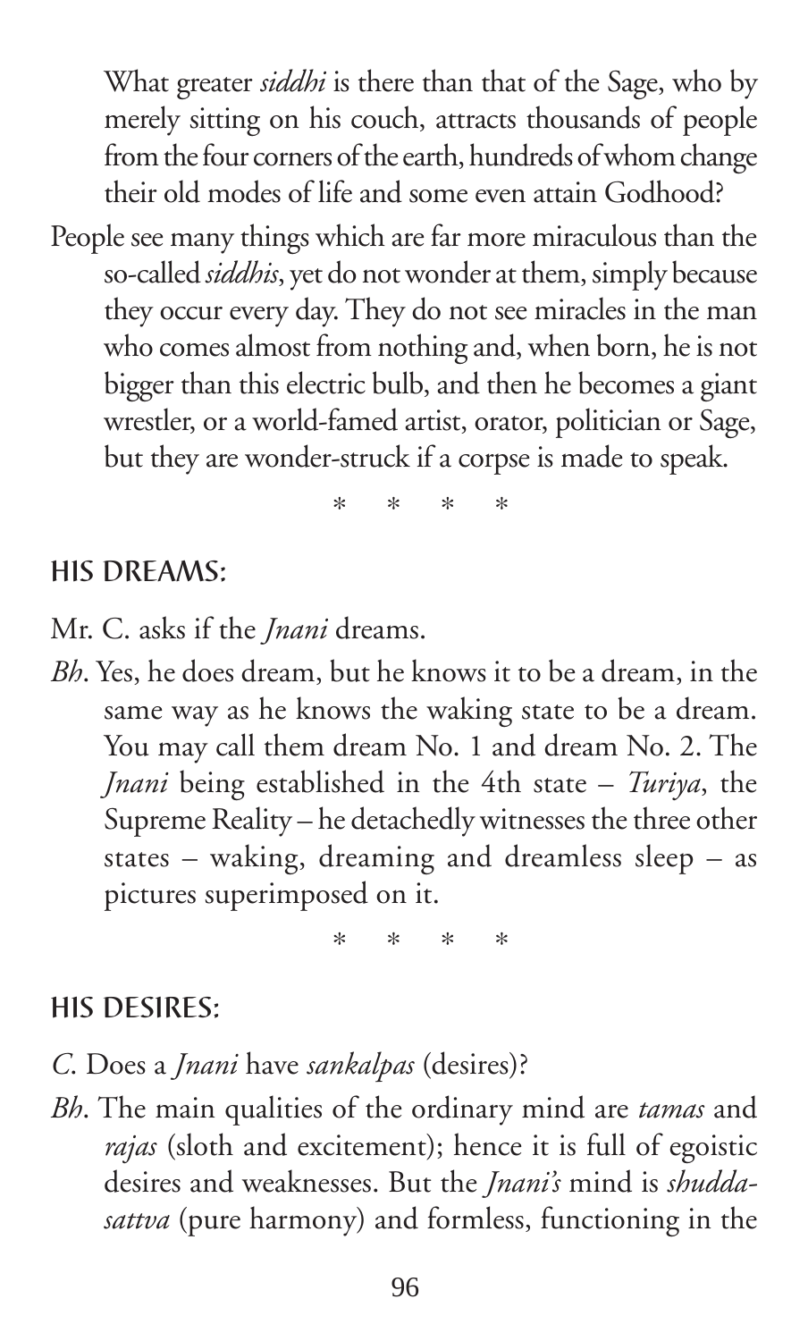What greater *siddhi* is there than that of the Sage, who by merely sitting on his couch, attracts thousands of people from the four corners of the earth, hundreds of whom change their old modes of life and some even attain Godhood?

People see many things which are far more miraculous than the so-called *siddhis*, yet do not wonder at them, simply because they occur every day. They do not see miracles in the man who comes almost from nothing and, when born, he is not bigger than this electric bulb, and then he becomes a giant wrestler, or a world-famed artist, orator, politician or Sage, but they are wonder-struck if a corpse is made to speak.

\* \* \* \*

## HIS DREAMS:

Mr. C. asks if the *Jnani* dreams.

*Bh*. Yes, he does dream, but he knows it to be a dream, in the same way as he knows the waking state to be a dream. You may call them dream No. 1 and dream No. 2. The *Jnani* being established in the 4th state – *Turiya*, the Supreme Reality – he detachedly witnesses the three other states – waking, dreaming and dreamless sleep – as pictures superimposed on it.

\* \* \* \*

## HIS DESIRES:

*C*. Does a *Jnani* have *sankalpas* (desires)?

*Bh*. The main qualities of the ordinary mind are *tamas* and *rajas* (sloth and excitement); hence it is full of egoistic desires and weaknesses. But the *Jnani's* mind is *shudda-sattva* (pure harmony) and formless, functioning in the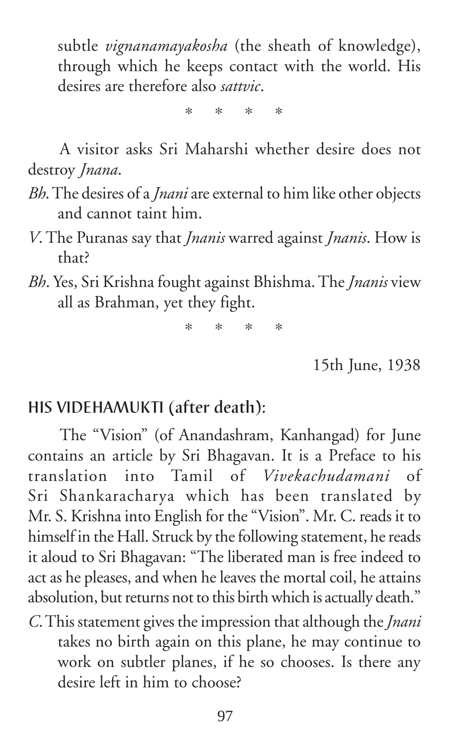subtle *vignanamayakosha* (the sheath of knowledge), through which he keeps contact with the world. His desires are therefore also *sattvic*.

\* \* \* \*

A visitor asks Sri Maharshi whether desire does not destroy *Jnana*.

*Bh*. The desires of a *Jnani* are external to him like other objects and cannot taint him.

*V*. The Puranas say that *Jnanis* warred against *Jnanis*. How is that?

*Bh*. Yes, Sri Krishna fought against Bhishma. The *Jnanis* view all as Brahman, yet they fight.

\* \* \* \*

15th June, 1938

## HIS VIDEHAMUKTI (after death):

The "Vision" (of Anandashram, Kanhangad) for June contains an article by Sri Bhagavan. It is a Preface to his translation into Tamil of *Vivekachudamani* of Sri Shankaracharya which has been translated by Mr. S. Krishna into English for the "Vision". Mr. C. reads it to himself in the Hall. Struck by the following statement, he reads it aloud to Sri Bhagavan: "The liberated man is free indeed to act as he pleases, and when he leaves the mortal coil, he attains absolution, but returns not to this birth which is actually death."

*C*. This statement gives the impression that although the *Jnani* takes no birth again on this plane, he may continue to work on subtler planes, if he so chooses. Is there any desire left in him to choose?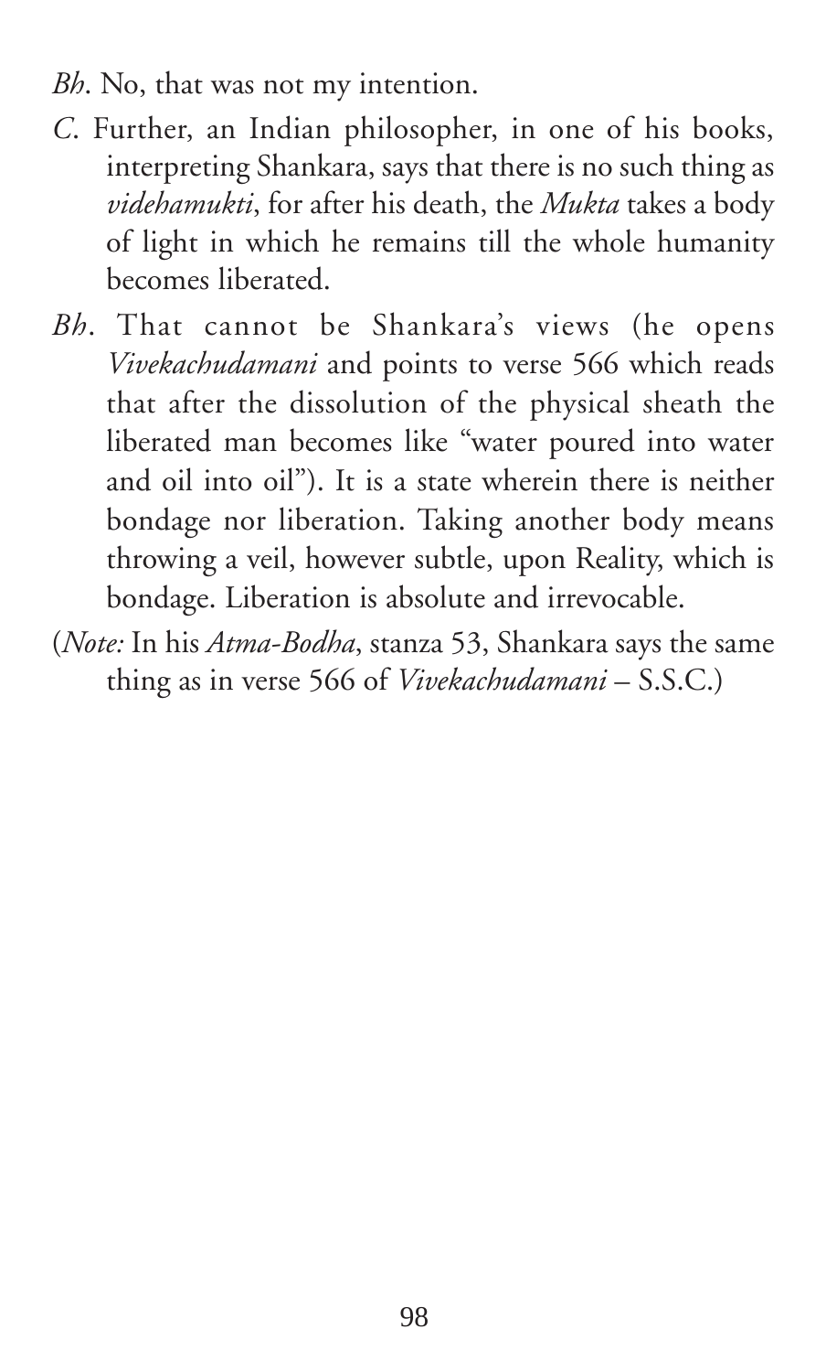*Bh*. No, that was not my intention.

*C*. Further, an Indian philosopher, in one of his books, interpreting Shankara, says that there is no such thing as *videhamukti*, for after his death, the *Mukta* takes a body of light in which he remains till the whole humanity becomes liberated.

*Bh*. That cannot be Shankara's views (he opens *Vivekachudamani* and points to verse 566 which reads that after the dissolution of the physical sheath the liberated man becomes like "water poured into water and oil into oil"). It is a state wherein there is neither bondage nor liberation. Taking another body means throwing a veil, however subtle, upon Reality, which is bondage. Liberation is absolute and irrevocable.

(*Note:* In his *Atma-Bodha*, stanza 53, Shankara says the same thing as in verse 566 of *Vivekachudamani* – S.S.C.)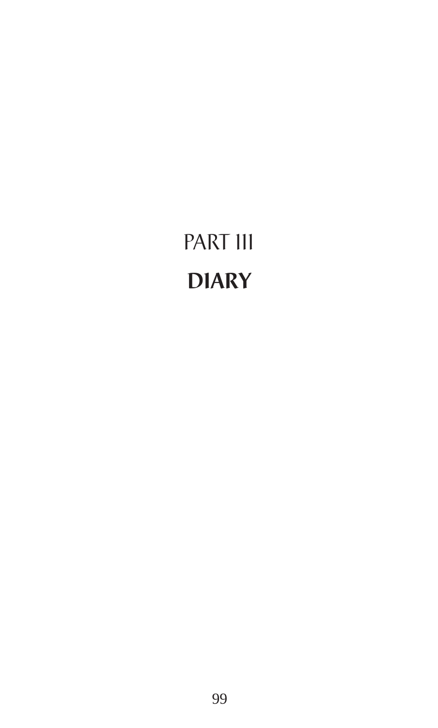# PART III

# DIARY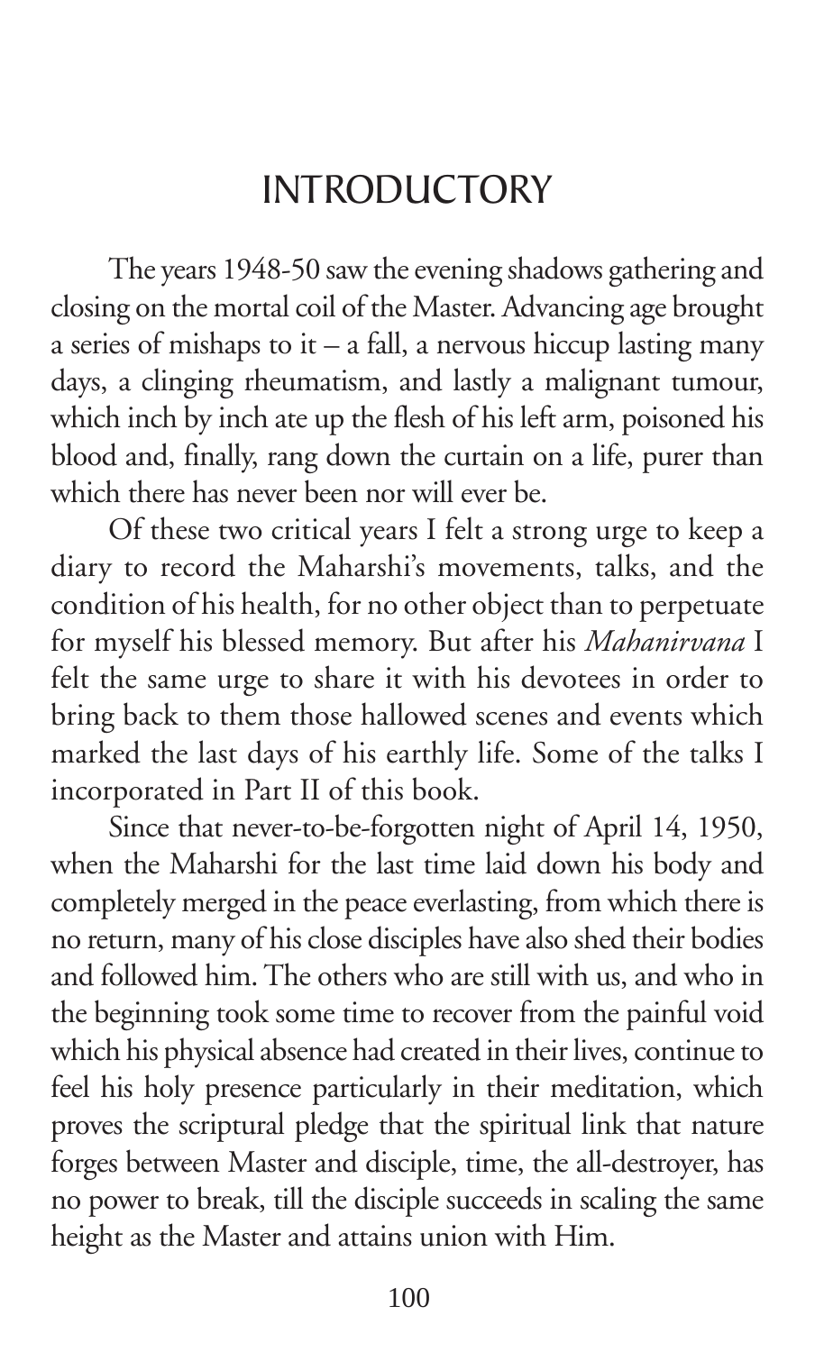# INTRODUCTORY

The years 1948-50 saw the evening shadows gathering and closing on the mortal coil of the Master. Advancing age brought a series of mishaps to it – a fall, a nervous hiccup lasting many days, a clinging rheumatism, and lastly a malignant tumour, which inch by inch ate up the flesh of his left arm, poisoned his blood and, finally, rang down the curtain on a life, purer than which there has never been nor will ever be.

Of these two critical years I felt a strong urge to keep a diary to record the Maharshi's movements, talks, and the condition of his health, for no other object than to perpetuate for myself his blessed memory. But after his *Mahanirvana* I felt the same urge to share it with his devotees in order to bring back to them those hallowed scenes and events which marked the last days of his earthly life. Some of the talks I incorporated in Part II of this book.

Since that never-to-be-forgotten night of April 14, 1950, when the Maharshi for the last time laid down his body and completely merged in the peace everlasting, from which there is no return, many of his close disciples have also shed their bodies and followed him. The others who are still with us, and who in the beginning took some time to recover from the painful void which his physical absence had created in their lives, continue to feel his holy presence particularly in their meditation, which proves the scriptural pledge that the spiritual link that nature forges between Master and disciple, time, the all-destroyer, has no power to break, till the disciple succeeds in scaling the same height as the Master and attains union with Him.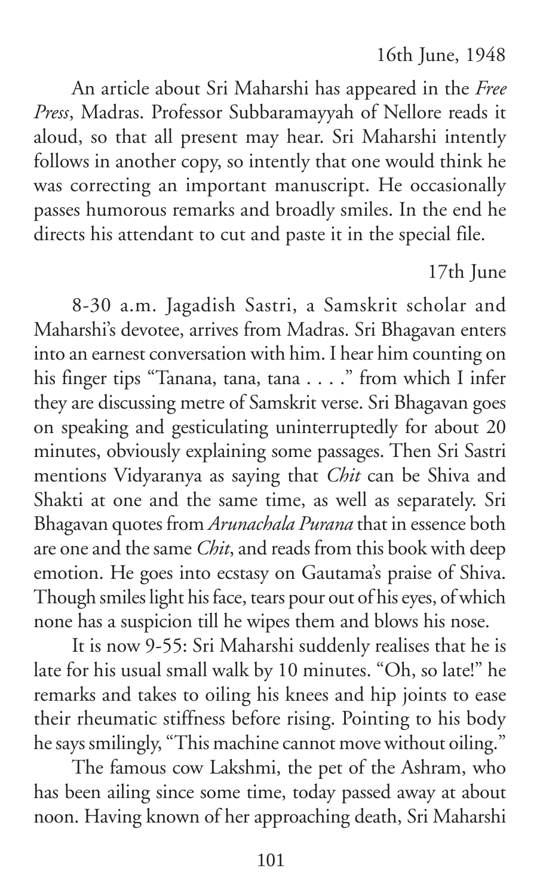16th June, 1948

An article about Sri Maharshi has appeared in the *Free Press*, Madras. Professor Subbaramayyah of Nellore reads it aloud, so that all present may hear. Sri Maharshi intently follows in another copy, so intently that one would think he was correcting an important manuscript. He occasionally passes humorous remarks and broadly smiles. In the end he directs his attendant to cut and paste it in the special file.

17th June

8-30 a.m. Jagadish Sastri, a Samskrit scholar and Maharshi's devotee, arrives from Madras. Sri Bhagavan enters into an earnest conversation with him. I hear him counting on his finger tips "Tanana, tana, tana . . . ." from which I infer they are discussing metre of Samskrit verse. Sri Bhagavan goes on speaking and gesticulating uninterruptedly for about 20 minutes, obviously explaining some passages. Then Sri Sastri mentions Vidyaranya as saying that *Chit* can be Shiva and Shakti at one and the same time, as well as separately. Sri Bhagavan quotes from *Arunachala Purana* that in essence both are one and the same *Chit*, and reads from this book with deep emotion. He goes into ecstasy on Gautama's praise of Shiva. Though smiles light his face, tears pour out of his eyes, of which none has a suspicion till he wipes them and blows his nose.

It is now 9-55: Sri Maharshi suddenly realises that he is late for his usual small walk by 10 minutes. "Oh, so late!" he remarks and takes to oiling his knees and hip joints to ease their rheumatic stiffness before rising. Pointing to his body he says smilingly, "This machine cannot move without oiling."

The famous cow Lakshmi, the pet of the Ashram, who has been ailing since some time, today passed away at about noon. Having known of her approaching death, Sri Maharshi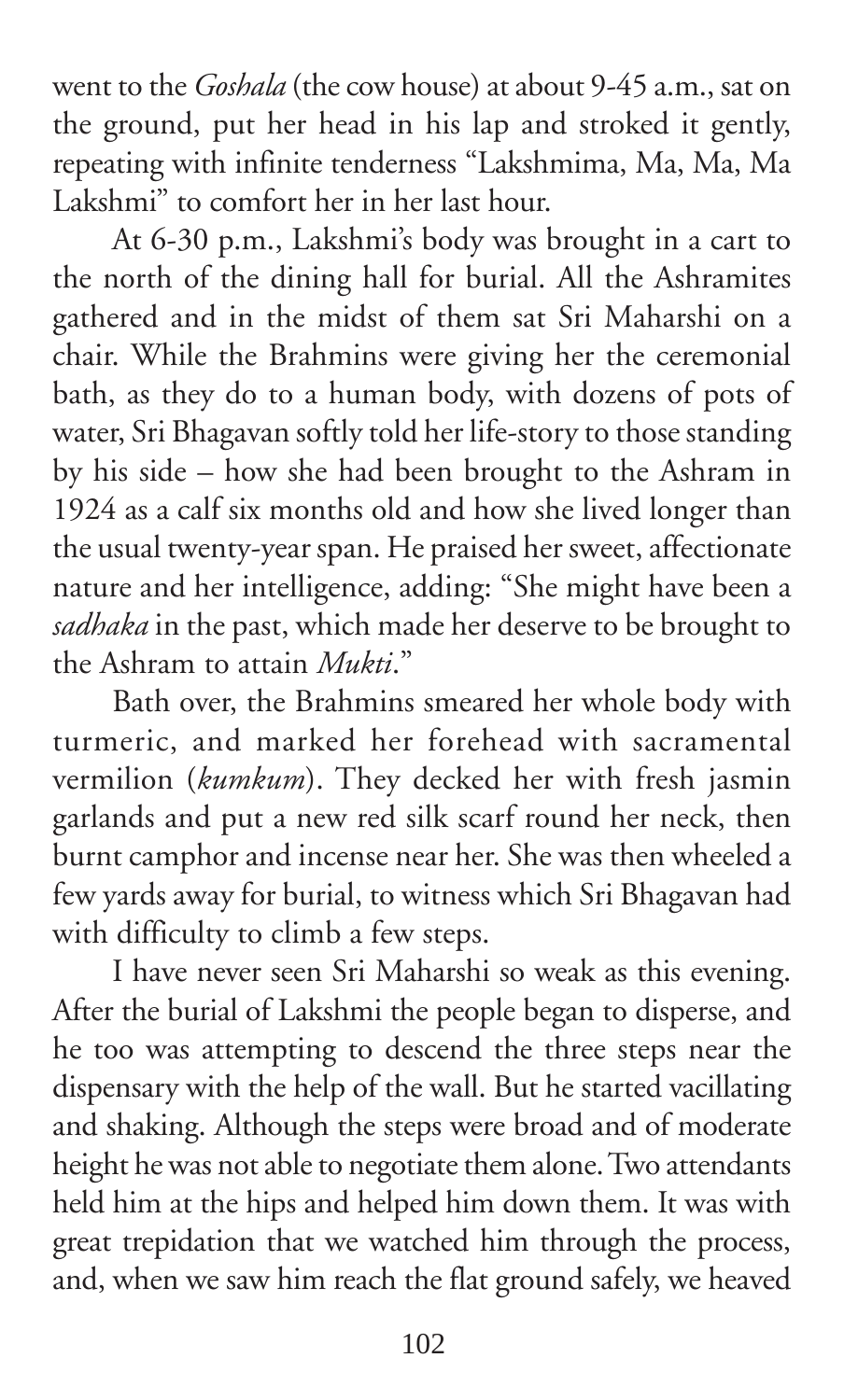went to the *Goshala* (the cow house) at about 9-45 a.m., sat on the ground, put her head in his lap and stroked it gently, repeating with infinite tenderness "Lakshmima, Ma, Ma, Ma Lakshmi" to comfort her in her last hour.

At 6-30 p.m., Lakshmi's body was brought in a cart to the north of the dining hall for burial. All the Ashramites gathered and in the midst of them sat Sri Maharshi on a chair. While the Brahmins were giving her the ceremonial bath, as they do to a human body, with dozens of pots of water, Sri Bhagavan softly told her life-story to those standing by his side – how she had been brought to the Ashram in 1924 as a calf six months old and how she lived longer than the usual twenty-year span. He praised her sweet, affectionate nature and her intelligence, adding: "She might have been a *sadhaka* in the past, which made her deserve to be brought to the Ashram to attain *Mukti*."

Bath over, the Brahmins smeared her whole body with turmeric, and marked her forehead with sacramental vermilion (*kumkum*). They decked her with fresh jasmin garlands and put a new red silk scarf round her neck, then burnt camphor and incense near her. She was then wheeled a few yards away for burial, to witness which Sri Bhagavan had with difficulty to climb a few steps.

I have never seen Sri Maharshi so weak as this evening. After the burial of Lakshmi the people began to disperse, and he too was attempting to descend the three steps near the dispensary with the help of the wall. But he started vacillating and shaking. Although the steps were broad and of moderate height he was not able to negotiate them alone. Two attendants held him at the hips and helped him down them. It was with great trepidation that we watched him through the process, and, when we saw him reach the flat ground safely, we heaved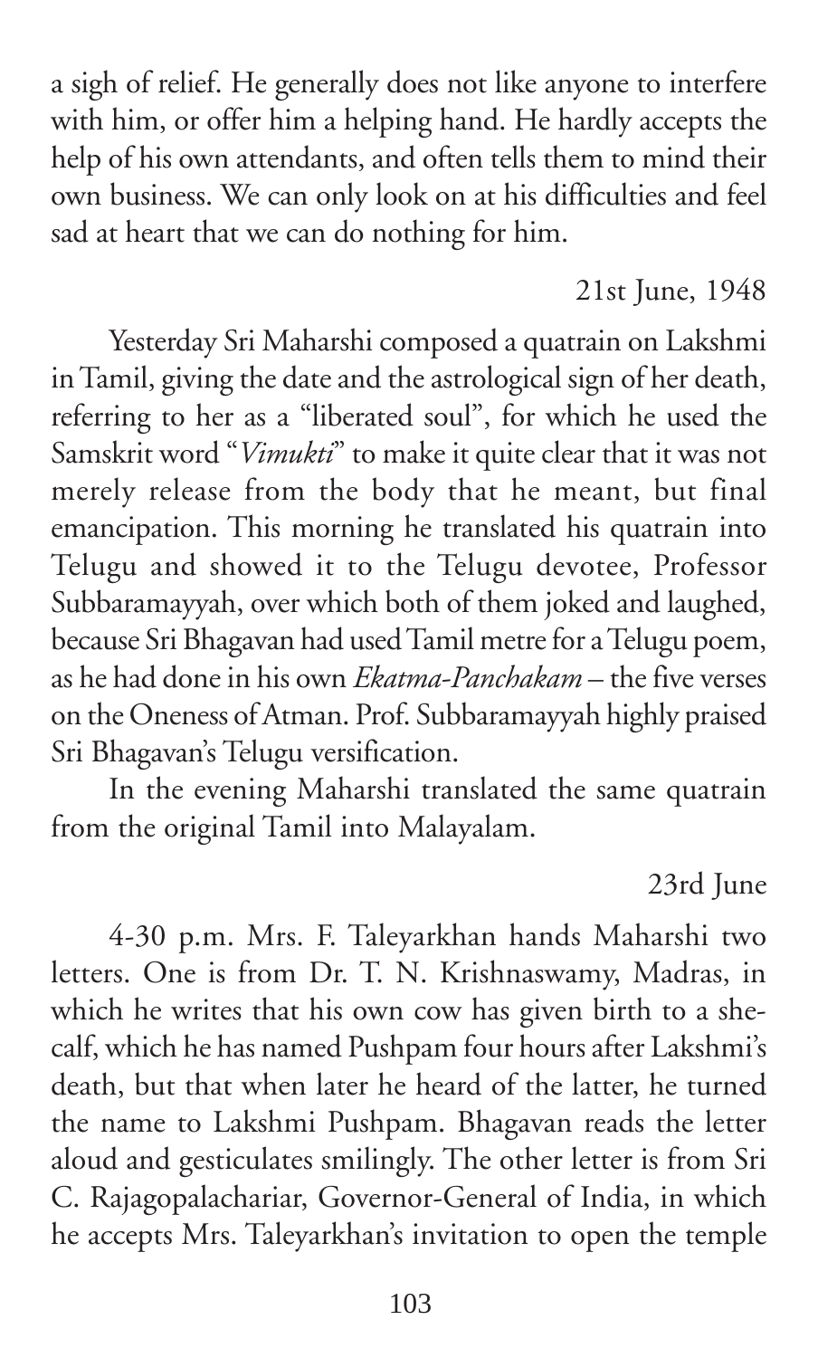a sigh of relief. He generally does not like anyone to interfere with him, or offer him a helping hand. He hardly accepts the help of his own attendants, and often tells them to mind their own business. We can only look on at his difficulties and feel sad at heart that we can do nothing for him.

21st June, 1948

Yesterday Sri Maharshi composed a quatrain on Lakshmi in Tamil, giving the date and the astrological sign of her death, referring to her as a "liberated soul", for which he used the Samskrit word "*Vimukti*" to make it quite clear that it was not merely release from the body that he meant, but final emancipation. This morning he translated his quatrain into Telugu and showed it to the Telugu devotee, Professor Subbaramayyah, over which both of them joked and laughed, because Sri Bhagavan had used Tamil metre for a Telugu poem, as he had done in his own *Ekatma-Panchakam* – the five verses on the Oneness of Atman. Prof. Subbaramayyah highly praised Sri Bhagavan's Telugu versification.

In the evening Maharshi translated the same quatrain from the original Tamil into Malayalam.

23rd June

4-30 p.m. Mrs. F. Taleyarkhan hands Maharshi two letters. One is from Dr. T. N. Krishnaswamy, Madras, in which he writes that his own cow has given birth to a she-calf, which he has named Pushpam four hours after Lakshmi's death, but that when later he heard of the latter, he turned the name to Lakshmi Pushpam. Bhagavan reads the letter aloud and gesticulates smilingly. The other letter is from Sri C. Rajagopalachariar, Governor-General of India, in which he accepts Mrs. Taleyarkhan's invitation to open the temple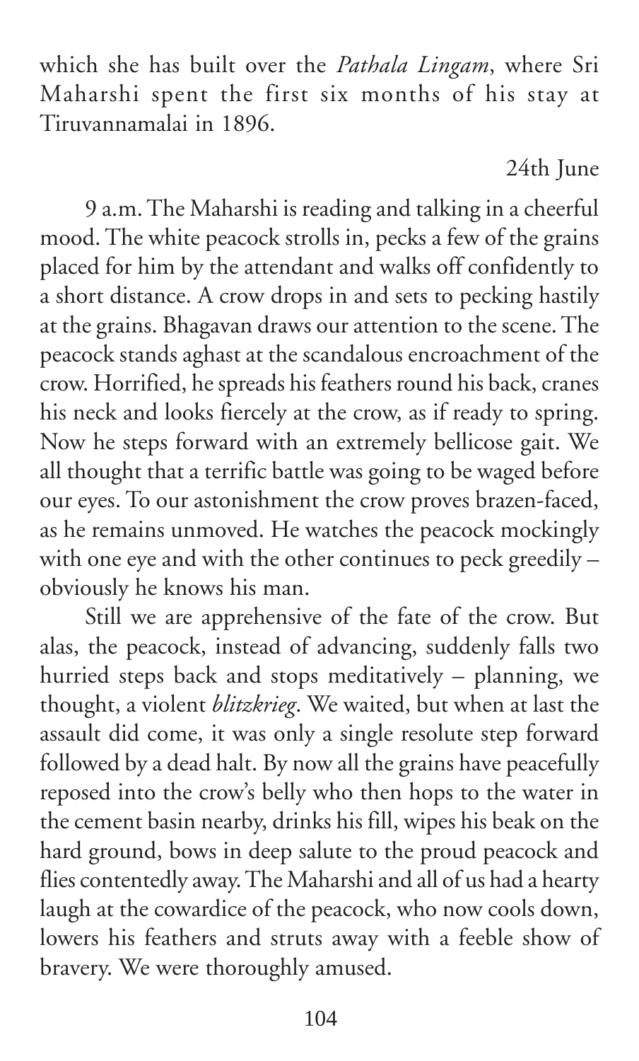which she has built over the *Pathala Lingam*, where Sri Maharshi spent the first six months of his stay at Tiruvannamalai in 1896.

24th June

9 a.m. The Maharshi is reading and talking in a cheerful mood. The white peacock strolls in, pecks a few of the grains placed for him by the attendant and walks off confidently to a short distance. A crow drops in and sets to pecking hastily at the grains. Bhagavan draws our attention to the scene. The peacock stands aghast at the scandalous encroachment of the crow. Horrified, he spreads his feathers round his back, cranes his neck and looks fiercely at the crow, as if ready to spring. Now he steps forward with an extremely bellicose gait. We all thought that a terrific battle was going to be waged before our eyes. To our astonishment the crow proves brazen-faced, as he remains unmoved. He watches the peacock mockingly with one eye and with the other continues to peck greedily – obviously he knows his man.

Still we are apprehensive of the fate of the crow. But alas, the peacock, instead of advancing, suddenly falls two hurried steps back and stops meditatively – planning, we thought, a violent *blitzkrieg*. We waited, but when at last the assault did come, it was only a single resolute step forward followed by a dead halt. By now all the grains have peacefully reposed into the crow's belly who then hops to the water in the cement basin nearby, drinks his fill, wipes his beak on the hard ground, bows in deep salute to the proud peacock and flies contentedly away. The Maharshi and all of us had a hearty laugh at the cowardice of the peacock, who now cools down, lowers his feathers and struts away with a feeble show of bravery. We were thoroughly amused.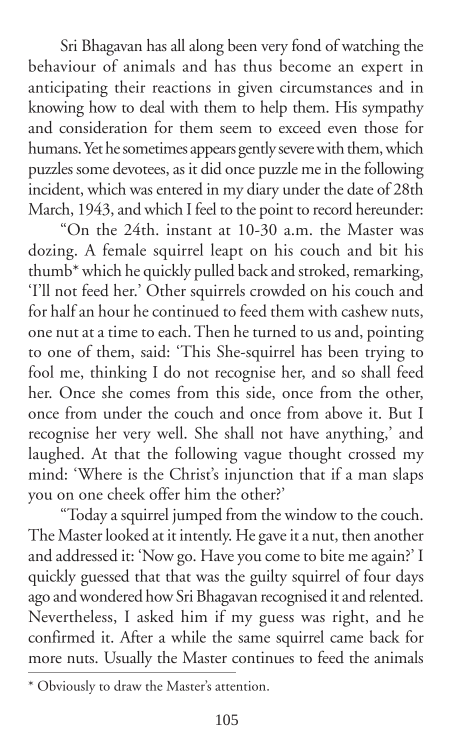Sri Bhagavan has all along been very fond of watching the behaviour of animals and has thus become an expert in anticipating their reactions in given circumstances and in knowing how to deal with them to help them. His sympathy and consideration for them seem to exceed even those for humans. Yet he sometimes appears gently severe with them, which puzzles some devotees, as it did once puzzle me in the following incident, which was entered in my diary under the date of 28th March, 1943, and which I feel to the point to record hereunder:

"On the 24th. instant at 10-30 a.m. the Master was dozing. A female squirrel leapt on his couch and bit his thumb* which he quickly pulled back and stroked, remarking, 'I'll not feed her.' Other squirrels crowded on his couch and for half an hour he continued to feed them with cashew nuts, one nut at a time to each. Then he turned to us and, pointing to one of them, said: 'This She-squirrel has been trying to fool me, thinking I do not recognise her, and so shall feed her. Once she comes from this side, once from the other, once from under the couch and once from above it. But I recognise her very well. She shall not have anything,' and laughed. At that the following vague thought crossed my mind: 'Where is the Christ's injunction that if a man slaps you on one cheek offer him the other?'

"Today a squirrel jumped from the window to the couch. The Master looked at it intently. He gave it a nut, then another and addressed it: 'Now go. Have you come to bite me again?' I quickly guessed that that was the guilty squirrel of four days ago and wondered how Sri Bhagavan recognised it and relented. Nevertheless, I asked him if my guess was right, and he confirmed it. After a while the same squirrel came back for more nuts. Usually the Master continues to feed the animals

* Obviously to draw the Master's attention.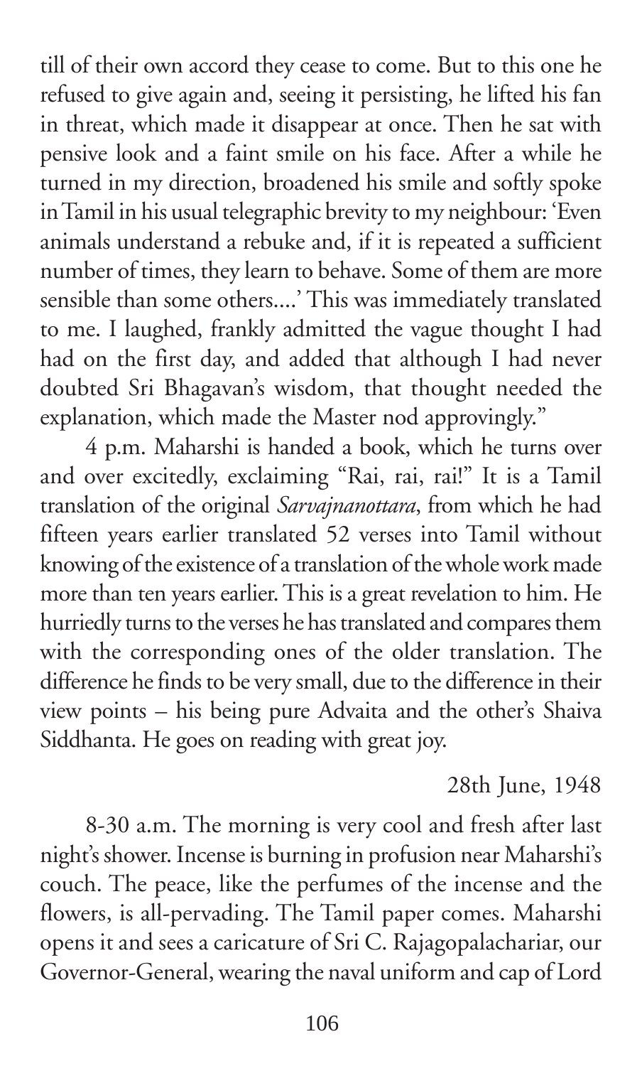till of their own accord they cease to come. But to this one he refused to give again and, seeing it persisting, he lifted his fan in threat, which made it disappear at once. Then he sat with pensive look and a faint smile on his face. After a while he turned in my direction, broadened his smile and softly spoke in Tamil in his usual telegraphic brevity to my neighbour: 'Even animals understand a rebuke and, if it is repeated a sufficient number of times, they learn to behave. Some of them are more sensible than some others....' This was immediately translated to me. I laughed, frankly admitted the vague thought I had had on the first day, and added that although I had never doubted Sri Bhagavan's wisdom, that thought needed the explanation, which made the Master nod approvingly."

4 p.m. Maharshi is handed a book, which he turns over and over excitedly, exclaiming "Rai, rai, rai!" It is a Tamil translation of the original *Sarvajnanottara*, from which he had fifteen years earlier translated 52 verses into Tamil without knowing of the existence of a translation of the whole work made more than ten years earlier. This is a great revelation to him. He hurriedly turns to the verses he has translated and compares them with the corresponding ones of the older translation. The difference he finds to be very small, due to the difference in their view points – his being pure Advaita and the other's Shaiva Siddhanta. He goes on reading with great joy.

28th June, 1948

8-30 a.m. The morning is very cool and fresh after last night's shower. Incense is burning in profusion near Maharshi's couch. The peace, like the perfumes of the incense and the flowers, is all-pervading. The Tamil paper comes. Maharshi opens it and sees a caricature of Sri C. Rajagopalachariar, our Governor-General, wearing the naval uniform and cap of Lord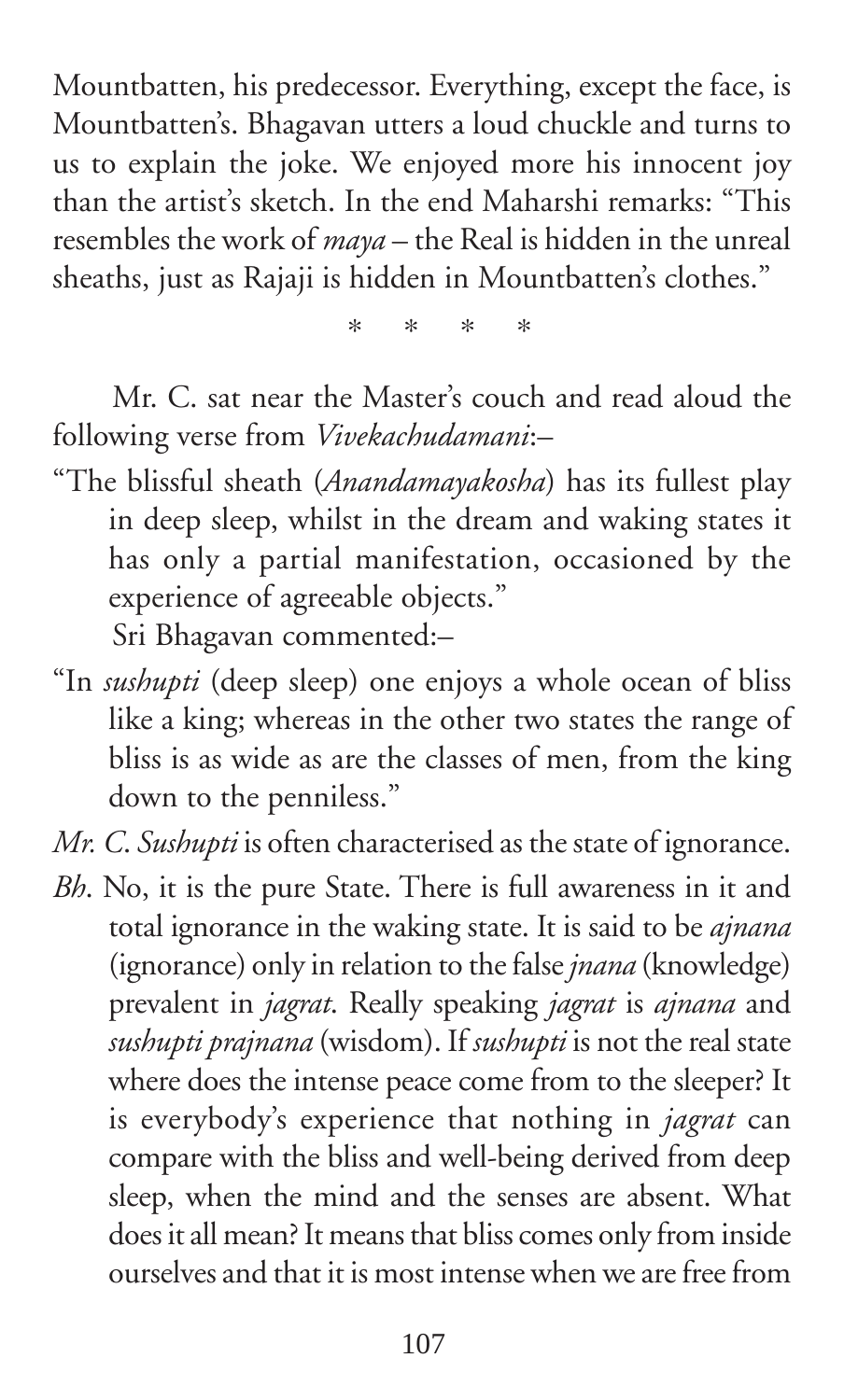Mountbatten, his predecessor. Everything, except the face, is Mountbatten's. Bhagavan utters a loud chuckle and turns to us to explain the joke. We enjoyed more his innocent joy than the artist's sketch. In the end Maharshi remarks: "This resembles the work of *maya* – the Real is hidden in the unreal sheaths, just as Rajaji is hidden in Mountbatten's clothes."

\* \* \* \*

Mr. C. sat near the Master's couch and read aloud the following verse from *Vivekachudamani*:–

"The blissful sheath (*Anandamayakosha*) has its fullest play in deep sleep, whilst in the dream and waking states it has only a partial manifestation, occasioned by the experience of agreeable objects."

Sri Bhagavan commented:–

"In *sushupti* (deep sleep) one enjoys a whole ocean of bliss like a king; whereas in the other two states the range of bliss is as wide as are the classes of men, from the king down to the penniless."

*Mr. C. Sushupti* is often characterised as the state of ignorance.

*Bh*. No, it is the pure State. There is full awareness in it and total ignorance in the waking state. It is said to be *ajnana* (ignorance) only in relation to the false *jnana* (knowledge) prevalent in *jagrat*. Really speaking *jagrat* is *ajnana* and *sushupti prajnana* (wisdom). If *sushupti* is not the real state where does the intense peace come from to the sleeper? It is everybody's experience that nothing in *jagrat* can compare with the bliss and well-being derived from deep sleep, when the mind and the senses are absent. What does it all mean? It means that bliss comes only from inside ourselves and that it is most intense when we are free from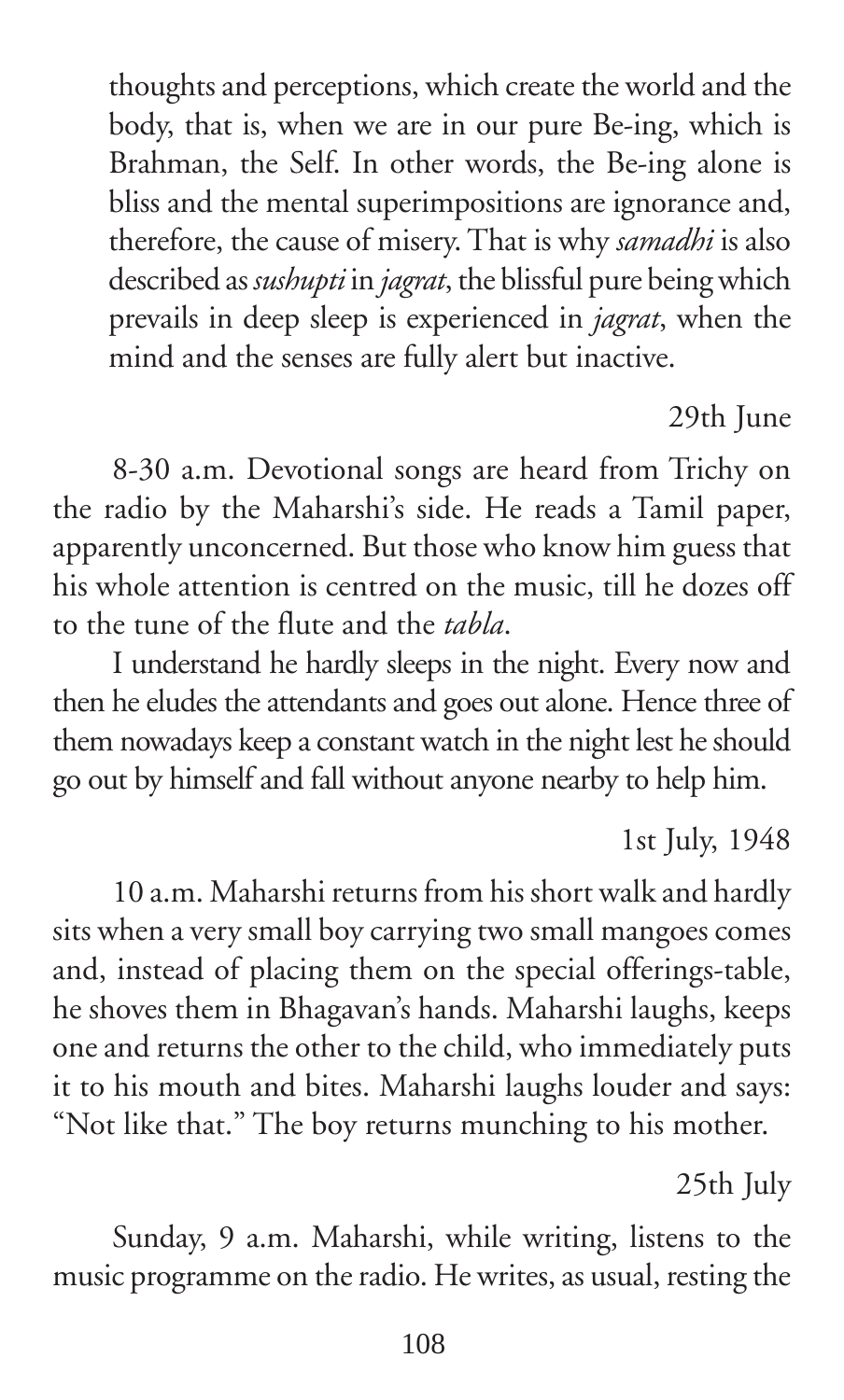thoughts and perceptions, which create the world and the body, that is, when we are in our pure Be-ing, which is Brahman, the Self. In other words, the Be-ing alone is bliss and the mental superimpositions are ignorance and, therefore, the cause of misery. That is why *samadhi* is also described as *sushupti* in *jagrat*, the blissful pure being which prevails in deep sleep is experienced in *jagrat*, when the mind and the senses are fully alert but inactive.

29th June

8-30 a.m. Devotional songs are heard from Trichy on the radio by the Maharshi's side. He reads a Tamil paper, apparently unconcerned. But those who know him guess that his whole attention is centred on the music, till he dozes off to the tune of the flute and the *tabla*.

I understand he hardly sleeps in the night. Every now and then he eludes the attendants and goes out alone. Hence three of them nowadays keep a constant watch in the night lest he should go out by himself and fall without anyone nearby to help him.

1st July, 1948

10 a.m. Maharshi returns from his short walk and hardly sits when a very small boy carrying two small mangoes comes and, instead of placing them on the special offerings-table, he shoves them in Bhagavan's hands. Maharshi laughs, keeps one and returns the other to the child, who immediately puts it to his mouth and bites. Maharshi laughs louder and says: "Not like that." The boy returns munching to his mother.

25th July

Sunday, 9 a.m. Maharshi, while writing, listens to the music programme on the radio. He writes, as usual, resting the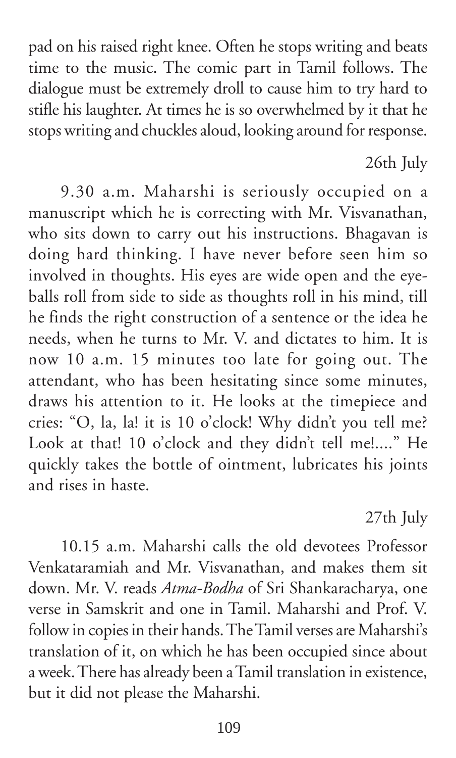pad on his raised right knee. Often he stops writing and beats time to the music. The comic part in Tamil follows. The dialogue must be extremely droll to cause him to try hard to stifle his laughter. At times he is so overwhelmed by it that he stops writing and chuckles aloud, looking around for response.

26th July

9.30 a.m. Maharshi is seriously occupied on a manuscript which he is correcting with Mr. Visvanathan, who sits down to carry out his instructions. Bhagavan is doing hard thinking. I have never before seen him so involved in thoughts. His eyes are wide open and the eyeballs roll from side to side as thoughts roll in his mind, till he finds the right construction of a sentence or the idea he needs, when he turns to Mr. V. and dictates to him. It is now 10 a.m. 15 minutes too late for going out. The attendant, who has been hesitating since some minutes, draws his attention to it. He looks at the timepiece and cries: "O, la, la! it is 10 o'clock! Why didn't you tell me? Look at that! 10 o'clock and they didn't tell me!...." He quickly takes the bottle of ointment, lubricates his joints and rises in haste.

27th July

10.15 a.m. Maharshi calls the old devotees Professor Venkataramiah and Mr. Visvanathan, and makes them sit down. Mr. V. reads *Atma-Bodha* of Sri Shankaracharya, one verse in Samskrit and one in Tamil. Maharshi and Prof. V. follow in copies in their hands. The Tamil verses are Maharshi's translation of it, on which he has been occupied since about a week. There has already been a Tamil translation in existence, but it did not please the Maharshi.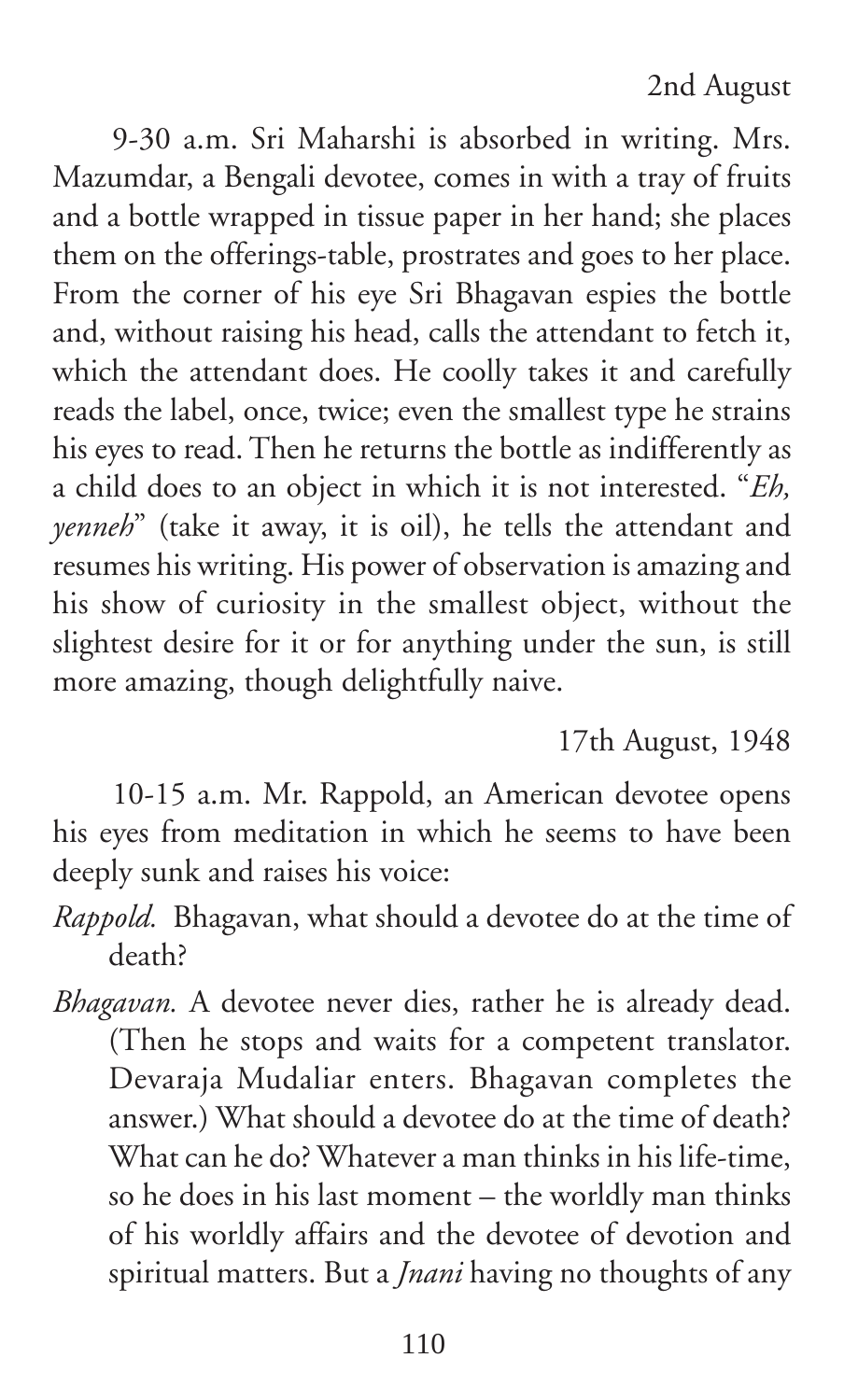2nd August

9-30 a.m. Sri Maharshi is absorbed in writing. Mrs. Mazumdar, a Bengali devotee, comes in with a tray of fruits and a bottle wrapped in tissue paper in her hand; she places them on the offerings-table, prostrates and goes to her place. From the corner of his eye Sri Bhagavan espies the bottle and, without raising his head, calls the attendant to fetch it, which the attendant does. He coolly takes it and carefully reads the label, once, twice; even the smallest type he strains his eyes to read. Then he returns the bottle as indifferently as a child does to an object in which it is not interested. "*Eh, yenneh*" (take it away, it is oil), he tells the attendant and resumes his writing. His power of observation is amazing and his show of curiosity in the smallest object, without the slightest desire for it or for anything under the sun, is still more amazing, though delightfully naive.

17th August, 1948

10-15 a.m. Mr. Rappold, an American devotee opens his eyes from meditation in which he seems to have been deeply sunk and raises his voice:

*Rappold.* Bhagavan, what should a devotee do at the time of death?

*Bhagavan.* A devotee never dies, rather he is already dead. (Then he stops and waits for a competent translator. Devaraja Mudaliar enters. Bhagavan completes the answer.) What should a devotee do at the time of death? What can he do? Whatever a man thinks in his life-time, so he does in his last moment – the worldly man thinks of his worldly affairs and the devotee of devotion and spiritual matters. But a *Jnani* having no thoughts of any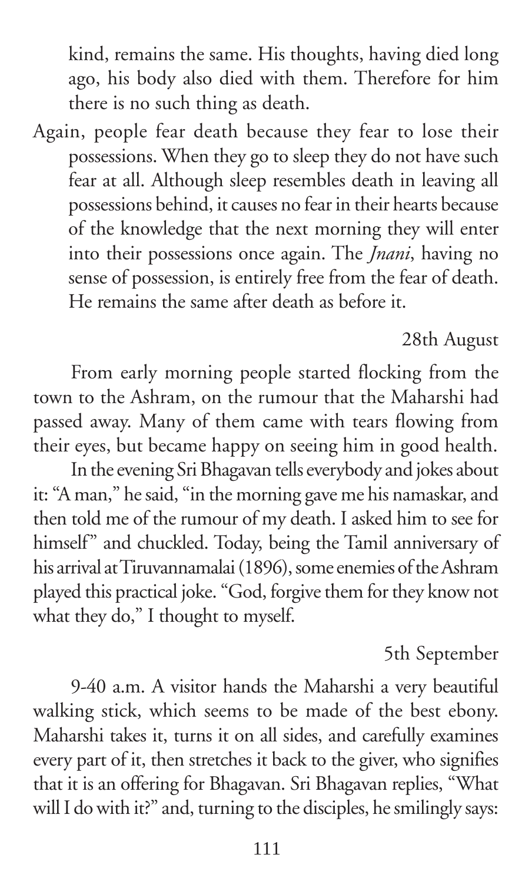kind, remains the same. His thoughts, having died long ago, his body also died with them. Therefore for him there is no such thing as death.

Again, people fear death because they fear to lose their possessions. When they go to sleep they do not have such fear at all. Although sleep resembles death in leaving all possessions behind, it causes no fear in their hearts because of the knowledge that the next morning they will enter into their possessions once again. The *Jnani*, having no sense of possession, is entirely free from the fear of death. He remains the same after death as before it.

28th August

From early morning people started flocking from the town to the Ashram, on the rumour that the Maharshi had passed away. Many of them came with tears flowing from their eyes, but became happy on seeing him in good health.

In the evening Sri Bhagavan tells everybody and jokes about it: "A man," he said, "in the morning gave me his namaskar, and then told me of the rumour of my death. I asked him to see for himself" and chuckled. Today, being the Tamil anniversary of his arrival at Tiruvannamalai (1896), some enemies of the Ashram played this practical joke. "God, forgive them for they know not what they do," I thought to myself.

5th September

9-40 a.m. A visitor hands the Maharshi a very beautiful walking stick, which seems to be made of the best ebony. Maharshi takes it, turns it on all sides, and carefully examines every part of it, then stretches it back to the giver, who signifies that it is an offering for Bhagavan. Sri Bhagavan replies, "What will I do with it?" and, turning to the disciples, he smilingly says: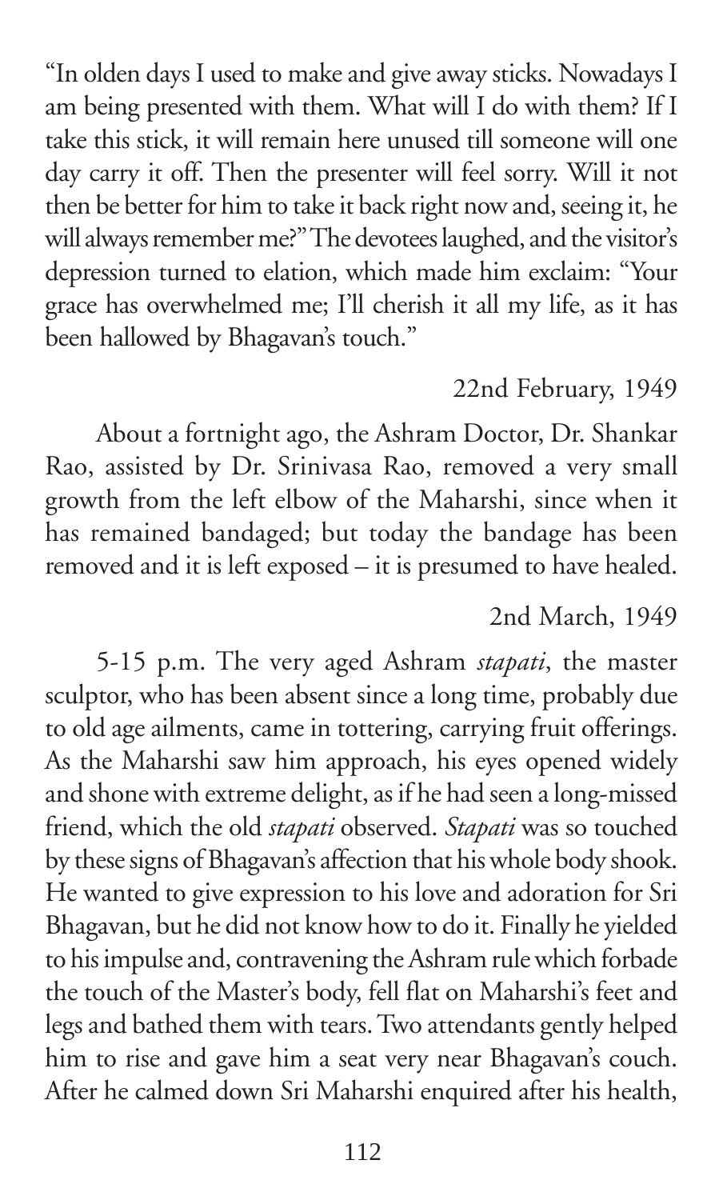"In olden days I used to make and give away sticks. Nowadays I am being presented with them. What will I do with them? If I take this stick, it will remain here unused till someone will one day carry it off. Then the presenter will feel sorry. Will it not then be better for him to take it back right now and, seeing it, he will always remember me?" The devotees laughed, and the visitor's depression turned to elation, which made him exclaim: "Your grace has overwhelmed me; I'll cherish it all my life, as it has been hallowed by Bhagavan's touch."

22nd February, 1949

About a fortnight ago, the Ashram Doctor, Dr. Shankar Rao, assisted by Dr. Srinivasa Rao, removed a very small growth from the left elbow of the Maharshi, since when it has remained bandaged; but today the bandage has been removed and it is left exposed – it is presumed to have healed.

2nd March, 1949

5-15 p.m. The very aged Ashram *stapati*, the master sculptor, who has been absent since a long time, probably due to old age ailments, came in tottering, carrying fruit offerings. As the Maharshi saw him approach, his eyes opened widely and shone with extreme delight, as if he had seen a long-missed friend, which the old *stapati* observed. *Stapati* was so touched by these signs of Bhagavan's affection that his whole body shook. He wanted to give expression to his love and adoration for Sri Bhagavan, but he did not know how to do it. Finally he yielded to his impulse and, contravening the Ashram rule which forbade the touch of the Master's body, fell flat on Maharshi's feet and legs and bathed them with tears. Two attendants gently helped him to rise and gave him a seat very near Bhagavan's couch. After he calmed down Sri Maharshi enquired after his health,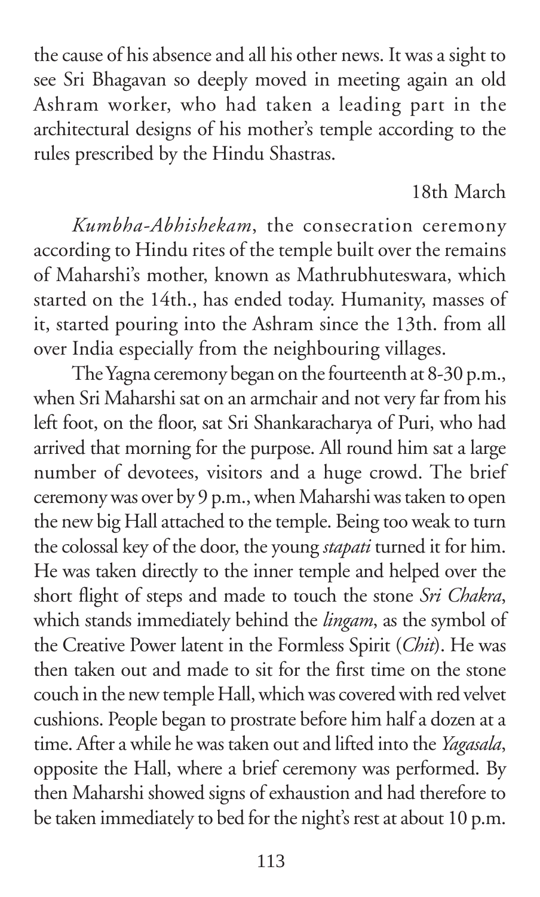the cause of his absence and all his other news. It was a sight to see Sri Bhagavan so deeply moved in meeting again an old Ashram worker, who had taken a leading part in the architectural designs of his mother's temple according to the rules prescribed by the Hindu Shastras.

18th March

*Kumbha-Abhishekam*, the consecration ceremony according to Hindu rites of the temple built over the remains of Maharshi's mother, known as Mathrubhuteswara, which started on the 14th., has ended today. Humanity, masses of it, started pouring into the Ashram since the 13th. from all over India especially from the neighbouring villages.

The Yagna ceremony began on the fourteenth at 8-30 p.m., when Sri Maharshi sat on an armchair and not very far from his left foot, on the floor, sat Sri Shankaracharya of Puri, who had arrived that morning for the purpose. All round him sat a large number of devotees, visitors and a huge crowd. The brief ceremony was over by 9 p.m., when Maharshi was taken to open the new big Hall attached to the temple. Being too weak to turn the colossal key of the door, the young *stapati* turned it for him. He was taken directly to the inner temple and helped over the short flight of steps and made to touch the stone *Sri Chakra*, which stands immediately behind the *lingam*, as the symbol of the Creative Power latent in the Formless Spirit (*Chit*). He was then taken out and made to sit for the first time on the stone couch in the new temple Hall, which was covered with red velvet cushions. People began to prostrate before him half a dozen at a time. After a while he was taken out and lifted into the *Yagasala*, opposite the Hall, where a brief ceremony was performed. By then Maharshi showed signs of exhaustion and had therefore to be taken immediately to bed for the night's rest at about 10 p.m.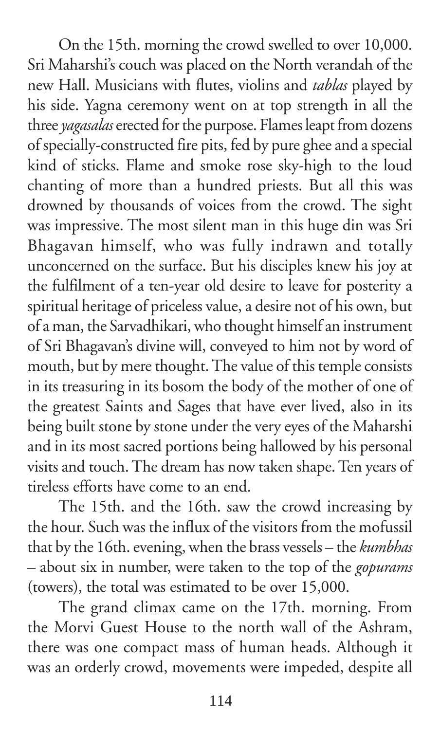On the 15th. morning the crowd swelled to over 10,000. Sri Maharshi's couch was placed on the North verandah of the new Hall. Musicians with flutes, violins and *tablas* played by his side. Yagna ceremony went on at top strength in all the three *yagasalas* erected for the purpose. Flames leapt from dozens of specially-constructed fire pits, fed by pure ghee and a special kind of sticks. Flame and smoke rose sky-high to the loud chanting of more than a hundred priests. But all this was drowned by thousands of voices from the crowd. The sight was impressive. The most silent man in this huge din was Sri Bhagavan himself, who was fully indrawn and totally unconcerned on the surface. But his disciples knew his joy at the fulfilment of a ten-year old desire to leave for posterity a spiritual heritage of priceless value, a desire not of his own, but of a man, the Sarvadhikari, who thought himself an instrument of Sri Bhagavan's divine will, conveyed to him not by word of mouth, but by mere thought. The value of this temple consists in its treasuring in its bosom the body of the mother of one of the greatest Saints and Sages that have ever lived, also in its being built stone by stone under the very eyes of the Maharshi and in its most sacred portions being hallowed by his personal visits and touch. The dream has now taken shape. Ten years of tireless efforts have come to an end.

The 15th. and the 16th. saw the crowd increasing by the hour. Such was the influx of the visitors from the mofussil that by the 16th. evening, when the brass vessels – the *kumbhas* – about six in number, were taken to the top of the *gopurams* (towers), the total was estimated to be over 15,000.

The grand climax came on the 17th. morning. From the Morvi Guest House to the north wall of the Ashram, there was one compact mass of human heads. Although it was an orderly crowd, movements were impeded, despite all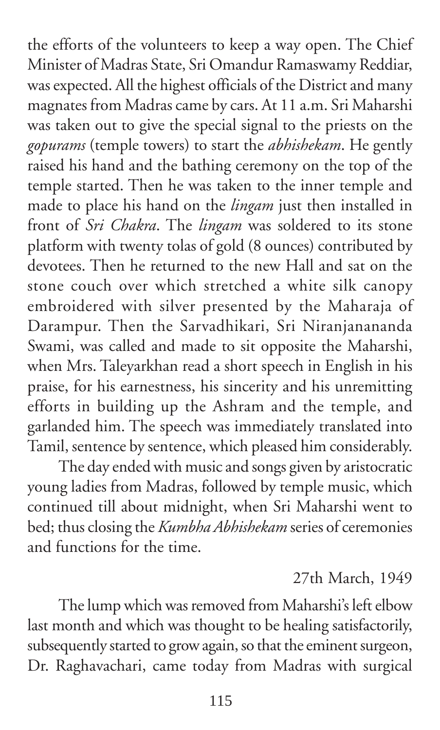the efforts of the volunteers to keep a way open. The Chief Minister of Madras State, Sri Omandur Ramaswamy Reddiar, was expected. All the highest officials of the District and many magnates from Madras came by cars. At 11 a.m. Sri Maharshi was taken out to give the special signal to the priests on the *gopurams* (temple towers) to start the *abhishekam*. He gently raised his hand and the bathing ceremony on the top of the temple started. Then he was taken to the inner temple and made to place his hand on the *lingam* just then installed in front of *Sri Chakra*. The *lingam* was soldered to its stone platform with twenty tolas of gold (8 ounces) contributed by devotees. Then he returned to the new Hall and sat on the stone couch over which stretched a white silk canopy embroidered with silver presented by the Maharaja of Darampur. Then the Sarvadhikari, Sri Niranjanananda Swami, was called and made to sit opposite the Maharshi, when Mrs. Taleyarkhan read a short speech in English in his praise, for his earnestness, his sincerity and his unremitting efforts in building up the Ashram and the temple, and garlanded him. The speech was immediately translated into Tamil, sentence by sentence, which pleased him considerably.

The day ended with music and songs given by aristocratic young ladies from Madras, followed by temple music, which continued till about midnight, when Sri Maharshi went to bed; thus closing the *Kumbha Abhishekam* series of ceremonies and functions for the time.

27th March, 1949

The lump which was removed from Maharshi's left elbow last month and which was thought to be healing satisfactorily, subsequently started to grow again, so that the eminent surgeon, Dr. Raghavachari, came today from Madras with surgical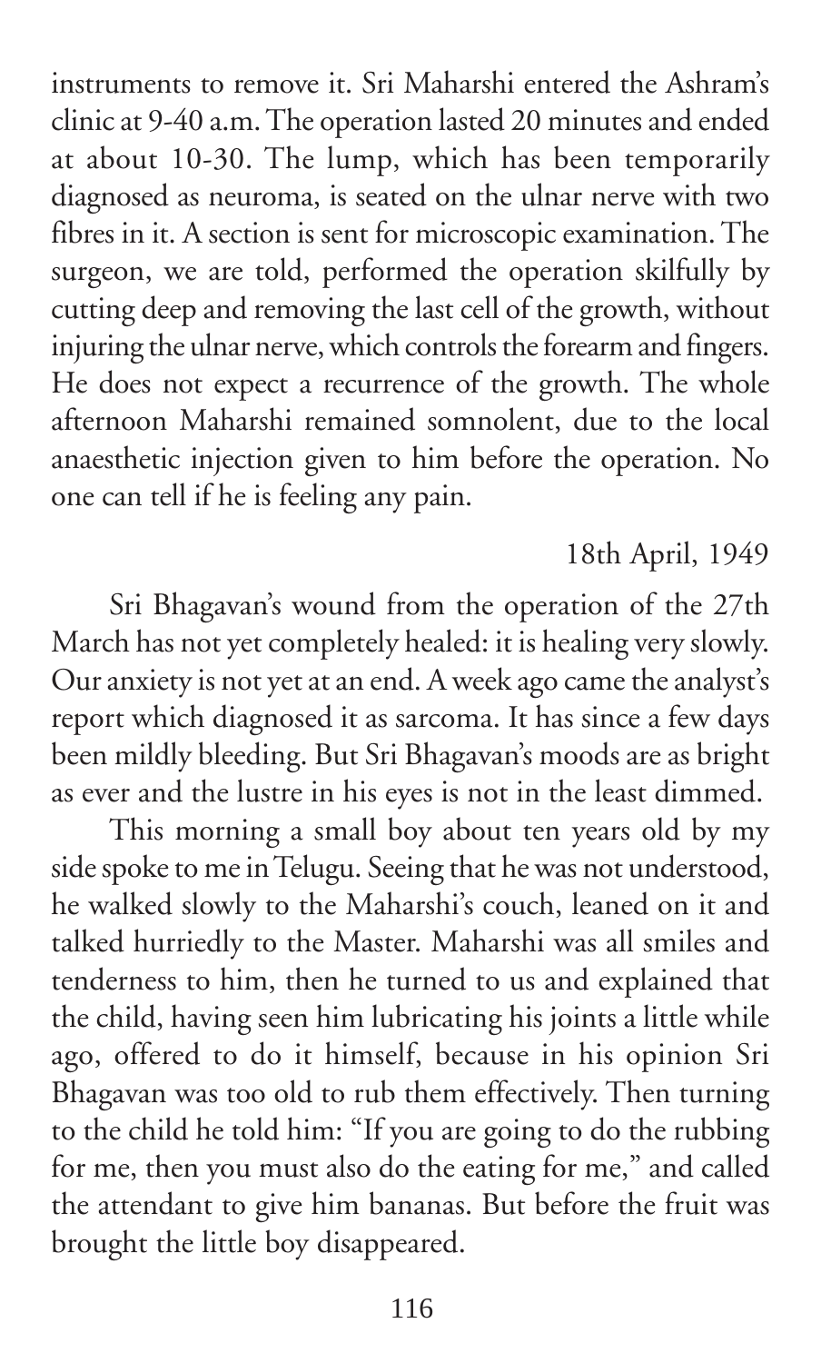instruments to remove it. Sri Maharshi entered the Ashram's clinic at 9-40 a.m. The operation lasted 20 minutes and ended at about 10-30. The lump, which has been temporarily diagnosed as neuroma, is seated on the ulnar nerve with two fibres in it. A section is sent for microscopic examination. The surgeon, we are told, performed the operation skilfully by cutting deep and removing the last cell of the growth, without injuring the ulnar nerve, which controls the forearm and fingers. He does not expect a recurrence of the growth. The whole afternoon Maharshi remained somnolent, due to the local anaesthetic injection given to him before the operation. No one can tell if he is feeling any pain.

18th April, 1949

Sri Bhagavan's wound from the operation of the 27th March has not yet completely healed: it is healing very slowly. Our anxiety is not yet at an end. A week ago came the analyst's report which diagnosed it as sarcoma. It has since a few days been mildly bleeding. But Sri Bhagavan's moods are as bright as ever and the lustre in his eyes is not in the least dimmed.

This morning a small boy about ten years old by my side spoke to me in Telugu. Seeing that he was not understood, he walked slowly to the Maharshi's couch, leaned on it and talked hurriedly to the Master. Maharshi was all smiles and tenderness to him, then he turned to us and explained that the child, having seen him lubricating his joints a little while ago, offered to do it himself, because in his opinion Sri Bhagavan was too old to rub them effectively. Then turning to the child he told him: "If you are going to do the rubbing for me, then you must also do the eating for me," and called the attendant to give him bananas. But before the fruit was brought the little boy disappeared.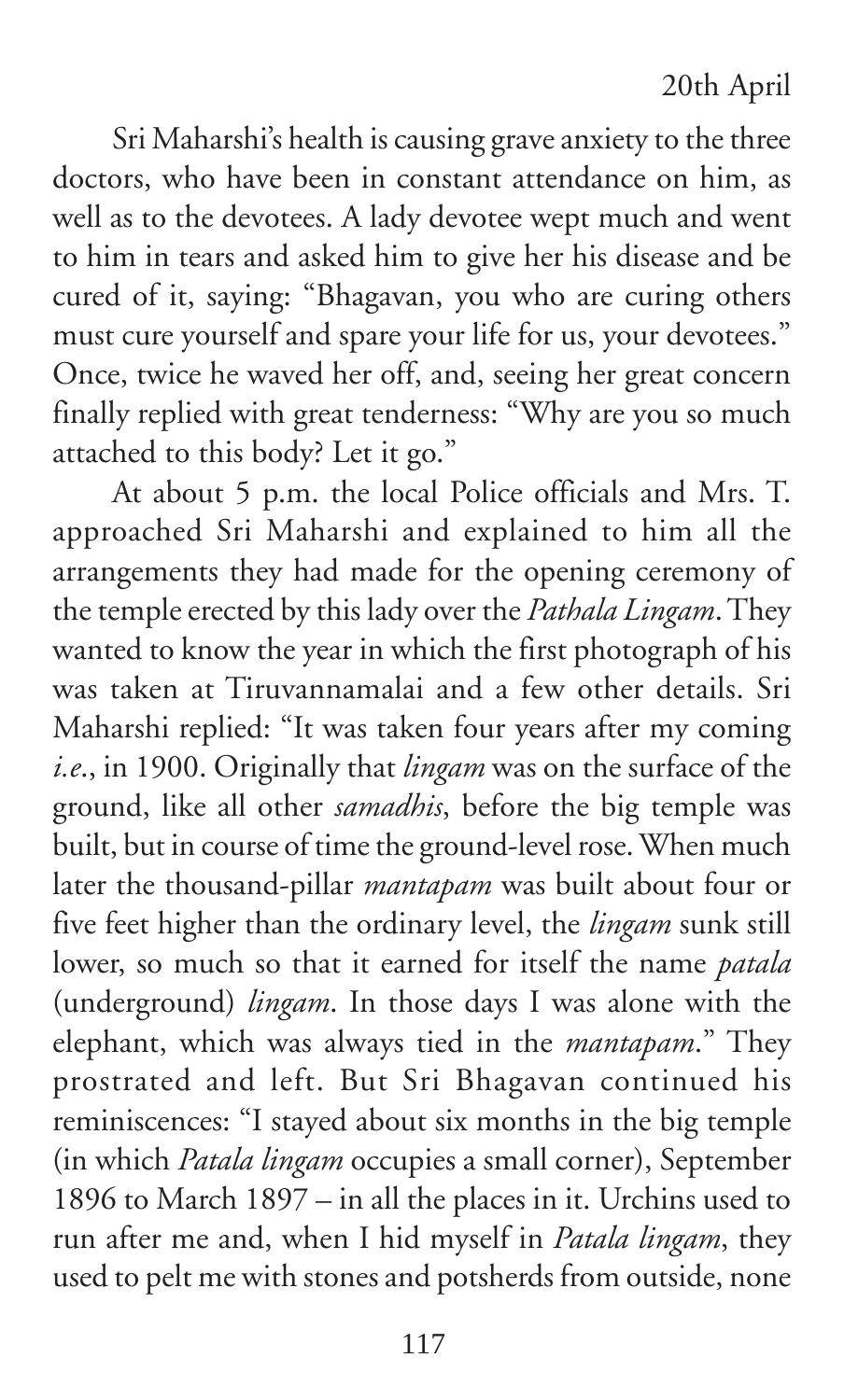20th April

Sri Maharshi's health is causing grave anxiety to the three doctors, who have been in constant attendance on him, as well as to the devotees. A lady devotee wept much and went to him in tears and asked him to give her his disease and be cured of it, saying: "Bhagavan, you who are curing others must cure yourself and spare your life for us, your devotees." Once, twice he waved her off, and, seeing her great concern finally replied with great tenderness: "Why are you so much attached to this body? Let it go."

At about 5 p.m. the local Police officials and Mrs. T. approached Sri Maharshi and explained to him all the arrangements they had made for the opening ceremony of the temple erected by this lady over the *Pathala Lingam*. They wanted to know the year in which the first photograph of his was taken at Tiruvannamalai and a few other details. Sri Maharshi replied: "It was taken four years after my coming *i.e.*, in 1900. Originally that *lingam* was on the surface of the ground, like all other *samadhis*, before the big temple was built, but in course of time the ground-level rose. When much later the thousand-pillar *mantapam* was built about four or five feet higher than the ordinary level, the *lingam* sunk still lower, so much so that it earned for itself the name *patala* (underground) *lingam*. In those days I was alone with the elephant, which was always tied in the *mantapam*." They prostrated and left. But Sri Bhagavan continued his reminiscences: "I stayed about six months in the big temple (in which *Patala lingam* occupies a small corner), September 1896 to March 1897 – in all the places in it. Urchins used to run after me and, when I hid myself in *Patala lingam*, they used to pelt me with stones and potsherds from outside, none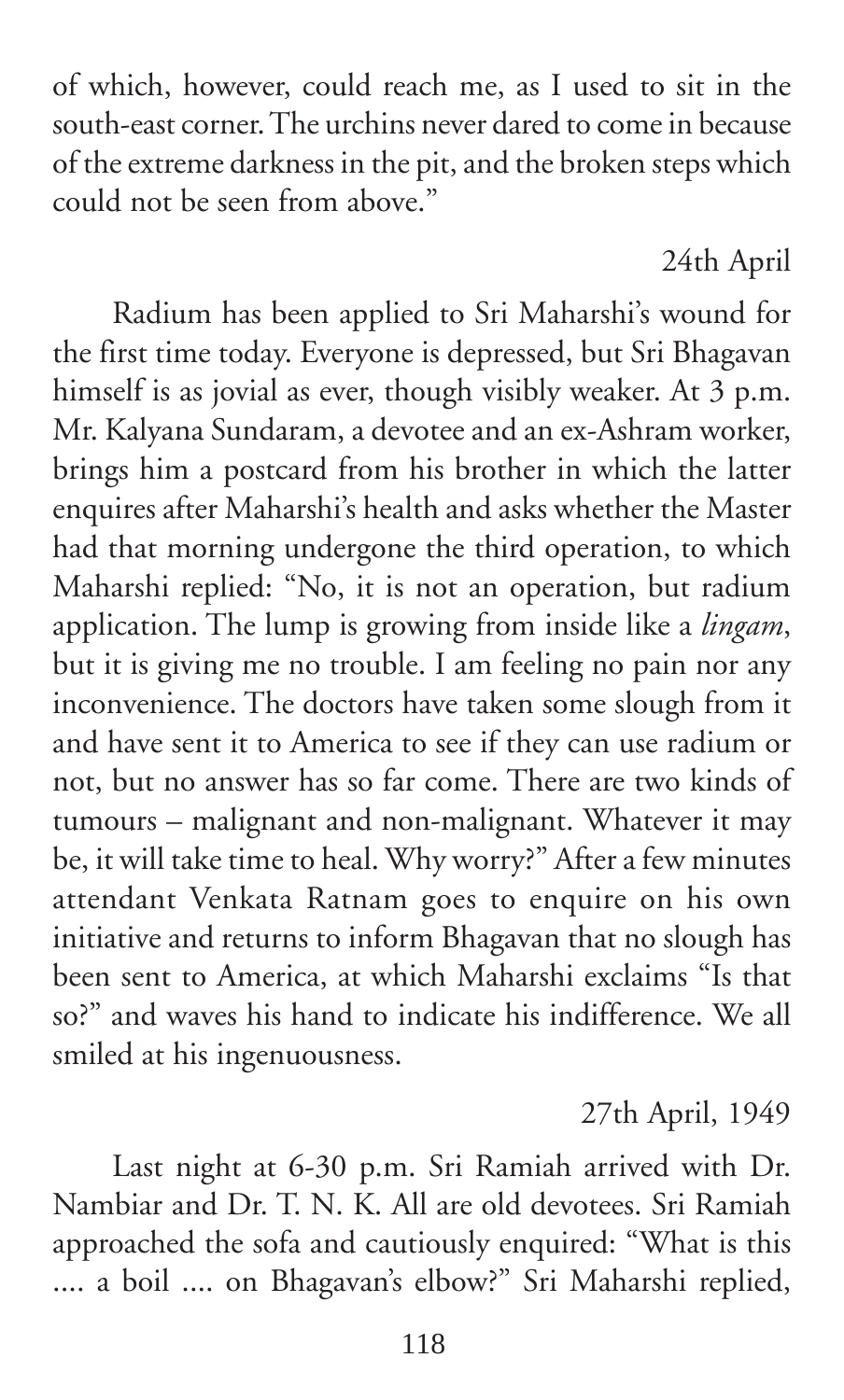of which, however, could reach me, as I used to sit in the south-east corner. The urchins never dared to come in because of the extreme darkness in the pit, and the broken steps which could not be seen from above."

24th April

Radium has been applied to Sri Maharshi's wound for the first time today. Everyone is depressed, but Sri Bhagavan himself is as jovial as ever, though visibly weaker. At 3 p.m. Mr. Kalyana Sundaram, a devotee and an ex-Ashram worker, brings him a postcard from his brother in which the latter enquires after Maharshi's health and asks whether the Master had that morning undergone the third operation, to which Maharshi replied: "No, it is not an operation, but radium application. The lump is growing from inside like a *lingam*, but it is giving me no trouble. I am feeling no pain nor any inconvenience. The doctors have taken some slough from it and have sent it to America to see if they can use radium or not, but no answer has so far come. There are two kinds of tumours – malignant and non-malignant. Whatever it may be, it will take time to heal. Why worry?" After a few minutes attendant Venkata Ratnam goes to enquire on his own initiative and returns to inform Bhagavan that no slough has been sent to America, at which Maharshi exclaims "Is that so?" and waves his hand to indicate his indifference. We all smiled at his ingenuousness.

27th April, 1949

Last night at 6-30 p.m. Sri Ramiah arrived with Dr. Nambiar and Dr. T. N. K. All are old devotees. Sri Ramiah approached the sofa and cautiously enquired: "What is this .... a boil .... on Bhagavan's elbow?" Sri Maharshi replied,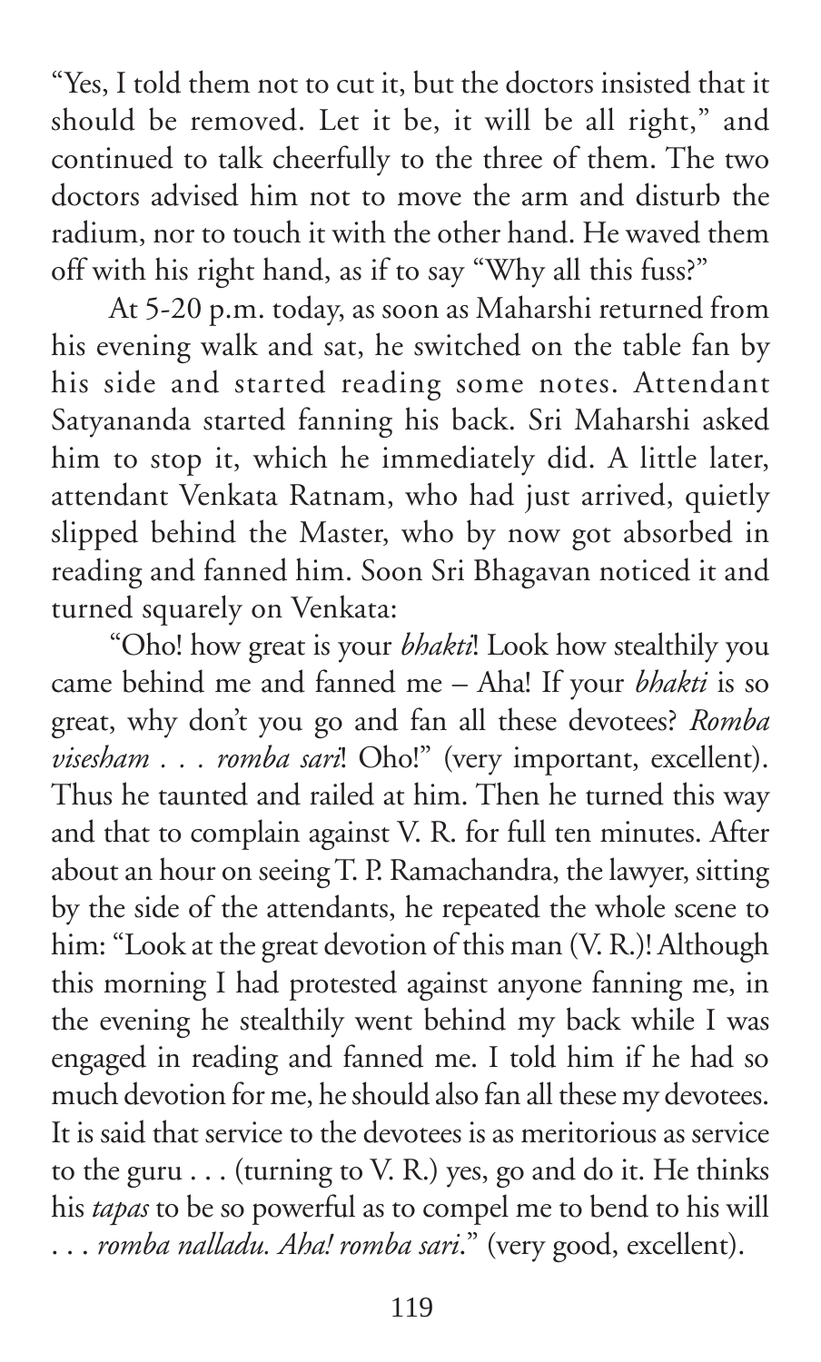"Yes, I told them not to cut it, but the doctors insisted that it should be removed. Let it be, it will be all right," and continued to talk cheerfully to the three of them. The two doctors advised him not to move the arm and disturb the radium, nor to touch it with the other hand. He waved them off with his right hand, as if to say "Why all this fuss?"

At 5-20 p.m. today, as soon as Maharshi returned from his evening walk and sat, he switched on the table fan by his side and started reading some notes. Attendant Satyananda started fanning his back. Sri Maharshi asked him to stop it, which he immediately did. A little later, attendant Venkata Ratnam, who had just arrived, quietly slipped behind the Master, who by now got absorbed in reading and fanned him. Soon Sri Bhagavan noticed it and turned squarely on Venkata:

"Oho! how great is your *bhakti*! Look how stealthily you came behind me and fanned me – Aha! If your *bhakti* is so great, why don't you go and fan all these devotees? *Romba visesham . . . romba sari*! Oho!" (very important, excellent). Thus he taunted and railed at him. Then he turned this way and that to complain against V. R. for full ten minutes. After about an hour on seeing T. P. Ramachandra, the lawyer, sitting by the side of the attendants, he repeated the whole scene to him: "Look at the great devotion of this man (V. R.)! Although this morning I had protested against anyone fanning me, in the evening he stealthily went behind my back while I was engaged in reading and fanned me. I told him if he had so much devotion for me, he should also fan all these my devotees. It is said that service to the devotees is as meritorious as service to the guru . . . (turning to V. R.) yes, go and do it. He thinks his *tapas* to be so powerful as to compel me to bend to his will . . . *romba nalladu. Aha! romba sari*." (very good, excellent).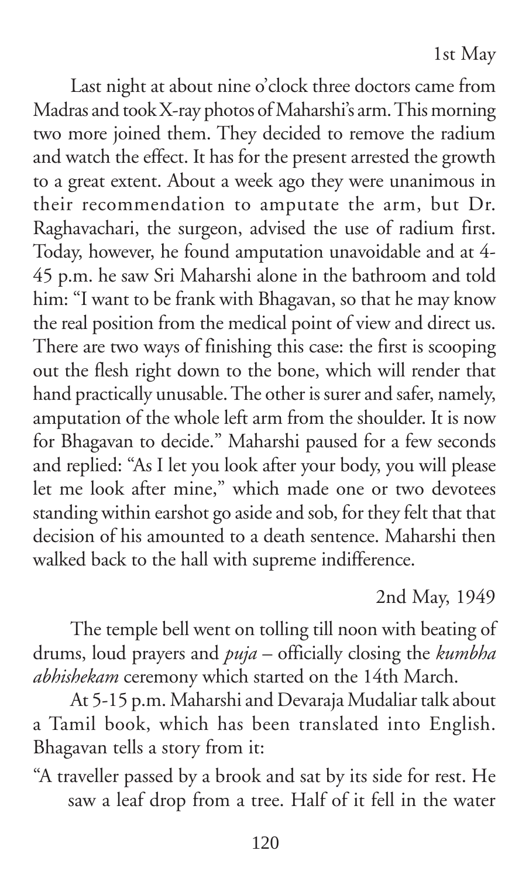1st May

Last night at about nine o'clock three doctors came from Madras and took X-ray photos of Maharshi's arm. This morning two more joined them. They decided to remove the radium and watch the effect. It has for the present arrested the growth to a great extent. About a week ago they were unanimous in their recommendation to amputate the arm, but Dr. Raghavachari, the surgeon, advised the use of radium first. Today, however, he found amputation unavoidable and at 4-45 p.m. he saw Sri Maharshi alone in the bathroom and told him: "I want to be frank with Bhagavan, so that he may know the real position from the medical point of view and direct us. There are two ways of finishing this case: the first is scooping out the flesh right down to the bone, which will render that hand practically unusable. The other is surer and safer, namely, amputation of the whole left arm from the shoulder. It is now for Bhagavan to decide." Maharshi paused for a few seconds and replied: "As I let you look after your body, you will please let me look after mine," which made one or two devotees standing within earshot go aside and sob, for they felt that that decision of his amounted to a death sentence. Maharshi then walked back to the hall with supreme indifference.

2nd May, 1949

The temple bell went on tolling till noon with beating of drums, loud prayers and *puja* – officially closing the *kumbha abhishekam* ceremony which started on the 14th March.

At 5-15 p.m. Maharshi and Devaraja Mudaliar talk about a Tamil book, which has been translated into English. Bhagavan tells a story from it:

"A traveller passed by a brook and sat by its side for rest. He saw a leaf drop from a tree. Half of it fell in the water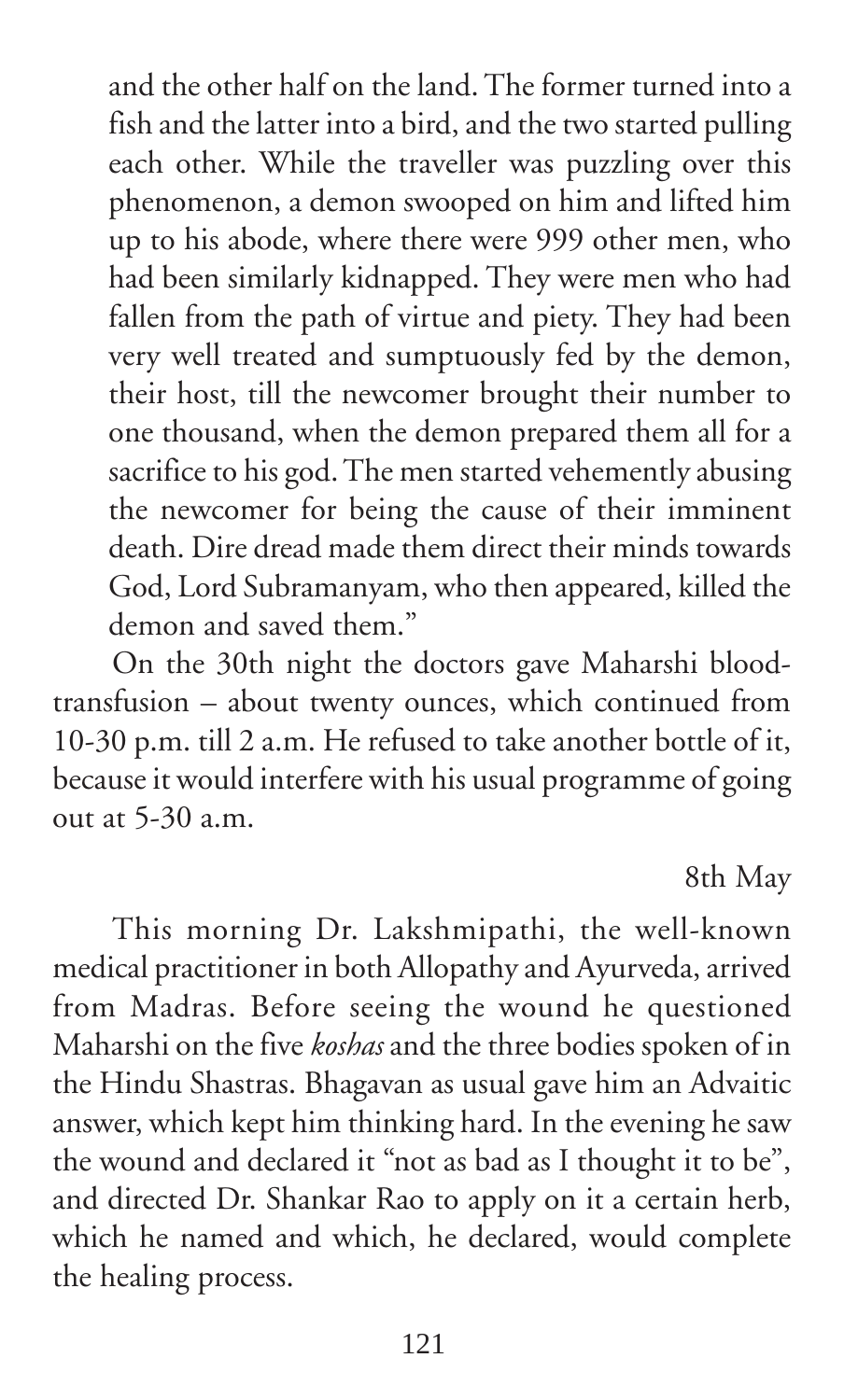and the other half on the land. The former turned into a fish and the latter into a bird, and the two started pulling each other. While the traveller was puzzling over this phenomenon, a demon swooped on him and lifted him up to his abode, where there were 999 other men, who had been similarly kidnapped. They were men who had fallen from the path of virtue and piety. They had been very well treated and sumptuously fed by the demon, their host, till the newcomer brought their number to one thousand, when the demon prepared them all for a sacrifice to his god. The men started vehemently abusing the newcomer for being the cause of their imminent death. Dire dread made them direct their minds towards God, Lord Subramanyam, who then appeared, killed the demon and saved them."

On the 30th night the doctors gave Maharshi blood-transfusion – about twenty ounces, which continued from 10-30 p.m. till 2 a.m. He refused to take another bottle of it, because it would interfere with his usual programme of going out at 5-30 a.m.

8th May

This morning Dr. Lakshmipathi, the well-known medical practitioner in both Allopathy and Ayurveda, arrived from Madras. Before seeing the wound he questioned Maharshi on the five *koshas* and the three bodies spoken of in the Hindu Shastras. Bhagavan as usual gave him an Advaitic answer, which kept him thinking hard. In the evening he saw the wound and declared it "not as bad as I thought it to be", and directed Dr. Shankar Rao to apply on it a certain herb, which he named and which, he declared, would complete the healing process.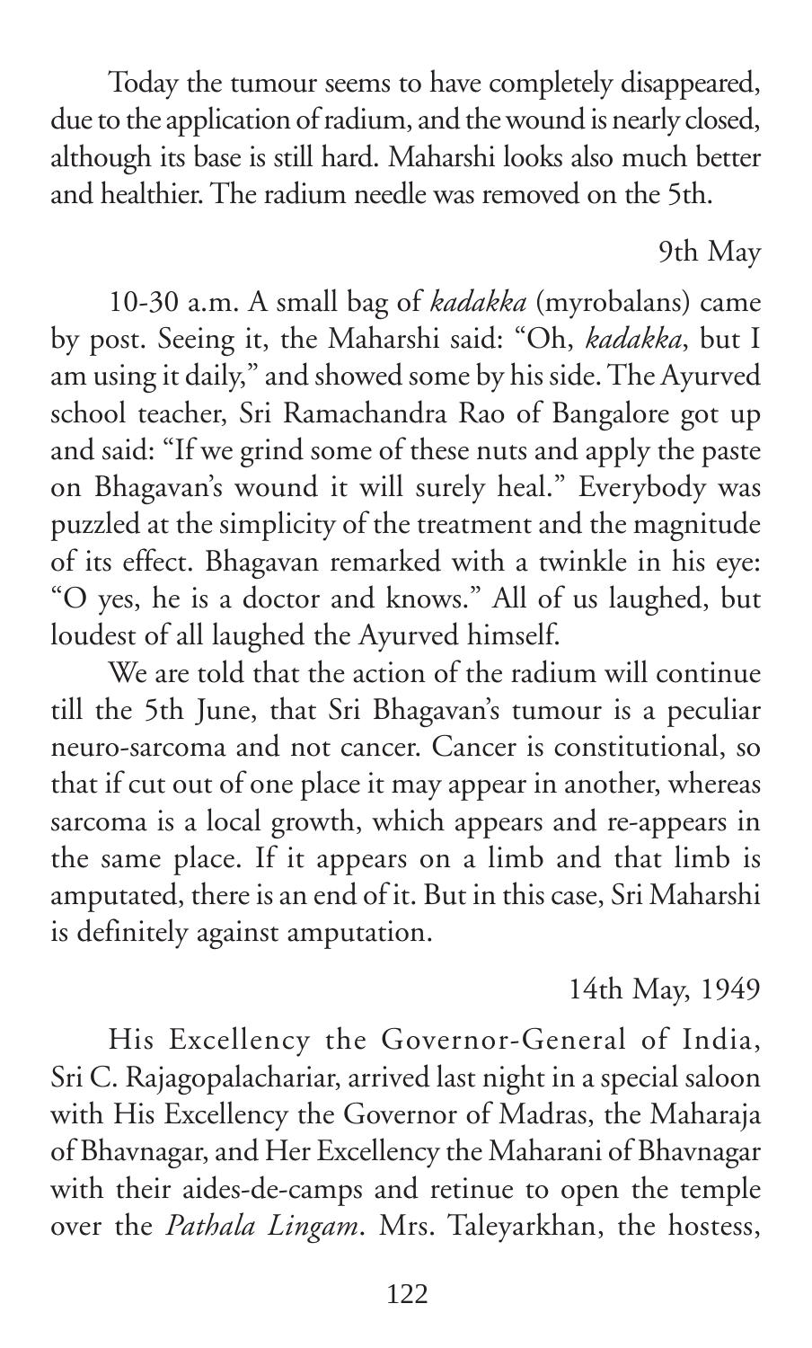Today the tumour seems to have completely disappeared, due to the application of radium, and the wound is nearly closed, although its base is still hard. Maharshi looks also much better and healthier. The radium needle was removed on the 5th.

9th May

10-30 a.m. A small bag of *kadakka* (myrobalans) came by post. Seeing it, the Maharshi said: "Oh, *kadakka*, but I am using it daily," and showed some by his side. The Ayurved school teacher, Sri Ramachandra Rao of Bangalore got up and said: "If we grind some of these nuts and apply the paste on Bhagavan's wound it will surely heal." Everybody was puzzled at the simplicity of the treatment and the magnitude of its effect. Bhagavan remarked with a twinkle in his eye: "O yes, he is a doctor and knows." All of us laughed, but loudest of all laughed the Ayurved himself.

We are told that the action of the radium will continue till the 5th June, that Sri Bhagavan's tumour is a peculiar neuro-sarcoma and not cancer. Cancer is constitutional, so that if cut out of one place it may appear in another, whereas sarcoma is a local growth, which appears and re-appears in the same place. If it appears on a limb and that limb is amputated, there is an end of it. But in this case, Sri Maharshi is definitely against amputation.

14th May, 1949

His Excellency the Governor-General of India, Sri C. Rajagopalachariar, arrived last night in a special saloon with His Excellency the Governor of Madras, the Maharaja of Bhavnagar, and Her Excellency the Maharani of Bhavnagar with their aides-de-camps and retinue to open the temple over the *Pathala Lingam*. Mrs. Taleyarkhan, the hostess,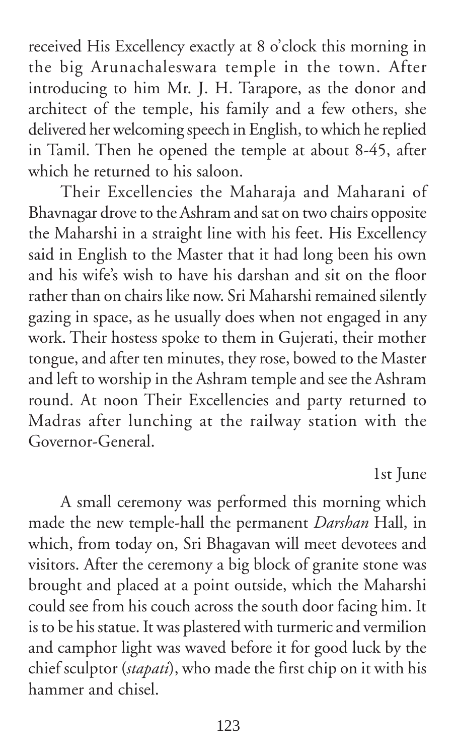received His Excellency exactly at 8 o'clock this morning in the big Arunachaleswara temple in the town. After introducing to him Mr. J. H. Tarapore, as the donor and architect of the temple, his family and a few others, she delivered her welcoming speech in English, to which he replied in Tamil. Then he opened the temple at about 8-45, after which he returned to his saloon.

Their Excellencies the Maharaja and Maharani of Bhavnagar drove to the Ashram and sat on two chairs opposite the Maharshi in a straight line with his feet. His Excellency said in English to the Master that it had long been his own and his wife's wish to have his darshan and sit on the floor rather than on chairs like now. Sri Maharshi remained silently gazing in space, as he usually does when not engaged in any work. Their hostess spoke to them in Gujerati, their mother tongue, and after ten minutes, they rose, bowed to the Master and left to worship in the Ashram temple and see the Ashram round. At noon Their Excellencies and party returned to Madras after lunching at the railway station with the Governor-General.

1st June

A small ceremony was performed this morning which made the new temple-hall the permanent *Darshan* Hall, in which, from today on, Sri Bhagavan will meet devotees and visitors. After the ceremony a big block of granite stone was brought and placed at a point outside, which the Maharshi could see from his couch across the south door facing him. It is to be his statue. It was plastered with turmeric and vermilion and camphor light was waved before it for good luck by the chief sculptor (*stapati*), who made the first chip on it with his hammer and chisel.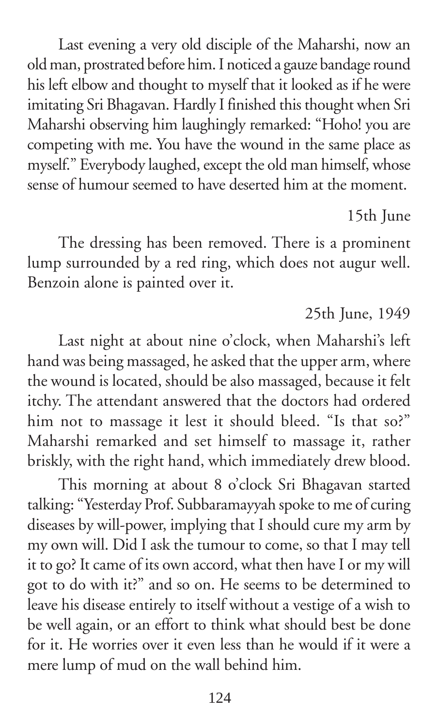Last evening a very old disciple of the Maharshi, now an old man, prostrated before him. I noticed a gauze bandage round his left elbow and thought to myself that it looked as if he were imitating Sri Bhagavan. Hardly I finished this thought when Sri Maharshi observing him laughingly remarked: "Hoho! you are competing with me. You have the wound in the same place as myself." Everybody laughed, except the old man himself, whose sense of humour seemed to have deserted him at the moment.

15th June

The dressing has been removed. There is a prominent lump surrounded by a red ring, which does not augur well. Benzoin alone is painted over it.

25th June, 1949

Last night at about nine o'clock, when Maharshi's left hand was being massaged, he asked that the upper arm, where the wound is located, should be also massaged, because it felt itchy. The attendant answered that the doctors had ordered him not to massage it lest it should bleed. "Is that so?" Maharshi remarked and set himself to massage it, rather briskly, with the right hand, which immediately drew blood.

This morning at about 8 o'clock Sri Bhagavan started talking: "Yesterday Prof. Subbaramayyah spoke to me of curing diseases by will-power, implying that I should cure my arm by my own will. Did I ask the tumour to come, so that I may tell it to go? It came of its own accord, what then have I or my will got to do with it?" and so on. He seems to be determined to leave his disease entirely to itself without a vestige of a wish to be well again, or an effort to think what should best be done for it. He worries over it even less than he would if it were a mere lump of mud on the wall behind him.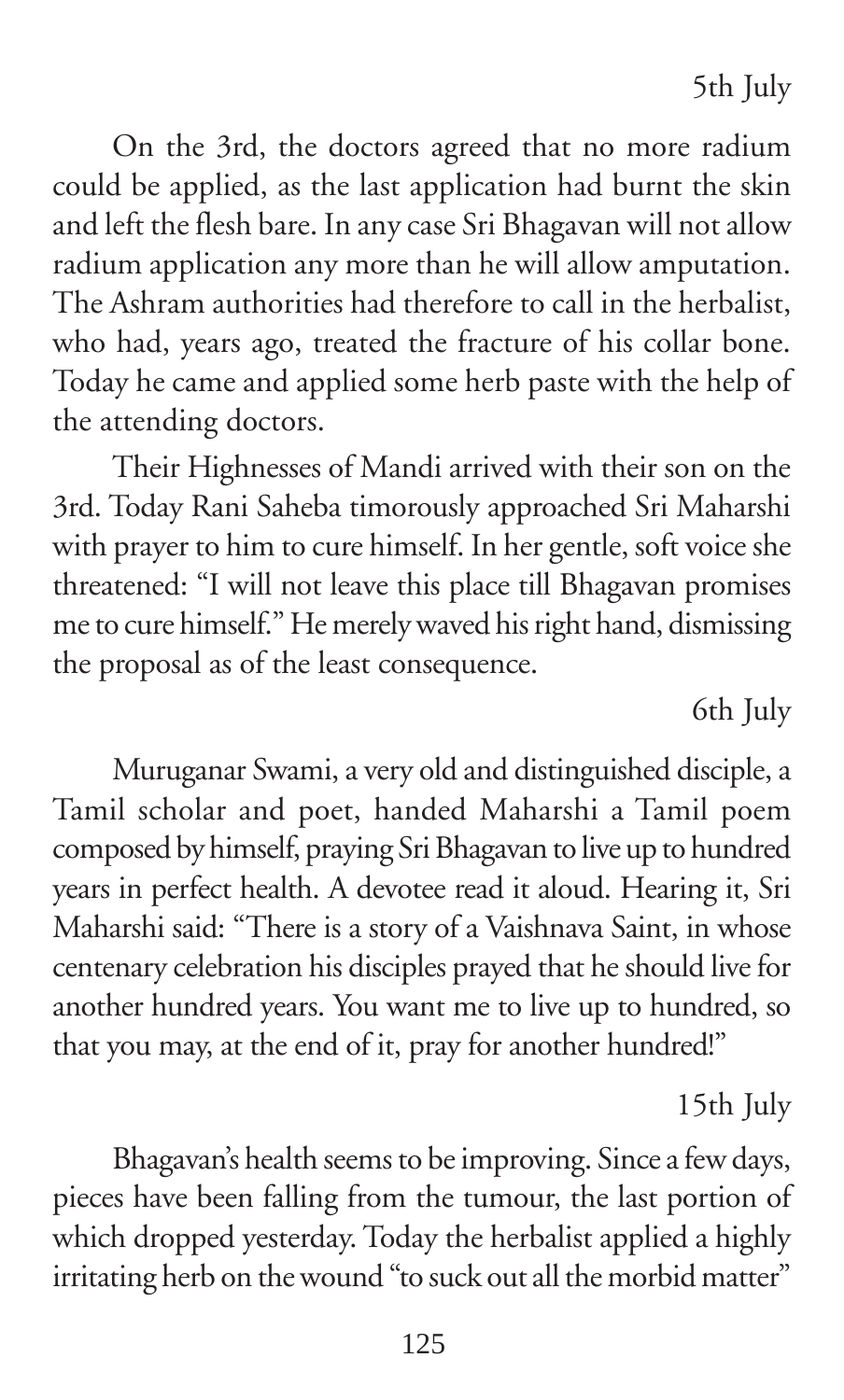5th July

On the 3rd, the doctors agreed that no more radium could be applied, as the last application had burnt the skin and left the flesh bare. In any case Sri Bhagavan will not allow radium application any more than he will allow amputation. The Ashram authorities had therefore to call in the herbalist, who had, years ago, treated the fracture of his collar bone. Today he came and applied some herb paste with the help of the attending doctors.

Their Highnesses of Mandi arrived with their son on the 3rd. Today Rani Saheba timorously approached Sri Maharshi with prayer to him to cure himself. In her gentle, soft voice she threatened: "I will not leave this place till Bhagavan promises me to cure himself." He merely waved his right hand, dismissing the proposal as of the least consequence.

6th July

Muruganar Swami, a very old and distinguished disciple, a Tamil scholar and poet, handed Maharshi a Tamil poem composed by himself, praying Sri Bhagavan to live up to hundred years in perfect health. A devotee read it aloud. Hearing it, Sri Maharshi said: "There is a story of a Vaishnava Saint, in whose centenary celebration his disciples prayed that he should live for another hundred years. You want me to live up to hundred, so that you may, at the end of it, pray for another hundred!"

15th July

Bhagavan's health seems to be improving. Since a few days, pieces have been falling from the tumour, the last portion of which dropped yesterday. Today the herbalist applied a highly irritating herb on the wound "to suck out all the morbid matter"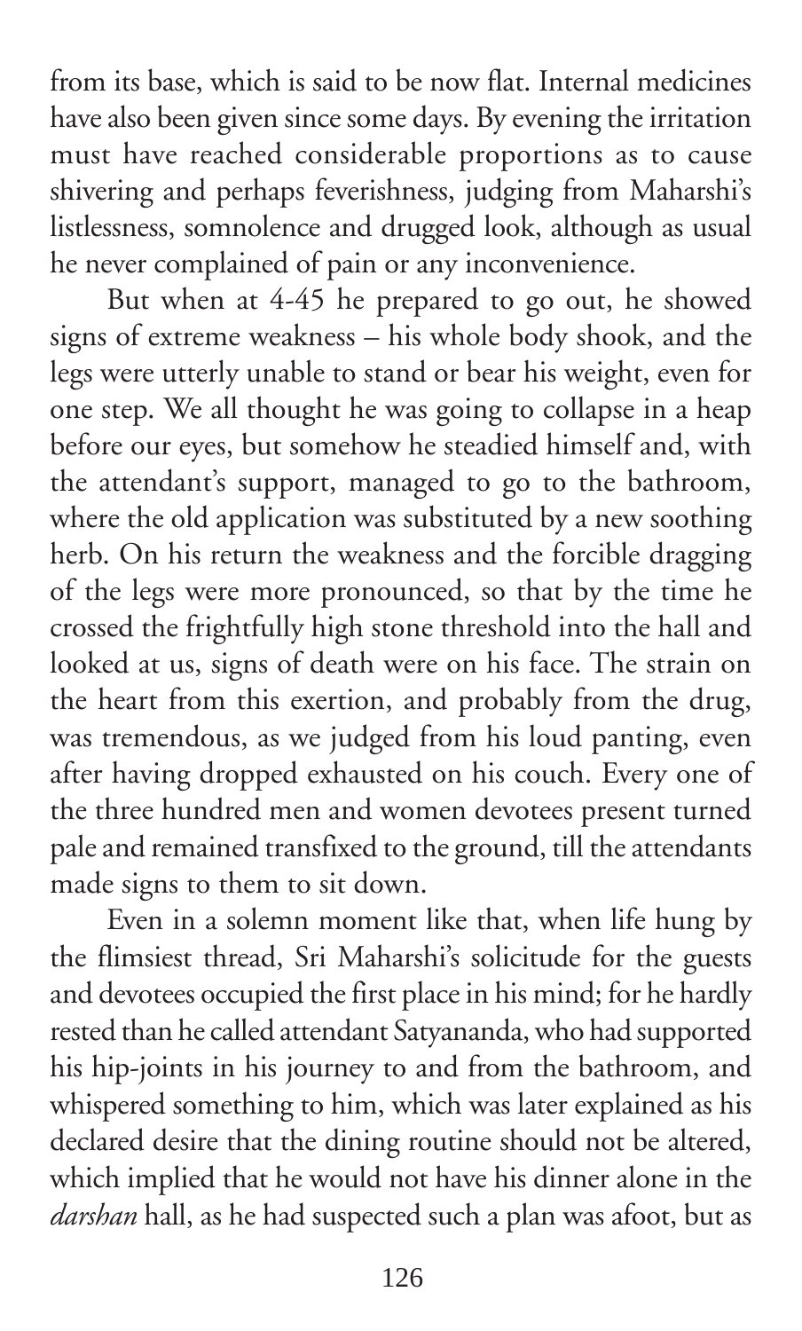from its base, which is said to be now flat. Internal medicines have also been given since some days. By evening the irritation must have reached considerable proportions as to cause shivering and perhaps feverishness, judging from Maharshi's listlessness, somnolence and drugged look, although as usual he never complained of pain or any inconvenience.

But when at 4-45 he prepared to go out, he showed signs of extreme weakness – his whole body shook, and the legs were utterly unable to stand or bear his weight, even for one step. We all thought he was going to collapse in a heap before our eyes, but somehow he steadied himself and, with the attendant's support, managed to go to the bathroom, where the old application was substituted by a new soothing herb. On his return the weakness and the forcible dragging of the legs were more pronounced, so that by the time he crossed the frightfully high stone threshold into the hall and looked at us, signs of death were on his face. The strain on the heart from this exertion, and probably from the drug, was tremendous, as we judged from his loud panting, even after having dropped exhausted on his couch. Every one of the three hundred men and women devotees present turned pale and remained transfixed to the ground, till the attendants made signs to them to sit down.

Even in a solemn moment like that, when life hung by the flimsiest thread, Sri Maharshi's solicitude for the guests and devotees occupied the first place in his mind; for he hardly rested than he called attendant Satyananda, who had supported his hip-joints in his journey to and from the bathroom, and whispered something to him, which was later explained as his declared desire that the dining routine should not be altered, which implied that he would not have his dinner alone in the *darshan* hall, as he had suspected such a plan was afoot, but as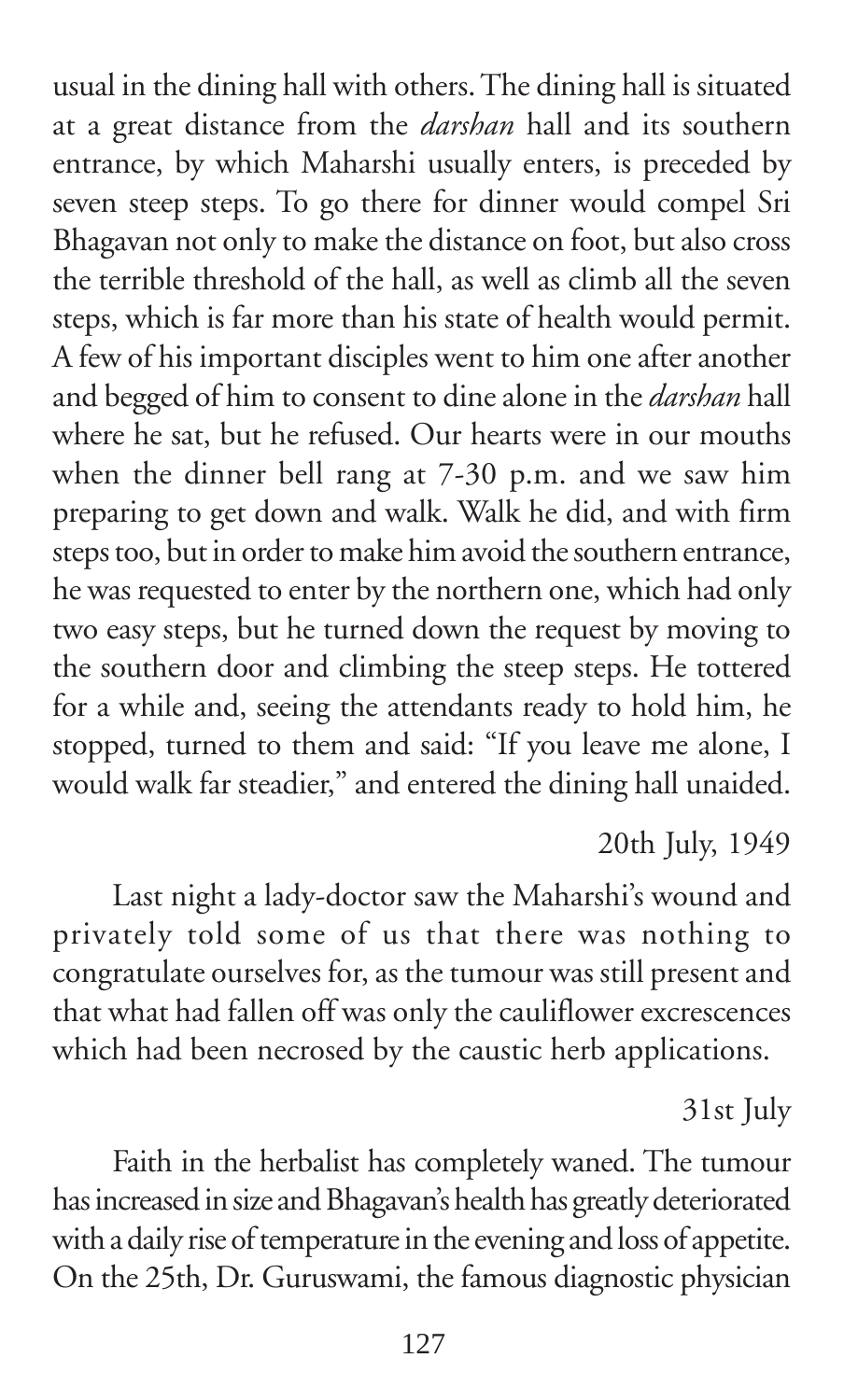usual in the dining hall with others. The dining hall is situated at a great distance from the *darshan* hall and its southern entrance, by which Maharshi usually enters, is preceded by seven steep steps. To go there for dinner would compel Sri Bhagavan not only to make the distance on foot, but also cross the terrible threshold of the hall, as well as climb all the seven steps, which is far more than his state of health would permit. A few of his important disciples went to him one after another and begged of him to consent to dine alone in the *darshan* hall where he sat, but he refused. Our hearts were in our mouths when the dinner bell rang at 7-30 p.m. and we saw him preparing to get down and walk. Walk he did, and with firm steps too, but in order to make him avoid the southern entrance, he was requested to enter by the northern one, which had only two easy steps, but he turned down the request by moving to the southern door and climbing the steep steps. He tottered for a while and, seeing the attendants ready to hold him, he stopped, turned to them and said: "If you leave me alone, I would walk far steadier," and entered the dining hall unaided.

20th July, 1949

Last night a lady-doctor saw the Maharshi's wound and privately told some of us that there was nothing to congratulate ourselves for, as the tumour was still present and that what had fallen off was only the cauliflower excrescences which had been necrosed by the caustic herb applications.

31st July

Faith in the herbalist has completely waned. The tumour has increased in size and Bhagavan's health has greatly deteriorated with a daily rise of temperature in the evening and loss of appetite. On the 25th, Dr. Guruswami, the famous diagnostic physician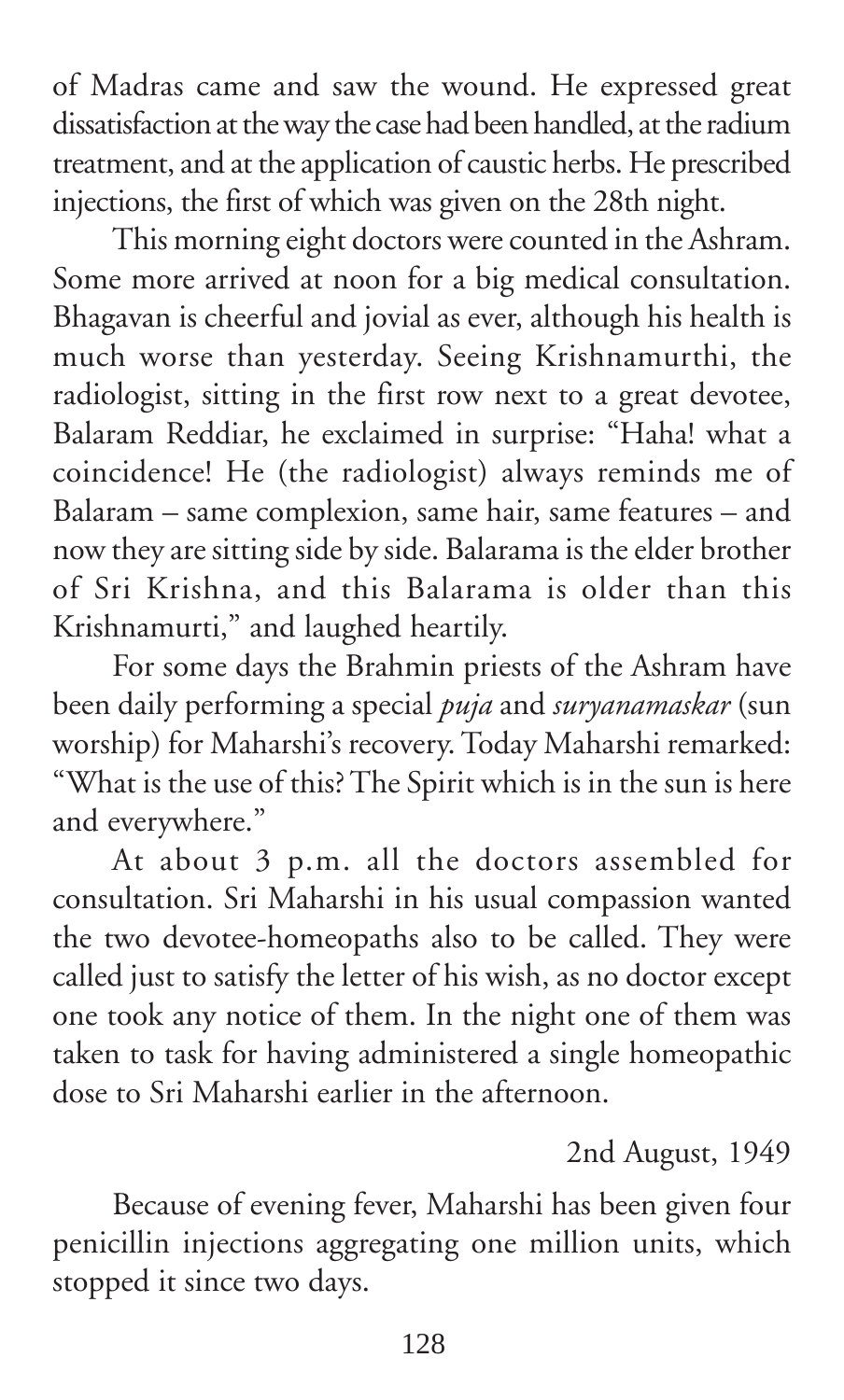of Madras came and saw the wound. He expressed great dissatisfaction at the way the case had been handled, at the radium treatment, and at the application of caustic herbs. He prescribed injections, the first of which was given on the 28th night.

This morning eight doctors were counted in the Ashram. Some more arrived at noon for a big medical consultation. Bhagavan is cheerful and jovial as ever, although his health is much worse than yesterday. Seeing Krishnamurthi, the radiologist, sitting in the first row next to a great devotee, Balaram Reddiar, he exclaimed in surprise: "Haha! what a coincidence! He (the radiologist) always reminds me of Balaram – same complexion, same hair, same features – and now they are sitting side by side. Balarama is the elder brother of Sri Krishna, and this Balarama is older than this Krishnamurti," and laughed heartily.

For some days the Brahmin priests of the Ashram have been daily performing a special *puja* and *suryanamaskar* (sun worship) for Maharshi's recovery. Today Maharshi remarked: "What is the use of this? The Spirit which is in the sun is here and everywhere."

At about 3 p.m. all the doctors assembled for consultation. Sri Maharshi in his usual compassion wanted the two devotee-homeopaths also to be called. They were called just to satisfy the letter of his wish, as no doctor except one took any notice of them. In the night one of them was taken to task for having administered a single homeopathic dose to Sri Maharshi earlier in the afternoon.

2nd August, 1949

Because of evening fever, Maharshi has been given four penicillin injections aggregating one million units, which stopped it since two days.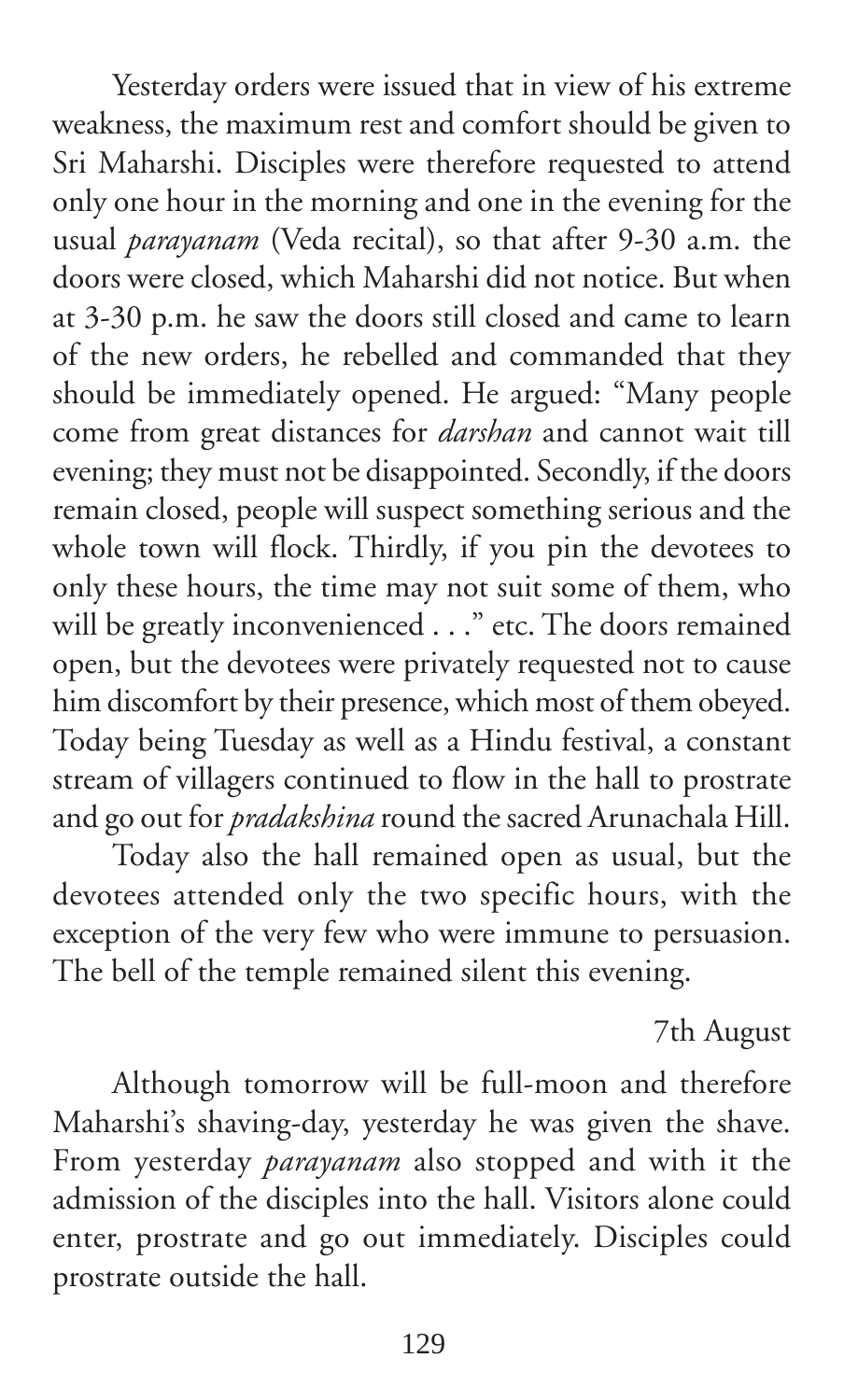Yesterday orders were issued that in view of his extreme weakness, the maximum rest and comfort should be given to Sri Maharshi. Disciples were therefore requested to attend only one hour in the morning and one in the evening for the usual *parayanam* (Veda recital), so that after 9-30 a.m. the doors were closed, which Maharshi did not notice. But when at 3-30 p.m. he saw the doors still closed and came to learn of the new orders, he rebelled and commanded that they should be immediately opened. He argued: "Many people come from great distances for *darshan* and cannot wait till evening; they must not be disappointed. Secondly, if the doors remain closed, people will suspect something serious and the whole town will flock. Thirdly, if you pin the devotees to only these hours, the time may not suit some of them, who will be greatly inconvenienced . . ." etc. The doors remained open, but the devotees were privately requested not to cause him discomfort by their presence, which most of them obeyed. Today being Tuesday as well as a Hindu festival, a constant stream of villagers continued to flow in the hall to prostrate and go out for *pradakshina* round the sacred Arunachala Hill.

Today also the hall remained open as usual, but the devotees attended only the two specific hours, with the exception of the very few who were immune to persuasion. The bell of the temple remained silent this evening.

7th August

Although tomorrow will be full-moon and therefore Maharshi's shaving-day, yesterday he was given the shave. From yesterday *parayanam* also stopped and with it the admission of the disciples into the hall. Visitors alone could enter, prostrate and go out immediately. Disciples could prostrate outside the hall.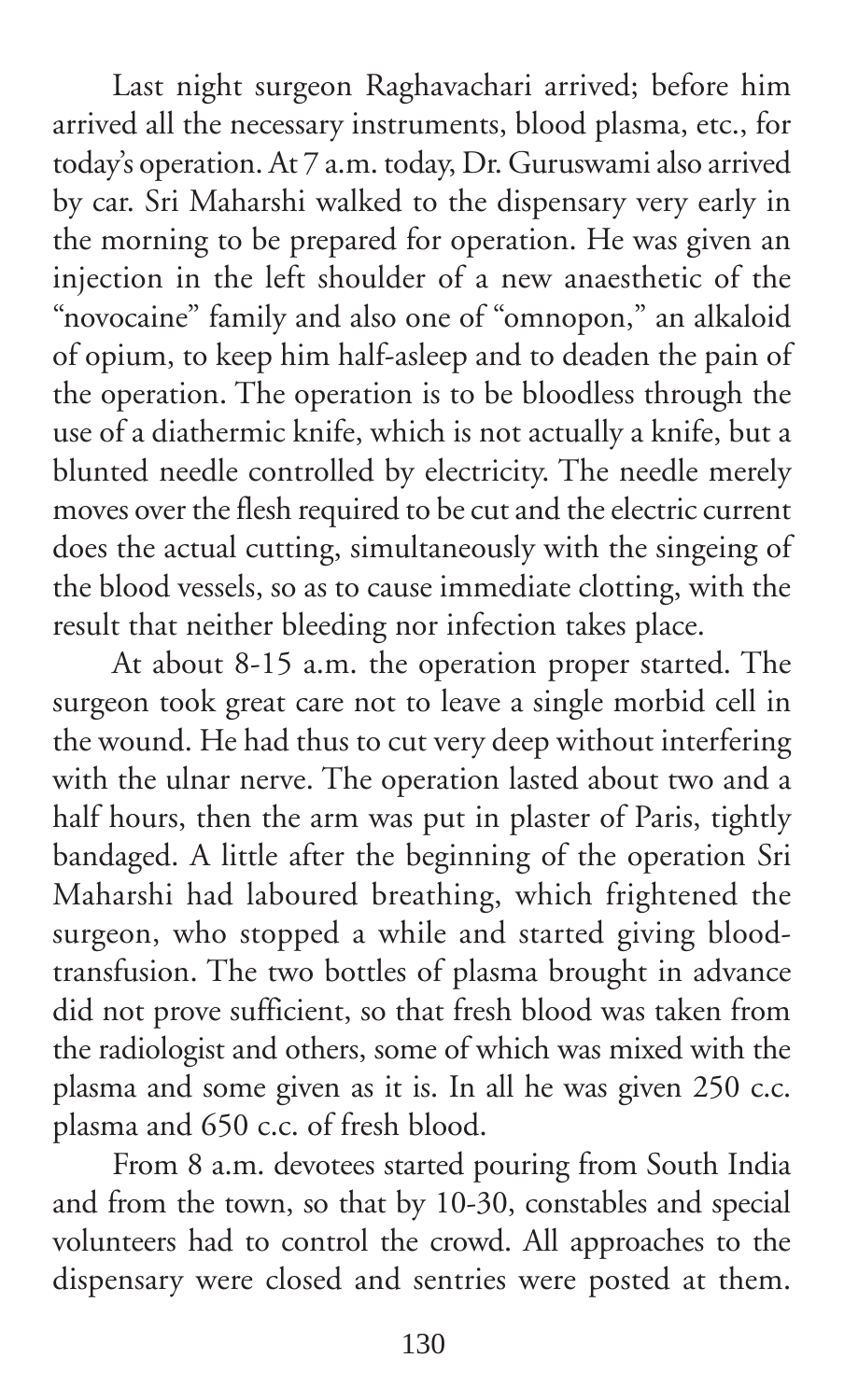Last night surgeon Raghavachari arrived; before him arrived all the necessary instruments, blood plasma, etc., for today's operation. At 7 a.m. today, Dr. Guruswami also arrived by car. Sri Maharshi walked to the dispensary very early in the morning to be prepared for operation. He was given an injection in the left shoulder of a new anaesthetic of the "novocaine" family and also one of "omnopon," an alkaloid of opium, to keep him half-asleep and to deaden the pain of the operation. The operation is to be bloodless through the use of a diathermic knife, which is not actually a knife, but a blunted needle controlled by electricity. The needle merely moves over the flesh required to be cut and the electric current does the actual cutting, simultaneously with the singeing of the blood vessels, so as to cause immediate clotting, with the result that neither bleeding nor infection takes place.

At about 8-15 a.m. the operation proper started. The surgeon took great care not to leave a single morbid cell in the wound. He had thus to cut very deep without interfering with the ulnar nerve. The operation lasted about two and a half hours, then the arm was put in plaster of Paris, tightly bandaged. A little after the beginning of the operation Sri Maharshi had laboured breathing, which frightened the surgeon, who stopped a while and started giving blood-transfusion. The two bottles of plasma brought in advance did not prove sufficient, so that fresh blood was taken from the radiologist and others, some of which was mixed with the plasma and some given as it is. In all he was given 250 c.c. plasma and 650 c.c. of fresh blood.

From 8 a.m. devotees started pouring from South India and from the town, so that by 10-30, constables and special volunteers had to control the crowd. All approaches to the dispensary were closed and sentries were posted at them.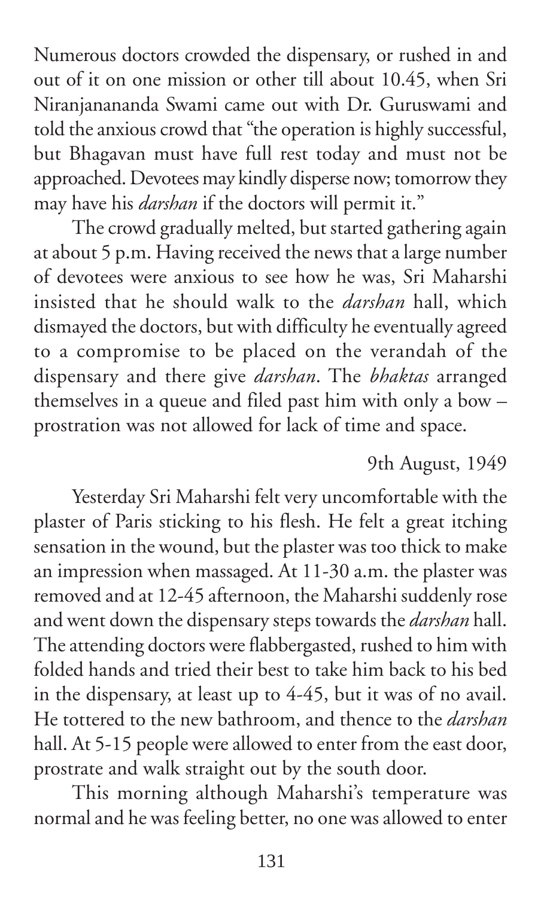Numerous doctors crowded the dispensary, or rushed in and out of it on one mission or other till about 10.45, when Sri Niranjanananda Swami came out with Dr. Guruswami and told the anxious crowd that "the operation is highly successful, but Bhagavan must have full rest today and must not be approached. Devotees may kindly disperse now; tomorrow they may have his *darshan* if the doctors will permit it."

The crowd gradually melted, but started gathering again at about 5 p.m. Having received the news that a large number of devotees were anxious to see how he was, Sri Maharshi insisted that he should walk to the *darshan* hall, which dismayed the doctors, but with difficulty he eventually agreed to a compromise to be placed on the verandah of the dispensary and there give *darshan*. The *bhaktas* arranged themselves in a queue and filed past him with only a bow – prostration was not allowed for lack of time and space.

9th August, 1949

Yesterday Sri Maharshi felt very uncomfortable with the plaster of Paris sticking to his flesh. He felt a great itching sensation in the wound, but the plaster was too thick to make an impression when massaged. At 11-30 a.m. the plaster was removed and at 12-45 afternoon, the Maharshi suddenly rose and went down the dispensary steps towards the *darshan* hall. The attending doctors were flabbergasted, rushed to him with folded hands and tried their best to take him back to his bed in the dispensary, at least up to 4-45, but it was of no avail. He tottered to the new bathroom, and thence to the *darshan* hall. At 5-15 people were allowed to enter from the east door, prostrate and walk straight out by the south door.

This morning although Maharshi's temperature was normal and he was feeling better, no one was allowed to enter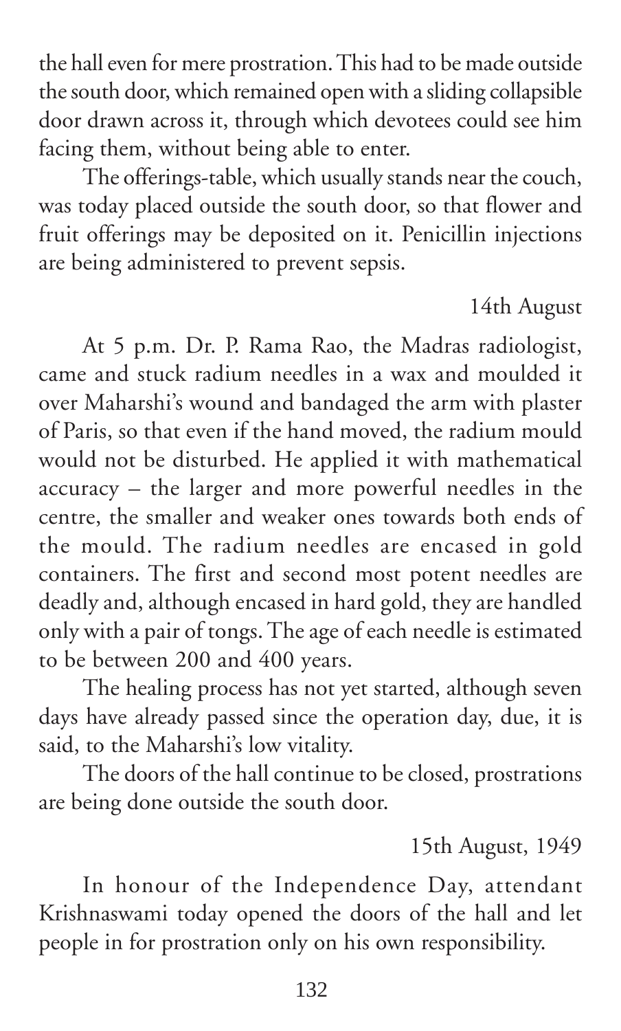the hall even for mere prostration. This had to be made outside the south door, which remained open with a sliding collapsible door drawn across it, through which devotees could see him facing them, without being able to enter.

The offerings-table, which usually stands near the couch, was today placed outside the south door, so that flower and fruit offerings may be deposited on it. Penicillin injections are being administered to prevent sepsis.

14th August

At 5 p.m. Dr. P. Rama Rao, the Madras radiologist, came and stuck radium needles in a wax and moulded it over Maharshi's wound and bandaged the arm with plaster of Paris, so that even if the hand moved, the radium mould would not be disturbed. He applied it with mathematical accuracy – the larger and more powerful needles in the centre, the smaller and weaker ones towards both ends of the mould. The radium needles are encased in gold containers. The first and second most potent needles are deadly and, although encased in hard gold, they are handled only with a pair of tongs. The age of each needle is estimated to be between 200 and 400 years.

The healing process has not yet started, although seven days have already passed since the operation day, due, it is said, to the Maharshi's low vitality.

The doors of the hall continue to be closed, prostrations are being done outside the south door.

15th August, 1949

In honour of the Independence Day, attendant Krishnaswami today opened the doors of the hall and let people in for prostration only on his own responsibility.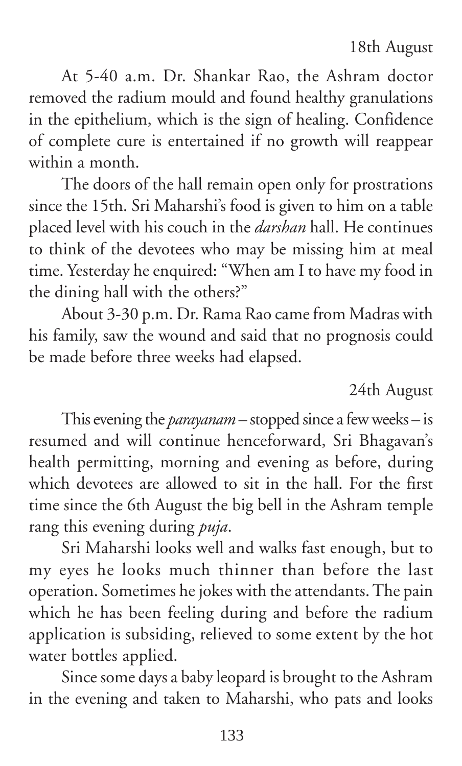18th August

At 5-40 a.m. Dr. Shankar Rao, the Ashram doctor removed the radium mould and found healthy granulations in the epithelium, which is the sign of healing. Confidence of complete cure is entertained if no growth will reappear within a month.

The doors of the hall remain open only for prostrations since the 15th. Sri Maharshi's food is given to him on a table placed level with his couch in the *darshan* hall. He continues to think of the devotees who may be missing him at meal time. Yesterday he enquired: "When am I to have my food in the dining hall with the others?"

About 3-30 p.m. Dr. Rama Rao came from Madras with his family, saw the wound and said that no prognosis could be made before three weeks had elapsed.

24th August

This evening the *parayanam* – stopped since a few weeks – is resumed and will continue henceforward, Sri Bhagavan's health permitting, morning and evening as before, during which devotees are allowed to sit in the hall. For the first time since the 6th August the big bell in the Ashram temple rang this evening during *puja*.

Sri Maharshi looks well and walks fast enough, but to my eyes he looks much thinner than before the last operation. Sometimes he jokes with the attendants. The pain which he has been feeling during and before the radium application is subsiding, relieved to some extent by the hot water bottles applied.

Since some days a baby leopard is brought to the Ashram in the evening and taken to Maharshi, who pats and looks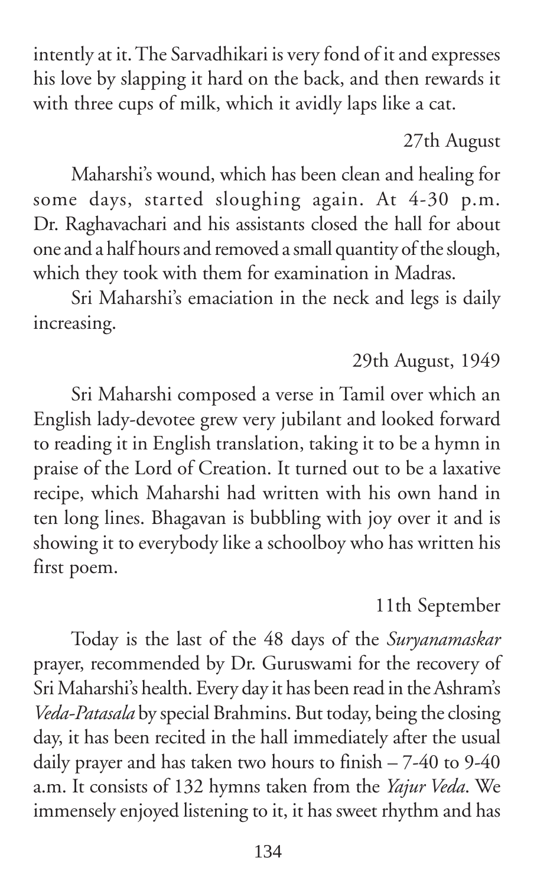intently at it. The Sarvadhikari is very fond of it and expresses his love by slapping it hard on the back, and then rewards it with three cups of milk, which it avidly laps like a cat.

27th August

Maharshi's wound, which has been clean and healing for some days, started sloughing again. At 4-30 p.m. Dr. Raghavachari and his assistants closed the hall for about one and a half hours and removed a small quantity of the slough, which they took with them for examination in Madras.

Sri Maharshi's emaciation in the neck and legs is daily increasing.

29th August, 1949

Sri Maharshi composed a verse in Tamil over which an English lady-devotee grew very jubilant and looked forward to reading it in English translation, taking it to be a hymn in praise of the Lord of Creation. It turned out to be a laxative recipe, which Maharshi had written with his own hand in ten long lines. Bhagavan is bubbling with joy over it and is showing it to everybody like a schoolboy who has written his first poem.

11th September

Today is the last of the 48 days of the *Suryanamaskar* prayer, recommended by Dr. Guruswami for the recovery of Sri Maharshi's health. Every day it has been read in the Ashram's *Veda-Patasala* by special Brahmins. But today, being the closing day, it has been recited in the hall immediately after the usual daily prayer and has taken two hours to finish – 7-40 to 9-40 a.m. It consists of 132 hymns taken from the *Yajur Veda*. We immensely enjoyed listening to it, it has sweet rhythm and has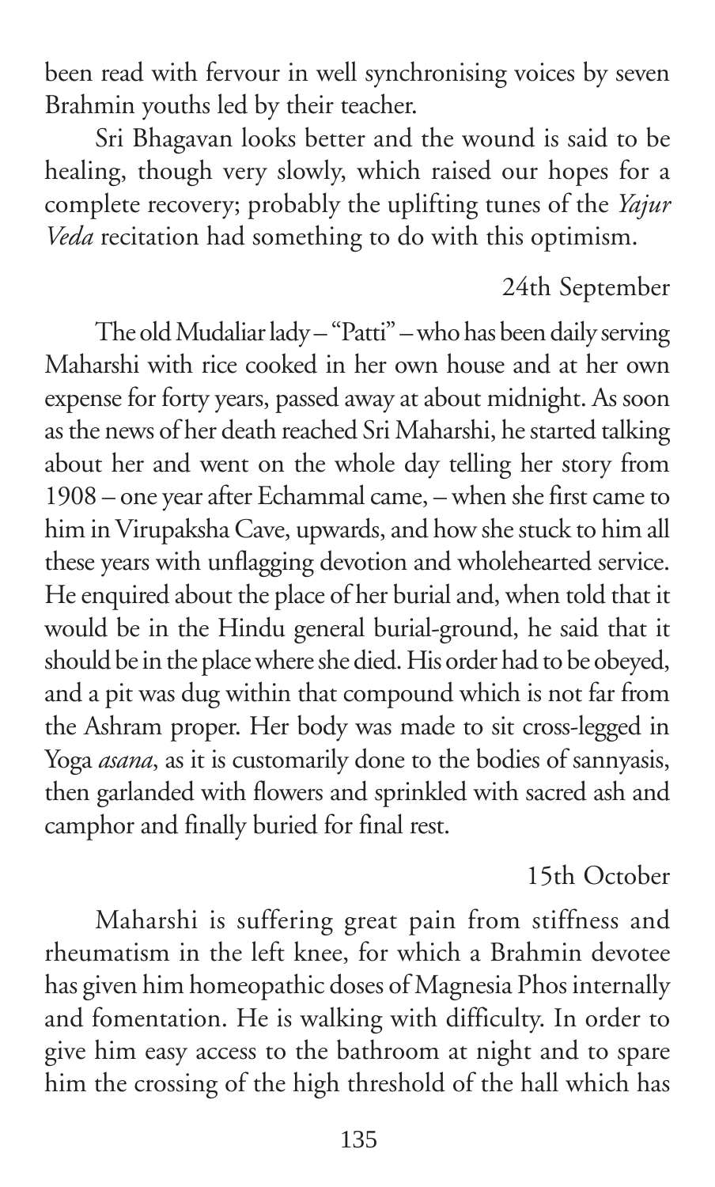been read with fervour in well synchronising voices by seven Brahmin youths led by their teacher.

Sri Bhagavan looks better and the wound is said to be healing, though very slowly, which raised our hopes for a complete recovery; probably the uplifting tunes of the *Yajur Veda* recitation had something to do with this optimism.

24th September

The old Mudaliar lady – "Patti" – who has been daily serving Maharshi with rice cooked in her own house and at her own expense for forty years, passed away at about midnight. As soon as the news of her death reached Sri Maharshi, he started talking about her and went on the whole day telling her story from 1908 – one year after Echammal came, – when she first came to him in Virupaksha Cave, upwards, and how she stuck to him all these years with unflagging devotion and wholehearted service. He enquired about the place of her burial and, when told that it would be in the Hindu general burial-ground, he said that it should be in the place where she died. His order had to be obeyed, and a pit was dug within that compound which is not far from the Ashram proper. Her body was made to sit cross-legged in Yoga *asana*, as it is customarily done to the bodies of sannyasis, then garlanded with flowers and sprinkled with sacred ash and camphor and finally buried for final rest.

15th October

Maharshi is suffering great pain from stiffness and rheumatism in the left knee, for which a Brahmin devotee has given him homeopathic doses of Magnesia Phos internally and fomentation. He is walking with difficulty. In order to give him easy access to the bathroom at night and to spare him the crossing of the high threshold of the hall which has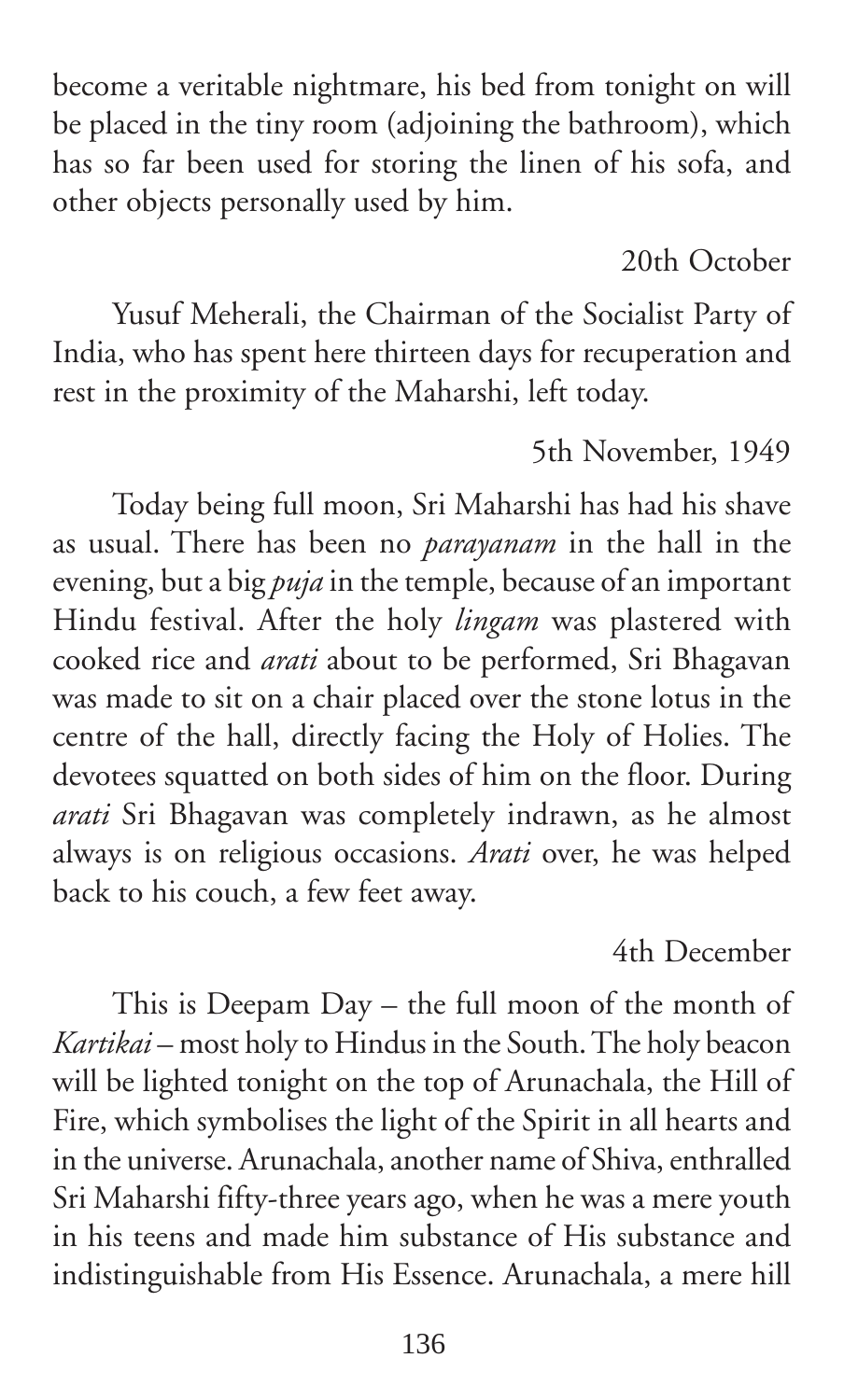become a veritable nightmare, his bed from tonight on will be placed in the tiny room (adjoining the bathroom), which has so far been used for storing the linen of his sofa, and other objects personally used by him.

20th October

Yusuf Meherali, the Chairman of the Socialist Party of India, who has spent here thirteen days for recuperation and rest in the proximity of the Maharshi, left today.

5th November, 1949

Today being full moon, Sri Maharshi has had his shave as usual. There has been no *parayanam* in the hall in the evening, but a big *puja* in the temple, because of an important Hindu festival. After the holy *lingam* was plastered with cooked rice and *arati* about to be performed, Sri Bhagavan was made to sit on a chair placed over the stone lotus in the centre of the hall, directly facing the Holy of Holies. The devotees squatted on both sides of him on the floor. During *arati* Sri Bhagavan was completely indrawn, as he almost always is on religious occasions. *Arati* over, he was helped back to his couch, a few feet away.

4th December

This is Deepam Day – the full moon of the month of *Kartikai* – most holy to Hindus in the South. The holy beacon will be lighted tonight on the top of Arunachala, the Hill of Fire, which symbolises the light of the Spirit in all hearts and in the universe. Arunachala, another name of Shiva, enthralled Sri Maharshi fifty-three years ago, when he was a mere youth in his teens and made him substance of His substance and indistinguishable from His Essence. Arunachala, a mere hill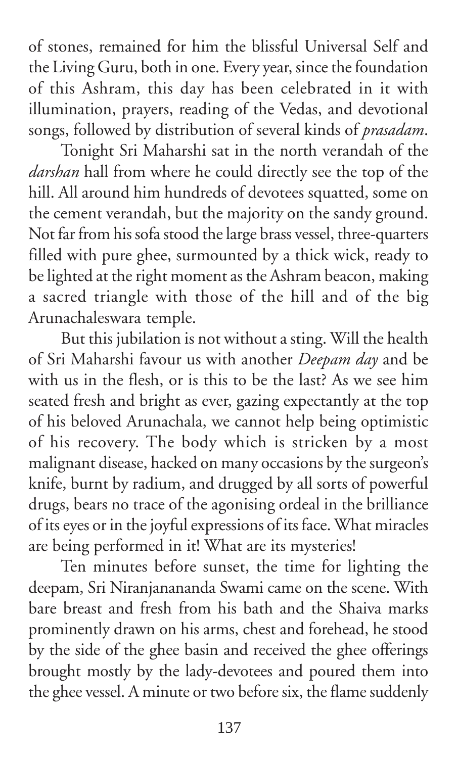of stones, remained for him the blissful Universal Self and the Living Guru, both in one. Every year, since the foundation of this Ashram, this day has been celebrated in it with illumination, prayers, reading of the Vedas, and devotional songs, followed by distribution of several kinds of *prasadam*.

Tonight Sri Maharshi sat in the north verandah of the *darshan* hall from where he could directly see the top of the hill. All around him hundreds of devotees squatted, some on the cement verandah, but the majority on the sandy ground. Not far from his sofa stood the large brass vessel, three-quarters filled with pure ghee, surmounted by a thick wick, ready to be lighted at the right moment as the Ashram beacon, making a sacred triangle with those of the hill and of the big Arunachaleswara temple.

But this jubilation is not without a sting. Will the health of Sri Maharshi favour us with another *Deepam day* and be with us in the flesh, or is this to be the last? As we see him seated fresh and bright as ever, gazing expectantly at the top of his beloved Arunachala, we cannot help being optimistic of his recovery. The body which is stricken by a most malignant disease, hacked on many occasions by the surgeon's knife, burnt by radium, and drugged by all sorts of powerful drugs, bears no trace of the agonising ordeal in the brilliance of its eyes or in the joyful expressions of its face. What miracles are being performed in it! What are its mysteries!

Ten minutes before sunset, the time for lighting the deepam, Sri Niranjanananda Swami came on the scene. With bare breast and fresh from his bath and the Shaiva marks prominently drawn on his arms, chest and forehead, he stood by the side of the ghee basin and received the ghee offerings brought mostly by the lady-devotees and poured them into the ghee vessel. A minute or two before six, the flame suddenly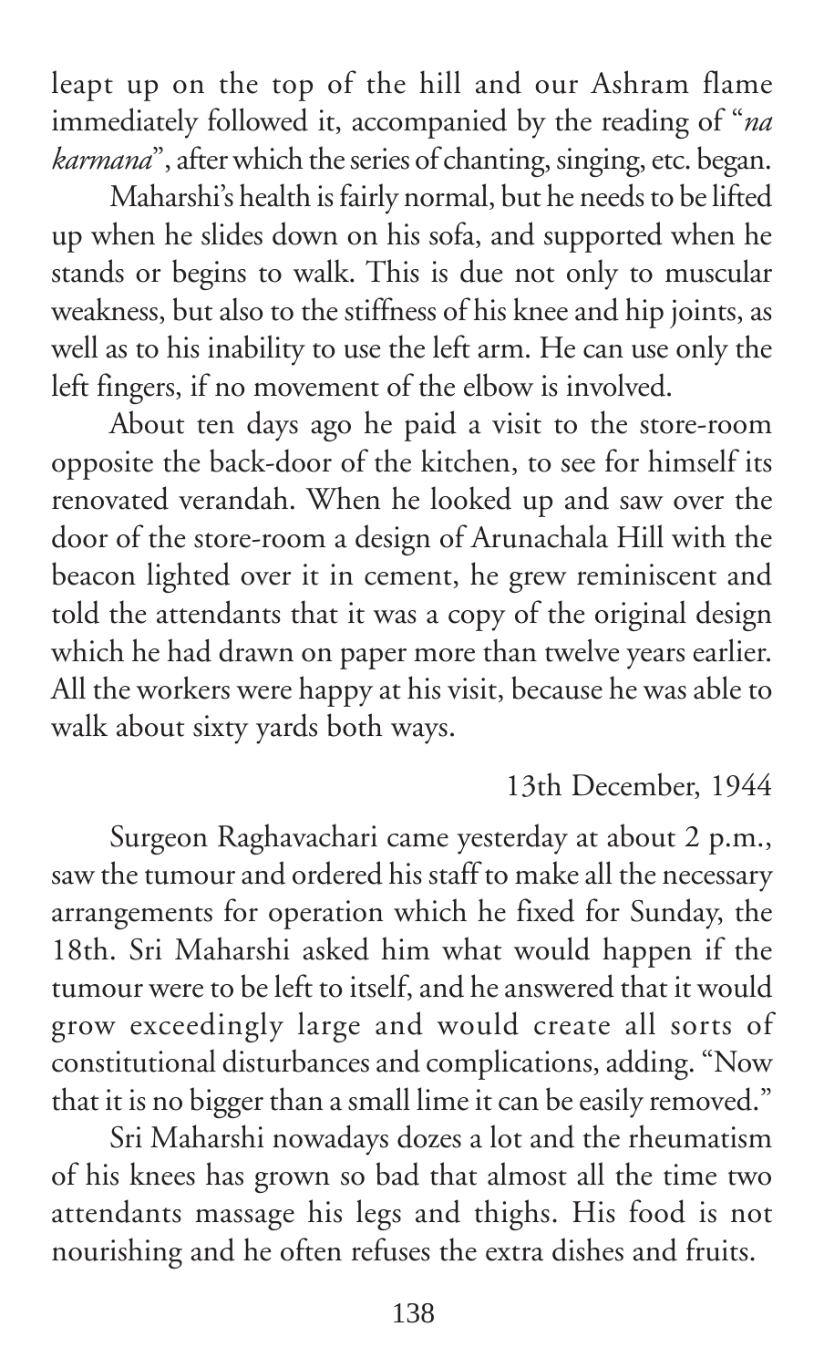leapt up on the top of the hill and our Ashram flame immediately followed it, accompanied by the reading of "*na karmana*", after which the series of chanting, singing, etc. began.

Maharshi's health is fairly normal, but he needs to be lifted up when he slides down on his sofa, and supported when he stands or begins to walk. This is due not only to muscular weakness, but also to the stiffness of his knee and hip joints, as well as to his inability to use the left arm. He can use only the left fingers, if no movement of the elbow is involved.

About ten days ago he paid a visit to the store-room opposite the back-door of the kitchen, to see for himself its renovated verandah. When he looked up and saw over the door of the store-room a design of Arunachala Hill with the beacon lighted over it in cement, he grew reminiscent and told the attendants that it was a copy of the original design which he had drawn on paper more than twelve years earlier. All the workers were happy at his visit, because he was able to walk about sixty yards both ways.

13th December, 1944

Surgeon Raghavachari came yesterday at about 2 p.m., saw the tumour and ordered his staff to make all the necessary arrangements for operation which he fixed for Sunday, the 18th. Sri Maharshi asked him what would happen if the tumour were to be left to itself, and he answered that it would grow exceedingly large and would create all sorts of constitutional disturbances and complications, adding. "Now that it is no bigger than a small lime it can be easily removed."

Sri Maharshi nowadays dozes a lot and the rheumatism of his knees has grown so bad that almost all the time two attendants massage his legs and thighs. His food is not nourishing and he often refuses the extra dishes and fruits.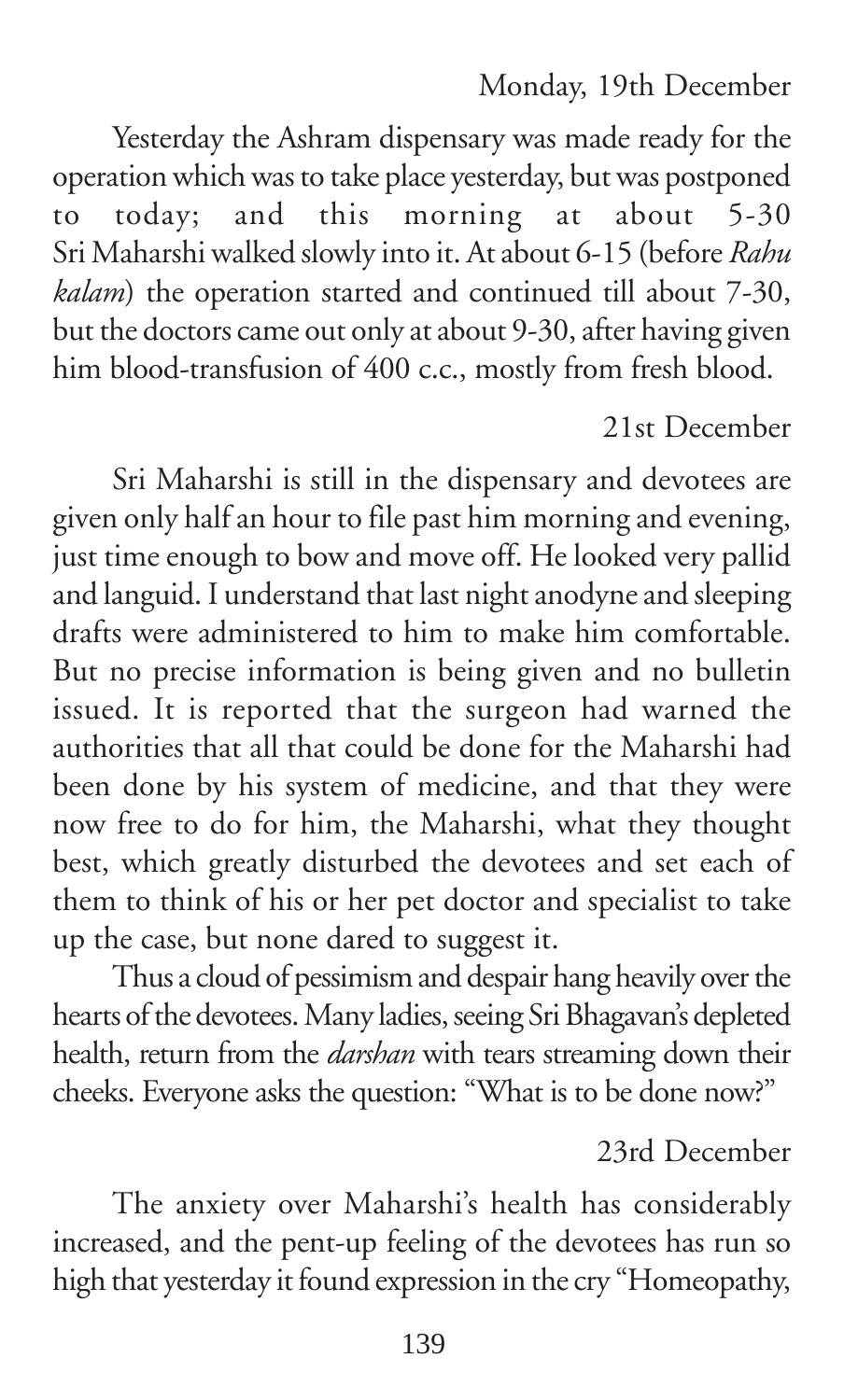Monday, 19th December

Yesterday the Ashram dispensary was made ready for the operation which was to take place yesterday, but was postponed to today; and this morning at about 5-30 Sri Maharshi walked slowly into it. At about 6-15 (before *Rahu kalam*) the operation started and continued till about 7-30, but the doctors came out only at about 9-30, after having given him blood-transfusion of 400 c.c., mostly from fresh blood.

21st December

Sri Maharshi is still in the dispensary and devotees are given only half an hour to file past him morning and evening, just time enough to bow and move off. He looked very pallid and languid. I understand that last night anodyne and sleeping drafts were administered to him to make him comfortable. But no precise information is being given and no bulletin issued. It is reported that the surgeon had warned the authorities that all that could be done for the Maharshi had been done by his system of medicine, and that they were now free to do for him, the Maharshi, what they thought best, which greatly disturbed the devotees and set each of them to think of his or her pet doctor and specialist to take up the case, but none dared to suggest it.

Thus a cloud of pessimism and despair hang heavily over the hearts of the devotees. Many ladies, seeing Sri Bhagavan's depleted health, return from the *darshan* with tears streaming down their cheeks. Everyone asks the question: "What is to be done now?"

23rd December

The anxiety over Maharshi's health has considerably increased, and the pent-up feeling of the devotees has run so high that yesterday it found expression in the cry "Homeopathy,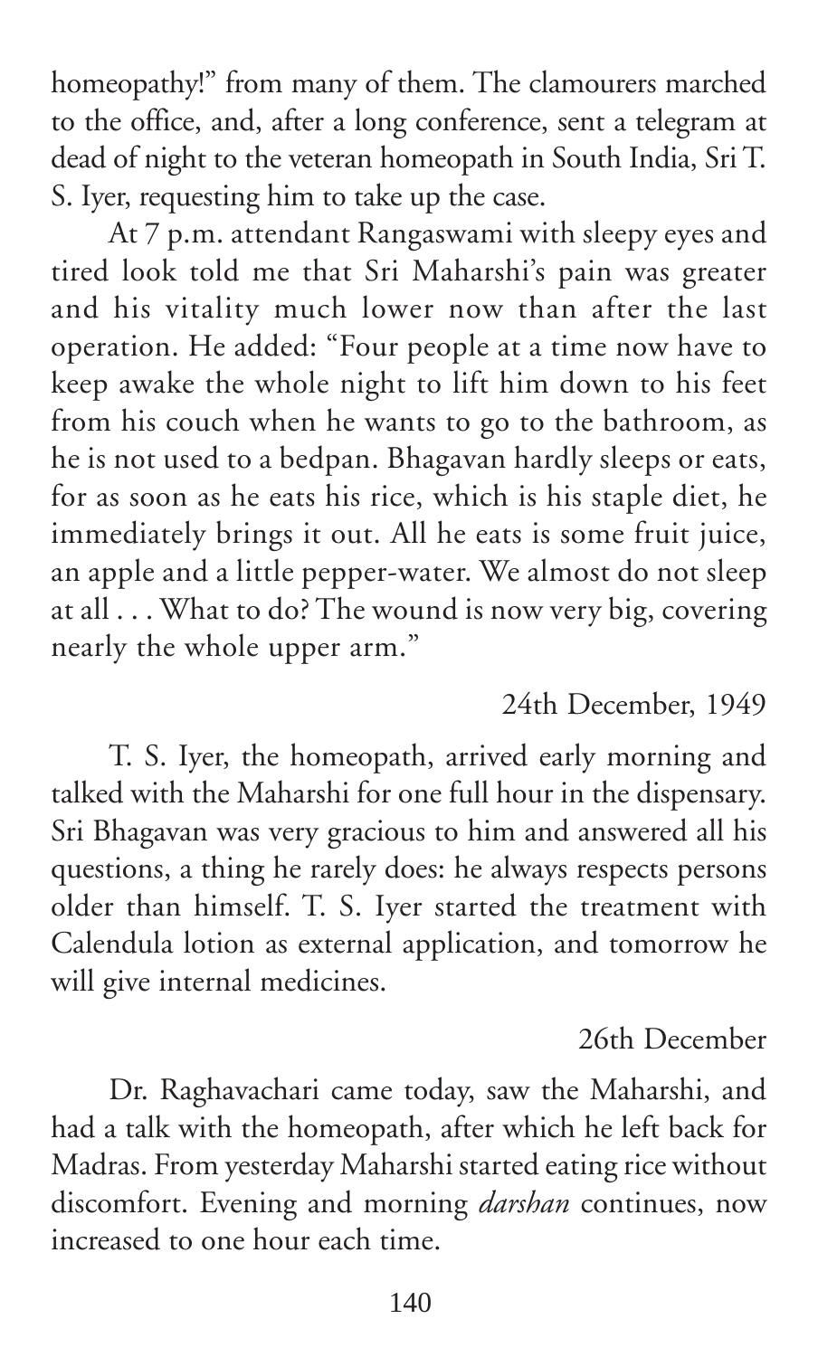homeopathy!" from many of them. The clamourers marched to the office, and, after a long conference, sent a telegram at dead of night to the veteran homeopath in South India, Sri T. S. Iyer, requesting him to take up the case.

At 7 p.m. attendant Rangaswami with sleepy eyes and tired look told me that Sri Maharshi's pain was greater and his vitality much lower now than after the last operation. He added: "Four people at a time now have to keep awake the whole night to lift him down to his feet from his couch when he wants to go to the bathroom, as he is not used to a bedpan. Bhagavan hardly sleeps or eats, for as soon as he eats his rice, which is his staple diet, he immediately brings it out. All he eats is some fruit juice, an apple and a little pepper-water. We almost do not sleep at all . . . What to do? The wound is now very big, covering nearly the whole upper arm."

24th December, 1949

T. S. Iyer, the homeopath, arrived early morning and talked with the Maharshi for one full hour in the dispensary. Sri Bhagavan was very gracious to him and answered all his questions, a thing he rarely does: he always respects persons older than himself. T. S. Iyer started the treatment with Calendula lotion as external application, and tomorrow he will give internal medicines.

26th December

Dr. Raghavachari came today, saw the Maharshi, and had a talk with the homeopath, after which he left back for Madras. From yesterday Maharshi started eating rice without discomfort. Evening and morning *darshan* continues, now increased to one hour each time.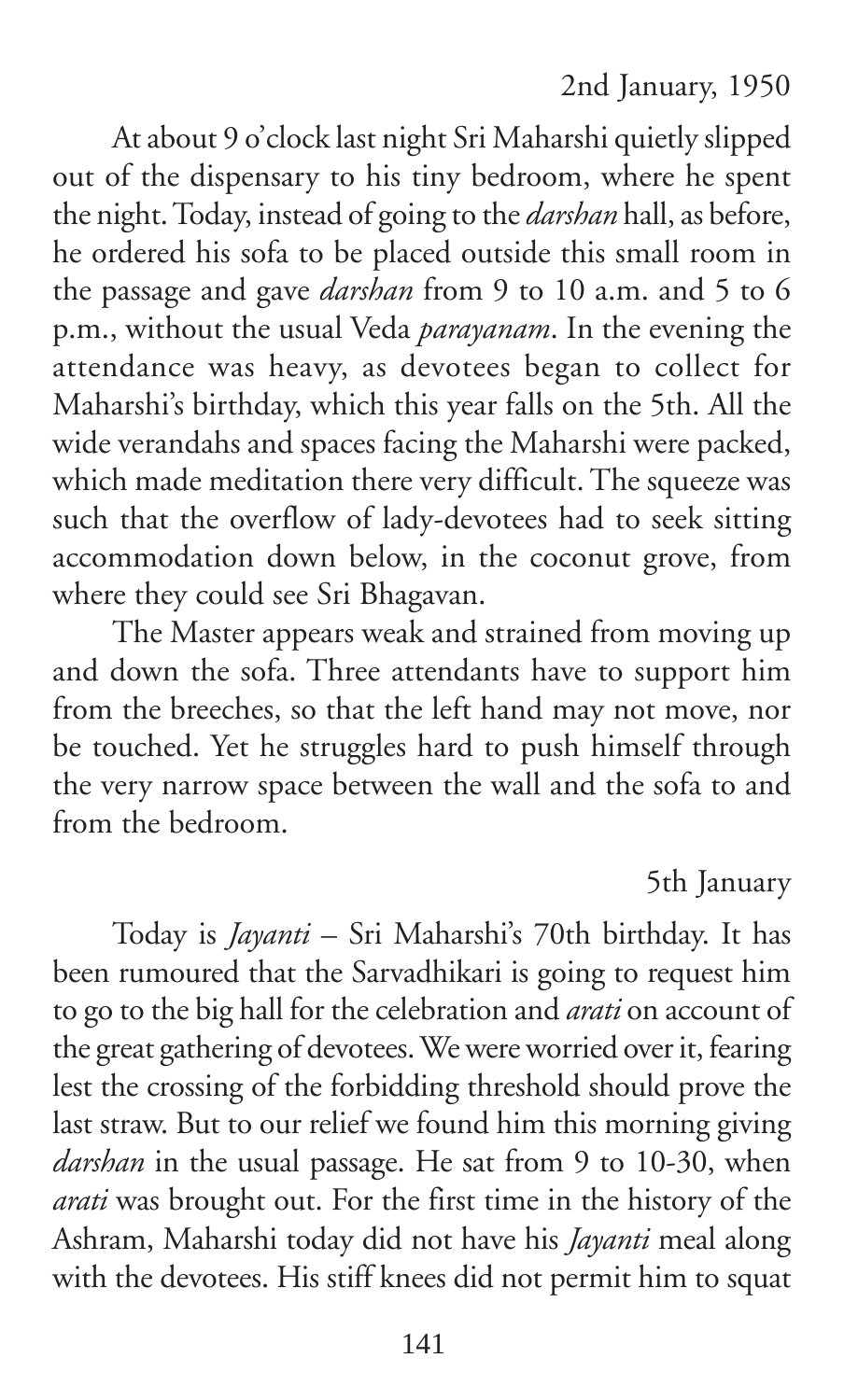2nd January, 1950

At about 9 o'clock last night Sri Maharshi quietly slipped out of the dispensary to his tiny bedroom, where he spent the night. Today, instead of going to the *darshan* hall, as before, he ordered his sofa to be placed outside this small room in the passage and gave *darshan* from 9 to 10 a.m. and 5 to 6 p.m., without the usual Veda *parayanam*. In the evening the attendance was heavy, as devotees began to collect for Maharshi's birthday, which this year falls on the 5th. All the wide verandahs and spaces facing the Maharshi were packed, which made meditation there very difficult. The squeeze was such that the overflow of lady-devotees had to seek sitting accommodation down below, in the coconut grove, from where they could see Sri Bhagavan.

The Master appears weak and strained from moving up and down the sofa. Three attendants have to support him from the breeches, so that the left hand may not move, nor be touched. Yet he struggles hard to push himself through the very narrow space between the wall and the sofa to and from the bedroom.

5th January

Today is *Jayanti* – Sri Maharshi's 70th birthday. It has been rumoured that the Sarvadhikari is going to request him to go to the big hall for the celebration and *arati* on account of the great gathering of devotees. We were worried over it, fearing lest the crossing of the forbidding threshold should prove the last straw. But to our relief we found him this morning giving *darshan* in the usual passage. He sat from 9 to 10-30, when *arati* was brought out. For the first time in the history of the Ashram, Maharshi today did not have his *Jayanti* meal along with the devotees. His stiff knees did not permit him to squat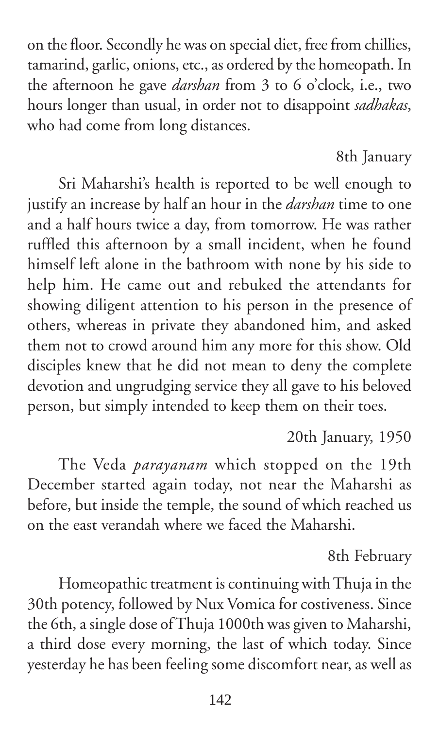on the floor. Secondly he was on special diet, free from chillies, tamarind, garlic, onions, etc., as ordered by the homeopath. In the afternoon he gave *darshan* from 3 to 6 o'clock, i.e., two hours longer than usual, in order not to disappoint *sadhakas*, who had come from long distances.

8th January

Sri Maharshi's health is reported to be well enough to justify an increase by half an hour in the *darshan* time to one and a half hours twice a day, from tomorrow. He was rather ruffled this afternoon by a small incident, when he found himself left alone in the bathroom with none by his side to help him. He came out and rebuked the attendants for showing diligent attention to his person in the presence of others, whereas in private they abandoned him, and asked them not to crowd around him any more for this show. Old disciples knew that he did not mean to deny the complete devotion and ungrudging service they all gave to his beloved person, but simply intended to keep them on their toes.

20th January, 1950

The Veda *parayanam* which stopped on the 19th December started again today, not near the Maharshi as before, but inside the temple, the sound of which reached us on the east verandah where we faced the Maharshi.

8th February

Homeopathic treatment is continuing with Thuja in the 30th potency, followed by Nux Vomica for costiveness. Since the 6th, a single dose of Thuja 1000th was given to Maharshi, a third dose every morning, the last of which today. Since yesterday he has been feeling some discomfort near, as well as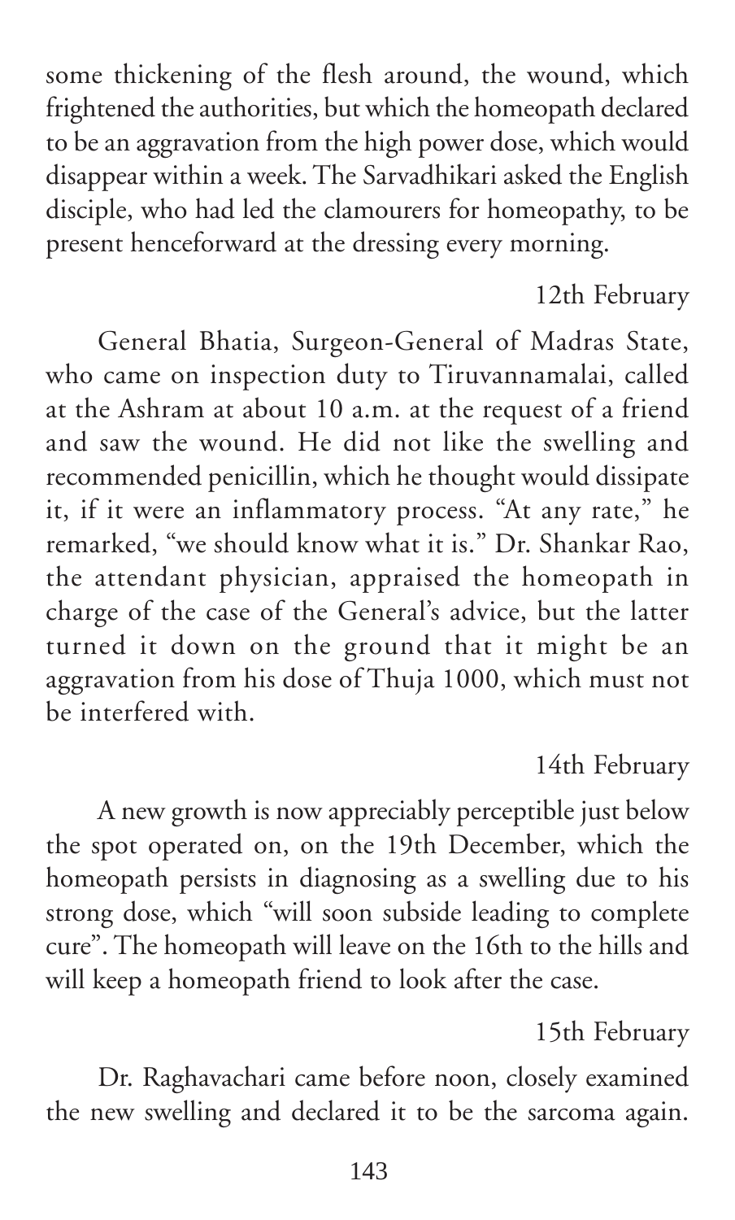some thickening of the flesh around, the wound, which frightened the authorities, but which the homeopath declared to be an aggravation from the high power dose, which would disappear within a week. The Sarvadhikari asked the English disciple, who had led the clamourers for homeopathy, to be present henceforward at the dressing every morning.

12th February

General Bhatia, Surgeon-General of Madras State, who came on inspection duty to Tiruvannamalai, called at the Ashram at about 10 a.m. at the request of a friend and saw the wound. He did not like the swelling and recommended penicillin, which he thought would dissipate it, if it were an inflammatory process. "At any rate," he remarked, "we should know what it is." Dr. Shankar Rao, the attendant physician, appraised the homeopath in charge of the case of the General's advice, but the latter turned it down on the ground that it might be an aggravation from his dose of Thuja 1000, which must not be interfered with.

14th February

A new growth is now appreciably perceptible just below the spot operated on, on the 19th December, which the homeopath persists in diagnosing as a swelling due to his strong dose, which "will soon subside leading to complete cure". The homeopath will leave on the 16th to the hills and will keep a homeopath friend to look after the case.

15th February

Dr. Raghavachari came before noon, closely examined the new swelling and declared it to be the sarcoma again.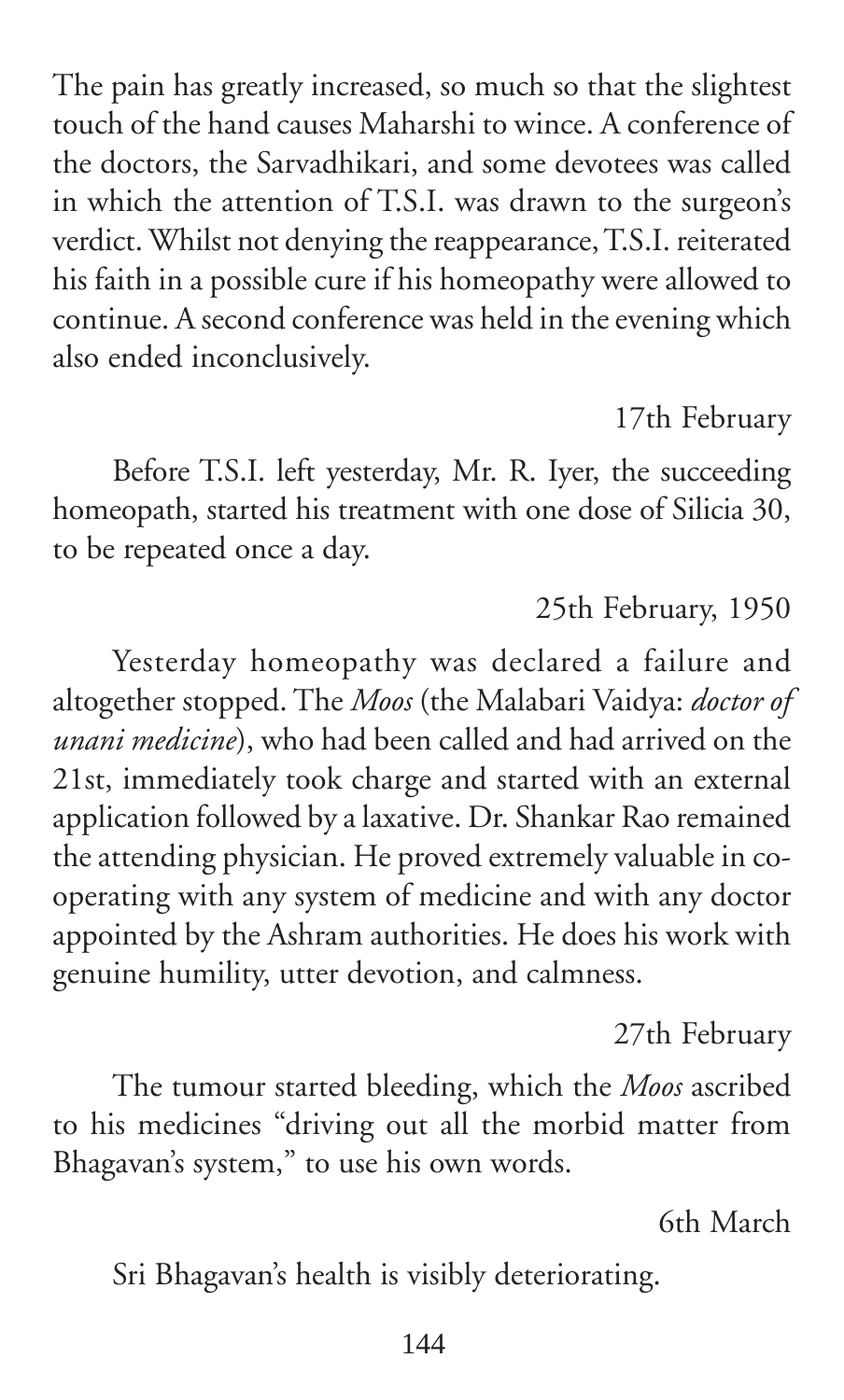The pain has greatly increased, so much so that the slightest touch of the hand causes Maharshi to wince. A conference of the doctors, the Sarvadhikari, and some devotees was called in which the attention of T.S.I. was drawn to the surgeon's verdict. Whilst not denying the reappearance, T.S.I. reiterated his faith in a possible cure if his homeopathy were allowed to continue. A second conference was held in the evening which also ended inconclusively.

17th February

Before T.S.I. left yesterday, Mr. R. Iyer, the succeeding homeopath, started his treatment with one dose of Silicia 30, to be repeated once a day.

25th February, 1950

Yesterday homeopathy was declared a failure and altogether stopped. The *Moos* (the Malabari Vaidya: *doctor of unani medicine*), who had been called and had arrived on the 21st, immediately took charge and started with an external application followed by a laxative. Dr. Shankar Rao remained the attending physician. He proved extremely valuable in co-operating with any system of medicine and with any doctor appointed by the Ashram authorities. He does his work with genuine humility, utter devotion, and calmness.

27th February

The tumour started bleeding, which the *Moos* ascribed to his medicines "driving out all the morbid matter from Bhagavan's system," to use his own words.

6th March

Sri Bhagavan's health is visibly deteriorating.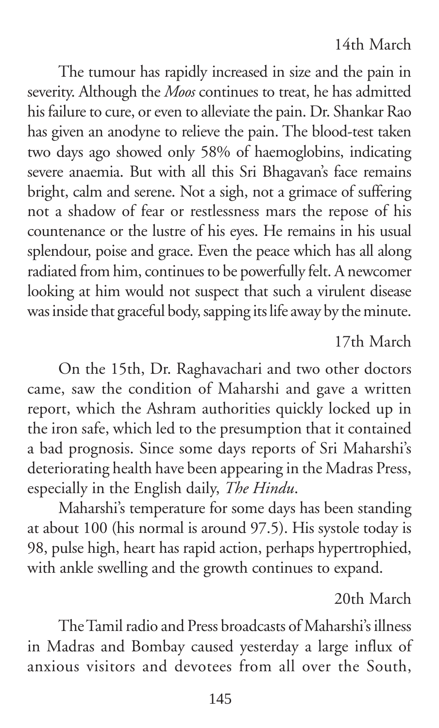14th March

The tumour has rapidly increased in size and the pain in severity. Although the *Moos* continues to treat, he has admitted his failure to cure, or even to alleviate the pain. Dr. Shankar Rao has given an anodyne to relieve the pain. The blood-test taken two days ago showed only 58% of haemoglobins, indicating severe anaemia. But with all this Sri Bhagavan's face remains bright, calm and serene. Not a sigh, not a grimace of suffering not a shadow of fear or restlessness mars the repose of his countenance or the lustre of his eyes. He remains in his usual splendour, poise and grace. Even the peace which has all along radiated from him, continues to be powerfully felt. A newcomer looking at him would not suspect that such a virulent disease was inside that graceful body, sapping its life away by the minute.

17th March

On the 15th, Dr. Raghavachari and two other doctors came, saw the condition of Maharshi and gave a written report, which the Ashram authorities quickly locked up in the iron safe, which led to the presumption that it contained a bad prognosis. Since some days reports of Sri Maharshi's deteriorating health have been appearing in the Madras Press, especially in the English daily, *The Hindu*.

Maharshi's temperature for some days has been standing at about 100 (his normal is around 97.5). His systole today is 98, pulse high, heart has rapid action, perhaps hypertrophied, with ankle swelling and the growth continues to expand.

20th March

The Tamil radio and Press broadcasts of Maharshi's illness in Madras and Bombay caused yesterday a large influx of anxious visitors and devotees from all over the South,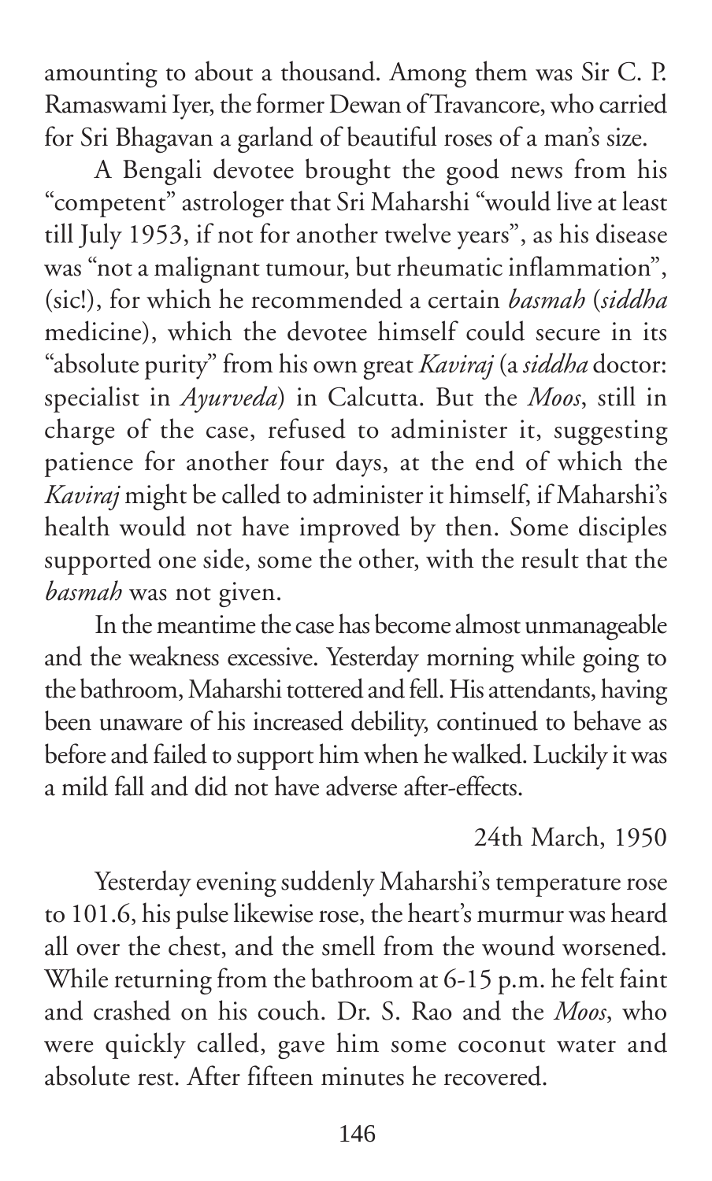amounting to about a thousand. Among them was Sir C. P. Ramaswami Iyer, the former Dewan of Travancore, who carried for Sri Bhagavan a garland of beautiful roses of a man's size.

A Bengali devotee brought the good news from his "competent" astrologer that Sri Maharshi "would live at least till July 1953, if not for another twelve years", as his disease was "not a malignant tumour, but rheumatic inflammation", (sic!), for which he recommended a certain *basmah* (*siddha* medicine), which the devotee himself could secure in its "absolute purity" from his own great *Kaviraj* (a *siddha* doctor: specialist in *Ayurveda*) in Calcutta. But the *Moos*, still in charge of the case, refused to administer it, suggesting patience for another four days, at the end of which the *Kaviraj* might be called to administer it himself, if Maharshi's health would not have improved by then. Some disciples supported one side, some the other, with the result that the *basmah* was not given.

In the meantime the case has become almost unmanageable and the weakness excessive. Yesterday morning while going to the bathroom, Maharshi tottered and fell. His attendants, having been unaware of his increased debility, continued to behave as before and failed to support him when he walked. Luckily it was a mild fall and did not have adverse after-effects.

24th March, 1950

Yesterday evening suddenly Maharshi's temperature rose to 101.6, his pulse likewise rose, the heart's murmur was heard all over the chest, and the smell from the wound worsened. While returning from the bathroom at 6-15 p.m. he felt faint and crashed on his couch. Dr. S. Rao and the *Moos*, who were quickly called, gave him some coconut water and absolute rest. After fifteen minutes he recovered.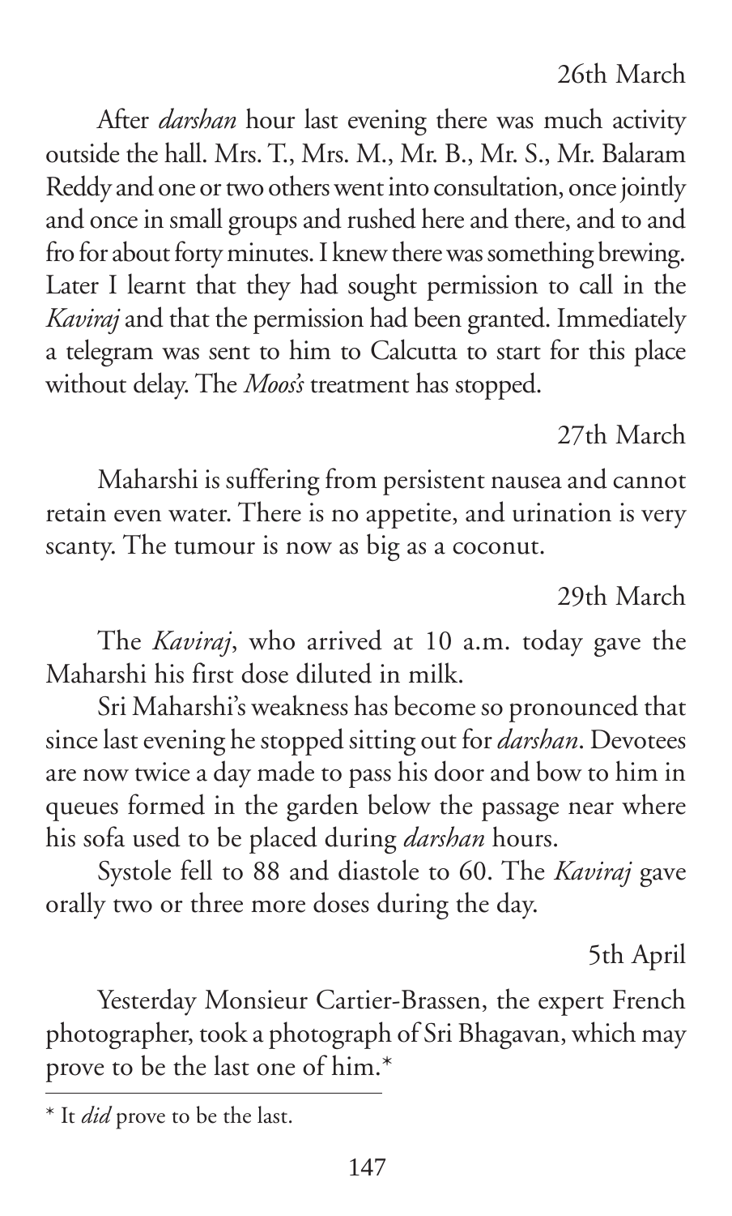26th March

After *darshan* hour last evening there was much activity outside the hall. Mrs. T., Mrs. M., Mr. B., Mr. S., Mr. Balaram Reddy and one or two others went into consultation, once jointly and once in small groups and rushed here and there, and to and fro for about forty minutes. I knew there was something brewing. Later I learnt that they had sought permission to call in the *Kaviraj* and that the permission had been granted. Immediately a telegram was sent to him to Calcutta to start for this place without delay. The *Moos's* treatment has stopped.

27th March

Maharshi is suffering from persistent nausea and cannot retain even water. There is no appetite, and urination is very scanty. The tumour is now as big as a coconut.

29th March

The *Kaviraj*, who arrived at 10 a.m. today gave the Maharshi his first dose diluted in milk.

Sri Maharshi's weakness has become so pronounced that since last evening he stopped sitting out for *darshan*. Devotees are now twice a day made to pass his door and bow to him in queues formed in the garden below the passage near where his sofa used to be placed during *darshan* hours.

Systole fell to 88 and diastole to 60. The *Kaviraj* gave orally two or three more doses during the day.

5th April

Yesterday Monsieur Cartier-Brassen, the expert French photographer, took a photograph of Sri Bhagavan, which may prove to be the last one of him.*

---

* It *did* prove to be the last.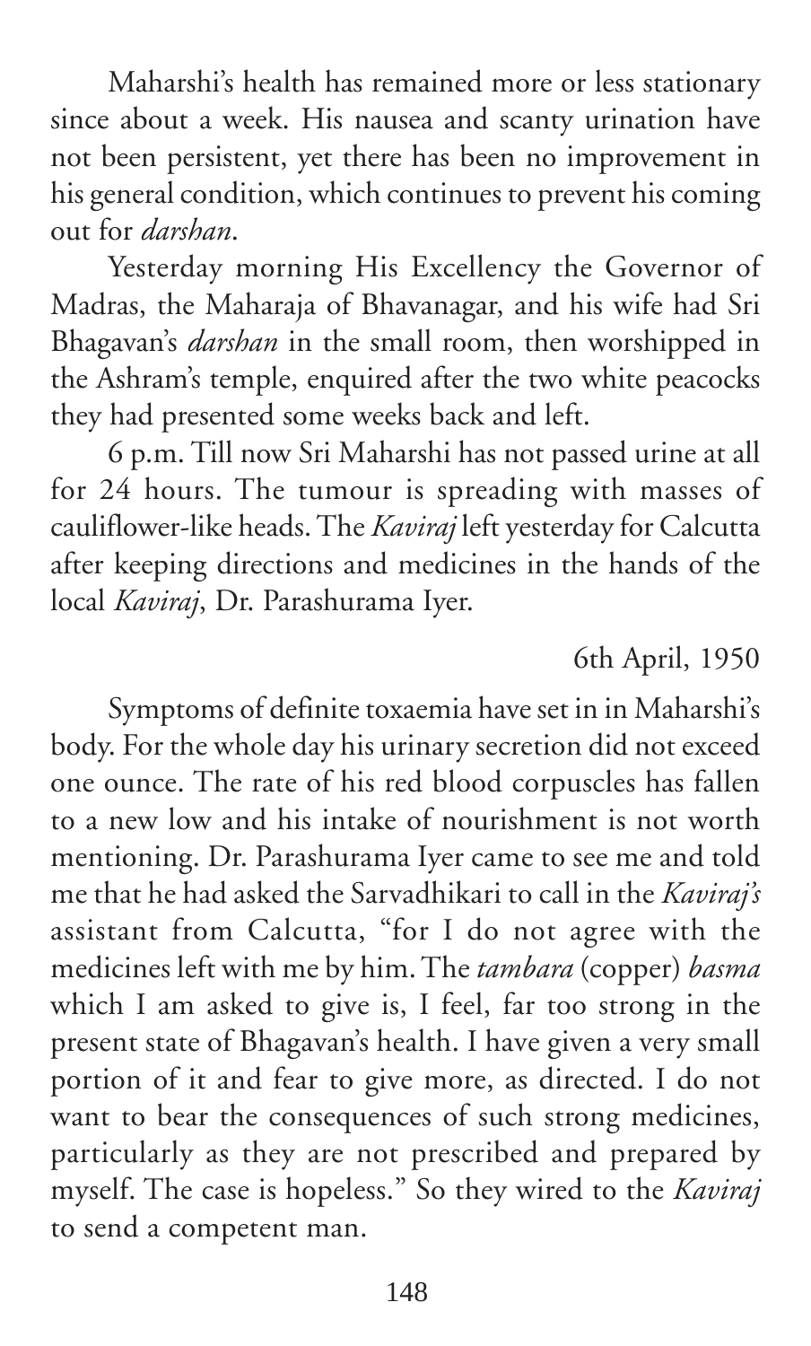Maharshi's health has remained more or less stationary since about a week. His nausea and scanty urination have not been persistent, yet there has been no improvement in his general condition, which continues to prevent his coming out for *darshan*.

Yesterday morning His Excellency the Governor of Madras, the Maharaja of Bhavanagar, and his wife had Sri Bhagavan's *darshan* in the small room, then worshipped in the Ashram's temple, enquired after the two white peacocks they had presented some weeks back and left.

6 p.m. Till now Sri Maharshi has not passed urine at all for 24 hours. The tumour is spreading with masses of cauliflower-like heads. The *Kaviraj* left yesterday for Calcutta after keeping directions and medicines in the hands of the local *Kaviraj*, Dr. Parashurama Iyer.

6th April, 1950

Symptoms of definite toxaemia have set in in Maharshi's body. For the whole day his urinary secretion did not exceed one ounce. The rate of his red blood corpuscles has fallen to a new low and his intake of nourishment is not worth mentioning. Dr. Parashurama Iyer came to see me and told me that he had asked the Sarvadhikari to call in the *Kaviraj's* assistant from Calcutta, "for I do not agree with the medicines left with me by him. The *tambara* (copper) *basma* which I am asked to give is, I feel, far too strong in the present state of Bhagavan's health. I have given a very small portion of it and fear to give more, as directed. I do not want to bear the consequences of such strong medicines, particularly as they are not prescribed and prepared by myself. The case is hopeless." So they wired to the *Kaviraj* to send a competent man.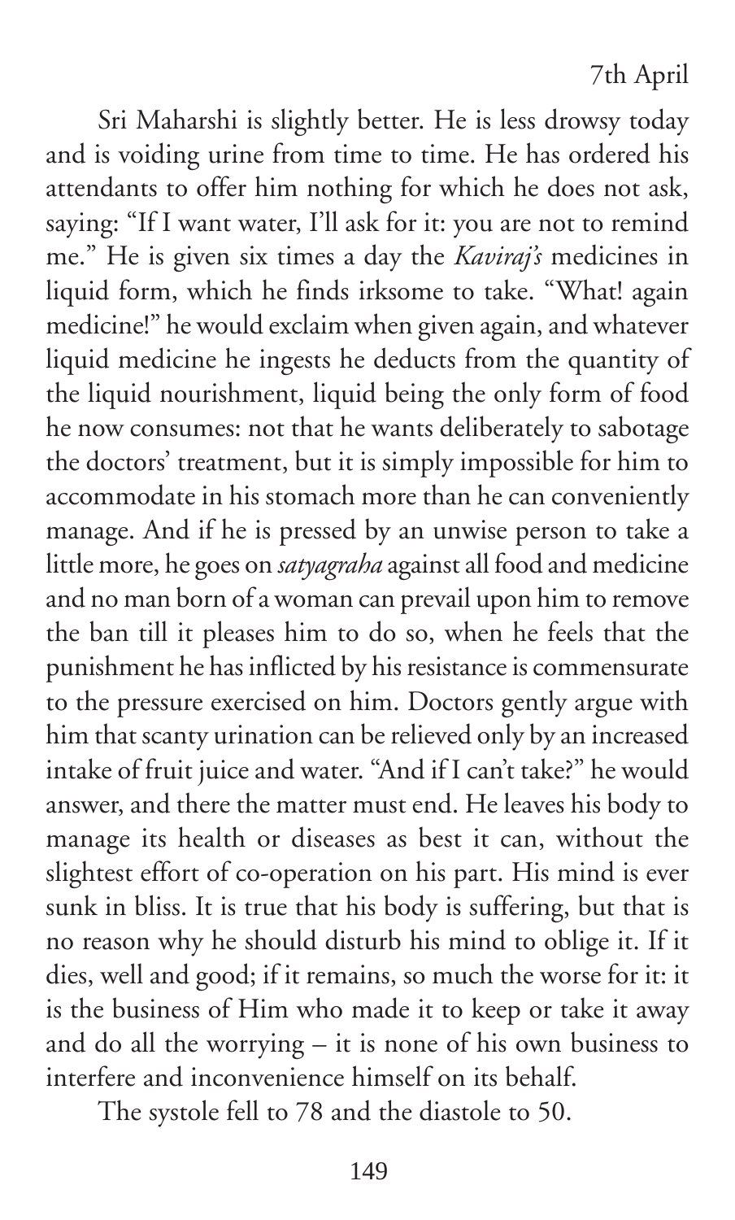7th April

Sri Maharshi is slightly better. He is less drowsy today and is voiding urine from time to time. He has ordered his attendants to offer him nothing for which he does not ask, saying: "If I want water, I'll ask for it: you are not to remind me." He is given six times a day the *Kaviraj's* medicines in liquid form, which he finds irksome to take. "What! again medicine!" he would exclaim when given again, and whatever liquid medicine he ingests he deducts from the quantity of the liquid nourishment, liquid being the only form of food he now consumes: not that he wants deliberately to sabotage the doctors' treatment, but it is simply impossible for him to accommodate in his stomach more than he can conveniently manage. And if he is pressed by an unwise person to take a little more, he goes on *satyagraha* against all food and medicine and no man born of a woman can prevail upon him to remove the ban till it pleases him to do so, when he feels that the punishment he has inflicted by his resistance is commensurate to the pressure exercised on him. Doctors gently argue with him that scanty urination can be relieved only by an increased intake of fruit juice and water. "And if I can't take?" he would answer, and there the matter must end. He leaves his body to manage its health or diseases as best it can, without the slightest effort of co-operation on his part. His mind is ever sunk in bliss. It is true that his body is suffering, but that is no reason why he should disturb his mind to oblige it. If it dies, well and good; if it remains, so much the worse for it: it is the business of Him who made it to keep or take it away and do all the worrying – it is none of his own business to interfere and inconvenience himself on its behalf.

The systole fell to 78 and the diastole to 50.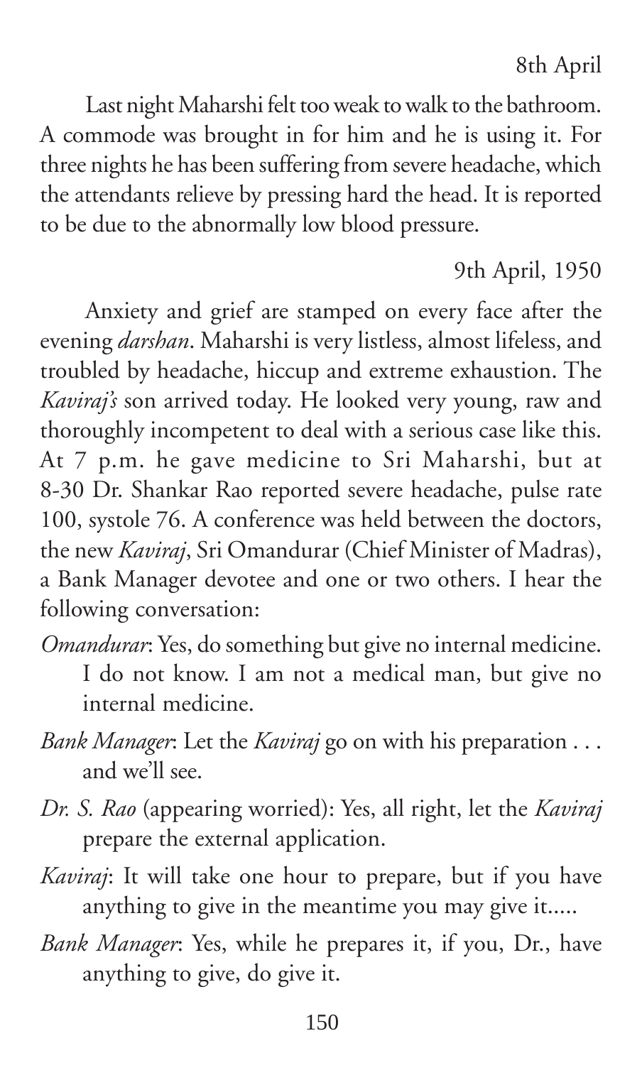8th April

Last night Maharshi felt too weak to walk to the bathroom. A commode was brought in for him and he is using it. For three nights he has been suffering from severe headache, which the attendants relieve by pressing hard the head. It is reported to be due to the abnormally low blood pressure.

9th April, 1950

Anxiety and grief are stamped on every face after the evening *darshan*. Maharshi is very listless, almost lifeless, and troubled by headache, hiccup and extreme exhaustion. The *Kaviraj's* son arrived today. He looked very young, raw and thoroughly incompetent to deal with a serious case like this. At 7 p.m. he gave medicine to Sri Maharshi, but at 8-30 Dr. Shankar Rao reported severe headache, pulse rate 100, systole 76. A conference was held between the doctors, the new *Kaviraj*, Sri Omandurar (Chief Minister of Madras), a Bank Manager devotee and one or two others. I hear the following conversation:

*Omandurar*: Yes, do something but give no internal medicine. I do not know. I am not a medical man, but give no internal medicine.

*Bank Manager*: Let the *Kaviraj* go on with his preparation . . . and we'll see.

*Dr. S. Rao* (appearing worried): Yes, all right, let the *Kaviraj* prepare the external application.

*Kaviraj*: It will take one hour to prepare, but if you have anything to give in the meantime you may give it.....

*Bank Manager*: Yes, while he prepares it, if you, Dr., have anything to give, do give it.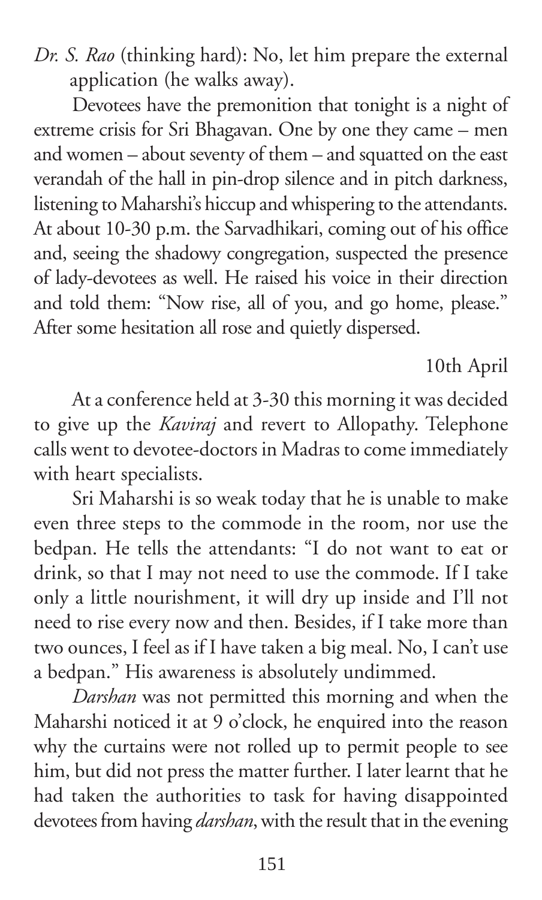*Dr. S. Rao* (thinking hard): No, let him prepare the external application (he walks away).

Devotees have the premonition that tonight is a night of extreme crisis for Sri Bhagavan. One by one they came – men and women – about seventy of them – and squatted on the east verandah of the hall in pin-drop silence and in pitch darkness, listening to Maharshi's hiccup and whispering to the attendants. At about 10-30 p.m. the Sarvadhikari, coming out of his office and, seeing the shadowy congregation, suspected the presence of lady-devotees as well. He raised his voice in their direction and told them: "Now rise, all of you, and go home, please." After some hesitation all rose and quietly dispersed.

10th April

At a conference held at 3-30 this morning it was decided to give up the *Kaviraj* and revert to Allopathy. Telephone calls went to devotee-doctors in Madras to come immediately with heart specialists.

Sri Maharshi is so weak today that he is unable to make even three steps to the commode in the room, nor use the bedpan. He tells the attendants: "I do not want to eat or drink, so that I may not need to use the commode. If I take only a little nourishment, it will dry up inside and I'll not need to rise every now and then. Besides, if I take more than two ounces, I feel as if I have taken a big meal. No, I can't use a bedpan." His awareness is absolutely undimmed.

*Darshan* was not permitted this morning and when the Maharshi noticed it at 9 o'clock, he enquired into the reason why the curtains were not rolled up to permit people to see him, but did not press the matter further. I later learnt that he had taken the authorities to task for having disappointed devotees from having *darshan*, with the result that in the evening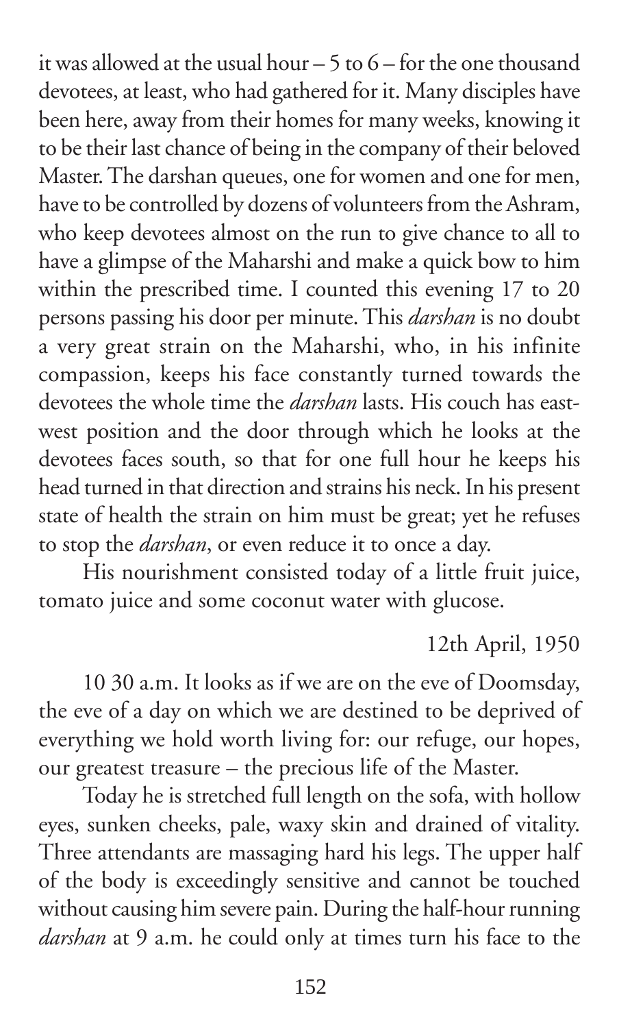it was allowed at the usual hour – 5 to 6 – for the one thousand devotees, at least, who had gathered for it. Many disciples have been here, away from their homes for many weeks, knowing it to be their last chance of being in the company of their beloved Master. The darshan queues, one for women and one for men, have to be controlled by dozens of volunteers from the Ashram, who keep devotees almost on the run to give chance to all to have a glimpse of the Maharshi and make a quick bow to him within the prescribed time. I counted this evening 17 to 20 persons passing his door per minute. This *darshan* is no doubt a very great strain on the Maharshi, who, in his infinite compassion, keeps his face constantly turned towards the devotees the whole time the *darshan* lasts. His couch has east-west position and the door through which he looks at the devotees faces south, so that for one full hour he keeps his head turned in that direction and strains his neck. In his present state of health the strain on him must be great; yet he refuses to stop the *darshan*, or even reduce it to once a day.

His nourishment consisted today of a little fruit juice, tomato juice and some coconut water with glucose.

12th April, 1950

10 30 a.m. It looks as if we are on the eve of Doomsday, the eve of a day on which we are destined to be deprived of everything we hold worth living for: our refuge, our hopes, our greatest treasure – the precious life of the Master.

Today he is stretched full length on the sofa, with hollow eyes, sunken cheeks, pale, waxy skin and drained of vitality. Three attendants are massaging hard his legs. The upper half of the body is exceedingly sensitive and cannot be touched without causing him severe pain. During the half-hour running *darshan* at 9 a.m. he could only at times turn his face to the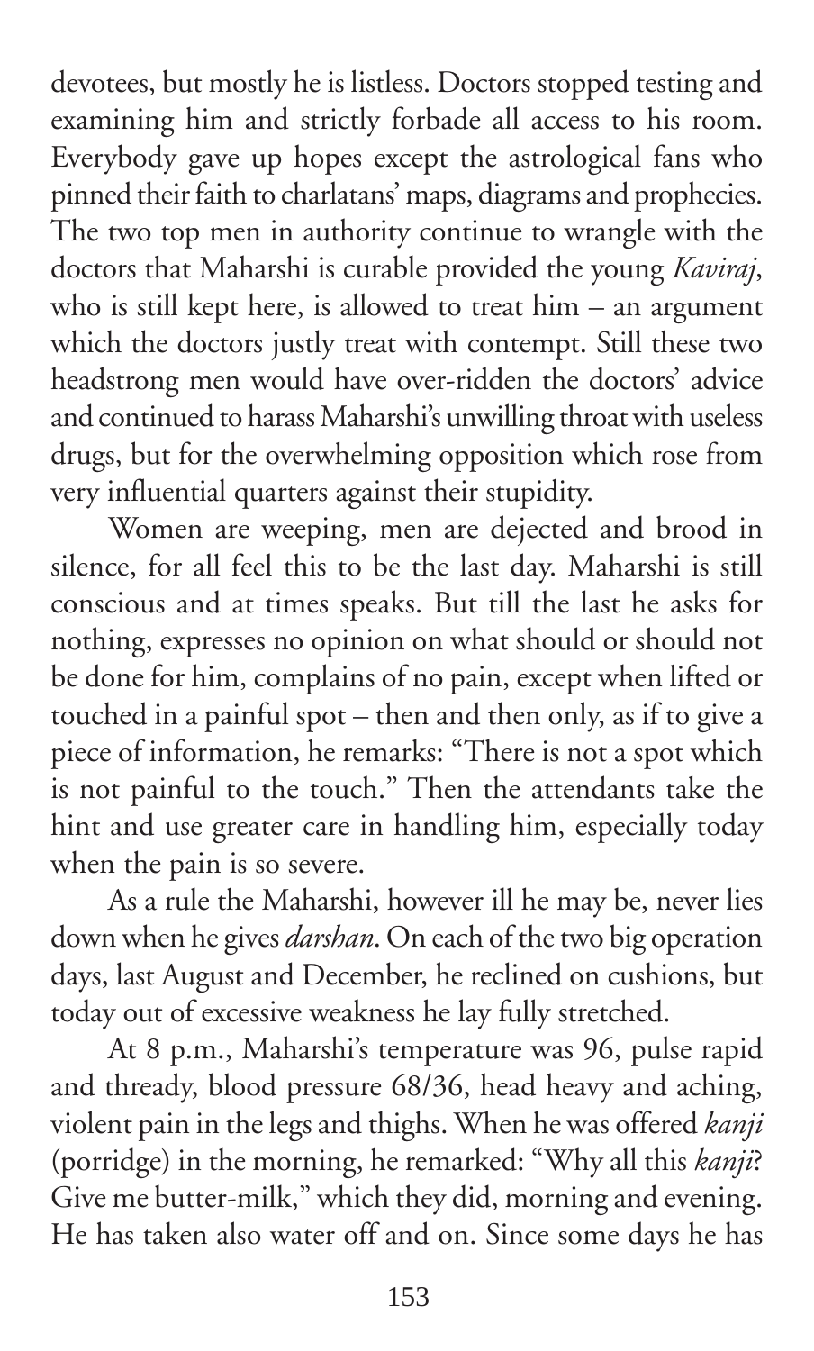devotees, but mostly he is listless. Doctors stopped testing and examining him and strictly forbade all access to his room. Everybody gave up hopes except the astrological fans who pinned their faith to charlatans' maps, diagrams and prophecies. The two top men in authority continue to wrangle with the doctors that Maharshi is curable provided the young *Kaviraj*, who is still kept here, is allowed to treat him – an argument which the doctors justly treat with contempt. Still these two headstrong men would have over-ridden the doctors' advice and continued to harass Maharshi's unwilling throat with useless drugs, but for the overwhelming opposition which rose from very influential quarters against their stupidity.

Women are weeping, men are dejected and brood in silence, for all feel this to be the last day. Maharshi is still conscious and at times speaks. But till the last he asks for nothing, expresses no opinion on what should or should not be done for him, complains of no pain, except when lifted or touched in a painful spot – then and then only, as if to give a piece of information, he remarks: "There is not a spot which is not painful to the touch." Then the attendants take the hint and use greater care in handling him, especially today when the pain is so severe.

As a rule the Maharshi, however ill he may be, never lies down when he gives *darshan*. On each of the two big operation days, last August and December, he reclined on cushions, but today out of excessive weakness he lay fully stretched.

At 8 p.m., Maharshi's temperature was 96, pulse rapid and thready, blood pressure 68/36, head heavy and aching, violent pain in the legs and thighs. When he was offered *kanji* (porridge) in the morning, he remarked: "Why all this *kanji*? Give me butter-milk," which they did, morning and evening. He has taken also water off and on. Since some days he has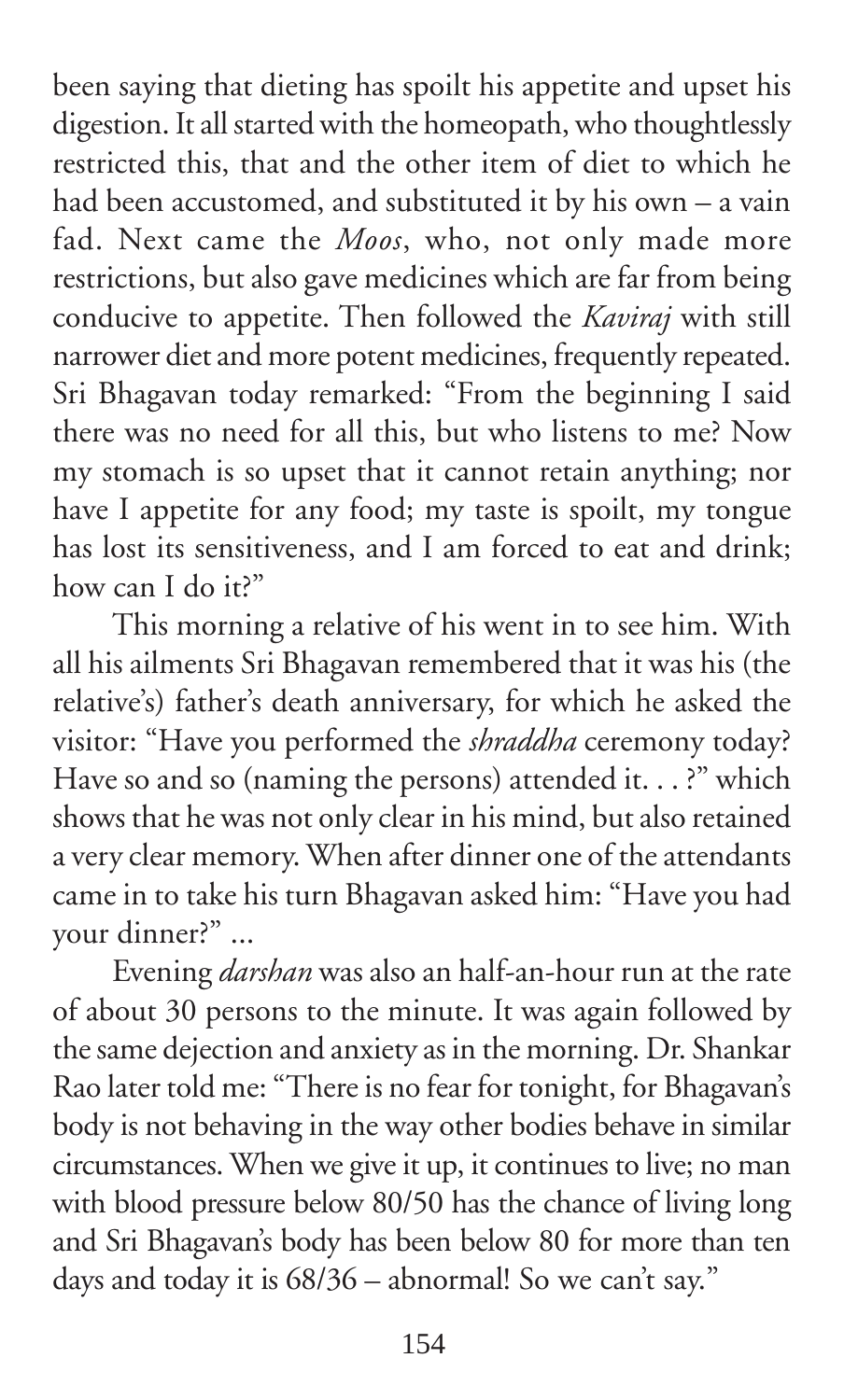been saying that dieting has spoilt his appetite and upset his digestion. It all started with the homeopath, who thoughtlessly restricted this, that and the other item of diet to which he had been accustomed, and substituted it by his own – a vain fad. Next came the *Moos*, who, not only made more restrictions, but also gave medicines which are far from being conducive to appetite. Then followed the *Kaviraj* with still narrower diet and more potent medicines, frequently repeated. Sri Bhagavan today remarked: "From the beginning I said there was no need for all this, but who listens to me? Now my stomach is so upset that it cannot retain anything; nor have I appetite for any food; my taste is spoilt, my tongue has lost its sensitiveness, and I am forced to eat and drink; how can I do it?"

This morning a relative of his went in to see him. With all his ailments Sri Bhagavan remembered that it was his (the relative's) father's death anniversary, for which he asked the visitor: "Have you performed the *shraddha* ceremony today? Have so and so (naming the persons) attended it. . . ?" which shows that he was not only clear in his mind, but also retained a very clear memory. When after dinner one of the attendants came in to take his turn Bhagavan asked him: "Have you had your dinner?" ...

Evening *darshan* was also an half-an-hour run at the rate of about 30 persons to the minute. It was again followed by the same dejection and anxiety as in the morning. Dr. Shankar Rao later told me: "There is no fear for tonight, for Bhagavan's body is not behaving in the way other bodies behave in similar circumstances. When we give it up, it continues to live; no man with blood pressure below 80/50 has the chance of living long and Sri Bhagavan's body has been below 80 for more than ten days and today it is 68/36 – abnormal! So we can't say."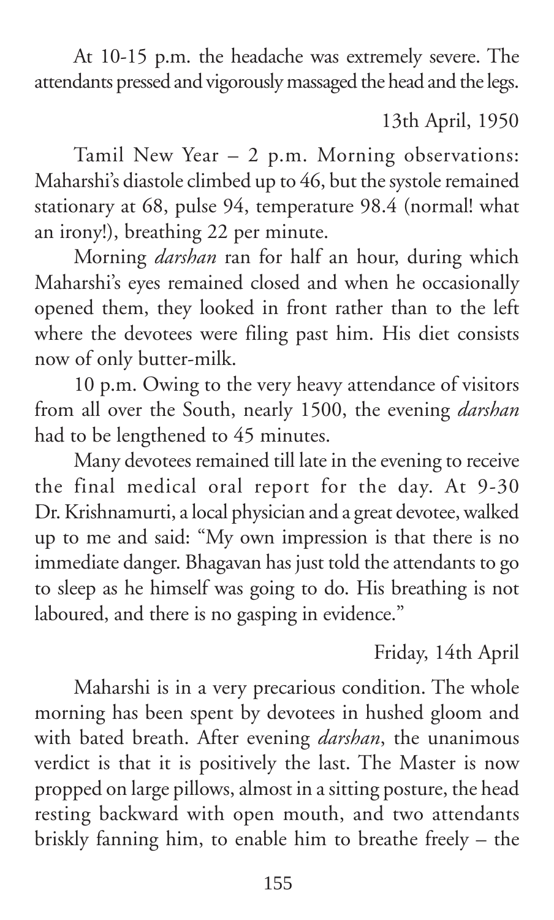At 10-15 p.m. the headache was extremely severe. The attendants pressed and vigorously massaged the head and the legs.

13th April, 1950

Tamil New Year – 2 p.m. Morning observations: Maharshi's diastole climbed up to 46, but the systole remained stationary at 68, pulse 94, temperature 98.4 (normal! what an irony!), breathing 22 per minute.

Morning *darshan* ran for half an hour, during which Maharshi's eyes remained closed and when he occasionally opened them, they looked in front rather than to the left where the devotees were filing past him. His diet consists now of only butter-milk.

10 p.m. Owing to the very heavy attendance of visitors from all over the South, nearly 1500, the evening *darshan* had to be lengthened to 45 minutes.

Many devotees remained till late in the evening to receive the final medical oral report for the day. At 9-30 Dr. Krishnamurti, a local physician and a great devotee, walked up to me and said: "My own impression is that there is no immediate danger. Bhagavan has just told the attendants to go to sleep as he himself was going to do. His breathing is not laboured, and there is no gasping in evidence."

Friday, 14th April

Maharshi is in a very precarious condition. The whole morning has been spent by devotees in hushed gloom and with bated breath. After evening *darshan*, the unanimous verdict is that it is positively the last. The Master is now propped on large pillows, almost in a sitting posture, the head resting backward with open mouth, and two attendants briskly fanning him, to enable him to breathe freely – the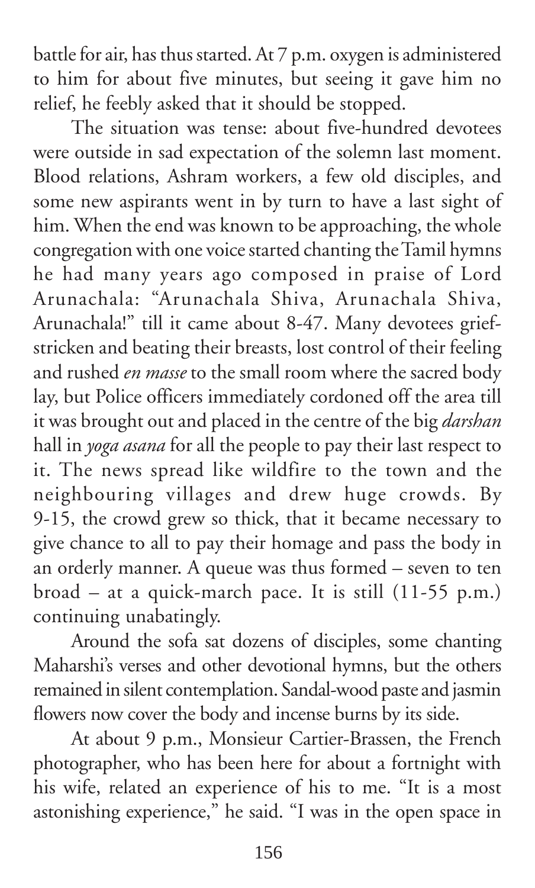battle for air, has thus started. At 7 p.m. oxygen is administered to him for about five minutes, but seeing it gave him no relief, he feebly asked that it should be stopped.

The situation was tense: about five-hundred devotees were outside in sad expectation of the solemn last moment. Blood relations, Ashram workers, a few old disciples, and some new aspirants went in by turn to have a last sight of him. When the end was known to be approaching, the whole congregation with one voice started chanting the Tamil hymns he had many years ago composed in praise of Lord Arunachala: "Arunachala Shiva, Arunachala Shiva, Arunachala!" till it came about 8-47. Many devotees grief-stricken and beating their breasts, lost control of their feeling and rushed *en masse* to the small room where the sacred body lay, but Police officers immediately cordoned off the area till it was brought out and placed in the centre of the big *darshan* hall in *yoga asana* for all the people to pay their last respect to it. The news spread like wildfire to the town and the neighbouring villages and drew huge crowds. By 9-15, the crowd grew so thick, that it became necessary to give chance to all to pay their homage and pass the body in an orderly manner. A queue was thus formed – seven to ten broad – at a quick-march pace. It is still (11-55 p.m.) continuing unabatingly.

Around the sofa sat dozens of disciples, some chanting Maharshi's verses and other devotional hymns, but the others remained in silent contemplation. Sandal-wood paste and jasmin flowers now cover the body and incense burns by its side.

At about 9 p.m., Monsieur Cartier-Brassen, the French photographer, who has been here for about a fortnight with his wife, related an experience of his to me. "It is a most astonishing experience," he said. "I was in the open space in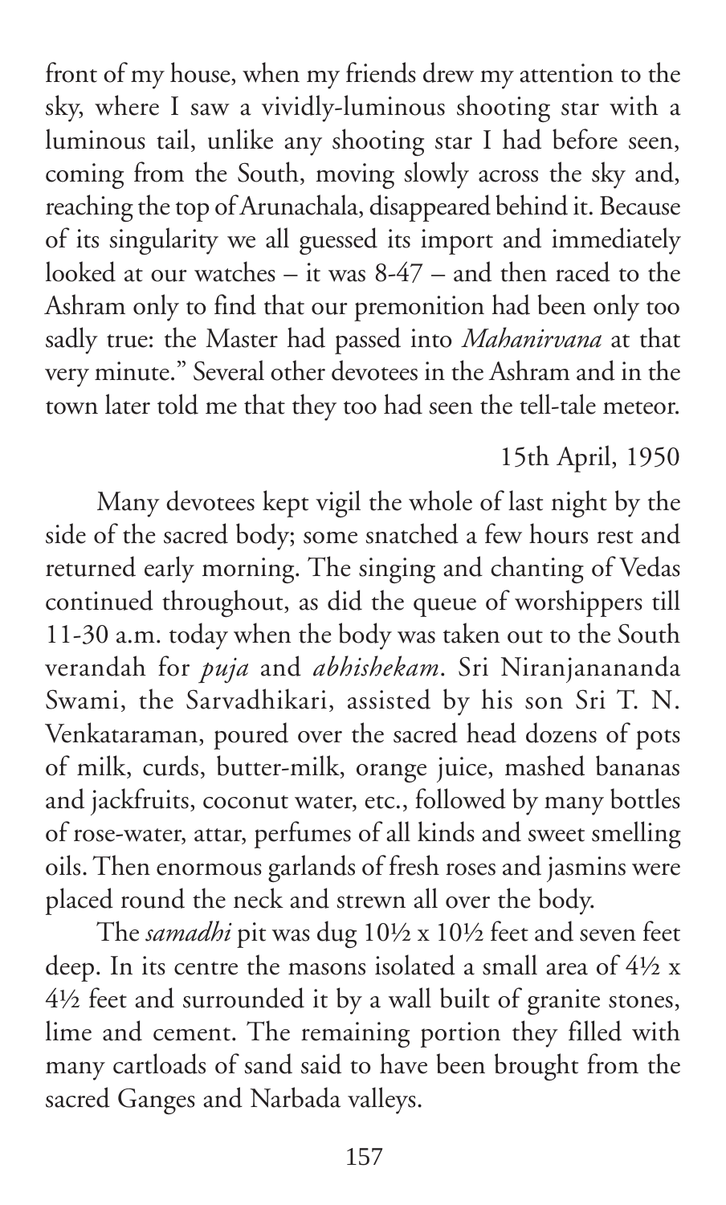front of my house, when my friends drew my attention to the sky, where I saw a vividly-luminous shooting star with a luminous tail, unlike any shooting star I had before seen, coming from the South, moving slowly across the sky and, reaching the top of Arunachala, disappeared behind it. Because of its singularity we all guessed its import and immediately looked at our watches – it was 8-47 – and then raced to the Ashram only to find that our premonition had been only too sadly true: the Master had passed into *Mahanirvana* at that very minute." Several other devotees in the Ashram and in the town later told me that they too had seen the tell-tale meteor.

15th April, 1950

Many devotees kept vigil the whole of last night by the side of the sacred body; some snatched a few hours rest and returned early morning. The singing and chanting of Vedas continued throughout, as did the queue of worshippers till 11-30 a.m. today when the body was taken out to the South verandah for *puja* and *abhishekam*. Sri Niranjanananda Swami, the Sarvadhikari, assisted by his son Sri T. N. Venkataraman, poured over the sacred head dozens of pots of milk, curds, butter-milk, orange juice, mashed bananas and jackfruits, coconut water, etc., followed by many bottles of rose-water, attar, perfumes of all kinds and sweet smelling oils. Then enormous garlands of fresh roses and jasmins were placed round the neck and strewn all over the body.

The *samadhi* pit was dug 10½ x 10½ feet and seven feet deep. In its centre the masons isolated a small area of 4½ x 4½ feet and surrounded it by a wall built of granite stones, lime and cement. The remaining portion they filled with many cartloads of sand said to have been brought from the sacred Ganges and Narbada valleys.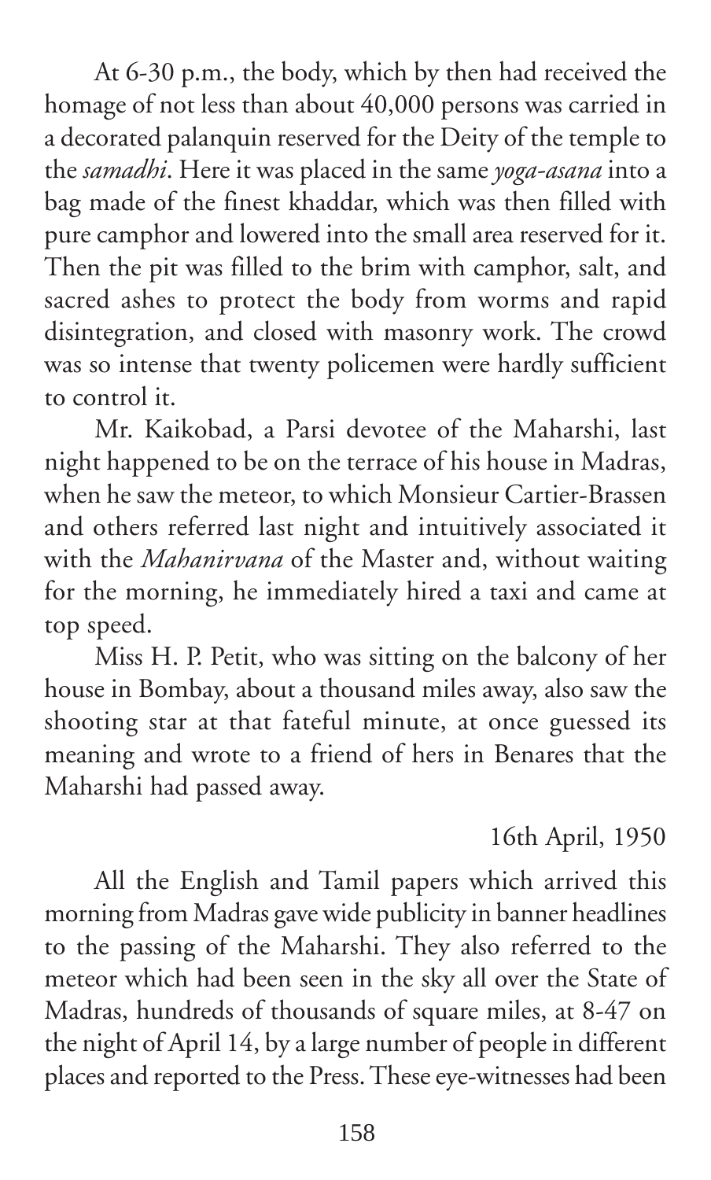At 6-30 p.m., the body, which by then had received the homage of not less than about 40,000 persons was carried in a decorated palanquin reserved for the Deity of the temple to the *samadhi*. Here it was placed in the same *yoga-asana* into a bag made of the finest khaddar, which was then filled with pure camphor and lowered into the small area reserved for it. Then the pit was filled to the brim with camphor, salt, and sacred ashes to protect the body from worms and rapid disintegration, and closed with masonry work. The crowd was so intense that twenty policemen were hardly sufficient to control it.

Mr. Kaikobad, a Parsi devotee of the Maharshi, last night happened to be on the terrace of his house in Madras, when he saw the meteor, to which Monsieur Cartier-Brassen and others referred last night and intuitively associated it with the *Mahanirvana* of the Master and, without waiting for the morning, he immediately hired a taxi and came at top speed.

Miss H. P. Petit, who was sitting on the balcony of her house in Bombay, about a thousand miles away, also saw the shooting star at that fateful minute, at once guessed its meaning and wrote to a friend of hers in Benares that the Maharshi had passed away.

16th April, 1950

All the English and Tamil papers which arrived this morning from Madras gave wide publicity in banner headlines to the passing of the Maharshi. They also referred to the meteor which had been seen in the sky all over the State of Madras, hundreds of thousands of square miles, at 8-47 on the night of April 14, by a large number of people in different places and reported to the Press. These eye-witnesses had been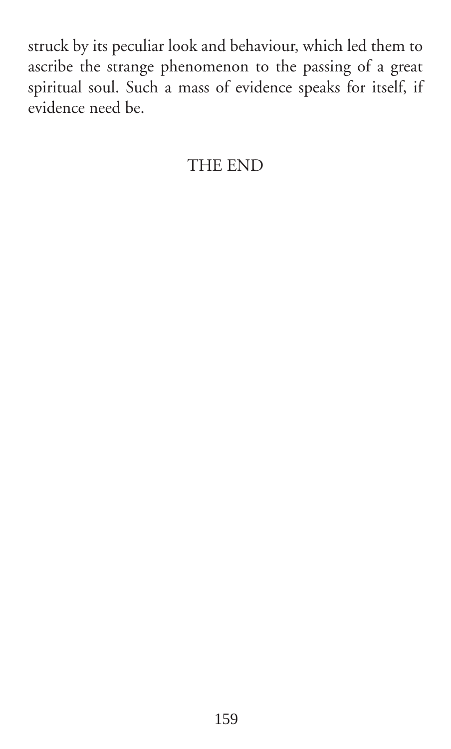struck by its peculiar look and behaviour, which led them to ascribe the strange phenomenon to the passing of a great spiritual soul. Such a mass of evidence speaks for itself, if evidence need be.

THE END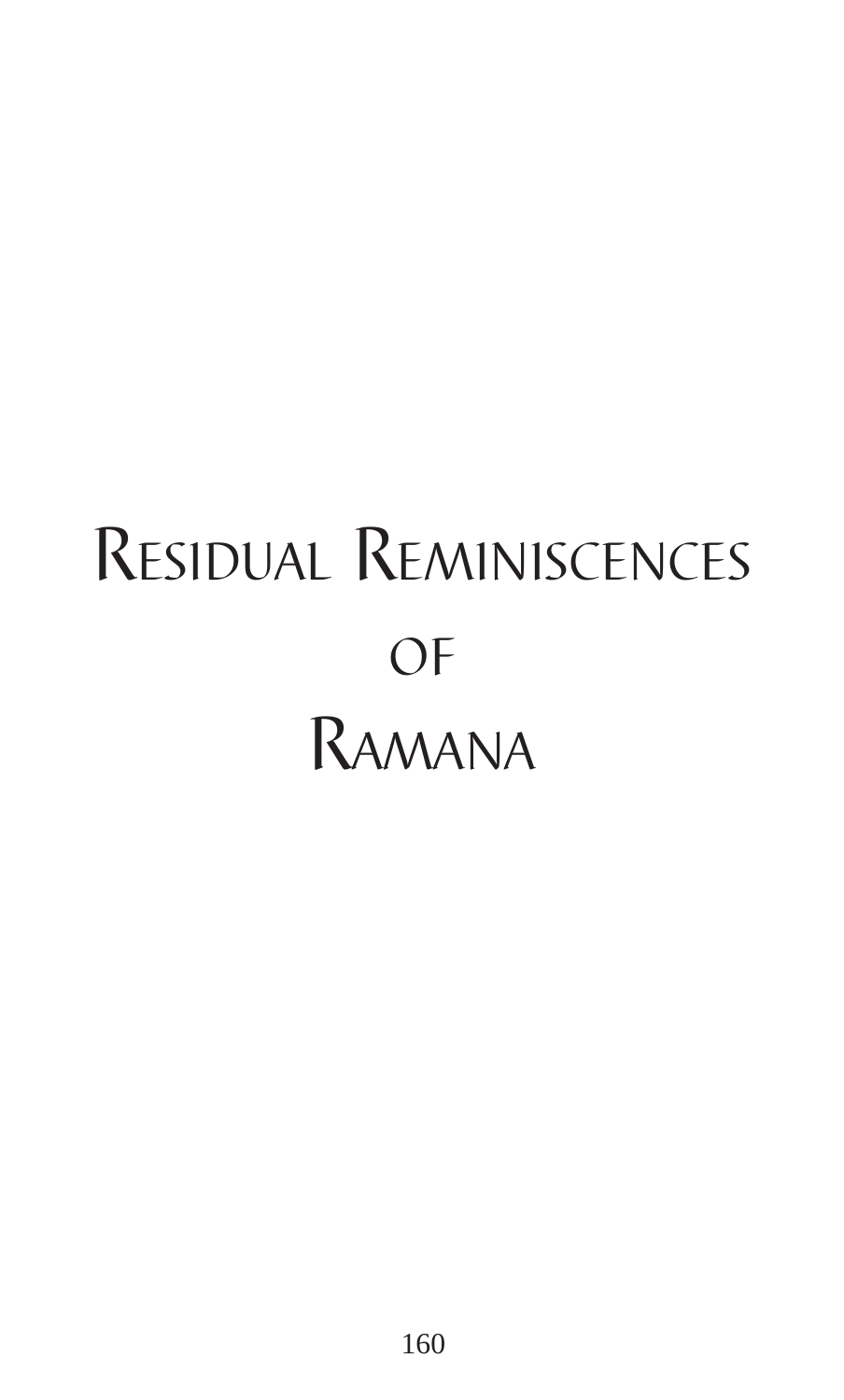# Residual Reminiscences of Ramana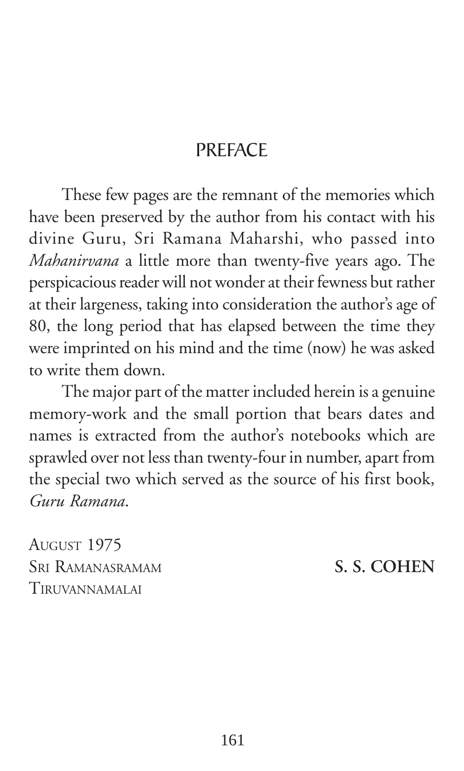# PREFACE

These few pages are the remnant of the memories which have been preserved by the author from his contact with his divine Guru, Sri Ramana Maharshi, who passed into *Mahanirvana* a little more than twenty-five years ago. The perspicacious reader will not wonder at their fewness but rather at their largeness, taking into consideration the author's age of 80, the long period that has elapsed between the time they were imprinted on his mind and the time (now) he was asked to write them down.

The major part of the matter included herein is a genuine memory-work and the small portion that bears dates and names is extracted from the author's notebooks which are sprawled over not less than twenty-four in number, apart from the special two which served as the source of his first book, *Guru Ramana*.

August 1975
Sri Ramanasramam
Tiruvannamalai

**S. S. COHEN**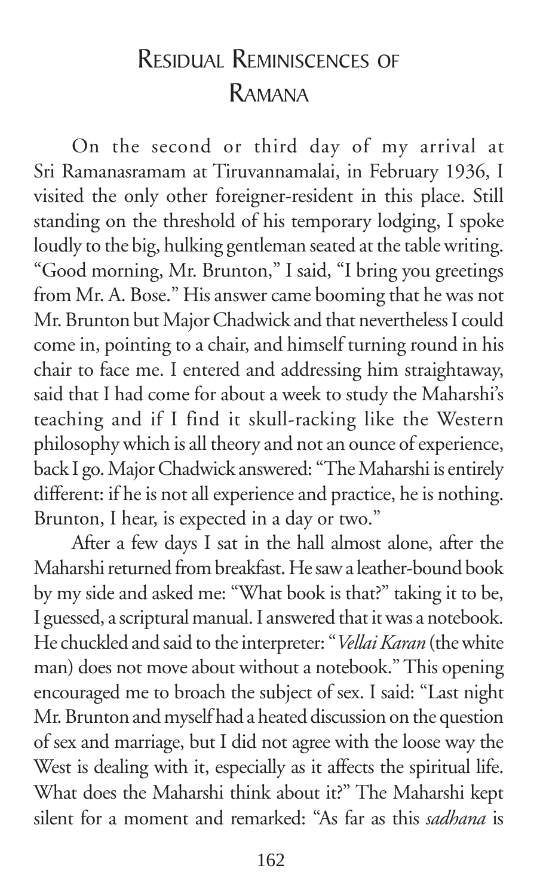# Residual Reminiscences of Ramana

On the second or third day of my arrival at Sri Ramanasramam at Tiruvannamalai, in February 1936, I visited the only other foreigner-resident in this place. Still standing on the threshold of his temporary lodging, I spoke loudly to the big, hulking gentleman seated at the table writing. "Good morning, Mr. Brunton," I said, "I bring you greetings from Mr. A. Bose." His answer came booming that he was not Mr. Brunton but Major Chadwick and that nevertheless I could come in, pointing to a chair, and himself turning round in his chair to face me. I entered and addressing him straightaway, said that I had come for about a week to study the Maharshi's teaching and if I find it skull-racking like the Western philosophy which is all theory and not an ounce of experience, back I go. Major Chadwick answered: "The Maharshi is entirely different: if he is not all experience and practice, he is nothing. Brunton, I hear, is expected in a day or two."

After a few days I sat in the hall almost alone, after the Maharshi returned from breakfast. He saw a leather-bound book by my side and asked me: "What book is that?" taking it to be, I guessed, a scriptural manual. I answered that it was a notebook. He chuckled and said to the interpreter: "*Vellai Karan* (the white man) does not move about without a notebook." This opening encouraged me to broach the subject of sex. I said: "Last night Mr. Brunton and myself had a heated discussion on the question of sex and marriage, but I did not agree with the loose way the West is dealing with it, especially as it affects the spiritual life. What does the Maharshi think about it?" The Maharshi kept silent for a moment and remarked: "As far as this *sadhana* is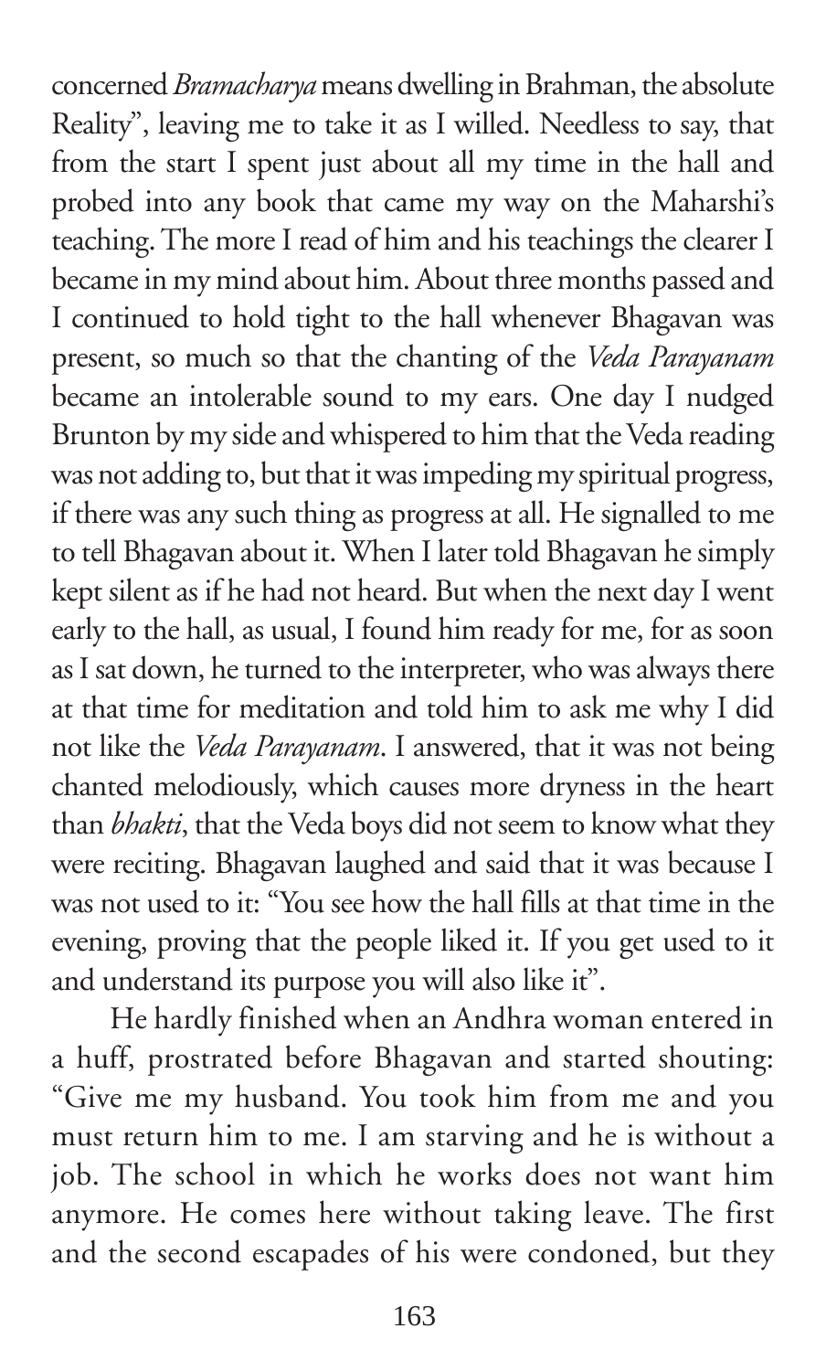concerned *Bramacharya* means dwelling in Brahman, the absolute Reality", leaving me to take it as I willed. Needless to say, that from the start I spent just about all my time in the hall and probed into any book that came my way on the Maharshi's teaching. The more I read of him and his teachings the clearer I became in my mind about him. About three months passed and I continued to hold tight to the hall whenever Bhagavan was present, so much so that the chanting of the *Veda Parayanam* became an intolerable sound to my ears. One day I nudged Brunton by my side and whispered to him that the Veda reading was not adding to, but that it was impeding my spiritual progress, if there was any such thing as progress at all. He signalled to me to tell Bhagavan about it. When I later told Bhagavan he simply kept silent as if he had not heard. But when the next day I went early to the hall, as usual, I found him ready for me, for as soon as I sat down, he turned to the interpreter, who was always there at that time for meditation and told him to ask me why I did not like the *Veda Parayanam*. I answered, that it was not being chanted melodiously, which causes more dryness in the heart than *bhakti*, that the Veda boys did not seem to know what they were reciting. Bhagavan laughed and said that it was because I was not used to it: "You see how the hall fills at that time in the evening, proving that the people liked it. If you get used to it and understand its purpose you will also like it".

He hardly finished when an Andhra woman entered in a huff, prostrated before Bhagavan and started shouting: "Give me my husband. You took him from me and you must return him to me. I am starving and he is without a job. The school in which he works does not want him anymore. He comes here without taking leave. The first and the second escapades of his were condoned, but they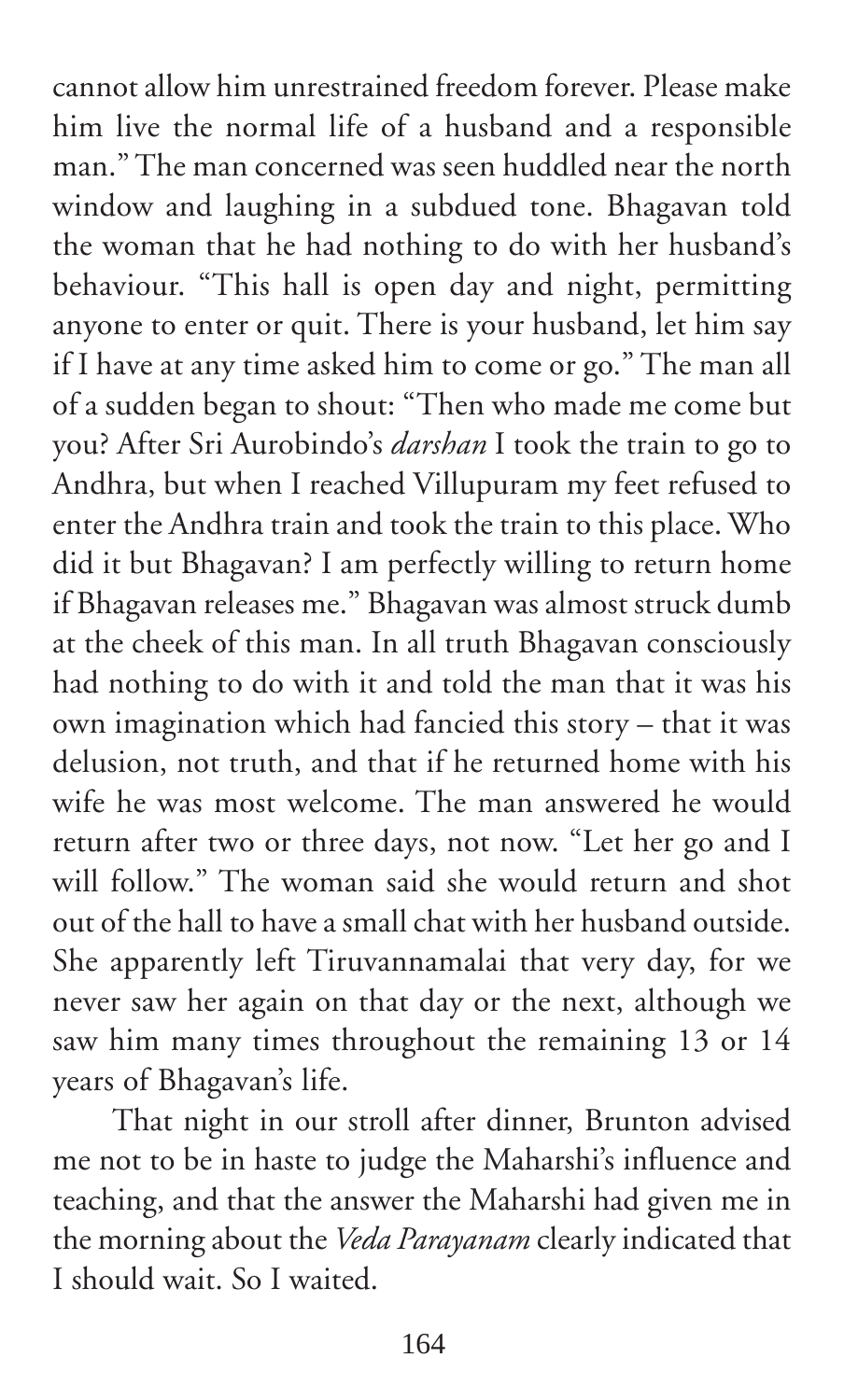cannot allow him unrestrained freedom forever. Please make him live the normal life of a husband and a responsible man." The man concerned was seen huddled near the north window and laughing in a subdued tone. Bhagavan told the woman that he had nothing to do with her husband's behaviour. "This hall is open day and night, permitting anyone to enter or quit. There is your husband, let him say if I have at any time asked him to come or go." The man all of a sudden began to shout: "Then who made me come but you? After Sri Aurobindo's *darshan* I took the train to go to Andhra, but when I reached Villupuram my feet refused to enter the Andhra train and took the train to this place. Who did it but Bhagavan? I am perfectly willing to return home if Bhagavan releases me." Bhagavan was almost struck dumb at the cheek of this man. In all truth Bhagavan consciously had nothing to do with it and told the man that it was his own imagination which had fancied this story – that it was delusion, not truth, and that if he returned home with his wife he was most welcome. The man answered he would return after two or three days, not now. "Let her go and I will follow." The woman said she would return and shot out of the hall to have a small chat with her husband outside. She apparently left Tiruvannamalai that very day, for we never saw her again on that day or the next, although we saw him many times throughout the remaining 13 or 14 years of Bhagavan's life.

That night in our stroll after dinner, Brunton advised me not to be in haste to judge the Maharshi's influence and teaching, and that the answer the Maharshi had given me in the morning about the *Veda Parayanam* clearly indicated that I should wait. So I waited.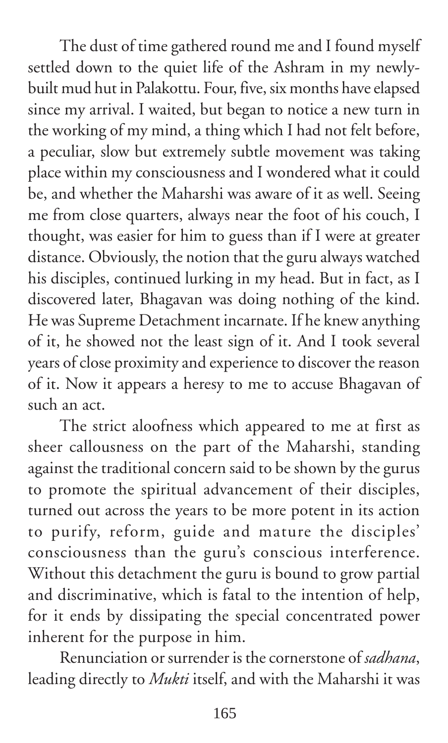The dust of time gathered round me and I found myself settled down to the quiet life of the Ashram in my newly-built mud hut in Palakottu. Four, five, six months have elapsed since my arrival. I waited, but began to notice a new turn in the working of my mind, a thing which I had not felt before, a peculiar, slow but extremely subtle movement was taking place within my consciousness and I wondered what it could be, and whether the Maharshi was aware of it as well. Seeing me from close quarters, always near the foot of his couch, I thought, was easier for him to guess than if I were at greater distance. Obviously, the notion that the guru always watched his disciples, continued lurking in my head. But in fact, as I discovered later, Bhagavan was doing nothing of the kind. He was Supreme Detachment incarnate. If he knew anything of it, he showed not the least sign of it. And I took several years of close proximity and experience to discover the reason of it. Now it appears a heresy to me to accuse Bhagavan of such an act.

The strict aloofness which appeared to me at first as sheer callousness on the part of the Maharshi, standing against the traditional concern said to be shown by the gurus to promote the spiritual advancement of their disciples, turned out across the years to be more potent in its action to purify, reform, guide and mature the disciples' consciousness than the guru's conscious interference. Without this detachment the guru is bound to grow partial and discriminative, which is fatal to the intention of help, for it ends by dissipating the special concentrated power inherent for the purpose in him.

Renunciation or surrender is the cornerstone of *sadhana*, leading directly to *Mukti* itself, and with the Maharshi it was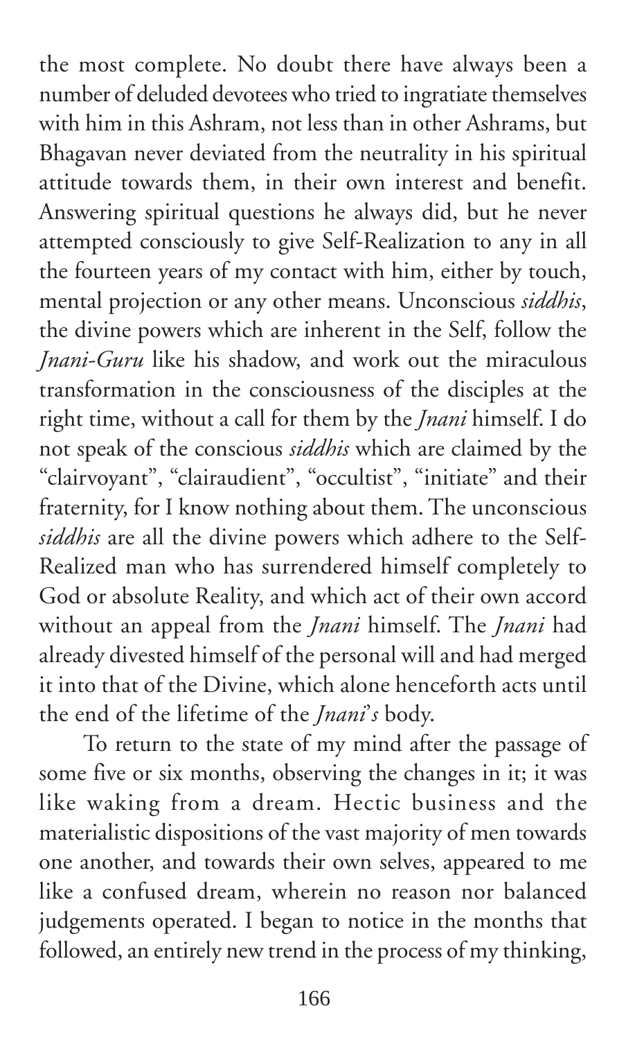the most complete. No doubt there have always been a number of deluded devotees who tried to ingratiate themselves with him in this Ashram, not less than in other Ashrams, but Bhagavan never deviated from the neutrality in his spiritual attitude towards them, in their own interest and benefit. Answering spiritual questions he always did, but he never attempted consciously to give Self-Realization to any in all the fourteen years of my contact with him, either by touch, mental projection or any other means. Unconscious *siddhis*, the divine powers which are inherent in the Self, follow the *Jnani-Guru* like his shadow, and work out the miraculous transformation in the consciousness of the disciples at the right time, without a call for them by the *Jnani* himself. I do not speak of the conscious *siddhis* which are claimed by the "clairvoyant", "clairaudient", "occultist", "initiate" and their fraternity, for I know nothing about them. The unconscious *siddhis* are all the divine powers which adhere to the Self-Realized man who has surrendered himself completely to God or absolute Reality, and which act of their own accord without an appeal from the *Jnani* himself. The *Jnani* had already divested himself of the personal will and had merged it into that of the Divine, which alone henceforth acts until the end of the lifetime of the *Jnani's* body.

To return to the state of my mind after the passage of some five or six months, observing the changes in it; it was like waking from a dream. Hectic business and the materialistic dispositions of the vast majority of men towards one another, and towards their own selves, appeared to me like a confused dream, wherein no reason nor balanced judgements operated. I began to notice in the months that followed, an entirely new trend in the process of my thinking,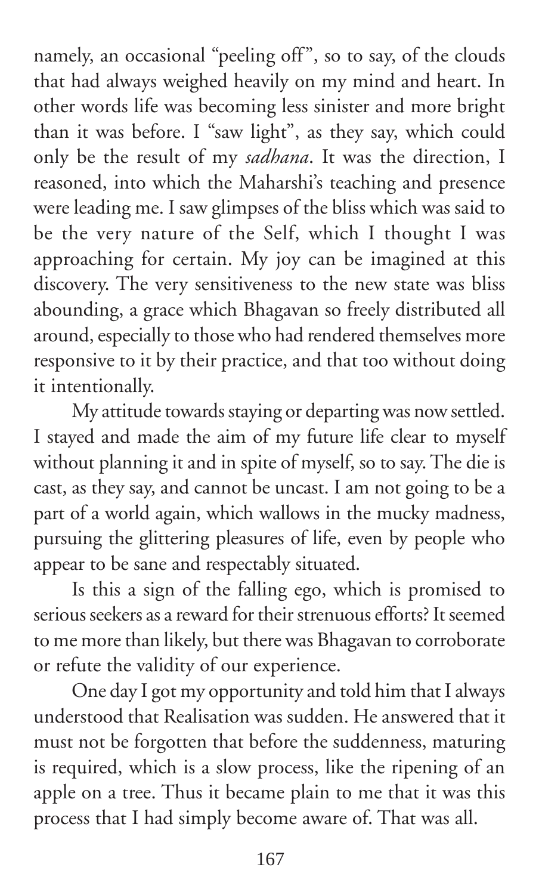namely, an occasional "peeling off", so to say, of the clouds that had always weighed heavily on my mind and heart. In other words life was becoming less sinister and more bright than it was before. I "saw light", as they say, which could only be the result of my *sadhana*. It was the direction, I reasoned, into which the Maharshi's teaching and presence were leading me. I saw glimpses of the bliss which was said to be the very nature of the Self, which I thought I was approaching for certain. My joy can be imagined at this discovery. The very sensitiveness to the new state was bliss abounding, a grace which Bhagavan so freely distributed all around, especially to those who had rendered themselves more responsive to it by their practice, and that too without doing it intentionally.

My attitude towards staying or departing was now settled. I stayed and made the aim of my future life clear to myself without planning it and in spite of myself, so to say. The die is cast, as they say, and cannot be uncast. I am not going to be a part of a world again, which wallows in the mucky madness, pursuing the glittering pleasures of life, even by people who appear to be sane and respectably situated.

Is this a sign of the falling ego, which is promised to serious seekers as a reward for their strenuous efforts? It seemed to me more than likely, but there was Bhagavan to corroborate or refute the validity of our experience.

One day I got my opportunity and told him that I always understood that Realisation was sudden. He answered that it must not be forgotten that before the suddenness, maturing is required, which is a slow process, like the ripening of an apple on a tree. Thus it became plain to me that it was this process that I had simply become aware of. That was all.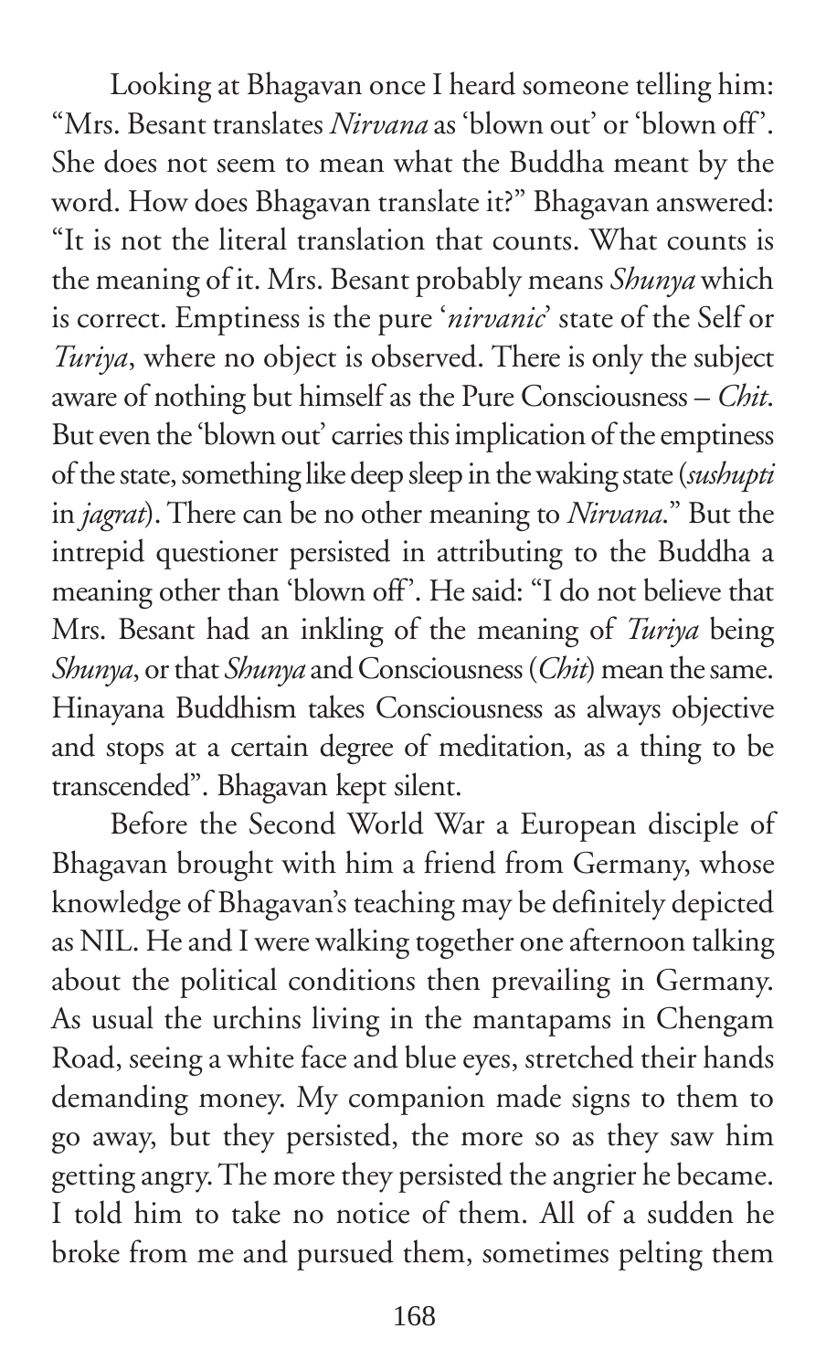Looking at Bhagavan once I heard someone telling him: "Mrs. Besant translates *Nirvana* as 'blown out' or 'blown off'. She does not seem to mean what the Buddha meant by the word. How does Bhagavan translate it?" Bhagavan answered: "It is not the literal translation that counts. What counts is the meaning of it. Mrs. Besant probably means *Shunya* which is correct. Emptiness is the pure '*nirvanic*' state of the Self or *Turiya*, where no object is observed. There is only the subject aware of nothing but himself as the Pure Consciousness – *Chit*. But even the 'blown out' carries this implication of the emptiness of the state, something like deep sleep in the waking state (*sushupti* in *jagrat*). There can be no other meaning to *Nirvana*." But the intrepid questioner persisted in attributing to the Buddha a meaning other than 'blown off'. He said: "I do not believe that Mrs. Besant had an inkling of the meaning of *Turiya* being *Shunya*, or that *Shunya* and Consciousness (*Chit*) mean the same. Hinayana Buddhism takes Consciousness as always objective and stops at a certain degree of meditation, as a thing to be transcended". Bhagavan kept silent.

Before the Second World War a European disciple of Bhagavan brought with him a friend from Germany, whose knowledge of Bhagavan's teaching may be definitely depicted as NIL. He and I were walking together one afternoon talking about the political conditions then prevailing in Germany. As usual the urchins living in the mantapams in Chengam Road, seeing a white face and blue eyes, stretched their hands demanding money. My companion made signs to them to go away, but they persisted, the more so as they saw him getting angry. The more they persisted the angrier he became. I told him to take no notice of them. All of a sudden he broke from me and pursued them, sometimes pelting them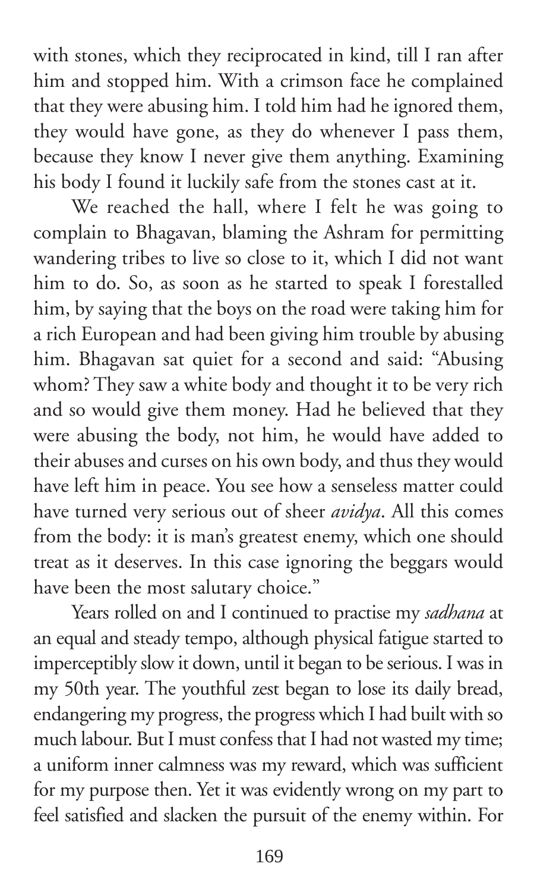with stones, which they reciprocated in kind, till I ran after him and stopped him. With a crimson face he complained that they were abusing him. I told him had he ignored them, they would have gone, as they do whenever I pass them, because they know I never give them anything. Examining his body I found it luckily safe from the stones cast at it.

We reached the hall, where I felt he was going to complain to Bhagavan, blaming the Ashram for permitting wandering tribes to live so close to it, which I did not want him to do. So, as soon as he started to speak I forestalled him, by saying that the boys on the road were taking him for a rich European and had been giving him trouble by abusing him. Bhagavan sat quiet for a second and said: "Abusing whom? They saw a white body and thought it to be very rich and so would give them money. Had he believed that they were abusing the body, not him, he would have added to their abuses and curses on his own body, and thus they would have left him in peace. You see how a senseless matter could have turned very serious out of sheer *avidya*. All this comes from the body: it is man's greatest enemy, which one should treat as it deserves. In this case ignoring the beggars would have been the most salutary choice."

Years rolled on and I continued to practise my *sadhana* at an equal and steady tempo, although physical fatigue started to imperceptibly slow it down, until it began to be serious. I was in my 50th year. The youthful zest began to lose its daily bread, endangering my progress, the progress which I had built with so much labour. But I must confess that I had not wasted my time; a uniform inner calmness was my reward, which was sufficient for my purpose then. Yet it was evidently wrong on my part to feel satisfied and slacken the pursuit of the enemy within. For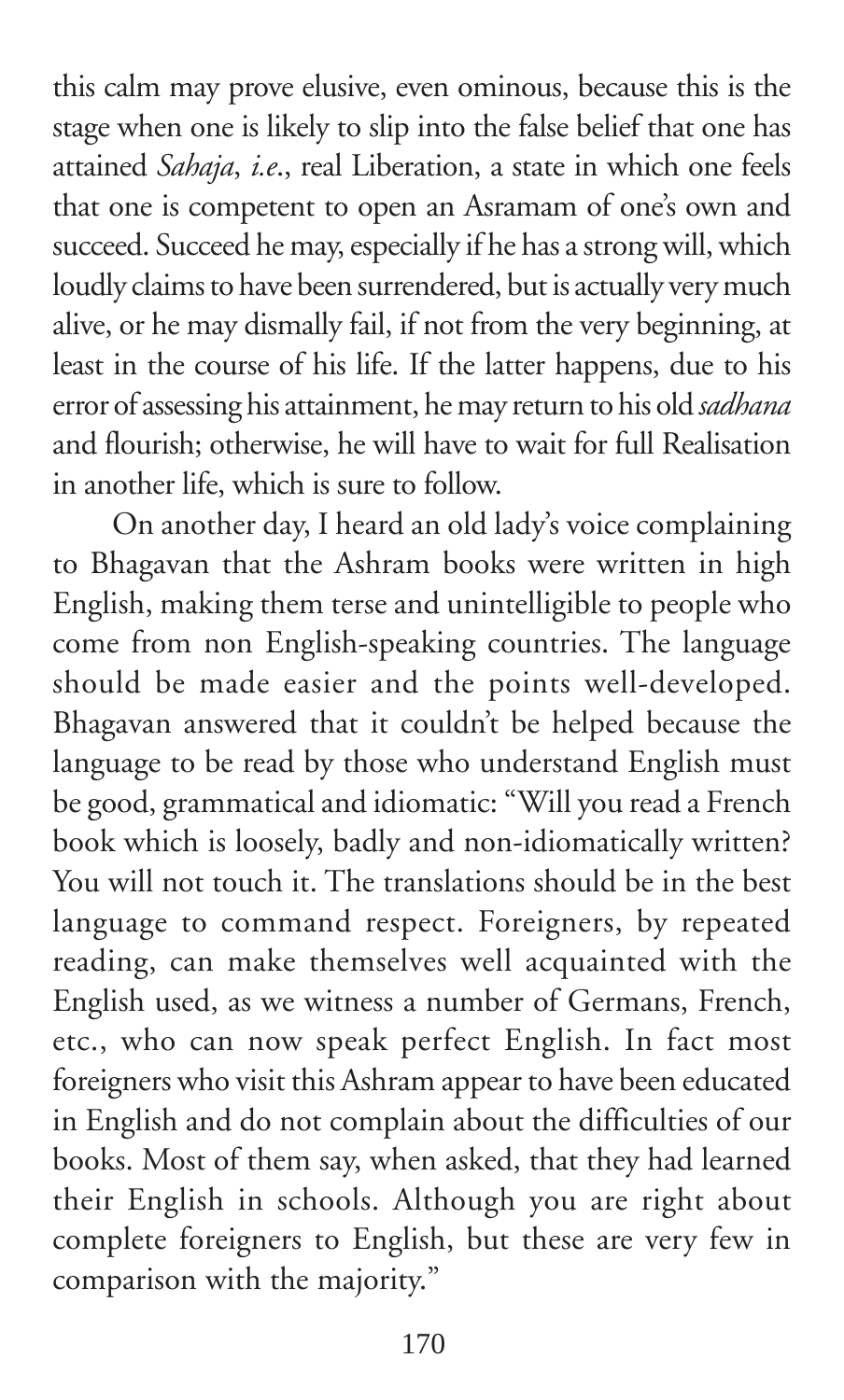this calm may prove elusive, even ominous, because this is the stage when one is likely to slip into the false belief that one has attained *Sahaja*, *i.e*., real Liberation, a state in which one feels that one is competent to open an Asramam of one's own and succeed. Succeed he may, especially if he has a strong will, which loudly claims to have been surrendered, but is actually very much alive, or he may dismally fail, if not from the very beginning, at least in the course of his life. If the latter happens, due to his error of assessing his attainment, he may return to his old *sadhana* and flourish; otherwise, he will have to wait for full Realisation in another life, which is sure to follow.

On another day, I heard an old lady's voice complaining to Bhagavan that the Ashram books were written in high English, making them terse and unintelligible to people who come from non English-speaking countries. The language should be made easier and the points well-developed. Bhagavan answered that it couldn't be helped because the language to be read by those who understand English must be good, grammatical and idiomatic: "Will you read a French book which is loosely, badly and non-idiomatically written? You will not touch it. The translations should be in the best language to command respect. Foreigners, by repeated reading, can make themselves well acquainted with the English used, as we witness a number of Germans, French, etc., who can now speak perfect English. In fact most foreigners who visit this Ashram appear to have been educated in English and do not complain about the difficulties of our books. Most of them say, when asked, that they had learned their English in schools. Although you are right about complete foreigners to English, but these are very few in comparison with the majority."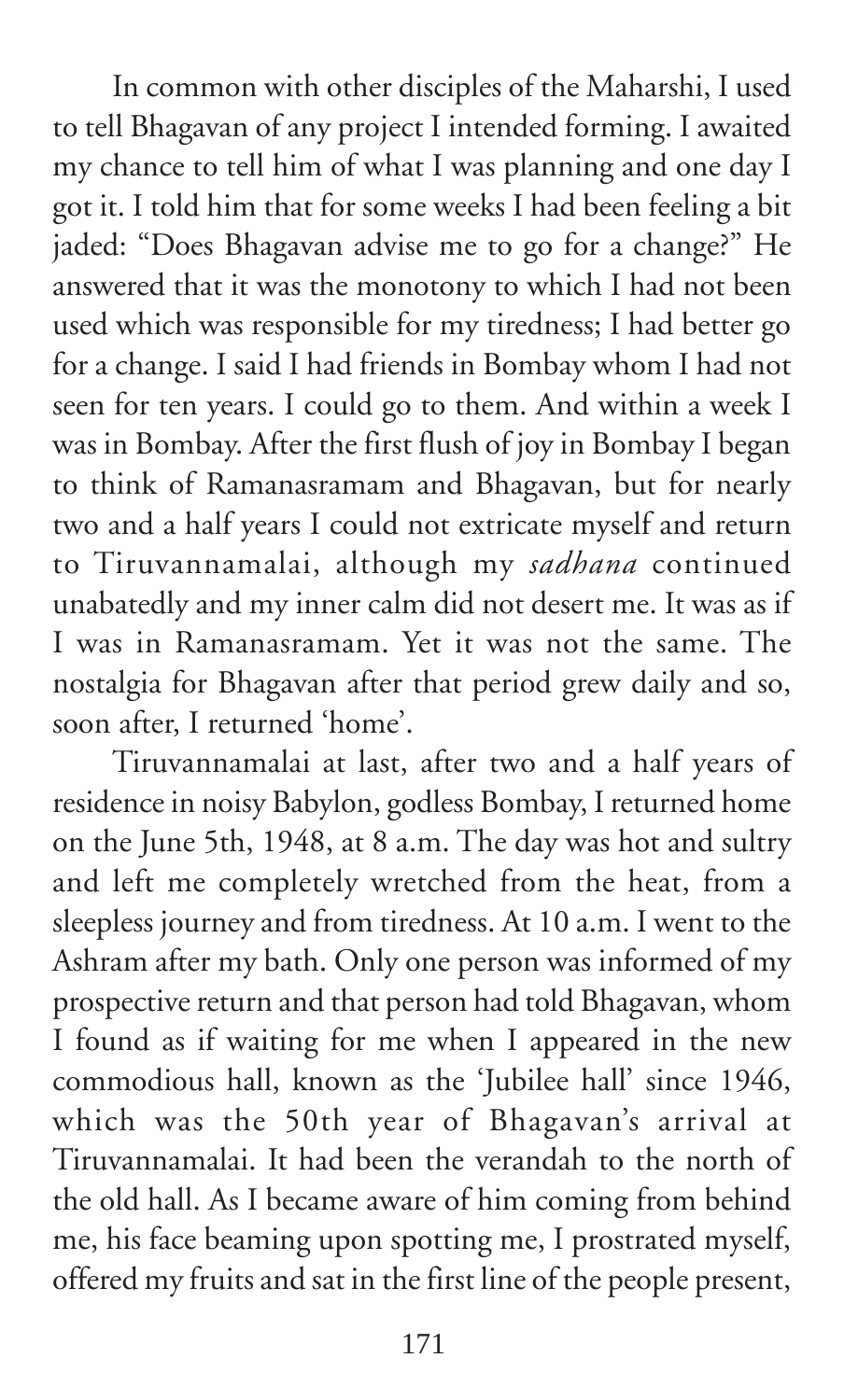In common with other disciples of the Maharshi, I used to tell Bhagavan of any project I intended forming. I awaited my chance to tell him of what I was planning and one day I got it. I told him that for some weeks I had been feeling a bit jaded: "Does Bhagavan advise me to go for a change?" He answered that it was the monotony to which I had not been used which was responsible for my tiredness; I had better go for a change. I said I had friends in Bombay whom I had not seen for ten years. I could go to them. And within a week I was in Bombay. After the first flush of joy in Bombay I began to think of Ramanasramam and Bhagavan, but for nearly two and a half years I could not extricate myself and return to Tiruvannamalai, although my *sadhana* continued unabatedly and my inner calm did not desert me. It was as if I was in Ramanasramam. Yet it was not the same. The nostalgia for Bhagavan after that period grew daily and so, soon after, I returned 'home'.

Tiruvannamalai at last, after two and a half years of residence in noisy Babylon, godless Bombay, I returned home on the June 5th, 1948, at 8 a.m. The day was hot and sultry and left me completely wretched from the heat, from a sleepless journey and from tiredness. At 10 a.m. I went to the Ashram after my bath. Only one person was informed of my prospective return and that person had told Bhagavan, whom I found as if waiting for me when I appeared in the new commodious hall, known as the 'Jubilee hall' since 1946, which was the 50th year of Bhagavan's arrival at Tiruvannamalai. It had been the verandah to the north of the old hall. As I became aware of him coming from behind me, his face beaming upon spotting me, I prostrated myself, offered my fruits and sat in the first line of the people present,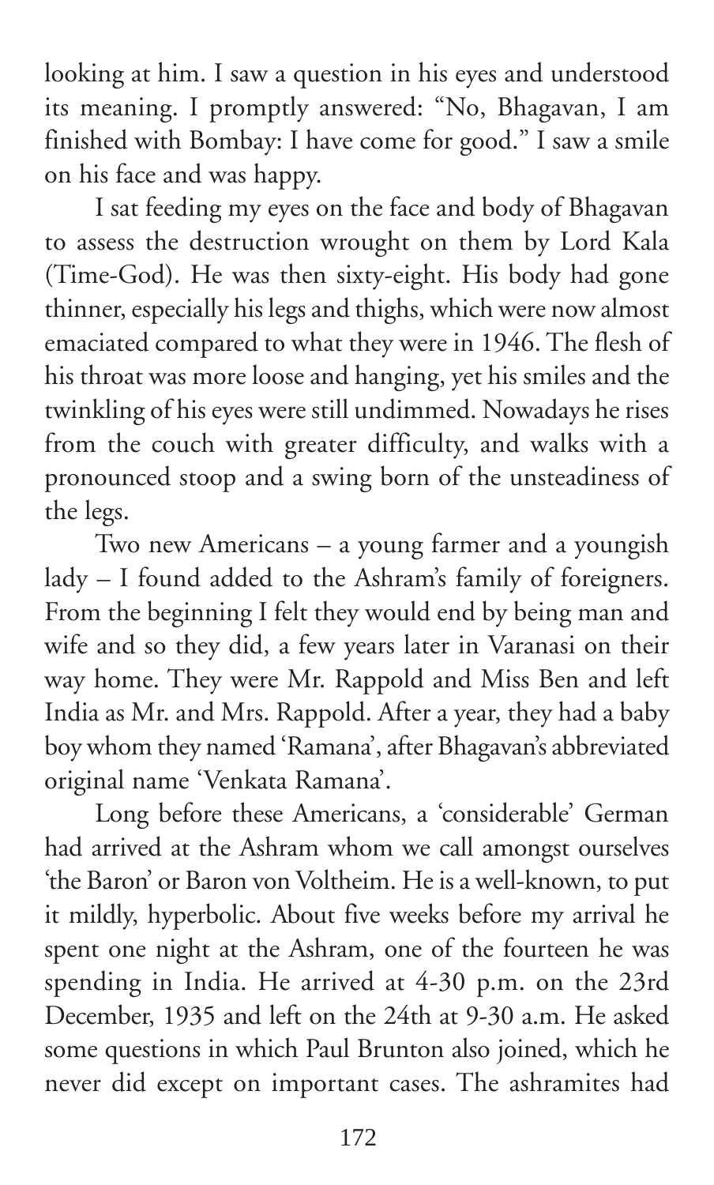looking at him. I saw a question in his eyes and understood its meaning. I promptly answered: "No, Bhagavan, I am finished with Bombay: I have come for good." I saw a smile on his face and was happy.

I sat feeding my eyes on the face and body of Bhagavan to assess the destruction wrought on them by Lord Kala (Time-God). He was then sixty-eight. His body had gone thinner, especially his legs and thighs, which were now almost emaciated compared to what they were in 1946. The flesh of his throat was more loose and hanging, yet his smiles and the twinkling of his eyes were still undimmed. Nowadays he rises from the couch with greater difficulty, and walks with a pronounced stoop and a swing born of the unsteadiness of the legs.

Two new Americans – a young farmer and a youngish lady – I found added to the Ashram's family of foreigners. From the beginning I felt they would end by being man and wife and so they did, a few years later in Varanasi on their way home. They were Mr. Rappold and Miss Ben and left India as Mr. and Mrs. Rappold. After a year, they had a baby boy whom they named 'Ramana', after Bhagavan's abbreviated original name 'Venkata Ramana'.

Long before these Americans, a 'considerable' German had arrived at the Ashram whom we call amongst ourselves 'the Baron' or Baron von Voltheim. He is a well-known, to put it mildly, hyperbolic. About five weeks before my arrival he spent one night at the Ashram, one of the fourteen he was spending in India. He arrived at 4-30 p.m. on the 23rd December, 1935 and left on the 24th at 9-30 a.m. He asked some questions in which Paul Brunton also joined, which he never did except on important cases. The ashramites had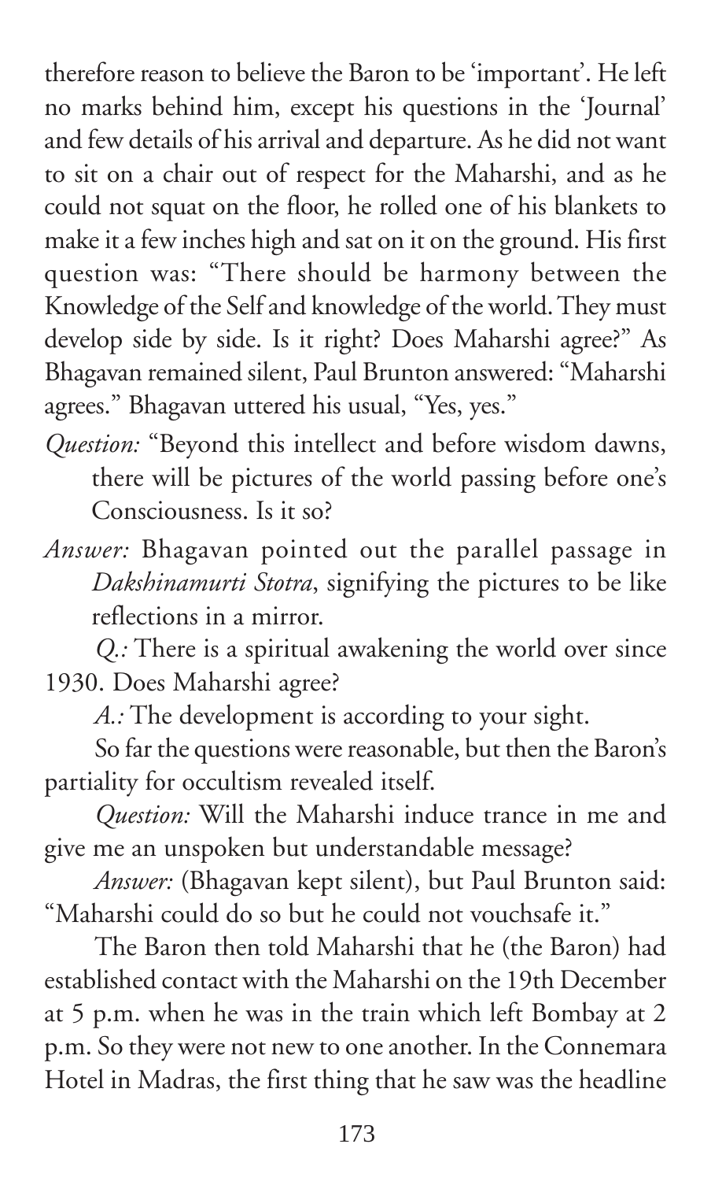therefore reason to believe the Baron to be 'important'. He left no marks behind him, except his questions in the 'Journal' and few details of his arrival and departure. As he did not want to sit on a chair out of respect for the Maharshi, and as he could not squat on the floor, he rolled one of his blankets to make it a few inches high and sat on it on the ground. His first question was: "There should be harmony between the Knowledge of the Self and knowledge of the world. They must develop side by side. Is it right? Does Maharshi agree?" As Bhagavan remained silent, Paul Brunton answered: "Maharshi agrees." Bhagavan uttered his usual, "Yes, yes."

*Question:* "Beyond this intellect and before wisdom dawns, there will be pictures of the world passing before one's Consciousness. Is it so?

*Answer:* Bhagavan pointed out the parallel passage in *Dakshinamurti Stotra*, signifying the pictures to be like reflections in a mirror.

*Q.:* There is a spiritual awakening the world over since 1930. Does Maharshi agree?

*A.:* The development is according to your sight.

So far the questions were reasonable, but then the Baron's partiality for occultism revealed itself.

*Question:* Will the Maharshi induce trance in me and give me an unspoken but understandable message?

*Answer:* (Bhagavan kept silent), but Paul Brunton said: "Maharshi could do so but he could not vouchsafe it."

The Baron then told Maharshi that he (the Baron) had established contact with the Maharshi on the 19th December at 5 p.m. when he was in the train which left Bombay at 2 p.m. So they were not new to one another. In the Connemara Hotel in Madras, the first thing that he saw was the headline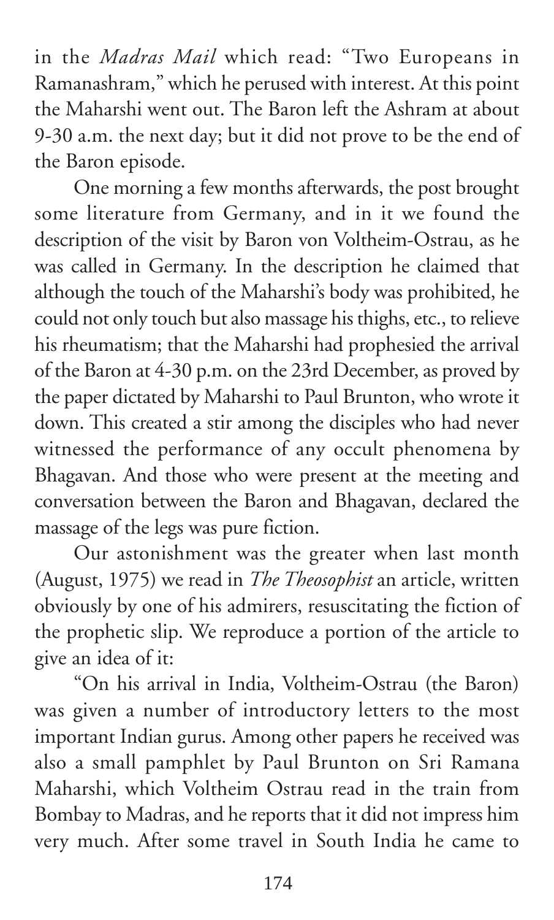in the *Madras Mail* which read: "Two Europeans in Ramanashram," which he perused with interest. At this point the Maharshi went out. The Baron left the Ashram at about 9-30 a.m. the next day; but it did not prove to be the end of the Baron episode.

One morning a few months afterwards, the post brought some literature from Germany, and in it we found the description of the visit by Baron von Voltheim-Ostrau, as he was called in Germany. In the description he claimed that although the touch of the Maharshi's body was prohibited, he could not only touch but also massage his thighs, etc., to relieve his rheumatism; that the Maharshi had prophesied the arrival of the Baron at 4-30 p.m. on the 23rd December, as proved by the paper dictated by Maharshi to Paul Brunton, who wrote it down. This created a stir among the disciples who had never witnessed the performance of any occult phenomena by Bhagavan. And those who were present at the meeting and conversation between the Baron and Bhagavan, declared the massage of the legs was pure fiction.

Our astonishment was the greater when last month (August, 1975) we read in *The Theosophist* an article, written obviously by one of his admirers, resuscitating the fiction of the prophetic slip. We reproduce a portion of the article to give an idea of it:

"On his arrival in India, Voltheim-Ostrau (the Baron) was given a number of introductory letters to the most important Indian gurus. Among other papers he received was also a small pamphlet by Paul Brunton on Sri Ramana Maharshi, which Voltheim Ostrau read in the train from Bombay to Madras, and he reports that it did not impress him very much. After some travel in South India he came to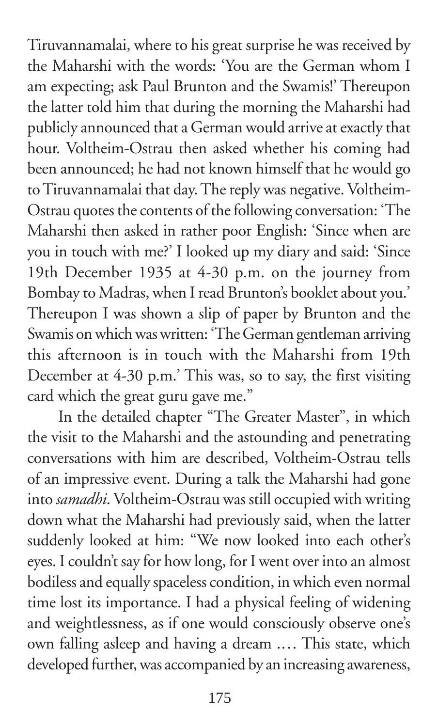Tiruvannamalai, where to his great surprise he was received by the Maharshi with the words: 'You are the German whom I am expecting; ask Paul Brunton and the Swamis!' Thereupon the latter told him that during the morning the Maharshi had publicly announced that a German would arrive at exactly that hour. Voltheim-Ostrau then asked whether his coming had been announced; he had not known himself that he would go to Tiruvannamalai that day. The reply was negative. Voltheim-Ostrau quotes the contents of the following conversation: 'The Maharshi then asked in rather poor English: 'Since when are you in touch with me?' I looked up my diary and said: 'Since 19th December 1935 at 4-30 p.m. on the journey from Bombay to Madras, when I read Brunton's booklet about you.' Thereupon I was shown a slip of paper by Brunton and the Swamis on which was written: 'The German gentleman arriving this afternoon is in touch with the Maharshi from 19th December at 4-30 p.m.' This was, so to say, the first visiting card which the great guru gave me."

In the detailed chapter "The Greater Master", in which the visit to the Maharshi and the astounding and penetrating conversations with him are described, Voltheim-Ostrau tells of an impressive event. During a talk the Maharshi had gone into *samadhi*. Voltheim-Ostrau was still occupied with writing down what the Maharshi had previously said, when the latter suddenly looked at him: "We now looked into each other's eyes. I couldn't say for how long, for I went over into an almost bodiless and equally spaceless condition, in which even normal time lost its importance. I had a physical feeling of widening and weightlessness, as if one would consciously observe one's own falling asleep and having a dream .… This state, which developed further, was accompanied by an increasing awareness,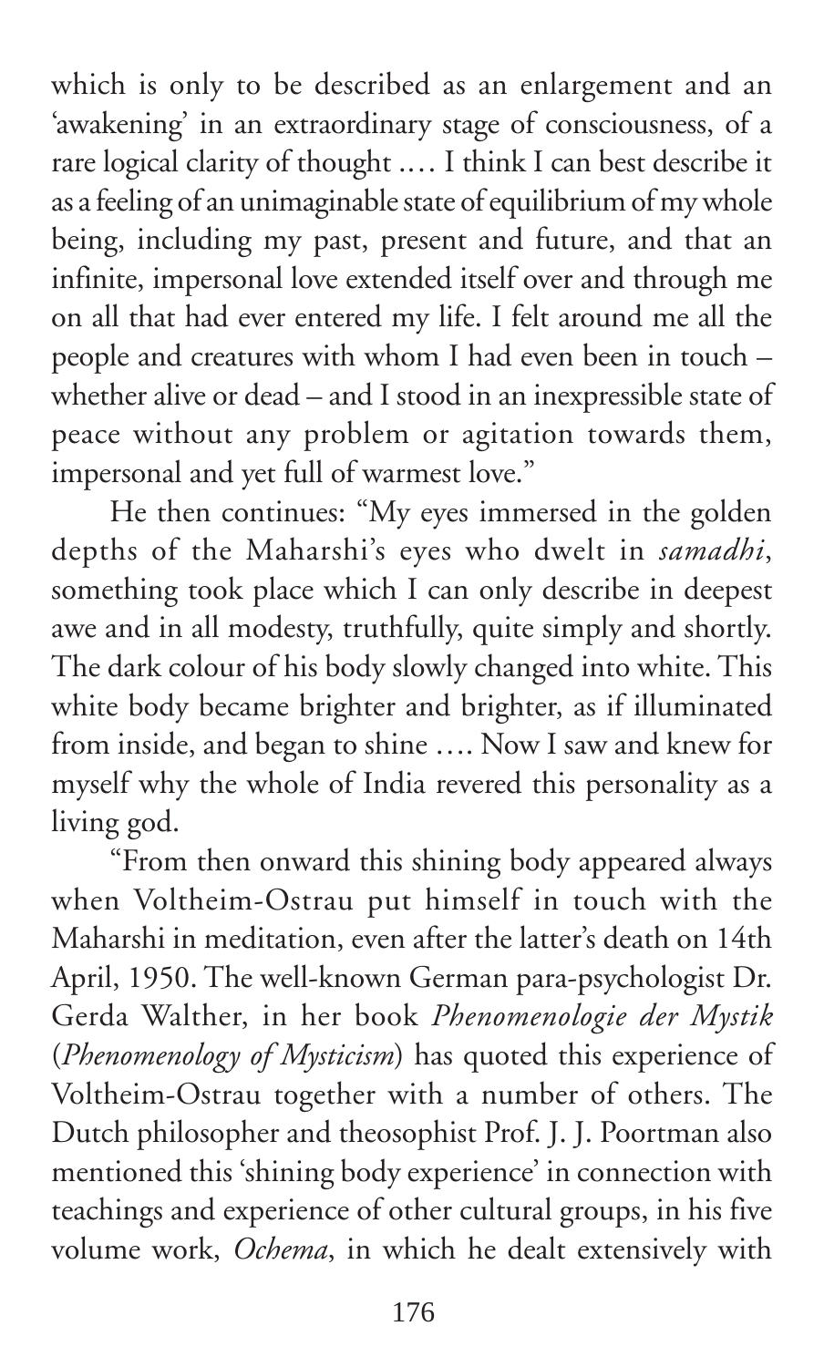which is only to be described as an enlargement and an 'awakening' in an extraordinary stage of consciousness, of a rare logical clarity of thought .… I think I can best describe it as a feeling of an unimaginable state of equilibrium of my whole being, including my past, present and future, and that an infinite, impersonal love extended itself over and through me on all that had ever entered my life. I felt around me all the people and creatures with whom I had even been in touch – whether alive or dead – and I stood in an inexpressible state of peace without any problem or agitation towards them, impersonal and yet full of warmest love."

He then continues: "My eyes immersed in the golden depths of the Maharshi's eyes who dwelt in *samadhi*, something took place which I can only describe in deepest awe and in all modesty, truthfully, quite simply and shortly. The dark colour of his body slowly changed into white. This white body became brighter and brighter, as if illuminated from inside, and began to shine …. Now I saw and knew for myself why the whole of India revered this personality as a living god.

"From then onward this shining body appeared always when Voltheim-Ostrau put himself in touch with the Maharshi in meditation, even after the latter's death on 14th April, 1950. The well-known German para-psychologist Dr. Gerda Walther, in her book *Phenomenologie der Mystik* (*Phenomenology of Mysticism*) has quoted this experience of Voltheim-Ostrau together with a number of others. The Dutch philosopher and theosophist Prof. J. J. Poortman also mentioned this 'shining body experience' in connection with teachings and experience of other cultural groups, in his five volume work, *Ochema*, in which he dealt extensively with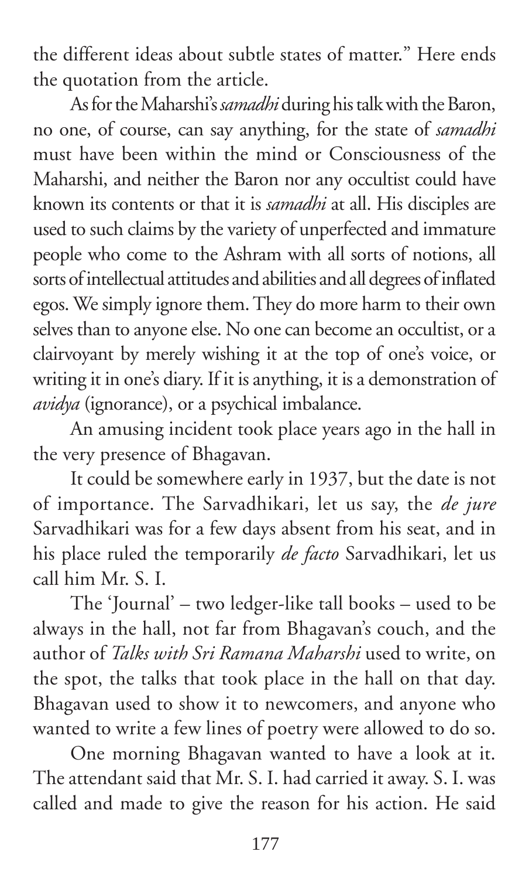the different ideas about subtle states of matter." Here ends the quotation from the article.

As for the Maharshi's *samadhi* during his talk with the Baron, no one, of course, can say anything, for the state of *samadhi* must have been within the mind or Consciousness of the Maharshi, and neither the Baron nor any occultist could have known its contents or that it is *samadhi* at all. His disciples are used to such claims by the variety of unperfected and immature people who come to the Ashram with all sorts of notions, all sorts of intellectual attitudes and abilities and all degrees of inflated egos. We simply ignore them. They do more harm to their own selves than to anyone else. No one can become an occultist, or a clairvoyant by merely wishing it at the top of one's voice, or writing it in one's diary. If it is anything, it is a demonstration of *avidya* (ignorance), or a psychical imbalance.

An amusing incident took place years ago in the hall in the very presence of Bhagavan.

It could be somewhere early in 1937, but the date is not of importance. The Sarvadhikari, let us say, the *de jure* Sarvadhikari was for a few days absent from his seat, and in his place ruled the temporarily *de facto* Sarvadhikari, let us call him Mr. S. I.

The 'Journal' – two ledger-like tall books – used to be always in the hall, not far from Bhagavan's couch, and the author of *Talks with Sri Ramana Maharshi* used to write, on the spot, the talks that took place in the hall on that day. Bhagavan used to show it to newcomers, and anyone who wanted to write a few lines of poetry were allowed to do so.

One morning Bhagavan wanted to have a look at it. The attendant said that Mr. S. I. had carried it away. S. I. was called and made to give the reason for his action. He said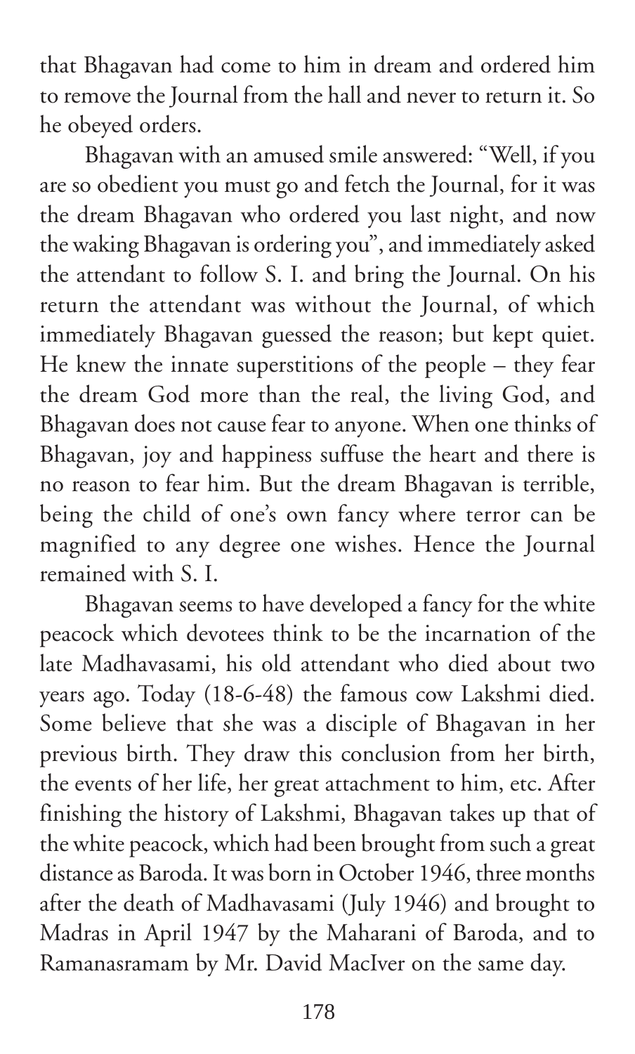that Bhagavan had come to him in dream and ordered him to remove the Journal from the hall and never to return it. So he obeyed orders.

Bhagavan with an amused smile answered: "Well, if you are so obedient you must go and fetch the Journal, for it was the dream Bhagavan who ordered you last night, and now the waking Bhagavan is ordering you", and immediately asked the attendant to follow S. I. and bring the Journal. On his return the attendant was without the Journal, of which immediately Bhagavan guessed the reason; but kept quiet. He knew the innate superstitions of the people – they fear the dream God more than the real, the living God, and Bhagavan does not cause fear to anyone. When one thinks of Bhagavan, joy and happiness suffuse the heart and there is no reason to fear him. But the dream Bhagavan is terrible, being the child of one's own fancy where terror can be magnified to any degree one wishes. Hence the Journal remained with S. I.

Bhagavan seems to have developed a fancy for the white peacock which devotees think to be the incarnation of the late Madhavasami, his old attendant who died about two years ago. Today (18-6-48) the famous cow Lakshmi died. Some believe that she was a disciple of Bhagavan in her previous birth. They draw this conclusion from her birth, the events of her life, her great attachment to him, etc. After finishing the history of Lakshmi, Bhagavan takes up that of the white peacock, which had been brought from such a great distance as Baroda. It was born in October 1946, three months after the death of Madhavasami (July 1946) and brought to Madras in April 1947 by the Maharani of Baroda, and to Ramanasramam by Mr. David MacIver on the same day.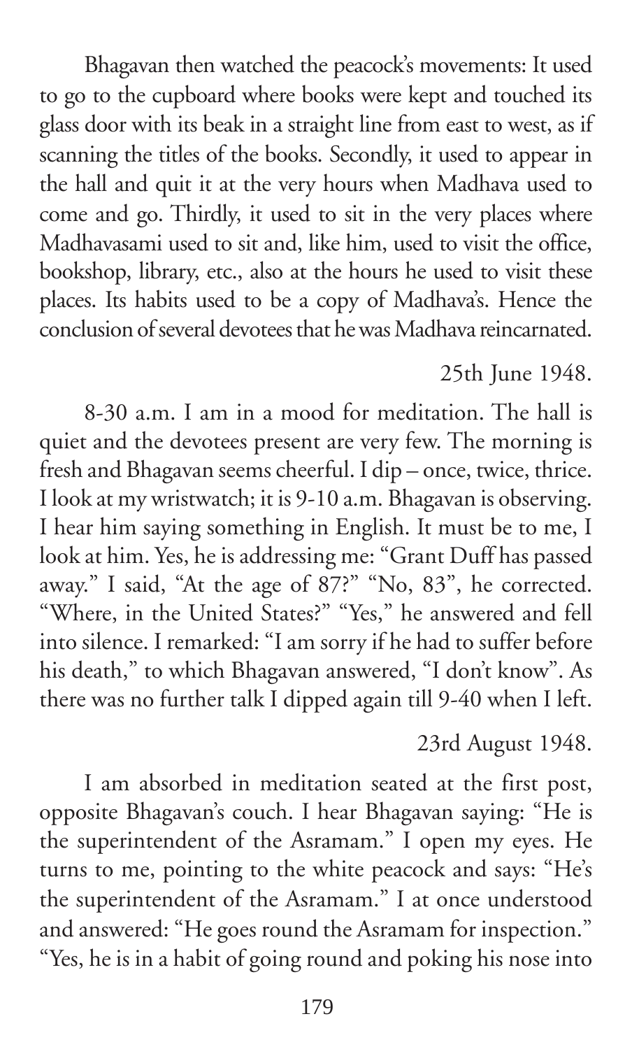Bhagavan then watched the peacock's movements: It used to go to the cupboard where books were kept and touched its glass door with its beak in a straight line from east to west, as if scanning the titles of the books. Secondly, it used to appear in the hall and quit it at the very hours when Madhava used to come and go. Thirdly, it used to sit in the very places where Madhavasami used to sit and, like him, used to visit the office, bookshop, library, etc., also at the hours he used to visit these places. Its habits used to be a copy of Madhava's. Hence the conclusion of several devotees that he was Madhava reincarnated.

25th June 1948.

8-30 a.m. I am in a mood for meditation. The hall is quiet and the devotees present are very few. The morning is fresh and Bhagavan seems cheerful. I dip – once, twice, thrice. I look at my wristwatch; it is 9-10 a.m. Bhagavan is observing. I hear him saying something in English. It must be to me, I look at him. Yes, he is addressing me: "Grant Duff has passed away." I said, "At the age of 87?" "No, 83", he corrected. "Where, in the United States?" "Yes," he answered and fell into silence. I remarked: "I am sorry if he had to suffer before his death," to which Bhagavan answered, "I don't know". As there was no further talk I dipped again till 9-40 when I left.

23rd August 1948.

I am absorbed in meditation seated at the first post, opposite Bhagavan's couch. I hear Bhagavan saying: "He is the superintendent of the Asramam." I open my eyes. He turns to me, pointing to the white peacock and says: "He's the superintendent of the Asramam." I at once understood and answered: "He goes round the Asramam for inspection." "Yes, he is in a habit of going round and poking his nose into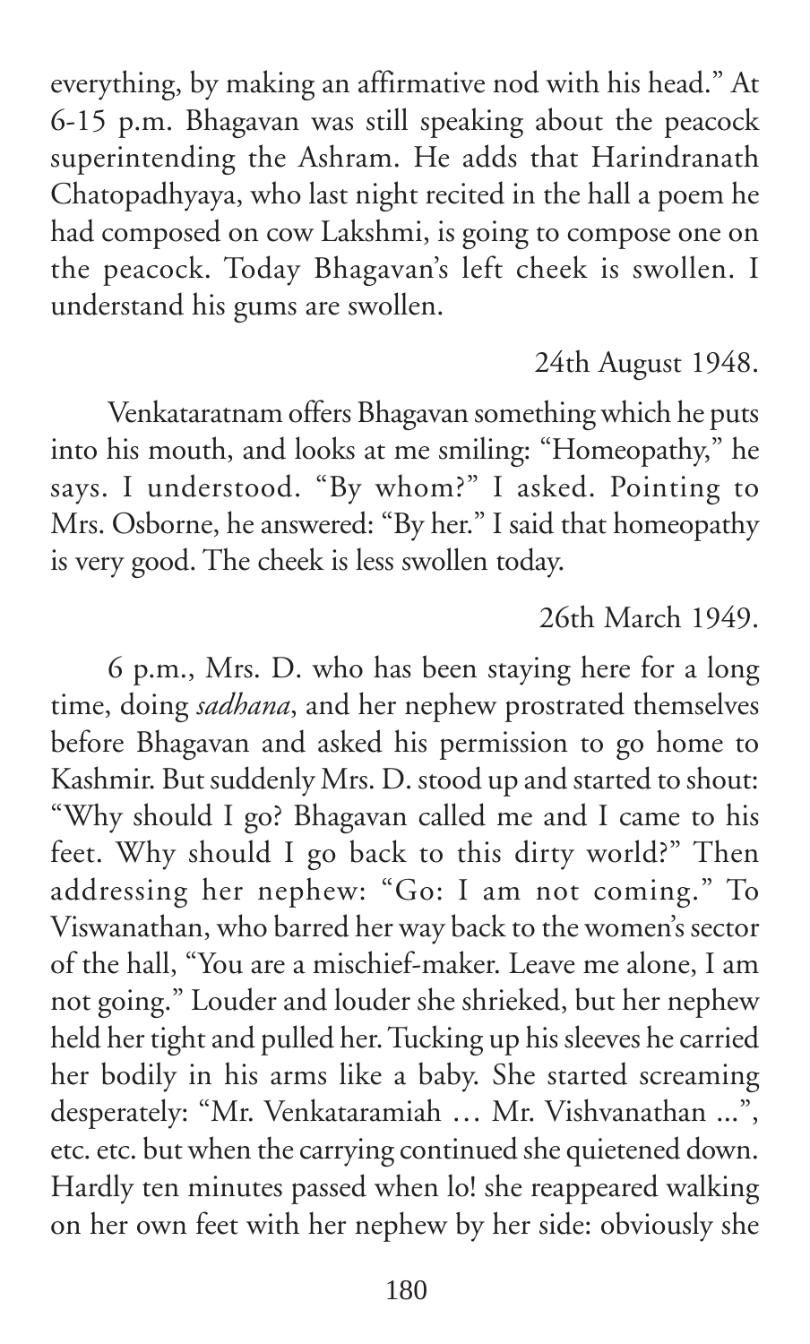everything, by making an affirmative nod with his head." At 6-15 p.m. Bhagavan was still speaking about the peacock superintending the Ashram. He adds that Harindranath Chatopadhyaya, who last night recited in the hall a poem he had composed on cow Lakshmi, is going to compose one on the peacock. Today Bhagavan's left cheek is swollen. I understand his gums are swollen.

24th August 1948.

Venkataratnam offers Bhagavan something which he puts into his mouth, and looks at me smiling: "Homeopathy," he says. I understood. "By whom?" I asked. Pointing to Mrs. Osborne, he answered: "By her." I said that homeopathy is very good. The cheek is less swollen today.

26th March 1949.

6 p.m., Mrs. D. who has been staying here for a long time, doing *sadhana*, and her nephew prostrated themselves before Bhagavan and asked his permission to go home to Kashmir. But suddenly Mrs. D. stood up and started to shout: "Why should I go? Bhagavan called me and I came to his feet. Why should I go back to this dirty world?" Then addressing her nephew: "Go: I am not coming." To Viswanathan, who barred her way back to the women's sector of the hall, "You are a mischief-maker. Leave me alone, I am not going." Louder and louder she shrieked, but her nephew held her tight and pulled her. Tucking up his sleeves he carried her bodily in his arms like a baby. She started screaming desperately: "Mr. Venkataramiah … Mr. Vishvanathan ...", etc. etc. but when the carrying continued she quietened down. Hardly ten minutes passed when lo! she reappeared walking on her own feet with her nephew by her side: obviously she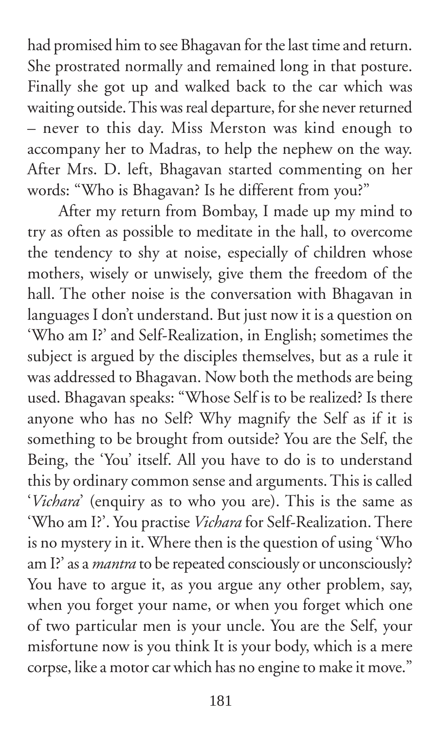had promised him to see Bhagavan for the last time and return. She prostrated normally and remained long in that posture. Finally she got up and walked back to the car which was waiting outside. This was real departure, for she never returned – never to this day. Miss Merston was kind enough to accompany her to Madras, to help the nephew on the way. After Mrs. D. left, Bhagavan started commenting on her words: "Who is Bhagavan? Is he different from you?"

After my return from Bombay, I made up my mind to try as often as possible to meditate in the hall, to overcome the tendency to shy at noise, especially of children whose mothers, wisely or unwisely, give them the freedom of the hall. The other noise is the conversation with Bhagavan in languages I don't understand. But just now it is a question on 'Who am I?' and Self-Realization, in English; sometimes the subject is argued by the disciples themselves, but as a rule it was addressed to Bhagavan. Now both the methods are being used. Bhagavan speaks: "Whose Self is to be realized? Is there anyone who has no Self? Why magnify the Self as if it is something to be brought from outside? You are the Self, the Being, the 'You' itself. All you have to do is to understand this by ordinary common sense and arguments. This is called '*Vichara*' (enquiry as to who you are). This is the same as 'Who am I?'. You practise *Vichara* for Self-Realization. There is no mystery in it. Where then is the question of using 'Who am I?' as a *mantra* to be repeated consciously or unconsciously? You have to argue it, as you argue any other problem, say, when you forget your name, or when you forget which one of two particular men is your uncle. You are the Self, your misfortune now is you think It is your body, which is a mere corpse, like a motor car which has no engine to make it move."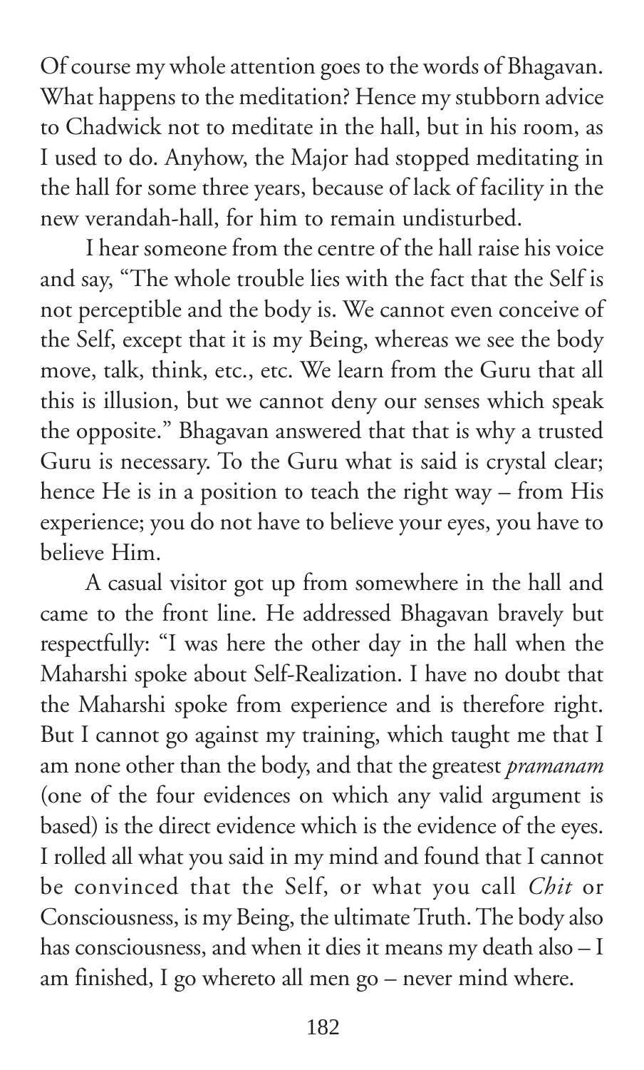Of course my whole attention goes to the words of Bhagavan. What happens to the meditation? Hence my stubborn advice to Chadwick not to meditate in the hall, but in his room, as I used to do. Anyhow, the Major had stopped meditating in the hall for some three years, because of lack of facility in the new verandah-hall, for him to remain undisturbed.

I hear someone from the centre of the hall raise his voice and say, "The whole trouble lies with the fact that the Self is not perceptible and the body is. We cannot even conceive of the Self, except that it is my Being, whereas we see the body move, talk, think, etc., etc. We learn from the Guru that all this is illusion, but we cannot deny our senses which speak the opposite." Bhagavan answered that that is why a trusted Guru is necessary. To the Guru what is said is crystal clear; hence He is in a position to teach the right way – from His experience; you do not have to believe your eyes, you have to believe Him.

A casual visitor got up from somewhere in the hall and came to the front line. He addressed Bhagavan bravely but respectfully: "I was here the other day in the hall when the Maharshi spoke about Self-Realization. I have no doubt that the Maharshi spoke from experience and is therefore right. But I cannot go against my training, which taught me that I am none other than the body, and that the greatest *pramanam* (one of the four evidences on which any valid argument is based) is the direct evidence which is the evidence of the eyes. I rolled all what you said in my mind and found that I cannot be convinced that the Self, or what you call *Chit* or Consciousness, is my Being, the ultimate Truth. The body also has consciousness, and when it dies it means my death also – I am finished, I go whereto all men go – never mind where.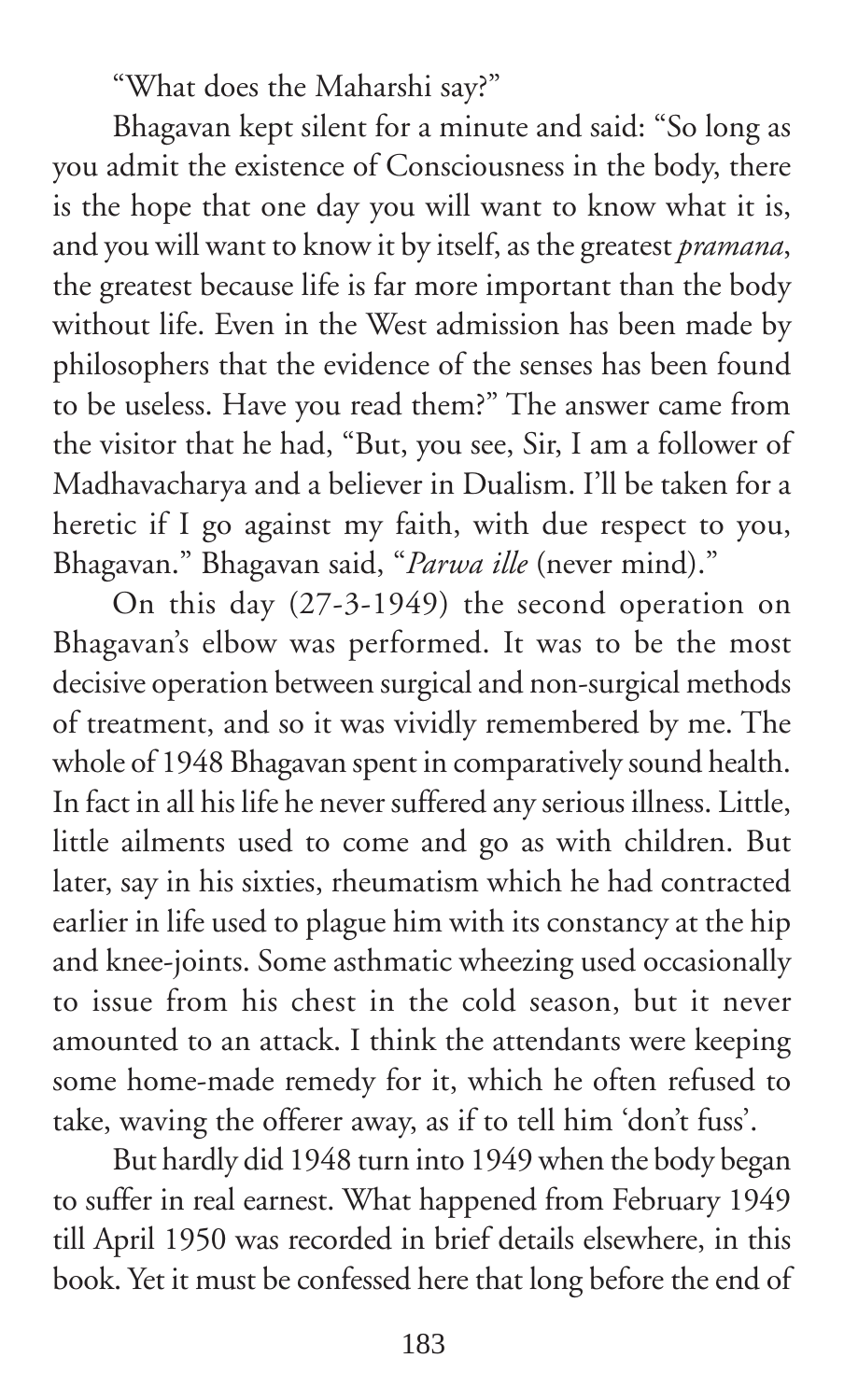"What does the Maharshi say?"

Bhagavan kept silent for a minute and said: "So long as you admit the existence of Consciousness in the body, there is the hope that one day you will want to know what it is, and you will want to know it by itself, as the greatest *pramana*, the greatest because life is far more important than the body without life. Even in the West admission has been made by philosophers that the evidence of the senses has been found to be useless. Have you read them?" The answer came from the visitor that he had, "But, you see, Sir, I am a follower of Madhavacharya and a believer in Dualism. I'll be taken for a heretic if I go against my faith, with due respect to you, Bhagavan." Bhagavan said, "*Parwa ille* (never mind)."

On this day (27-3-1949) the second operation on Bhagavan's elbow was performed. It was to be the most decisive operation between surgical and non-surgical methods of treatment, and so it was vividly remembered by me. The whole of 1948 Bhagavan spent in comparatively sound health. In fact in all his life he never suffered any serious illness. Little, little ailments used to come and go as with children. But later, say in his sixties, rheumatism which he had contracted earlier in life used to plague him with its constancy at the hip and knee-joints. Some asthmatic wheezing used occasionally to issue from his chest in the cold season, but it never amounted to an attack. I think the attendants were keeping some home-made remedy for it, which he often refused to take, waving the offerer away, as if to tell him 'don't fuss'.

But hardly did 1948 turn into 1949 when the body began to suffer in real earnest. What happened from February 1949 till April 1950 was recorded in brief details elsewhere, in this book. Yet it must be confessed here that long before the end of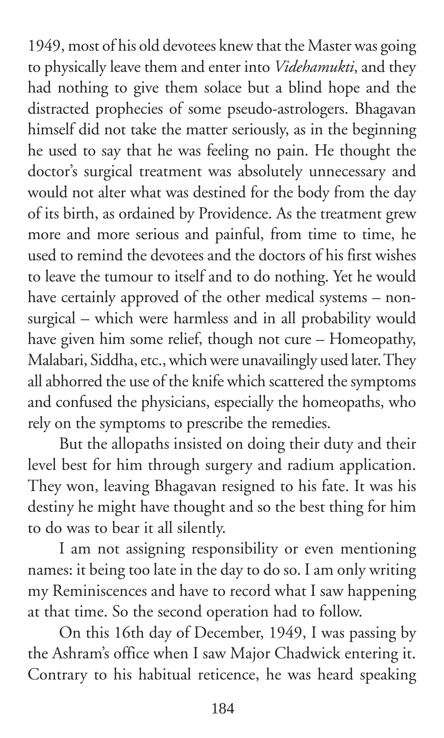1949, most of his old devotees knew that the Master was going to physically leave them and enter into *Videhamukti*, and they had nothing to give them solace but a blind hope and the distracted prophecies of some pseudo-astrologers. Bhagavan himself did not take the matter seriously, as in the beginning he used to say that he was feeling no pain. He thought the doctor's surgical treatment was absolutely unnecessary and would not alter what was destined for the body from the day of its birth, as ordained by Providence. As the treatment grew more and more serious and painful, from time to time, he used to remind the devotees and the doctors of his first wishes to leave the tumour to itself and to do nothing. Yet he would have certainly approved of the other medical systems – non-surgical – which were harmless and in all probability would have given him some relief, though not cure – Homeopathy, Malabari, Siddha, etc., which were unavailingly used later. They all abhorred the use of the knife which scattered the symptoms and confused the physicians, especially the homeopaths, who rely on the symptoms to prescribe the remedies.

But the allopaths insisted on doing their duty and their level best for him through surgery and radium application. They won, leaving Bhagavan resigned to his fate. It was his destiny he might have thought and so the best thing for him to do was to bear it all silently.

I am not assigning responsibility or even mentioning names: it being too late in the day to do so. I am only writing my Reminiscences and have to record what I saw happening at that time. So the second operation had to follow.

On this 16th day of December, 1949, I was passing by the Ashram's office when I saw Major Chadwick entering it. Contrary to his habitual reticence, he was heard speaking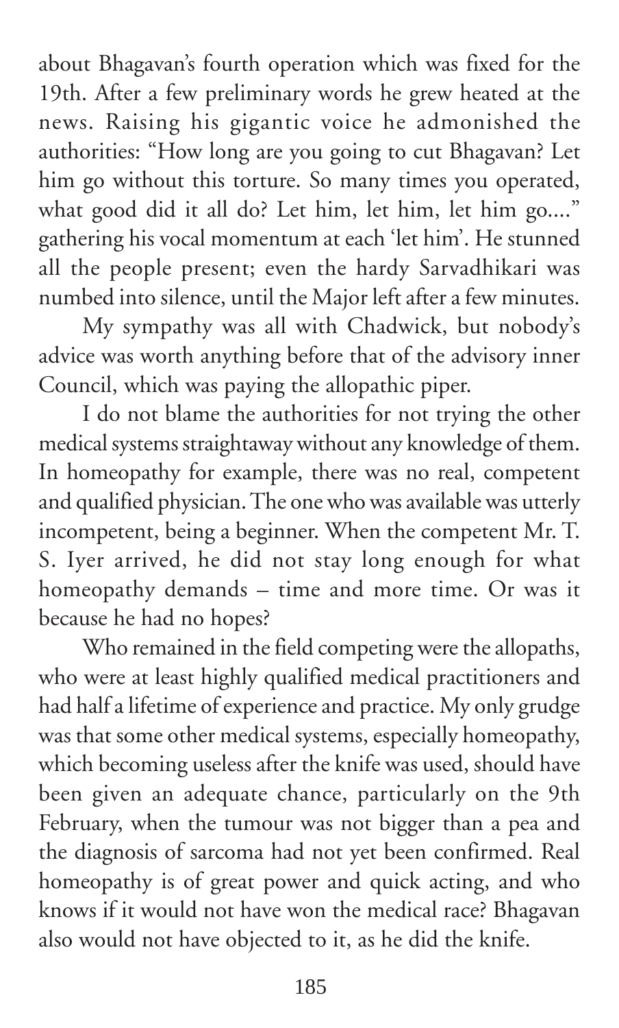about Bhagavan's fourth operation which was fixed for the 19th. After a few preliminary words he grew heated at the news. Raising his gigantic voice he admonished the authorities: "How long are you going to cut Bhagavan? Let him go without this torture. So many times you operated, what good did it all do? Let him, let him, let him go...." gathering his vocal momentum at each 'let him'. He stunned all the people present; even the hardy Sarvadhikari was numbed into silence, until the Major left after a few minutes.

My sympathy was all with Chadwick, but nobody's advice was worth anything before that of the advisory inner Council, which was paying the allopathic piper.

I do not blame the authorities for not trying the other medical systems straightaway without any knowledge of them. In homeopathy for example, there was no real, competent and qualified physician. The one who was available was utterly incompetent, being a beginner. When the competent Mr. T. S. Iyer arrived, he did not stay long enough for what homeopathy demands – time and more time. Or was it because he had no hopes?

Who remained in the field competing were the allopaths, who were at least highly qualified medical practitioners and had half a lifetime of experience and practice. My only grudge was that some other medical systems, especially homeopathy, which becoming useless after the knife was used, should have been given an adequate chance, particularly on the 9th February, when the tumour was not bigger than a pea and the diagnosis of sarcoma had not yet been confirmed. Real homeopathy is of great power and quick acting, and who knows if it would not have won the medical race? Bhagavan also would not have objected to it, as he did the knife.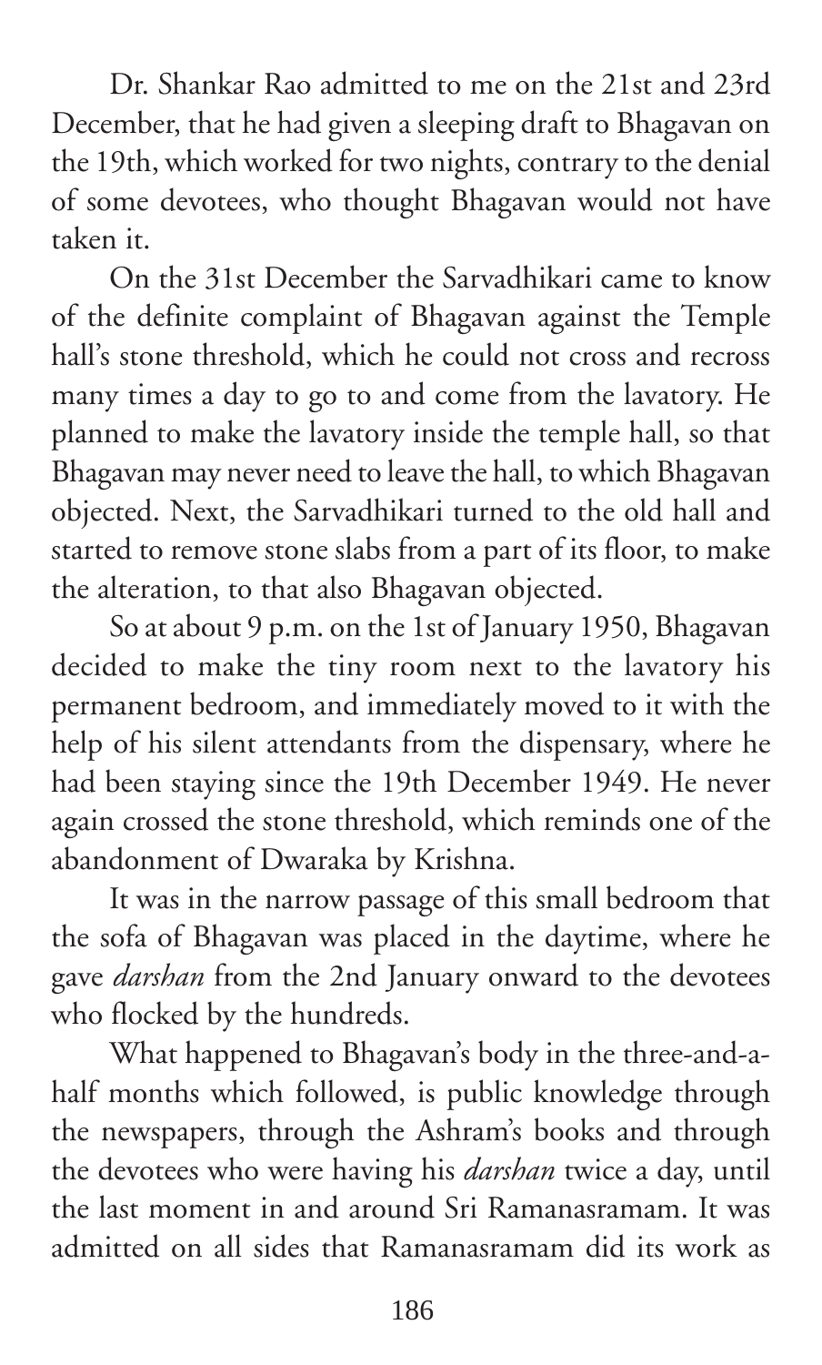Dr. Shankar Rao admitted to me on the 21st and 23rd December, that he had given a sleeping draft to Bhagavan on the 19th, which worked for two nights, contrary to the denial of some devotees, who thought Bhagavan would not have taken it.

On the 31st December the Sarvadhikari came to know of the definite complaint of Bhagavan against the Temple hall's stone threshold, which he could not cross and recross many times a day to go to and come from the lavatory. He planned to make the lavatory inside the temple hall, so that Bhagavan may never need to leave the hall, to which Bhagavan objected. Next, the Sarvadhikari turned to the old hall and started to remove stone slabs from a part of its floor, to make the alteration, to that also Bhagavan objected.

So at about 9 p.m. on the 1st of January 1950, Bhagavan decided to make the tiny room next to the lavatory his permanent bedroom, and immediately moved to it with the help of his silent attendants from the dispensary, where he had been staying since the 19th December 1949. He never again crossed the stone threshold, which reminds one of the abandonment of Dwaraka by Krishna.

It was in the narrow passage of this small bedroom that the sofa of Bhagavan was placed in the daytime, where he gave *darshan* from the 2nd January onward to the devotees who flocked by the hundreds.

What happened to Bhagavan's body in the three-and-a-half months which followed, is public knowledge through the newspapers, through the Ashram's books and through the devotees who were having his *darshan* twice a day, until the last moment in and around Sri Ramanasramam. It was admitted on all sides that Ramanasramam did its work as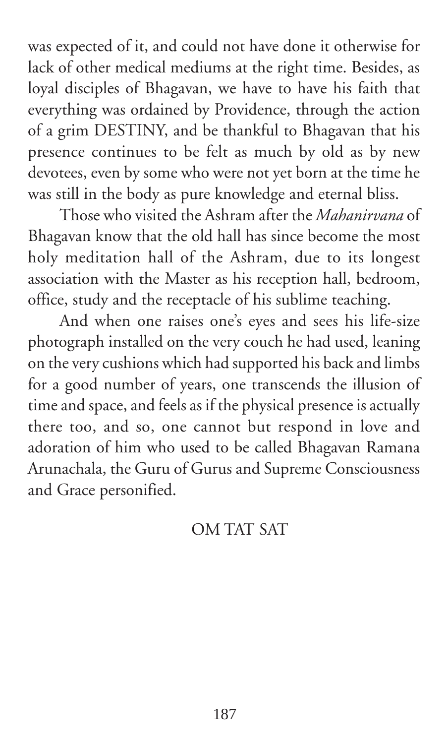was expected of it, and could not have done it otherwise for lack of other medical mediums at the right time. Besides, as loyal disciples of Bhagavan, we have to have his faith that everything was ordained by Providence, through the action of a grim DESTINY, and be thankful to Bhagavan that his presence continues to be felt as much by old as by new devotees, even by some who were not yet born at the time he was still in the body as pure knowledge and eternal bliss.

Those who visited the Ashram after the *Mahanirvana* of Bhagavan know that the old hall has since become the most holy meditation hall of the Ashram, due to its longest association with the Master as his reception hall, bedroom, office, study and the receptacle of his sublime teaching.

And when one raises one's eyes and sees his life-size photograph installed on the very couch he had used, leaning on the very cushions which had supported his back and limbs for a good number of years, one transcends the illusion of time and space, and feels as if the physical presence is actually there too, and so, one cannot but respond in love and adoration of him who used to be called Bhagavan Ramana Arunachala, the Guru of Gurus and Supreme Consciousness and Grace personified.

OM TAT SAT